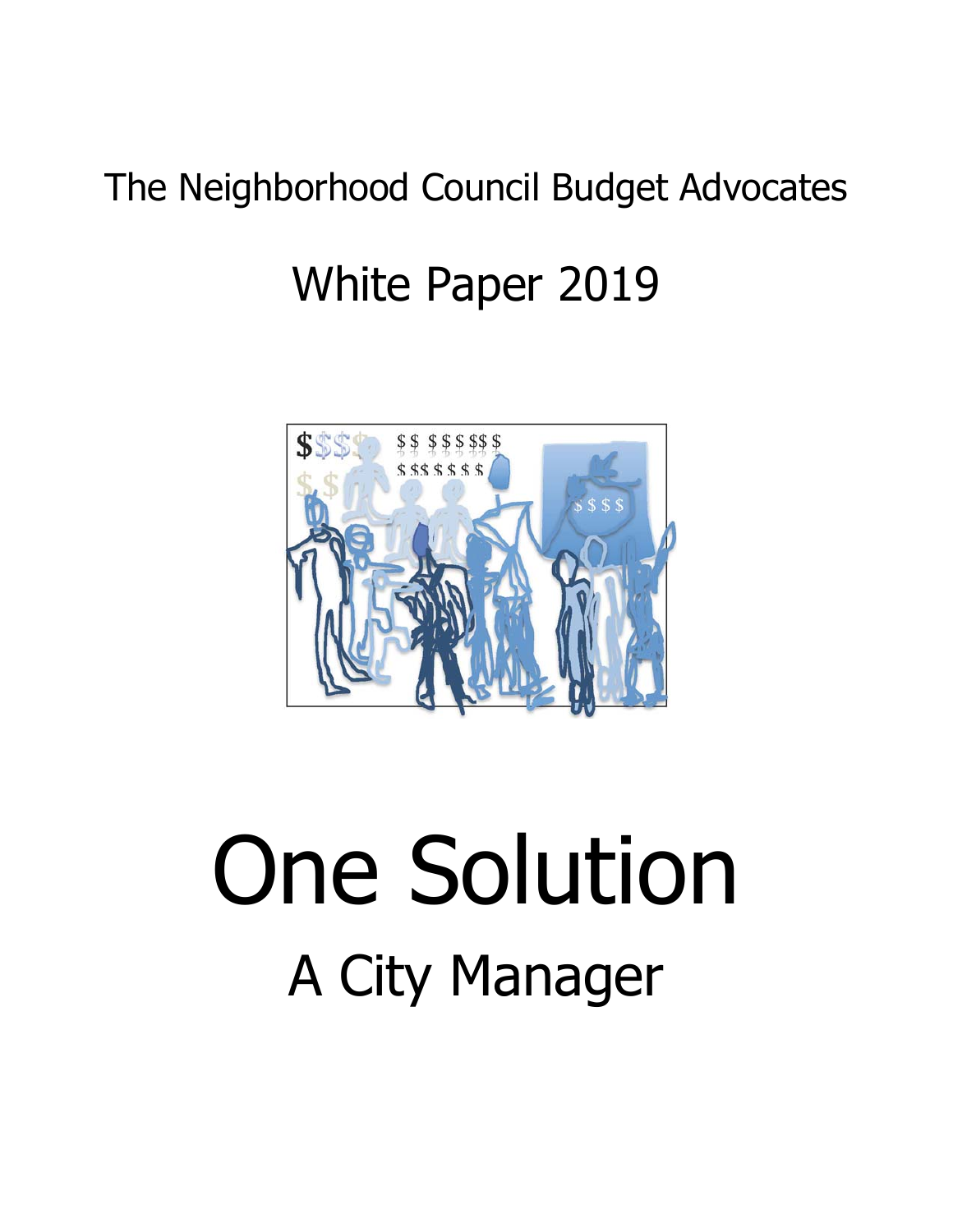The Neighborhood Council Budget Advocates

White Paper 2019

# One Solution

## A City Manager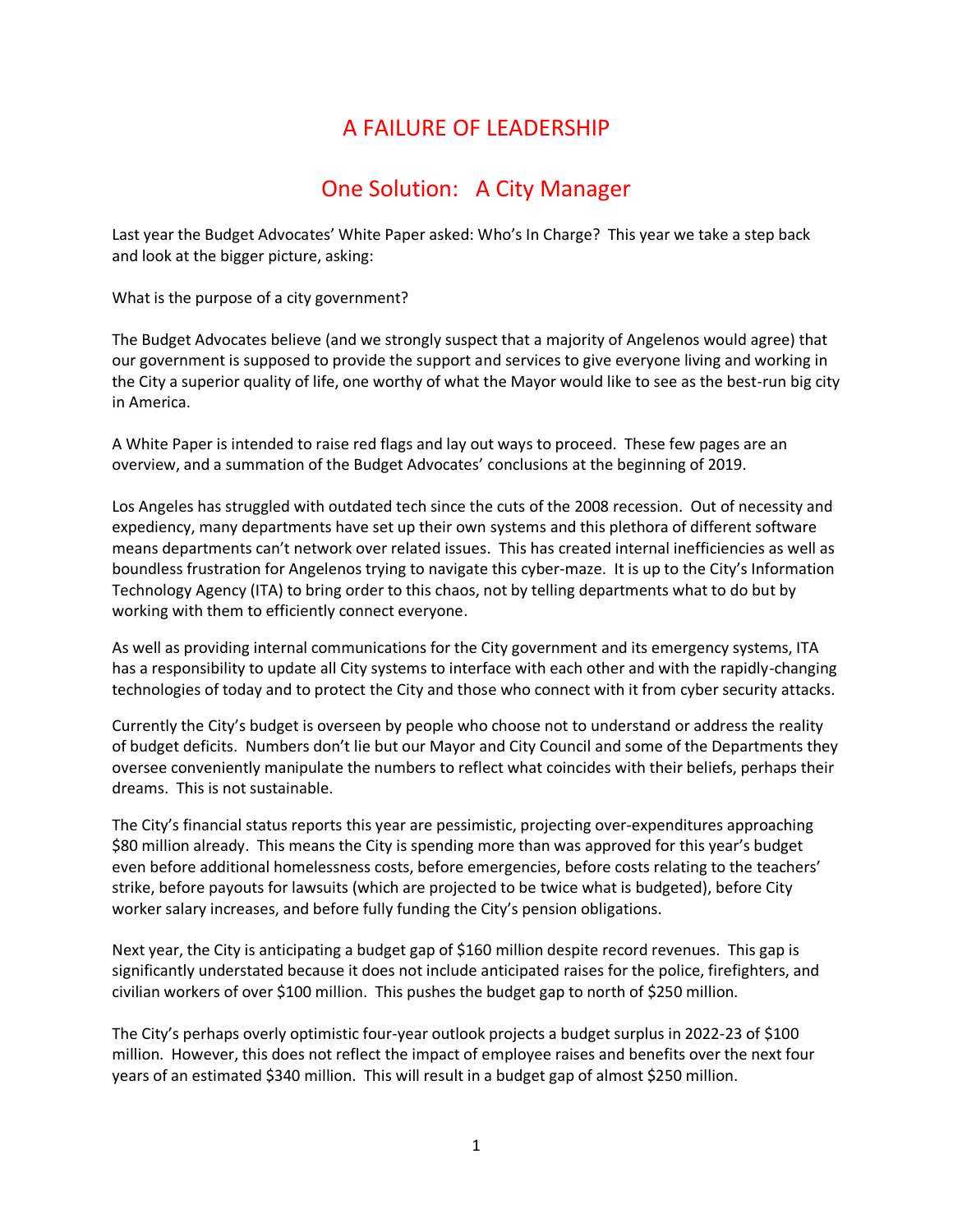# A FAILURE OF LEADERSHIP

## One Solution: A City Manager

Last year the Budget Advocates' White Paper asked: Who's In Charge? This year we take a step back and look at the bigger picture, asking:

What is the purpose of a city government?

The Budget Advocates believe (and we strongly suspect that a majority of Angelenos would agree) that our government is supposed to provide the support and services to give everyone living and working in the City a superior quality of life, one worthy of what the Mayor would like to see as the best-run big city in America.

A White Paper is intended to raise red flags and lay out ways to proceed. These few pages are an overview, and a summation of the Budget Advocates' conclusions at the beginning of 2019.

Los Angeles has struggled with outdated tech since the cuts of the 2008 recession. Out of necessity and expediency, many departments have set up their own systems and this plethora of different software means departments can't network over related issues. This has created internal inefficiencies as well as boundless frustration for Angelenos trying to navigate this cyber-maze. It is up to the City's Information Technology Agency (ITA) to bring order to this chaos, not by telling departments what to do but by working with them to efficiently connect everyone.

As well as providing internal communications for the City government and its emergency systems, ITA has a responsibility to update all City systems to interface with each other and with the rapidly-changing technologies of today and to protect the City and those who connect with it from cyber security attacks.

Currently the City's budget is overseen by people who choose not to understand or address the reality of budget deficits. Numbers don't lie but our Mayor and City Council and some of the Departments they oversee conveniently manipulate the numbers to reflect what coincides with their beliefs, perhaps their dreams. This is not sustainable.

The City's financial status reports this year are pessimistic, projecting over-expenditures approaching $80 million already. This means the City is spending more than was approved for this year's budget even before additional homelessness costs, before emergencies, before costs relating to the teachers' strike, before payouts for lawsuits (which are projected to be twice what is budgeted), before City worker salary increases, and before fully funding the City's pension obligations.

Next year, the City is anticipating a budget gap of $160 million despite record revenues. This gap is significantly understated because it does not include anticipated raises for the police, firefighters, and civilian workers of over $100 million. This pushes the budget gap to north of $250 million.

The City's perhaps overly optimistic four-year outlook projects a budget surplus in 2022-23 of $100 million. However, this does not reflect the impact of employee raises and benefits over the next four years of an estimated $340 million. This will result in a budget gap of almost $250 million.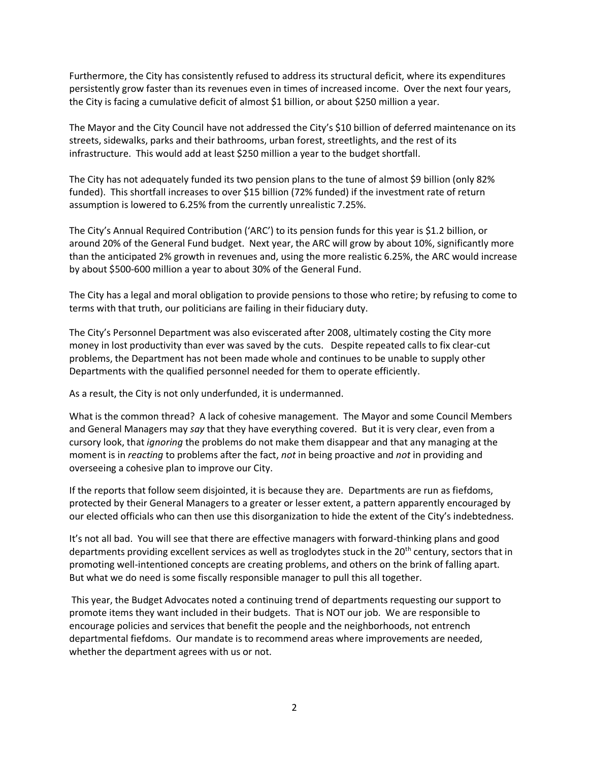Furthermore, the City has consistently refused to address its structural deficit, where its expenditures persistently grow faster than its revenues even in times of increased income. Over the next four years, the City is facing a cumulative deficit of almost $1 billion, or about $250 million a year.

The Mayor and the City Council have not addressed the City's $10 billion of deferred maintenance on its streets, sidewalks, parks and their bathrooms, urban forest, streetlights, and the rest of its infrastructure. This would add at least $250 million a year to the budget shortfall.

The City has not adequately funded its two pension plans to the tune of almost $9 billion (only 82% funded). This shortfall increases to over $15 billion (72% funded) if the investment rate of return assumption is lowered to 6.25% from the currently unrealistic 7.25%.

The City's Annual Required Contribution ('ARC') to its pension funds for this year is $1.2 billion, or around 20% of the General Fund budget. Next year, the ARC will grow by about 10%, significantly more than the anticipated 2% growth in revenues and, using the more realistic 6.25%, the ARC would increase by about $500-600 million a year to about 30% of the General Fund.

The City has a legal and moral obligation to provide pensions to those who retire; by refusing to come to terms with that truth, our politicians are failing in their fiduciary duty.

The City's Personnel Department was also eviscerated after 2008, ultimately costing the City more money in lost productivity than ever was saved by the cuts. Despite repeated calls to fix clear-cut problems, the Department has not been made whole and continues to be unable to supply other Departments with the qualified personnel needed for them to operate efficiently.

As a result, the City is not only underfunded, it is undermanned.

What is the common thread? A lack of cohesive management. The Mayor and some Council Members and General Managers may *say* that they have everything covered. But it is very clear, even from a cursory look, that *ignoring* the problems do not make them disappear and that any managing at the moment is in *reacting* to problems after the fact, *not* in being proactive and *not* in providing and overseeing a cohesive plan to improve our City.

If the reports that follow seem disjointed, it is because they are. Departments are run as fiefdoms, protected by their General Managers to a greater or lesser extent, a pattern apparently encouraged by our elected officials who can then use this disorganization to hide the extent of the City's indebtedness.

It's not all bad. You will see that there are effective managers with forward-thinking plans and good departments providing excellent services as well as troglodytes stuck in the 20th century, sectors that in promoting well-intentioned concepts are creating problems, and others on the brink of falling apart. But what we do need is some fiscally responsible manager to pull this all together.

This year, the Budget Advocates noted a continuing trend of departments requesting our support to promote items they want included in their budgets. That is NOT our job. We are responsible to encourage policies and services that benefit the people and the neighborhoods, not entrench departmental fiefdoms. Our mandate is to recommend areas where improvements are needed, whether the department agrees with us or not.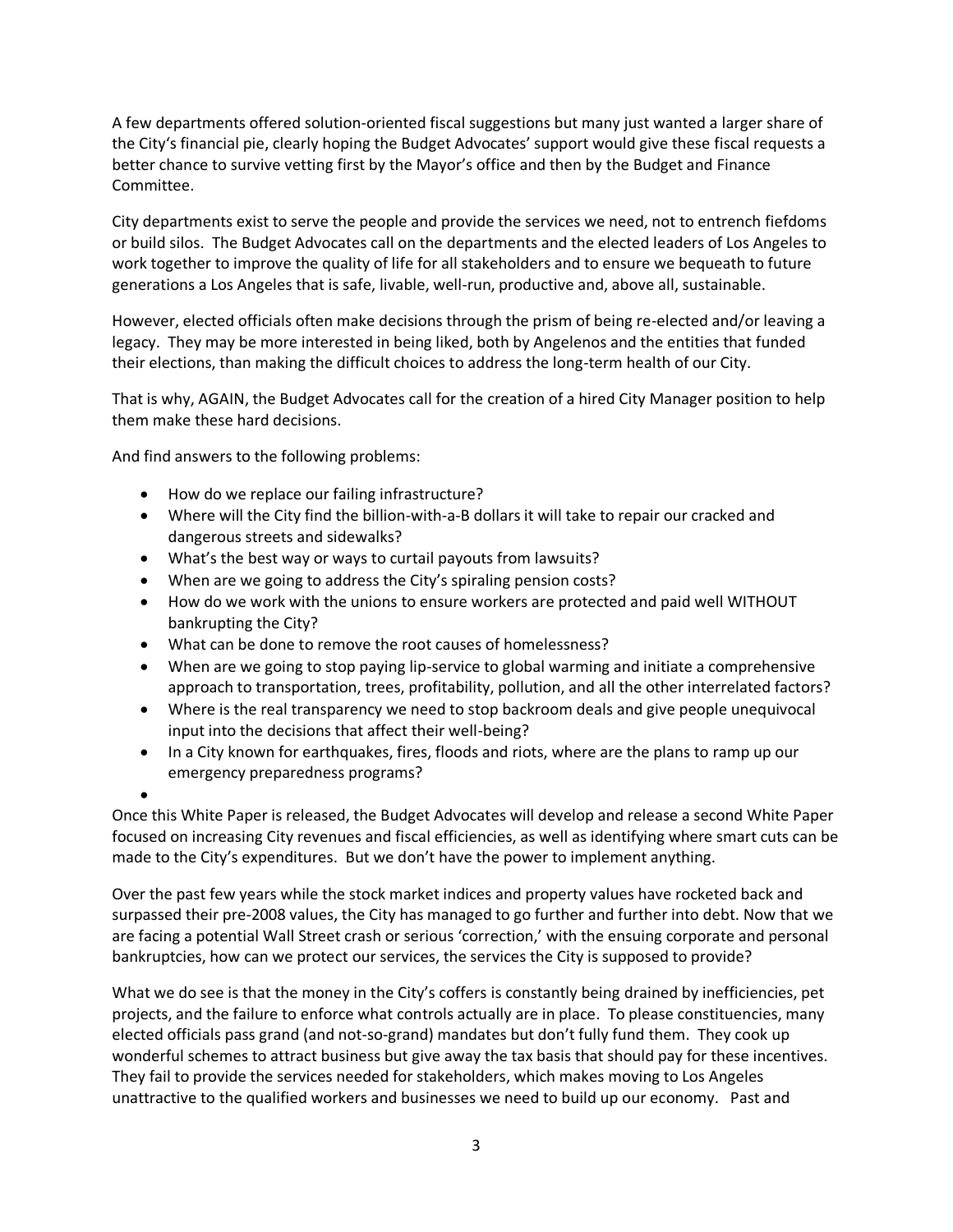A few departments offered solution-oriented fiscal suggestions but many just wanted a larger share of the City's financial pie, clearly hoping the Budget Advocates' support would give these fiscal requests a better chance to survive vetting first by the Mayor's office and then by the Budget and Finance Committee.

City departments exist to serve the people and provide the services we need, not to entrench fiefdoms or build silos. The Budget Advocates call on the departments and the elected leaders of Los Angeles to work together to improve the quality of life for all stakeholders and to ensure we bequeath to future generations a Los Angeles that is safe, livable, well-run, productive and, above all, sustainable.

However, elected officials often make decisions through the prism of being re-elected and/or leaving a legacy. They may be more interested in being liked, both by Angelenos and the entities that funded their elections, than making the difficult choices to address the long-term health of our City.

That is why, AGAIN, the Budget Advocates call for the creation of a hired City Manager position to help them make these hard decisions.

And find answers to the following problems:

- How do we replace our failing infrastructure?
- Where will the City find the billion-with-a-B dollars it will take to repair our cracked and dangerous streets and sidewalks?
- What's the best way or ways to curtail payouts from lawsuits?
- When are we going to address the City's spiraling pension costs?
- How do we work with the unions to ensure workers are protected and paid well WITHOUT bankrupting the City?
- What can be done to remove the root causes of homelessness?
- When are we going to stop paying lip-service to global warming and initiate a comprehensive approach to transportation, trees, profitability, pollution, and all the other interrelated factors?
- Where is the real transparency we need to stop backroom deals and give people unequivocal input into the decisions that affect their well-being?
- In a City known for earthquakes, fires, floods and riots, where are the plans to ramp up our emergency preparedness programs?

Once this White Paper is released, the Budget Advocates will develop and release a second White Paper focused on increasing City revenues and fiscal efficiencies, as well as identifying where smart cuts can be made to the City's expenditures. But we don't have the power to implement anything.

Over the past few years while the stock market indices and property values have rocketed back and surpassed their pre-2008 values, the City has managed to go further and further into debt. Now that we are facing a potential Wall Street crash or serious 'correction,' with the ensuing corporate and personal bankruptcies, how can we protect our services, the services the City is supposed to provide?

What we do see is that the money in the City's coffers is constantly being drained by inefficiencies, pet projects, and the failure to enforce what controls actually are in place. To please constituencies, many elected officials pass grand (and not-so-grand) mandates but don't fully fund them. They cook up wonderful schemes to attract business but give away the tax basis that should pay for these incentives. They fail to provide the services needed for stakeholders, which makes moving to Los Angeles unattractive to the qualified workers and businesses we need to build up our economy. Past and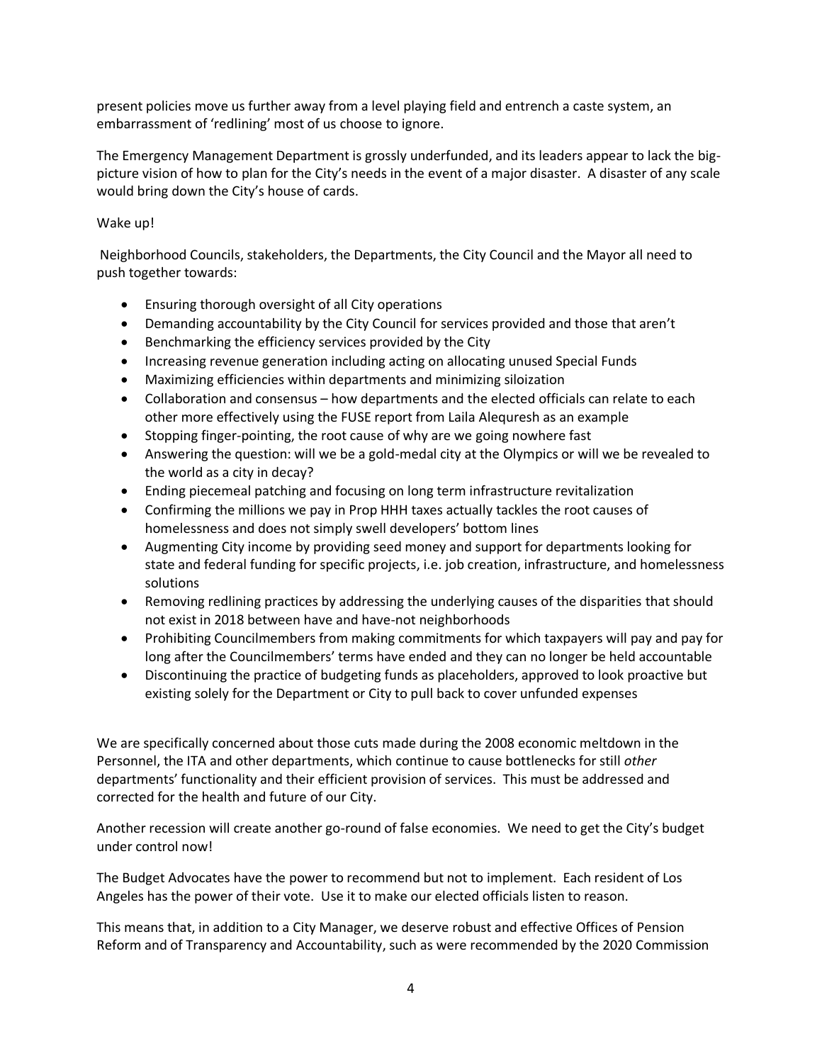present policies move us further away from a level playing field and entrench a caste system, an embarrassment of 'redlining' most of us choose to ignore.

The Emergency Management Department is grossly underfunded, and its leaders appear to lack the big-picture vision of how to plan for the City's needs in the event of a major disaster. A disaster of any scale would bring down the City's house of cards.

Wake up!

Neighborhood Councils, stakeholders, the Departments, the City Council and the Mayor all need to push together towards:

- Ensuring thorough oversight of all City operations
- Demanding accountability by the City Council for services provided and those that aren't
- Benchmarking the efficiency services provided by the City
- Increasing revenue generation including acting on allocating unused Special Funds
- Maximizing efficiencies within departments and minimizing siloization
- Collaboration and consensus – how departments and the elected officials can relate to each other more effectively using the FUSE report from Laila Alequresh as an example
- Stopping finger-pointing, the root cause of why are we going nowhere fast
- Answering the question: will we be a gold-medal city at the Olympics or will we be revealed to the world as a city in decay?
- Ending piecemeal patching and focusing on long term infrastructure revitalization
- Confirming the millions we pay in Prop HHH taxes actually tackles the root causes of homelessness and does not simply swell developers' bottom lines
- Augmenting City income by providing seed money and support for departments looking for state and federal funding for specific projects, i.e. job creation, infrastructure, and homelessness solutions
- Removing redlining practices by addressing the underlying causes of the disparities that should not exist in 2018 between have and have-not neighborhoods
- Prohibiting Councilmembers from making commitments for which taxpayers will pay and pay for long after the Councilmembers' terms have ended and they can no longer be held accountable
- Discontinuing the practice of budgeting funds as placeholders, approved to look proactive but existing solely for the Department or City to pull back to cover unfunded expenses

We are specifically concerned about those cuts made during the 2008 economic meltdown in the Personnel, the ITA and other departments, which continue to cause bottlenecks for still *other* departments' functionality and their efficient provision of services. This must be addressed and corrected for the health and future of our City.

Another recession will create another go-round of false economies. We need to get the City's budget under control now!

The Budget Advocates have the power to recommend but not to implement. Each resident of Los Angeles has the power of their vote. Use it to make our elected officials listen to reason.

This means that, in addition to a City Manager, we deserve robust and effective Offices of Pension Reform and of Transparency and Accountability, such as were recommended by the 2020 Commission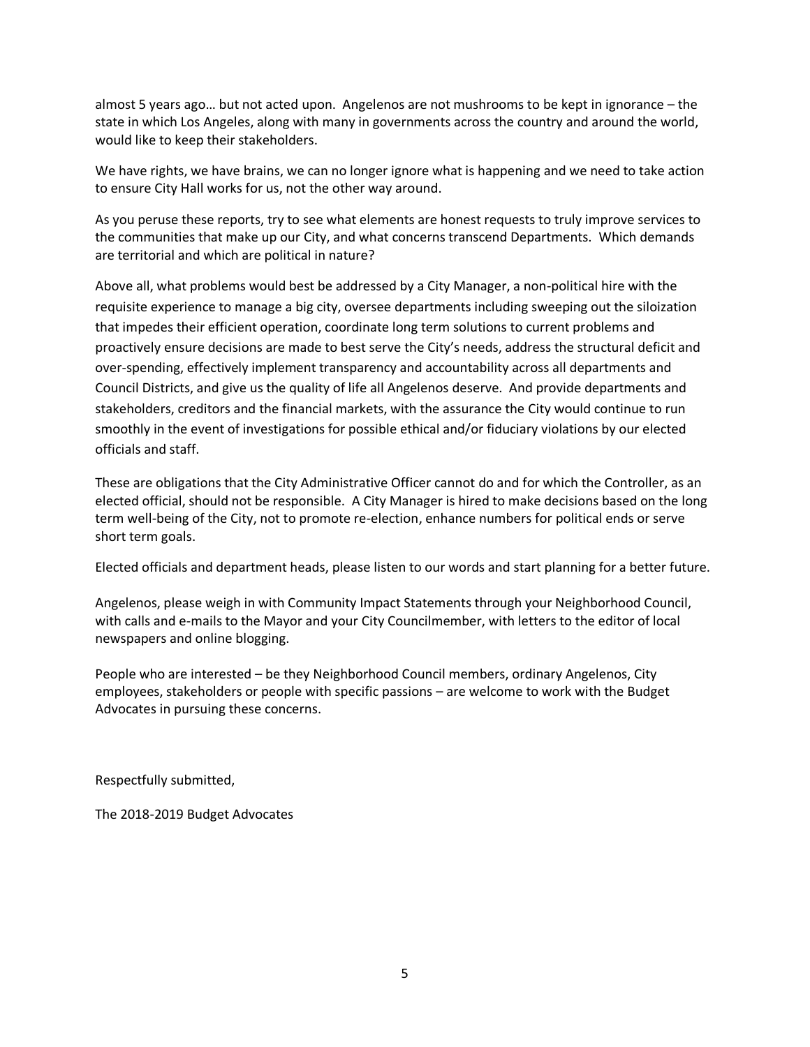almost 5 years ago… but not acted upon. Angelenos are not mushrooms to be kept in ignorance – the state in which Los Angeles, along with many in governments across the country and around the world, would like to keep their stakeholders.

We have rights, we have brains, we can no longer ignore what is happening and we need to take action to ensure City Hall works for us, not the other way around.

As you peruse these reports, try to see what elements are honest requests to truly improve services to the communities that make up our City, and what concerns transcend Departments. Which demands are territorial and which are political in nature?

Above all, what problems would best be addressed by a City Manager, a non-political hire with the requisite experience to manage a big city, oversee departments including sweeping out the siloization that impedes their efficient operation, coordinate long term solutions to current problems and proactively ensure decisions are made to best serve the City's needs, address the structural deficit and over-spending, effectively implement transparency and accountability across all departments and Council Districts, and give us the quality of life all Angelenos deserve. And provide departments and stakeholders, creditors and the financial markets, with the assurance the City would continue to run smoothly in the event of investigations for possible ethical and/or fiduciary violations by our elected officials and staff.

These are obligations that the City Administrative Officer cannot do and for which the Controller, as an elected official, should not be responsible. A City Manager is hired to make decisions based on the long term well-being of the City, not to promote re-election, enhance numbers for political ends or serve short term goals.

Elected officials and department heads, please listen to our words and start planning for a better future.

Angelenos, please weigh in with Community Impact Statements through your Neighborhood Council, with calls and e-mails to the Mayor and your City Councilmember, with letters to the editor of local newspapers and online blogging.

People who are interested – be they Neighborhood Council members, ordinary Angelenos, City employees, stakeholders or people with specific passions – are welcome to work with the Budget Advocates in pursuing these concerns.

Respectfully submitted,

The 2018-2019 Budget Advocates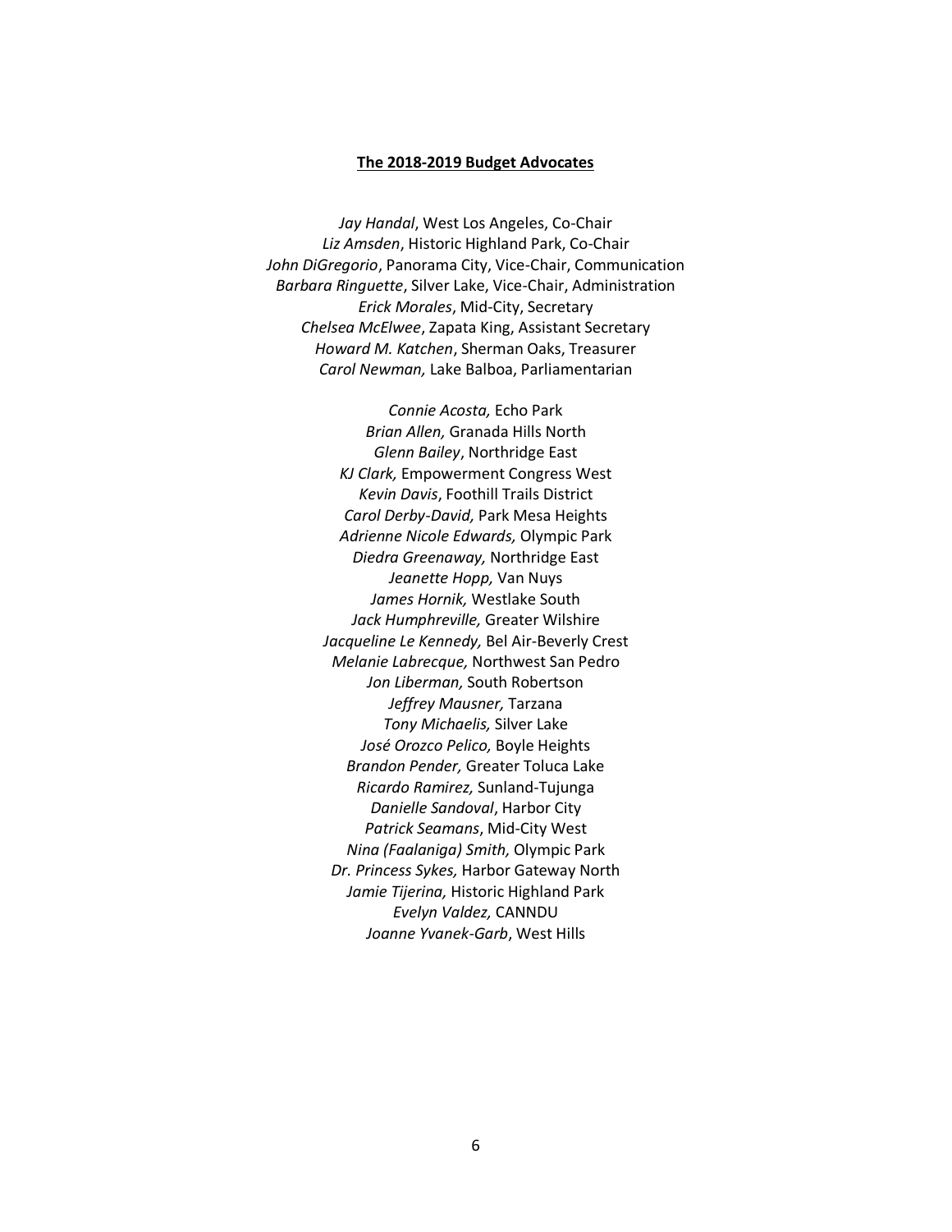**The 2018-2019 Budget Advocates**

*Jay Handal*, West Los Angeles, Co-Chair
*Liz Amsden*, Historic Highland Park, Co-Chair
*John DiGregorio*, Panorama City, Vice-Chair, Communication
*Barbara Ringuette*, Silver Lake, Vice-Chair, Administration
*Erick Morales*, Mid-City, Secretary
*Chelsea McElwee*, Zapata King, Assistant Secretary
*Howard M. Katchen*, Sherman Oaks, Treasurer
*Carol Newman,* Lake Balboa, Parliamentarian

*Connie Acosta,* Echo Park
*Brian Allen,* Granada Hills North
*Glenn Bailey*, Northridge East
*KJ Clark,* Empowerment Congress West
*Kevin Davis*, Foothill Trails District
*Carol Derby-David,* Park Mesa Heights
*Adrienne Nicole Edwards,* Olympic Park
*Diedra Greenaway,* Northridge East
*Jeanette Hopp,* Van Nuys
*James Hornik,* Westlake South
*Jack Humphreville,* Greater Wilshire
*Jacqueline Le Kennedy,* Bel Air-Beverly Crest
*Melanie Labrecque,* Northwest San Pedro
*Jon Liberman,* South Robertson
*Jeffrey Mausner,* Tarzana
*Tony Michaelis,* Silver Lake
*José Orozco Pelico,* Boyle Heights
*Brandon Pender,* Greater Toluca Lake
*Ricardo Ramirez,* Sunland-Tujunga
*Danielle Sandoval*, Harbor City
*Patrick Seamans*, Mid-City West
*Nina (Faalaniga) Smith,* Olympic Park
*Dr. Princess Sykes,* Harbor Gateway North
*Jamie Tijerina,* Historic Highland Park
*Evelyn Valdez,* CANNDU
*Joanne Yvanek-Garb*, West Hills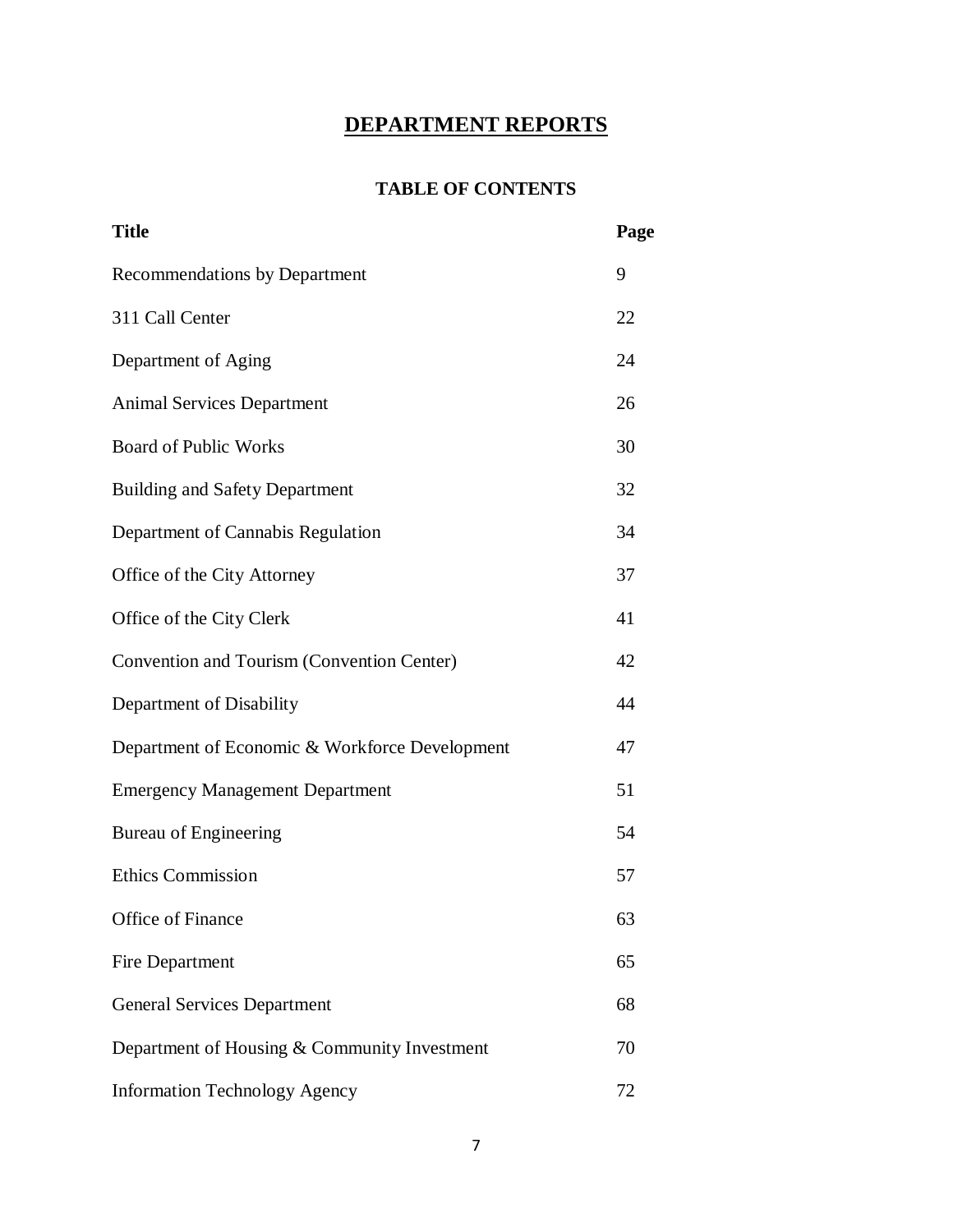# DEPARTMENT REPORTS

## TABLE OF CONTENTS

| Title | Page |
|---|---|
| Recommendations by Department | 9 |
| 311 Call Center | 22 |
| Department of Aging | 24 |
| Animal Services Department | 26 |
| Board of Public Works | 30 |
| Building and Safety Department | 32 |
| Department of Cannabis Regulation | 34 |
| Office of the City Attorney | 37 |
| Office of the City Clerk | 41 |
| Convention and Tourism (Convention Center) | 42 |
| Department of Disability | 44 |
| Department of Economic & Workforce Development | 47 |
| Emergency Management Department | 51 |
| Bureau of Engineering | 54 |
| Ethics Commission | 57 |
| Office of Finance | 63 |
| Fire Department | 65 |
| General Services Department | 68 |
| Department of Housing & Community Investment | 70 |
| Information Technology Agency | 72 |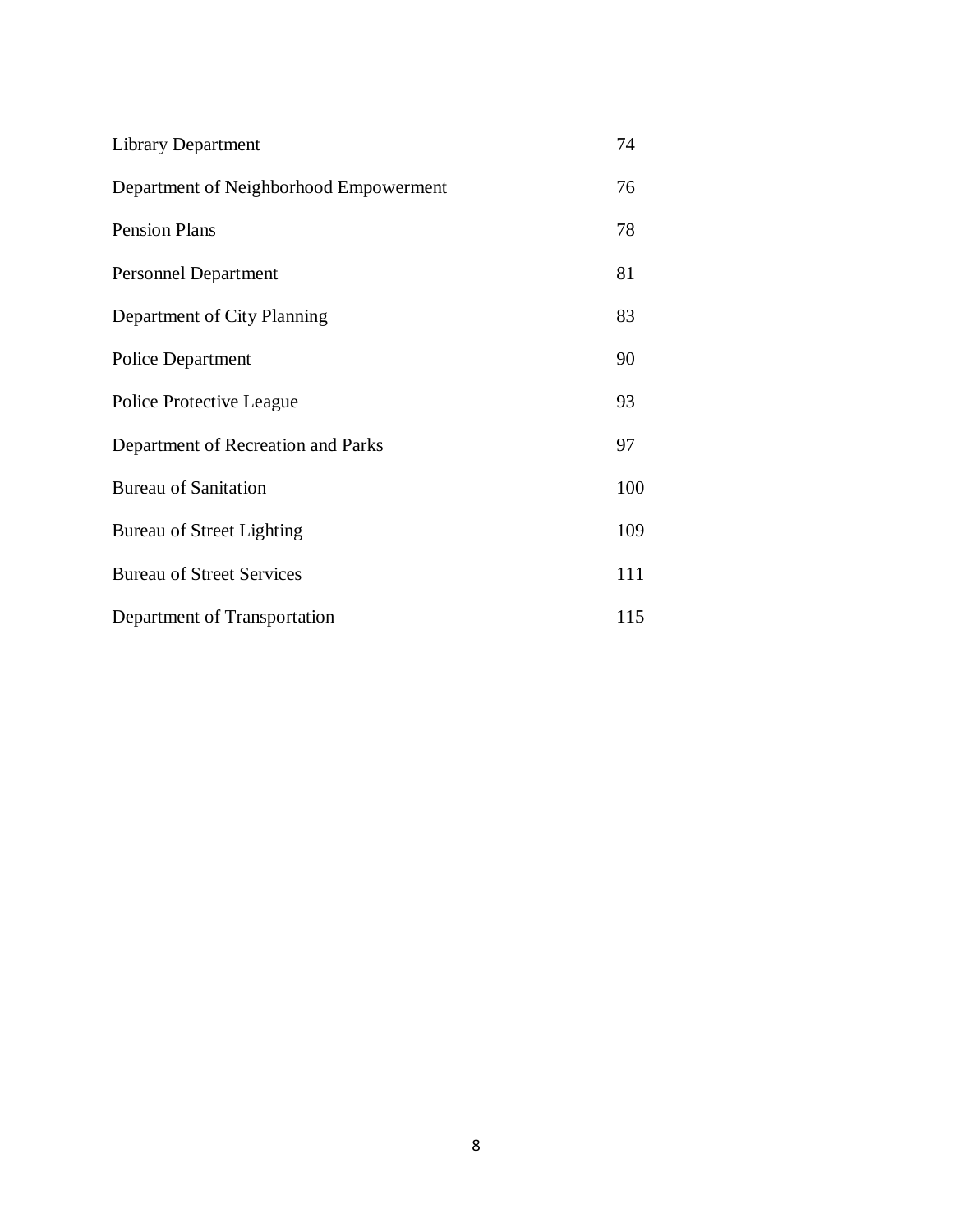| | |
|---|---|
| Library Department | 74 |
| Department of Neighborhood Empowerment | 76 |
| Pension Plans | 78 |
| Personnel Department | 81 |
| Department of City Planning | 83 |
| Police Department | 90 |
| Police Protective League | 93 |
| Department of Recreation and Parks | 97 |
| Bureau of Sanitation | 100 |
| Bureau of Street Lighting | 109 |
| Bureau of Street Services | 111 |
| Department of Transportation | 115 |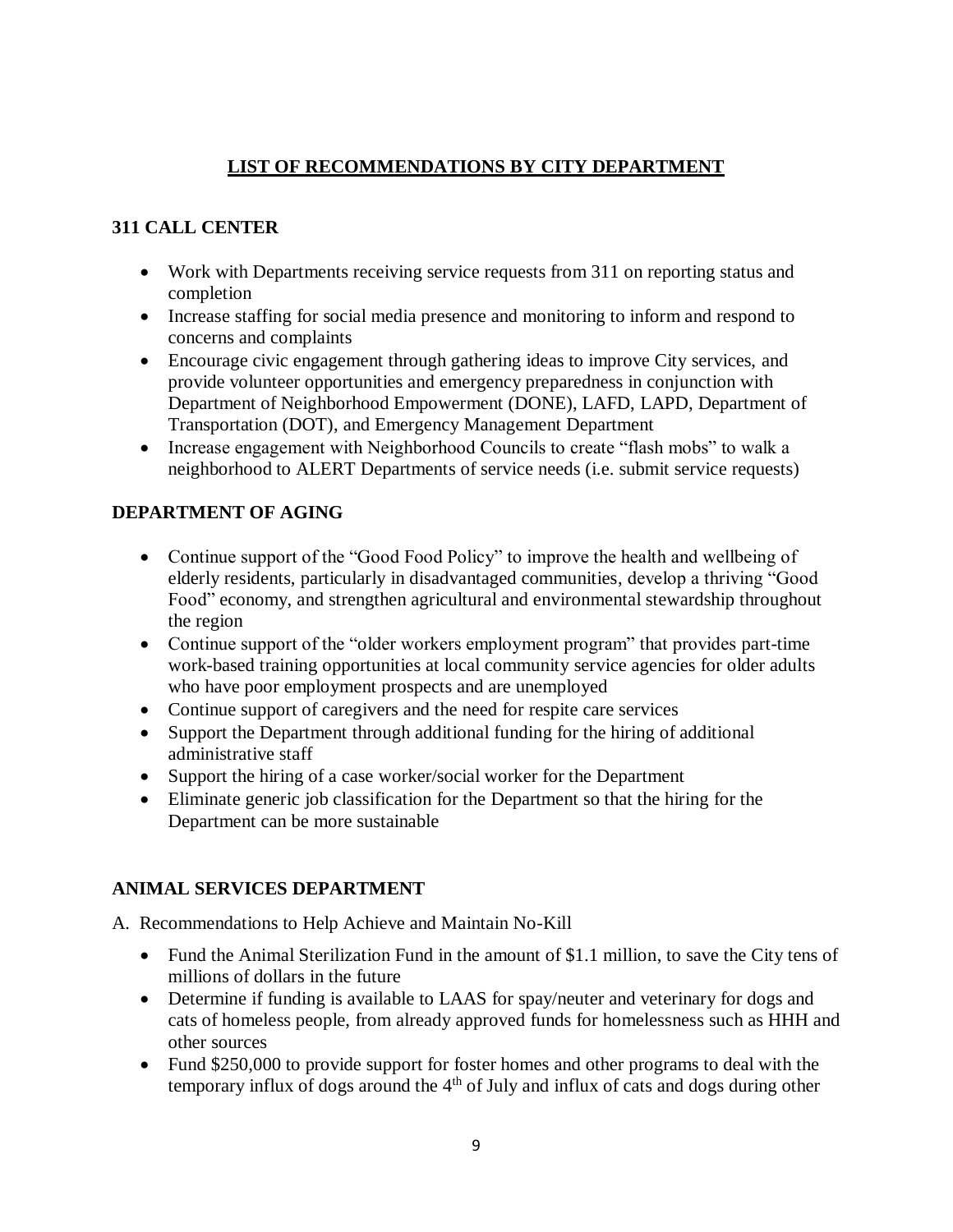# LIST OF RECOMMENDATIONS BY CITY DEPARTMENT

## 311 CALL CENTER

- Work with Departments receiving service requests from 311 on reporting status and completion
- Increase staffing for social media presence and monitoring to inform and respond to concerns and complaints
- Encourage civic engagement through gathering ideas to improve City services, and provide volunteer opportunities and emergency preparedness in conjunction with Department of Neighborhood Empowerment (DONE), LAFD, LAPD, Department of Transportation (DOT), and Emergency Management Department
- Increase engagement with Neighborhood Councils to create "flash mobs" to walk a neighborhood to ALERT Departments of service needs (i.e. submit service requests)

## DEPARTMENT OF AGING

- Continue support of the "Good Food Policy" to improve the health and wellbeing of elderly residents, particularly in disadvantaged communities, develop a thriving "Good Food" economy, and strengthen agricultural and environmental stewardship throughout the region
- Continue support of the "older workers employment program" that provides part-time work-based training opportunities at local community service agencies for older adults who have poor employment prospects and are unemployed
- Continue support of caregivers and the need for respite care services
- Support the Department through additional funding for the hiring of additional administrative staff
- Support the hiring of a case worker/social worker for the Department
- Eliminate generic job classification for the Department so that the hiring for the Department can be more sustainable

## ANIMAL SERVICES DEPARTMENT

A. Recommendations to Help Achieve and Maintain No-Kill

- Fund the Animal Sterilization Fund in the amount of $1.1 million, to save the City tens of millions of dollars in the future
- Determine if funding is available to LAAS for spay/neuter and veterinary for dogs and cats of homeless people, from already approved funds for homelessness such as HHH and other sources
- Fund $250,000 to provide support for foster homes and other programs to deal with the temporary influx of dogs around the 4th of July and influx of cats and dogs during other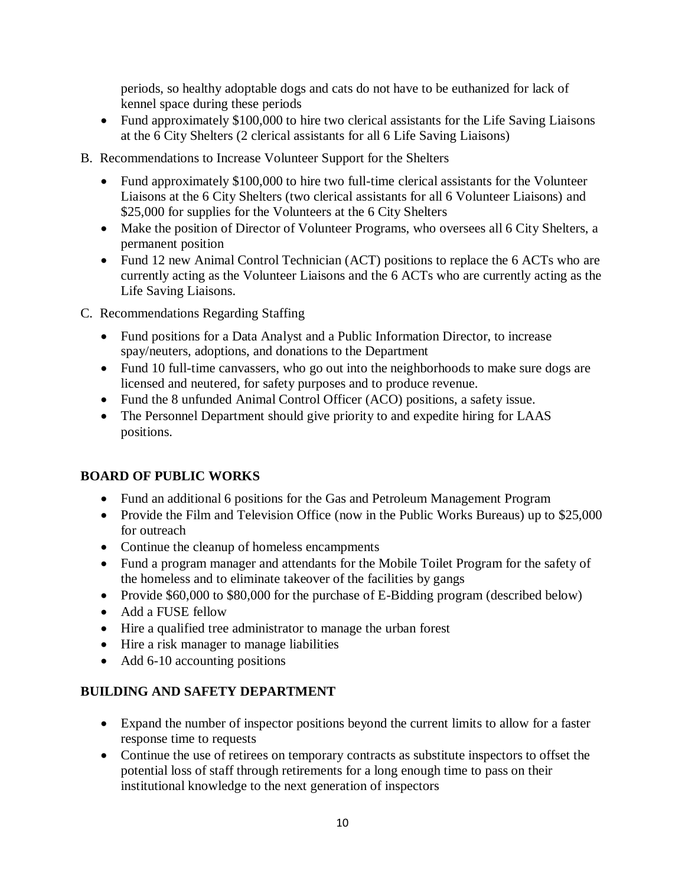periods, so healthy adoptable dogs and cats do not have to be euthanized for lack of kennel space during these periods

- Fund approximately $100,000 to hire two clerical assistants for the Life Saving Liaisons at the 6 City Shelters (2 clerical assistants for all 6 Life Saving Liaisons)

B. Recommendations to Increase Volunteer Support for the Shelters

- Fund approximately $100,000 to hire two full-time clerical assistants for the Volunteer Liaisons at the 6 City Shelters (two clerical assistants for all 6 Volunteer Liaisons) and $25,000 for supplies for the Volunteers at the 6 City Shelters
- Make the position of Director of Volunteer Programs, who oversees all 6 City Shelters, a permanent position
- Fund 12 new Animal Control Technician (ACT) positions to replace the 6 ACTs who are currently acting as the Volunteer Liaisons and the 6 ACTs who are currently acting as the Life Saving Liaisons.

C. Recommendations Regarding Staffing

- Fund positions for a Data Analyst and a Public Information Director, to increase spay/neuters, adoptions, and donations to the Department
- Fund 10 full-time canvassers, who go out into the neighborhoods to make sure dogs are licensed and neutered, for safety purposes and to produce revenue.
- Fund the 8 unfunded Animal Control Officer (ACO) positions, a safety issue.
- The Personnel Department should give priority to and expedite hiring for LAAS positions.

**BOARD OF PUBLIC WORKS**

- Fund an additional 6 positions for the Gas and Petroleum Management Program
- Provide the Film and Television Office (now in the Public Works Bureaus) up to $25,000 for outreach
- Continue the cleanup of homeless encampments
- Fund a program manager and attendants for the Mobile Toilet Program for the safety of the homeless and to eliminate takeover of the facilities by gangs
- Provide $60,000 to $80,000 for the purchase of E-Bidding program (described below)
- Add a FUSE fellow
- Hire a qualified tree administrator to manage the urban forest
- Hire a risk manager to manage liabilities
- Add 6-10 accounting positions

**BUILDING AND SAFETY DEPARTMENT**

- Expand the number of inspector positions beyond the current limits to allow for a faster response time to requests
- Continue the use of retirees on temporary contracts as substitute inspectors to offset the potential loss of staff through retirements for a long enough time to pass on their institutional knowledge to the next generation of inspectors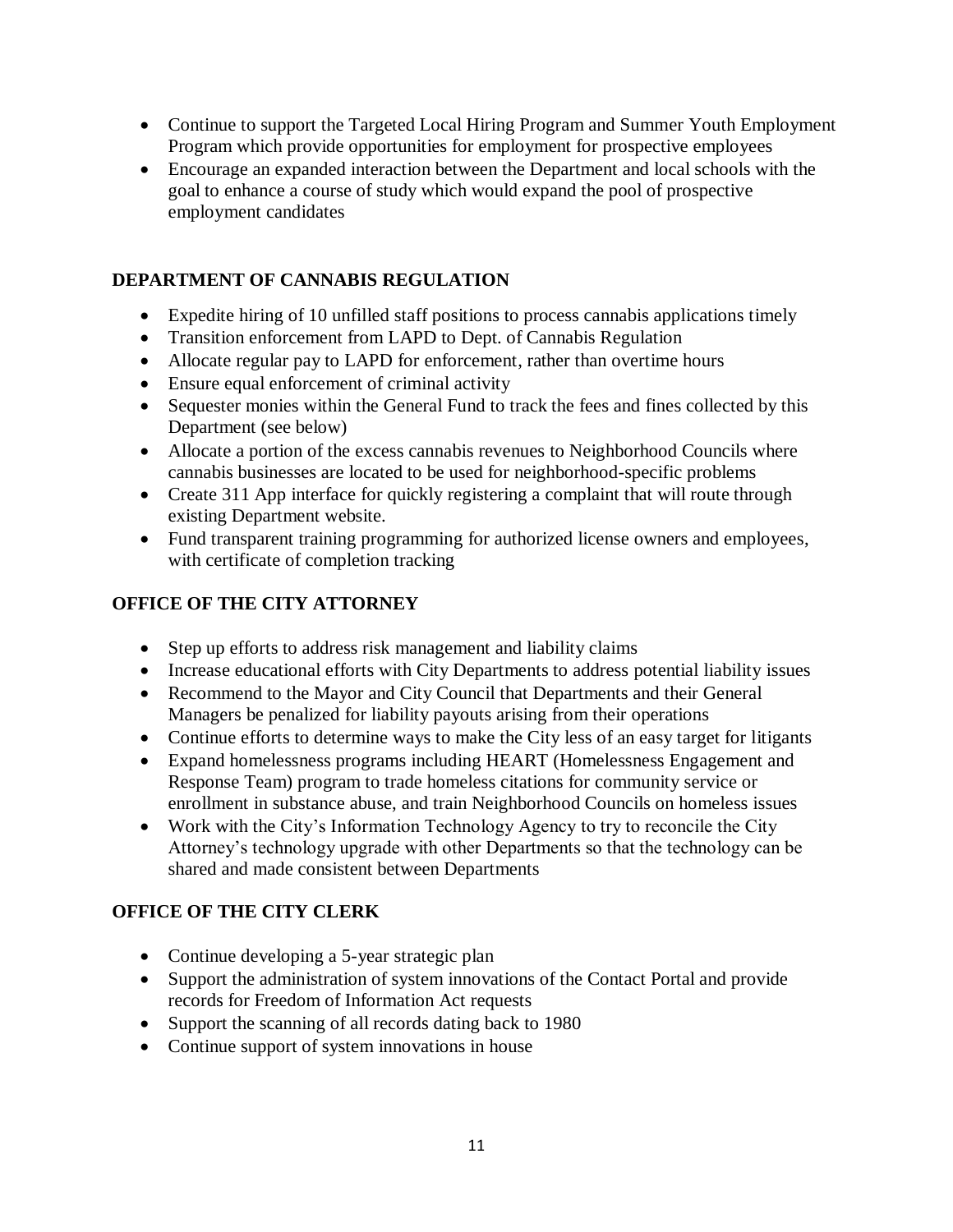- Continue to support the Targeted Local Hiring Program and Summer Youth Employment Program which provide opportunities for employment for prospective employees
- Encourage an expanded interaction between the Department and local schools with the goal to enhance a course of study which would expand the pool of prospective employment candidates

## DEPARTMENT OF CANNABIS REGULATION

- Expedite hiring of 10 unfilled staff positions to process cannabis applications timely
- Transition enforcement from LAPD to Dept. of Cannabis Regulation
- Allocate regular pay to LAPD for enforcement, rather than overtime hours
- Ensure equal enforcement of criminal activity
- Sequester monies within the General Fund to track the fees and fines collected by this Department (see below)
- Allocate a portion of the excess cannabis revenues to Neighborhood Councils where cannabis businesses are located to be used for neighborhood-specific problems
- Create 311 App interface for quickly registering a complaint that will route through existing Department website.
- Fund transparent training programming for authorized license owners and employees, with certificate of completion tracking

## OFFICE OF THE CITY ATTORNEY

- Step up efforts to address risk management and liability claims
- Increase educational efforts with City Departments to address potential liability issues
- Recommend to the Mayor and City Council that Departments and their General Managers be penalized for liability payouts arising from their operations
- Continue efforts to determine ways to make the City less of an easy target for litigants
- Expand homelessness programs including HEART (Homelessness Engagement and Response Team) program to trade homeless citations for community service or enrollment in substance abuse, and train Neighborhood Councils on homeless issues
- Work with the City's Information Technology Agency to try to reconcile the City Attorney's technology upgrade with other Departments so that the technology can be shared and made consistent between Departments

## OFFICE OF THE CITY CLERK

- Continue developing a 5-year strategic plan
- Support the administration of system innovations of the Contact Portal and provide records for Freedom of Information Act requests
- Support the scanning of all records dating back to 1980
- Continue support of system innovations in house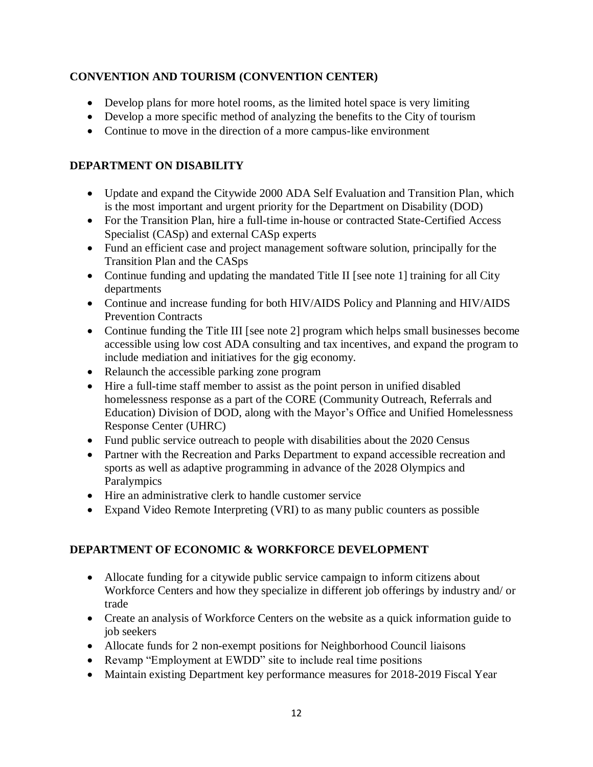## CONVENTION AND TOURISM (CONVENTION CENTER)

- Develop plans for more hotel rooms, as the limited hotel space is very limiting
- Develop a more specific method of analyzing the benefits to the City of tourism
- Continue to move in the direction of a more campus-like environment

## DEPARTMENT ON DISABILITY

- Update and expand the Citywide 2000 ADA Self Evaluation and Transition Plan, which is the most important and urgent priority for the Department on Disability (DOD)
- For the Transition Plan, hire a full-time in-house or contracted State-Certified Access Specialist (CASp) and external CASp experts
- Fund an efficient case and project management software solution, principally for the Transition Plan and the CASps
- Continue funding and updating the mandated Title II [see note 1] training for all City departments
- Continue and increase funding for both HIV/AIDS Policy and Planning and HIV/AIDS Prevention Contracts
- Continue funding the Title III [see note 2] program which helps small businesses become accessible using low cost ADA consulting and tax incentives, and expand the program to include mediation and initiatives for the gig economy.
- Relaunch the accessible parking zone program
- Hire a full-time staff member to assist as the point person in unified disabled homelessness response as a part of the CORE (Community Outreach, Referrals and Education) Division of DOD, along with the Mayor's Office and Unified Homelessness Response Center (UHRC)
- Fund public service outreach to people with disabilities about the 2020 Census
- Partner with the Recreation and Parks Department to expand accessible recreation and sports as well as adaptive programming in advance of the 2028 Olympics and Paralympics
- Hire an administrative clerk to handle customer service
- Expand Video Remote Interpreting (VRI) to as many public counters as possible

## DEPARTMENT OF ECONOMIC & WORKFORCE DEVELOPMENT

- Allocate funding for a citywide public service campaign to inform citizens about Workforce Centers and how they specialize in different job offerings by industry and/ or trade
- Create an analysis of Workforce Centers on the website as a quick information guide to job seekers
- Allocate funds for 2 non-exempt positions for Neighborhood Council liaisons
- Revamp "Employment at EWDD" site to include real time positions
- Maintain existing Department key performance measures for 2018-2019 Fiscal Year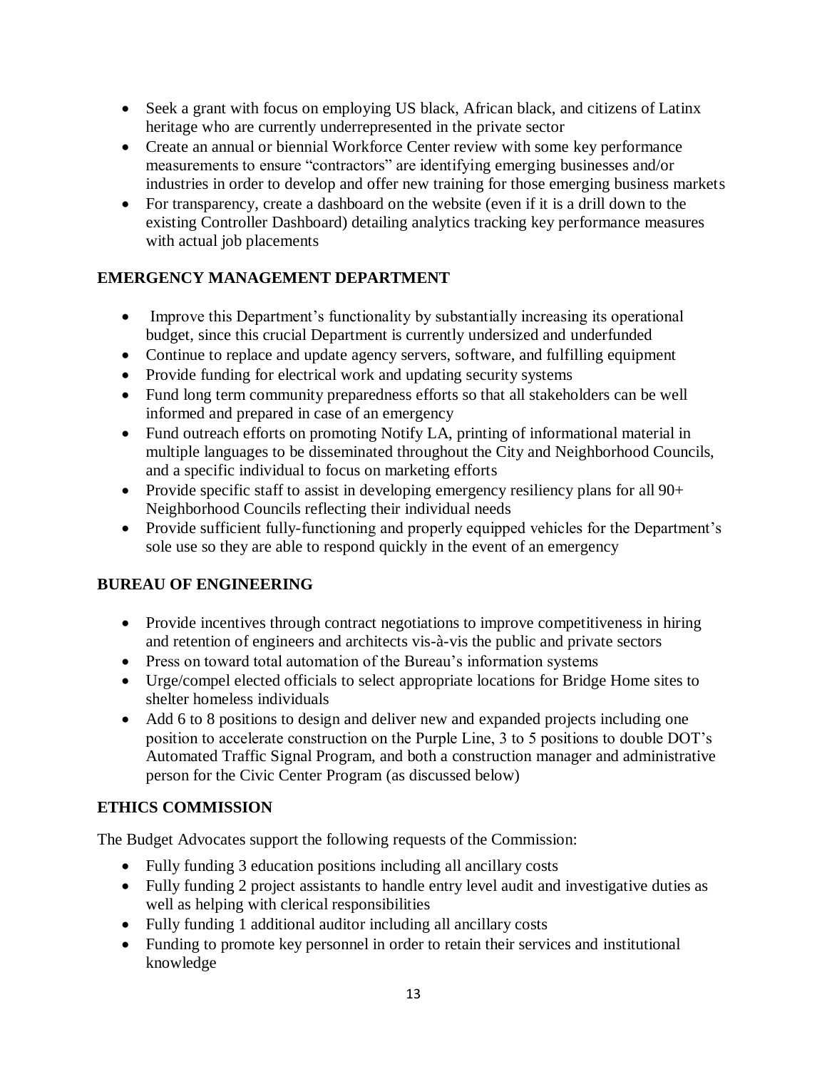- Seek a grant with focus on employing US black, African black, and citizens of Latinx heritage who are currently underrepresented in the private sector
- Create an annual or biennial Workforce Center review with some key performance measurements to ensure "contractors" are identifying emerging businesses and/or industries in order to develop and offer new training for those emerging business markets
- For transparency, create a dashboard on the website (even if it is a drill down to the existing Controller Dashboard) detailing analytics tracking key performance measures with actual job placements

## EMERGENCY MANAGEMENT DEPARTMENT

- Improve this Department's functionality by substantially increasing its operational budget, since this crucial Department is currently undersized and underfunded
- Continue to replace and update agency servers, software, and fulfilling equipment
- Provide funding for electrical work and updating security systems
- Fund long term community preparedness efforts so that all stakeholders can be well informed and prepared in case of an emergency
- Fund outreach efforts on promoting Notify LA, printing of informational material in multiple languages to be disseminated throughout the City and Neighborhood Councils, and a specific individual to focus on marketing efforts
- Provide specific staff to assist in developing emergency resiliency plans for all 90+ Neighborhood Councils reflecting their individual needs
- Provide sufficient fully-functioning and properly equipped vehicles for the Department's sole use so they are able to respond quickly in the event of an emergency

## BUREAU OF ENGINEERING

- Provide incentives through contract negotiations to improve competitiveness in hiring and retention of engineers and architects vis-à-vis the public and private sectors
- Press on toward total automation of the Bureau's information systems
- Urge/compel elected officials to select appropriate locations for Bridge Home sites to shelter homeless individuals
- Add 6 to 8 positions to design and deliver new and expanded projects including one position to accelerate construction on the Purple Line, 3 to 5 positions to double DOT's Automated Traffic Signal Program, and both a construction manager and administrative person for the Civic Center Program (as discussed below)

## ETHICS COMMISSION

The Budget Advocates support the following requests of the Commission:

- Fully funding 3 education positions including all ancillary costs
- Fully funding 2 project assistants to handle entry level audit and investigative duties as well as helping with clerical responsibilities
- Fully funding 1 additional auditor including all ancillary costs
- Funding to promote key personnel in order to retain their services and institutional knowledge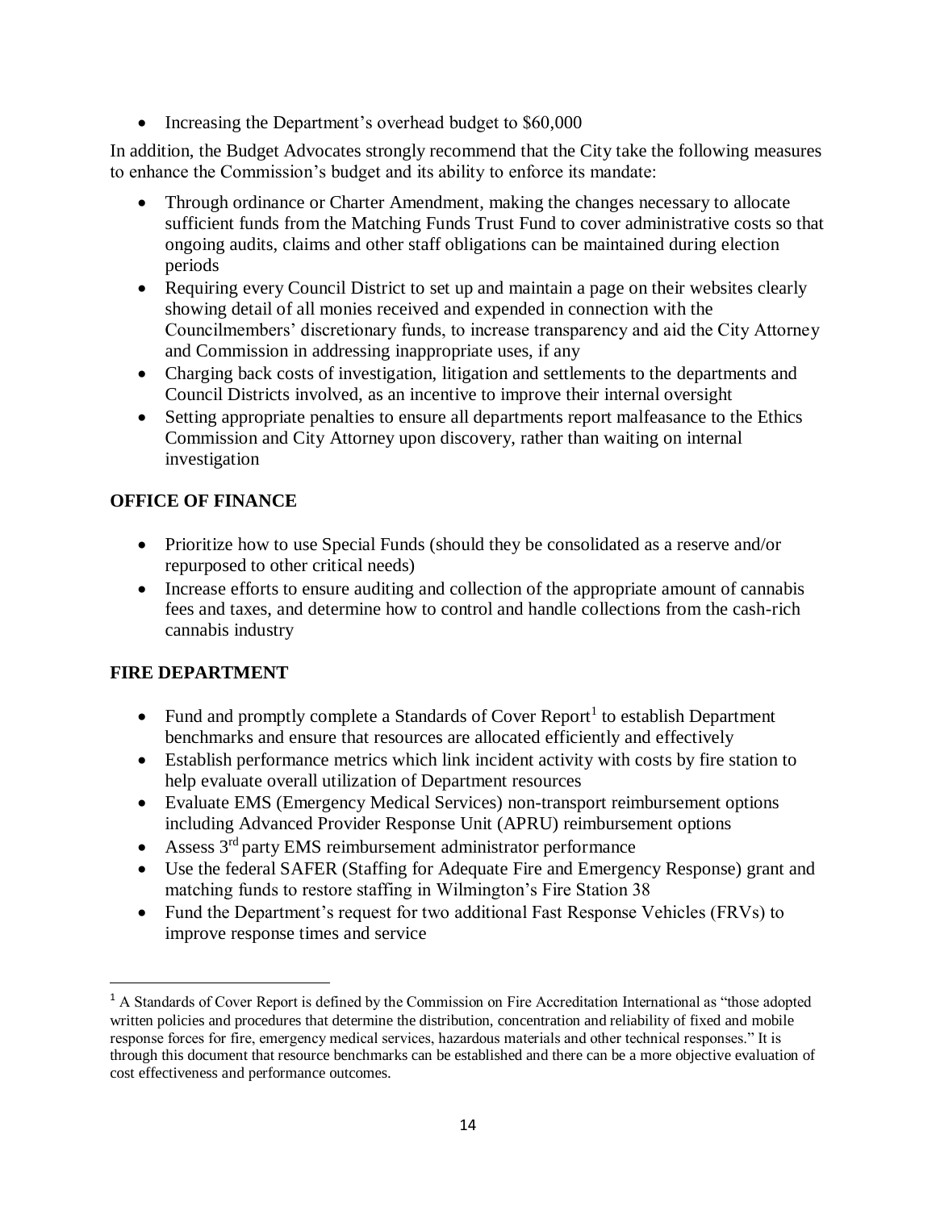- Increasing the Department's overhead budget to $60,000

In addition, the Budget Advocates strongly recommend that the City take the following measures to enhance the Commission's budget and its ability to enforce its mandate:

- Through ordinance or Charter Amendment, making the changes necessary to allocate sufficient funds from the Matching Funds Trust Fund to cover administrative costs so that ongoing audits, claims and other staff obligations can be maintained during election periods
- Requiring every Council District to set up and maintain a page on their websites clearly showing detail of all monies received and expended in connection with the Councilmembers' discretionary funds, to increase transparency and aid the City Attorney and Commission in addressing inappropriate uses, if any
- Charging back costs of investigation, litigation and settlements to the departments and Council Districts involved, as an incentive to improve their internal oversight
- Setting appropriate penalties to ensure all departments report malfeasance to the Ethics Commission and City Attorney upon discovery, rather than waiting on internal investigation

## OFFICE OF FINANCE

- Prioritize how to use Special Funds (should they be consolidated as a reserve and/or repurposed to other critical needs)
- Increase efforts to ensure auditing and collection of the appropriate amount of cannabis fees and taxes, and determine how to control and handle collections from the cash-rich cannabis industry

## FIRE DEPARTMENT

- Fund and promptly complete a Standards of Cover Report[1] to establish Department benchmarks and ensure that resources are allocated efficiently and effectively
- Establish performance metrics which link incident activity with costs by fire station to help evaluate overall utilization of Department resources
- Evaluate EMS (Emergency Medical Services) non-transport reimbursement options including Advanced Provider Response Unit (APRU) reimbursement options
- Assess 3rd party EMS reimbursement administrator performance
- Use the federal SAFER (Staffing for Adequate Fire and Emergency Response) grant and matching funds to restore staffing in Wilmington's Fire Station 38
- Fund the Department's request for two additional Fast Response Vehicles (FRVs) to improve response times and service

[1] A Standards of Cover Report is defined by the Commission on Fire Accreditation International as "those adopted written policies and procedures that determine the distribution, concentration and reliability of fixed and mobile response forces for fire, emergency medical services, hazardous materials and other technical responses." It is through this document that resource benchmarks can be established and there can be a more objective evaluation of cost effectiveness and performance outcomes.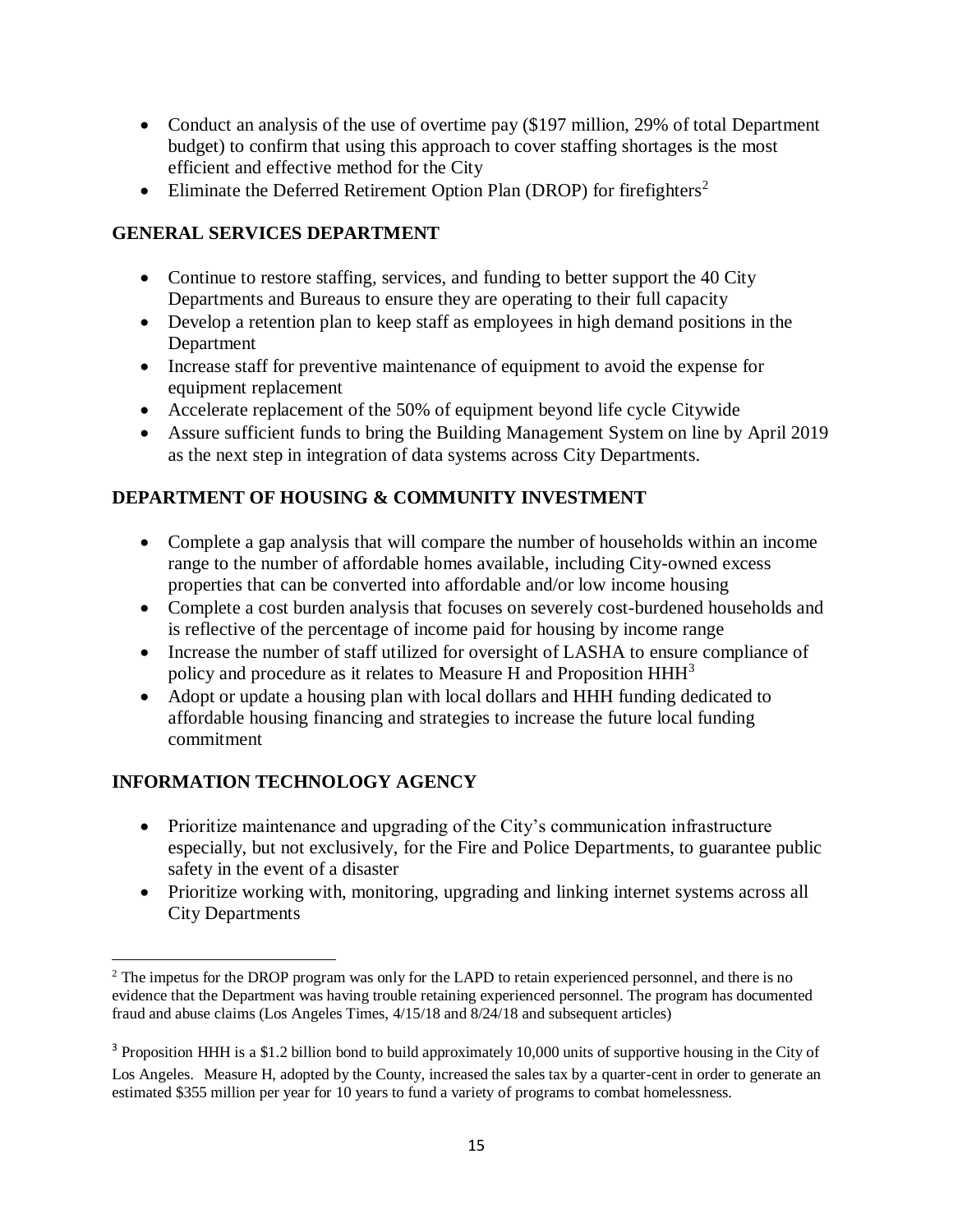- Conduct an analysis of the use of overtime pay ($197 million, 29% of total Department budget) to confirm that using this approach to cover staffing shortages is the most efficient and effective method for the City
- Eliminate the Deferred Retirement Option Plan (DROP) for firefighters[2]

## GENERAL SERVICES DEPARTMENT

- Continue to restore staffing, services, and funding to better support the 40 City Departments and Bureaus to ensure they are operating to their full capacity
- Develop a retention plan to keep staff as employees in high demand positions in the Department
- Increase staff for preventive maintenance of equipment to avoid the expense for equipment replacement
- Accelerate replacement of the 50% of equipment beyond life cycle Citywide
- Assure sufficient funds to bring the Building Management System on line by April 2019 as the next step in integration of data systems across City Departments.

## DEPARTMENT OF HOUSING & COMMUNITY INVESTMENT

- Complete a gap analysis that will compare the number of households within an income range to the number of affordable homes available, including City-owned excess properties that can be converted into affordable and/or low income housing
- Complete a cost burden analysis that focuses on severely cost-burdened households and is reflective of the percentage of income paid for housing by income range
- Increase the number of staff utilized for oversight of LASHA to ensure compliance of policy and procedure as it relates to Measure H and Proposition HHH[3]
- Adopt or update a housing plan with local dollars and HHH funding dedicated to affordable housing financing and strategies to increase the future local funding commitment

## INFORMATION TECHNOLOGY AGENCY

- Prioritize maintenance and upgrading of the City's communication infrastructure especially, but not exclusively, for the Fire and Police Departments, to guarantee public safety in the event of a disaster
- Prioritize working with, monitoring, upgrading and linking internet systems across all City Departments

---

[2] The impetus for the DROP program was only for the LAPD to retain experienced personnel, and there is no evidence that the Department was having trouble retaining experienced personnel. The program has documented fraud and abuse claims (Los Angeles Times, 4/15/18 and 8/24/18 and subsequent articles)

[3] Proposition HHH is a $1.2 billion bond to build approximately 10,000 units of supportive housing in the City of Los Angeles. Measure H, adopted by the County, increased the sales tax by a quarter-cent in order to generate an estimated $355 million per year for 10 years to fund a variety of programs to combat homelessness.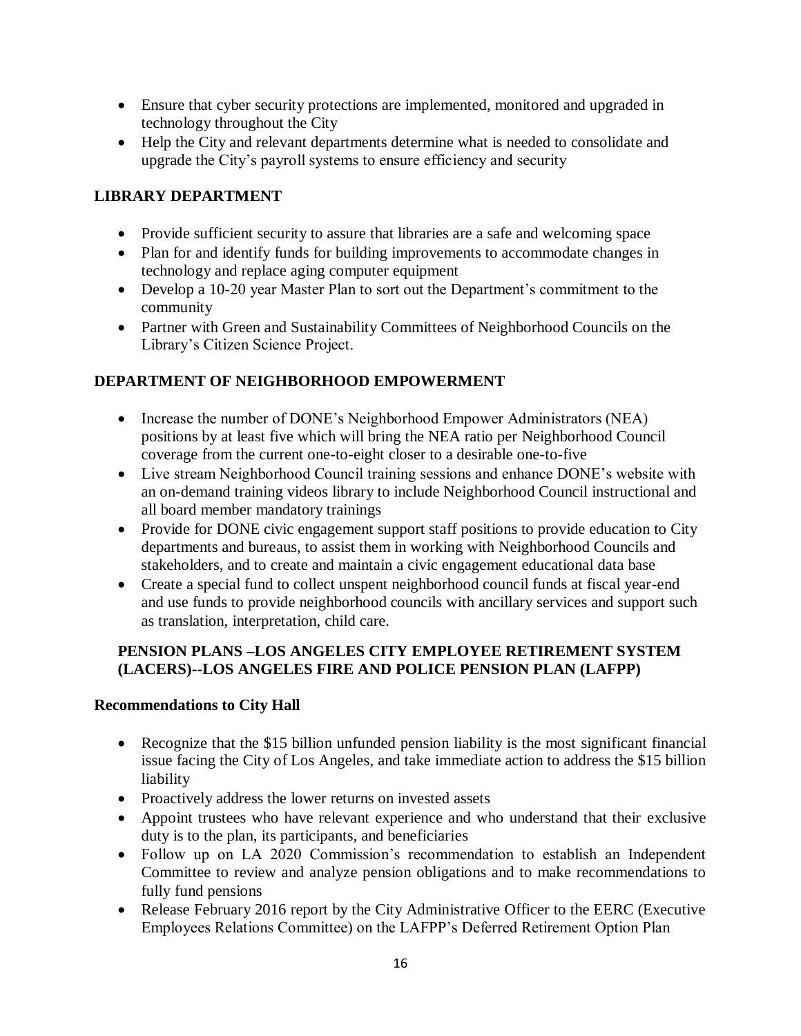- Ensure that cyber security protections are implemented, monitored and upgraded in technology throughout the City
- Help the City and relevant departments determine what is needed to consolidate and upgrade the City's payroll systems to ensure efficiency and security

## LIBRARY DEPARTMENT

- Provide sufficient security to assure that libraries are a safe and welcoming space
- Plan for and identify funds for building improvements to accommodate changes in technology and replace aging computer equipment
- Develop a 10-20 year Master Plan to sort out the Department's commitment to the community
- Partner with Green and Sustainability Committees of Neighborhood Councils on the Library's Citizen Science Project.

## DEPARTMENT OF NEIGHBORHOOD EMPOWERMENT

- Increase the number of DONE's Neighborhood Empower Administrators (NEA) positions by at least five which will bring the NEA ratio per Neighborhood Council coverage from the current one-to-eight closer to a desirable one-to-five
- Live stream Neighborhood Council training sessions and enhance DONE's website with an on-demand training videos library to include Neighborhood Council instructional and all board member mandatory trainings
- Provide for DONE civic engagement support staff positions to provide education to City departments and bureaus, to assist them in working with Neighborhood Councils and stakeholders, and to create and maintain a civic engagement educational data base
- Create a special fund to collect unspent neighborhood council funds at fiscal year-end and use funds to provide neighborhood councils with ancillary services and support such as translation, interpretation, child care.

## PENSION PLANS –LOS ANGELES CITY EMPLOYEE RETIREMENT SYSTEM (LACERS)--LOS ANGELES FIRE AND POLICE PENSION PLAN (LAFPP)

### Recommendations to City Hall

- Recognize that the $15 billion unfunded pension liability is the most significant financial issue facing the City of Los Angeles, and take immediate action to address the $15 billion liability
- Proactively address the lower returns on invested assets
- Appoint trustees who have relevant experience and who understand that their exclusive duty is to the plan, its participants, and beneficiaries
- Follow up on LA 2020 Commission's recommendation to establish an Independent Committee to review and analyze pension obligations and to make recommendations to fully fund pensions
- Release February 2016 report by the City Administrative Officer to the EERC (Executive Employees Relations Committee) on the LAFPP's Deferred Retirement Option Plan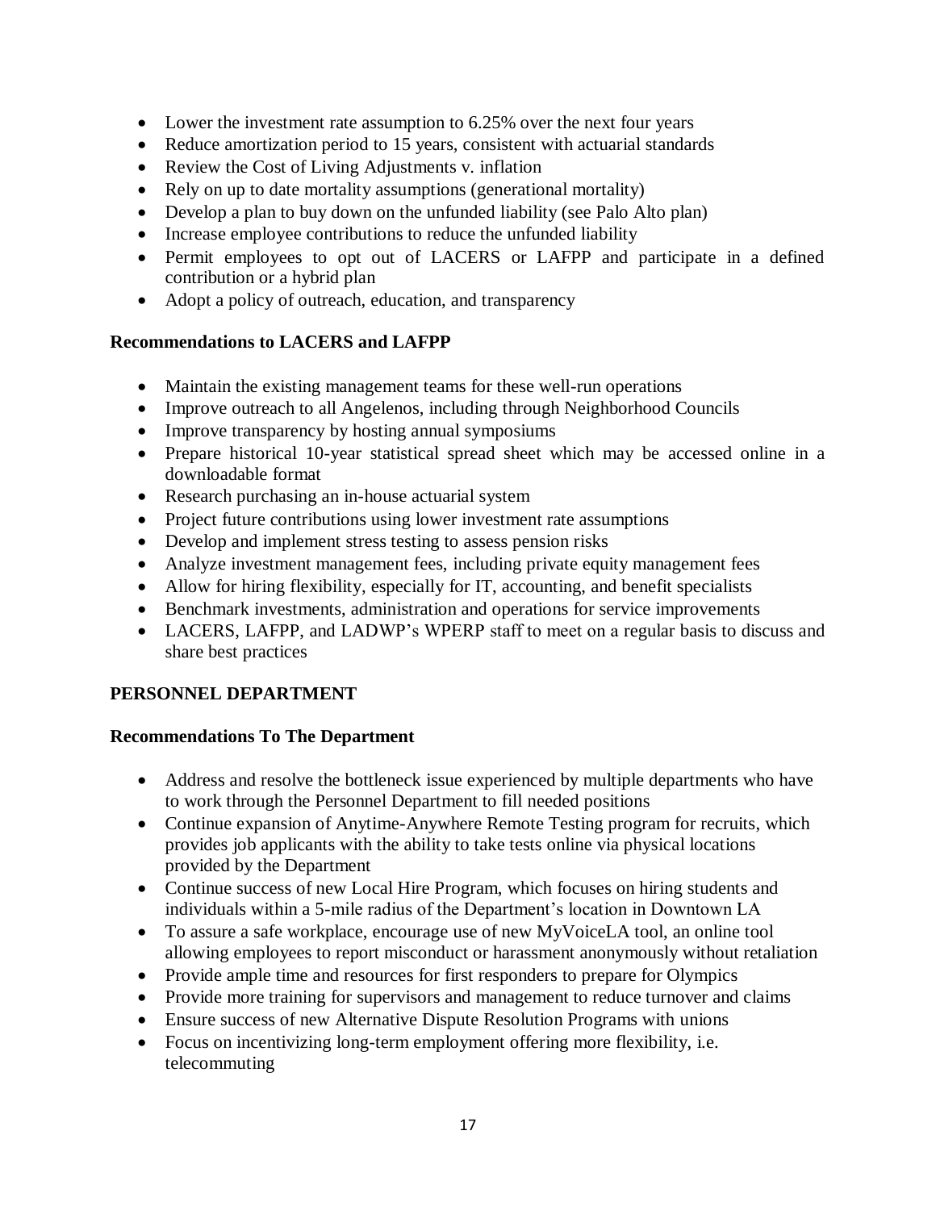- Lower the investment rate assumption to 6.25% over the next four years
- Reduce amortization period to 15 years, consistent with actuarial standards
- Review the Cost of Living Adjustments v. inflation
- Rely on up to date mortality assumptions (generational mortality)
- Develop a plan to buy down on the unfunded liability (see Palo Alto plan)
- Increase employee contributions to reduce the unfunded liability
- Permit employees to opt out of LACERS or LAFPP and participate in a defined contribution or a hybrid plan
- Adopt a policy of outreach, education, and transparency

**Recommendations to LACERS and LAFPP**

- Maintain the existing management teams for these well-run operations
- Improve outreach to all Angelenos, including through Neighborhood Councils
- Improve transparency by hosting annual symposiums
- Prepare historical 10-year statistical spread sheet which may be accessed online in a downloadable format
- Research purchasing an in-house actuarial system
- Project future contributions using lower investment rate assumptions
- Develop and implement stress testing to assess pension risks
- Analyze investment management fees, including private equity management fees
- Allow for hiring flexibility, especially for IT, accounting, and benefit specialists
- Benchmark investments, administration and operations for service improvements
- LACERS, LAFPP, and LADWP's WPERP staff to meet on a regular basis to discuss and share best practices

**PERSONNEL DEPARTMENT**

**Recommendations To The Department**

- Address and resolve the bottleneck issue experienced by multiple departments who have to work through the Personnel Department to fill needed positions
- Continue expansion of Anytime-Anywhere Remote Testing program for recruits, which provides job applicants with the ability to take tests online via physical locations provided by the Department
- Continue success of new Local Hire Program, which focuses on hiring students and individuals within a 5-mile radius of the Department's location in Downtown LA
- To assure a safe workplace, encourage use of new MyVoiceLA tool, an online tool allowing employees to report misconduct or harassment anonymously without retaliation
- Provide ample time and resources for first responders to prepare for Olympics
- Provide more training for supervisors and management to reduce turnover and claims
- Ensure success of new Alternative Dispute Resolution Programs with unions
- Focus on incentivizing long-term employment offering more flexibility, i.e. telecommuting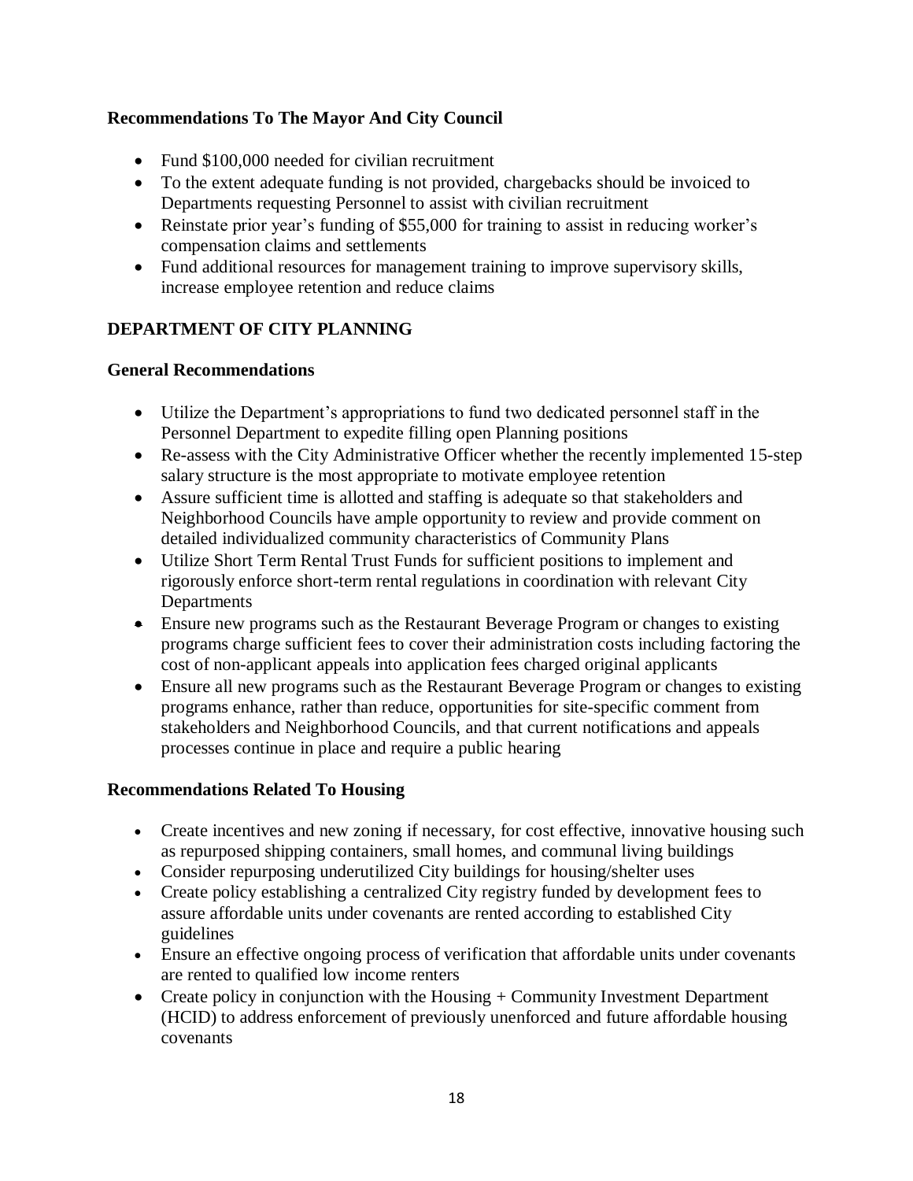### Recommendations To The Mayor And City Council

- Fund $100,000 needed for civilian recruitment
- To the extent adequate funding is not provided, chargebacks should be invoiced to Departments requesting Personnel to assist with civilian recruitment
- Reinstate prior year's funding of $55,000 for training to assist in reducing worker's compensation claims and settlements
- Fund additional resources for management training to improve supervisory skills, increase employee retention and reduce claims

## DEPARTMENT OF CITY PLANNING

### General Recommendations

- Utilize the Department's appropriations to fund two dedicated personnel staff in the Personnel Department to expedite filling open Planning positions
- Re-assess with the City Administrative Officer whether the recently implemented 15-step salary structure is the most appropriate to motivate employee retention
- Assure sufficient time is allotted and staffing is adequate so that stakeholders and Neighborhood Councils have ample opportunity to review and provide comment on detailed individualized community characteristics of Community Plans
- Utilize Short Term Rental Trust Funds for sufficient positions to implement and rigorously enforce short-term rental regulations in coordination with relevant City Departments
- Ensure new programs such as the Restaurant Beverage Program or changes to existing programs charge sufficient fees to cover their administration costs including factoring the cost of non-applicant appeals into application fees charged original applicants
- Ensure all new programs such as the Restaurant Beverage Program or changes to existing programs enhance, rather than reduce, opportunities for site-specific comment from stakeholders and Neighborhood Councils, and that current notifications and appeals processes continue in place and require a public hearing

### Recommendations Related To Housing

- Create incentives and new zoning if necessary, for cost effective, innovative housing such as repurposed shipping containers, small homes, and communal living buildings
- Consider repurposing underutilized City buildings for housing/shelter uses
- Create policy establishing a centralized City registry funded by development fees to assure affordable units under covenants are rented according to established City guidelines
- Ensure an effective ongoing process of verification that affordable units under covenants are rented to qualified low income renters
- Create policy in conjunction with the Housing + Community Investment Department (HCID) to address enforcement of previously unenforced and future affordable housing covenants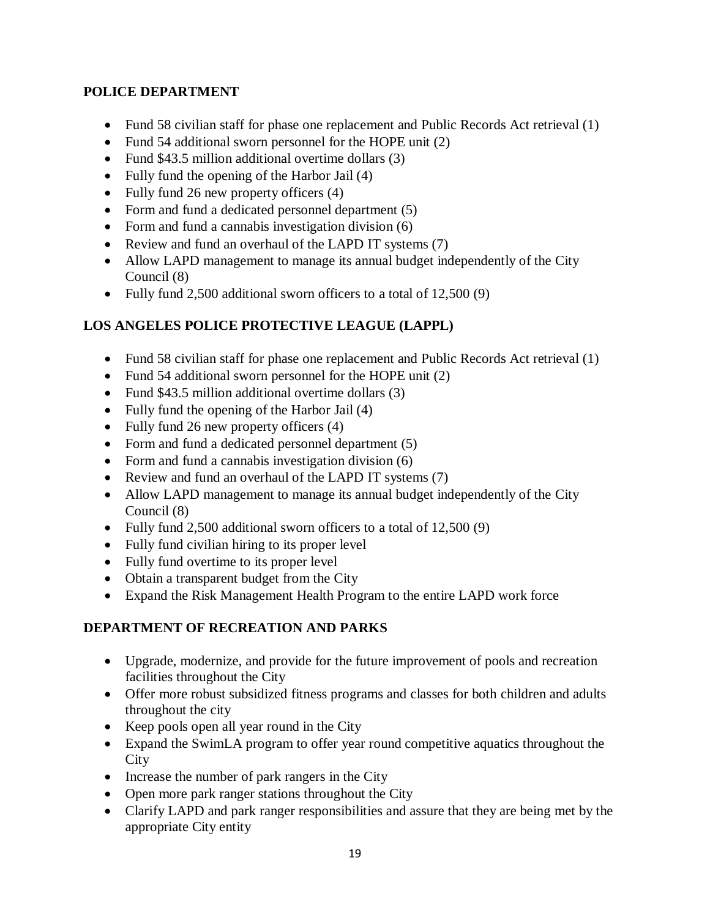**POLICE DEPARTMENT**

- Fund 58 civilian staff for phase one replacement and Public Records Act retrieval (1)
- Fund 54 additional sworn personnel for the HOPE unit (2)
- Fund $43.5 million additional overtime dollars (3)
- Fully fund the opening of the Harbor Jail (4)
- Fully fund 26 new property officers (4)
- Form and fund a dedicated personnel department (5)
- Form and fund a cannabis investigation division (6)
- Review and fund an overhaul of the LAPD IT systems (7)
- Allow LAPD management to manage its annual budget independently of the City Council (8)
- Fully fund 2,500 additional sworn officers to a total of 12,500 (9)

**LOS ANGELES POLICE PROTECTIVE LEAGUE (LAPPL)**

- Fund 58 civilian staff for phase one replacement and Public Records Act retrieval (1)
- Fund 54 additional sworn personnel for the HOPE unit (2)
- Fund $43.5 million additional overtime dollars (3)
- Fully fund the opening of the Harbor Jail (4)
- Fully fund 26 new property officers (4)
- Form and fund a dedicated personnel department (5)
- Form and fund a cannabis investigation division (6)
- Review and fund an overhaul of the LAPD IT systems (7)
- Allow LAPD management to manage its annual budget independently of the City Council (8)
- Fully fund 2,500 additional sworn officers to a total of 12,500 (9)
- Fully fund civilian hiring to its proper level
- Fully fund overtime to its proper level
- Obtain a transparent budget from the City
- Expand the Risk Management Health Program to the entire LAPD work force

**DEPARTMENT OF RECREATION AND PARKS**

- Upgrade, modernize, and provide for the future improvement of pools and recreation facilities throughout the City
- Offer more robust subsidized fitness programs and classes for both children and adults throughout the city
- Keep pools open all year round in the City
- Expand the SwimLA program to offer year round competitive aquatics throughout the City
- Increase the number of park rangers in the City
- Open more park ranger stations throughout the City
- Clarify LAPD and park ranger responsibilities and assure that they are being met by the appropriate City entity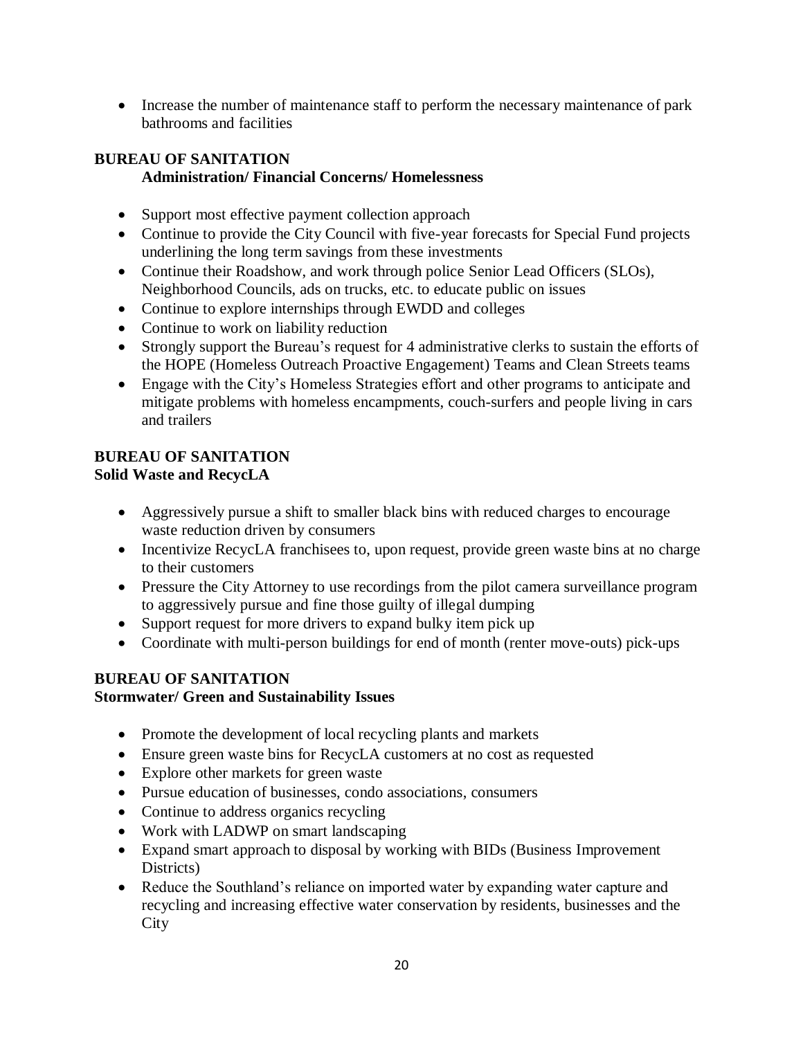- Increase the number of maintenance staff to perform the necessary maintenance of park bathrooms and facilities

**BUREAU OF SANITATION**
**Administration/ Financial Concerns/ Homelessness**

- Support most effective payment collection approach
- Continue to provide the City Council with five-year forecasts for Special Fund projects underlining the long term savings from these investments
- Continue their Roadshow, and work through police Senior Lead Officers (SLOs), Neighborhood Councils, ads on trucks, etc. to educate public on issues
- Continue to explore internships through EWDD and colleges
- Continue to work on liability reduction
- Strongly support the Bureau's request for 4 administrative clerks to sustain the efforts of the HOPE (Homeless Outreach Proactive Engagement) Teams and Clean Streets teams
- Engage with the City's Homeless Strategies effort and other programs to anticipate and mitigate problems with homeless encampments, couch-surfers and people living in cars and trailers

**BUREAU OF SANITATION**
**Solid Waste and RecycLA**

- Aggressively pursue a shift to smaller black bins with reduced charges to encourage waste reduction driven by consumers
- Incentivize RecycLA franchisees to, upon request, provide green waste bins at no charge to their customers
- Pressure the City Attorney to use recordings from the pilot camera surveillance program to aggressively pursue and fine those guilty of illegal dumping
- Support request for more drivers to expand bulky item pick up
- Coordinate with multi-person buildings for end of month (renter move-outs) pick-ups

**BUREAU OF SANITATION**
**Stormwater/ Green and Sustainability Issues**

- Promote the development of local recycling plants and markets
- Ensure green waste bins for RecycLA customers at no cost as requested
- Explore other markets for green waste
- Pursue education of businesses, condo associations, consumers
- Continue to address organics recycling
- Work with LADWP on smart landscaping
- Expand smart approach to disposal by working with BIDs (Business Improvement Districts)
- Reduce the Southland's reliance on imported water by expanding water capture and recycling and increasing effective water conservation by residents, businesses and the City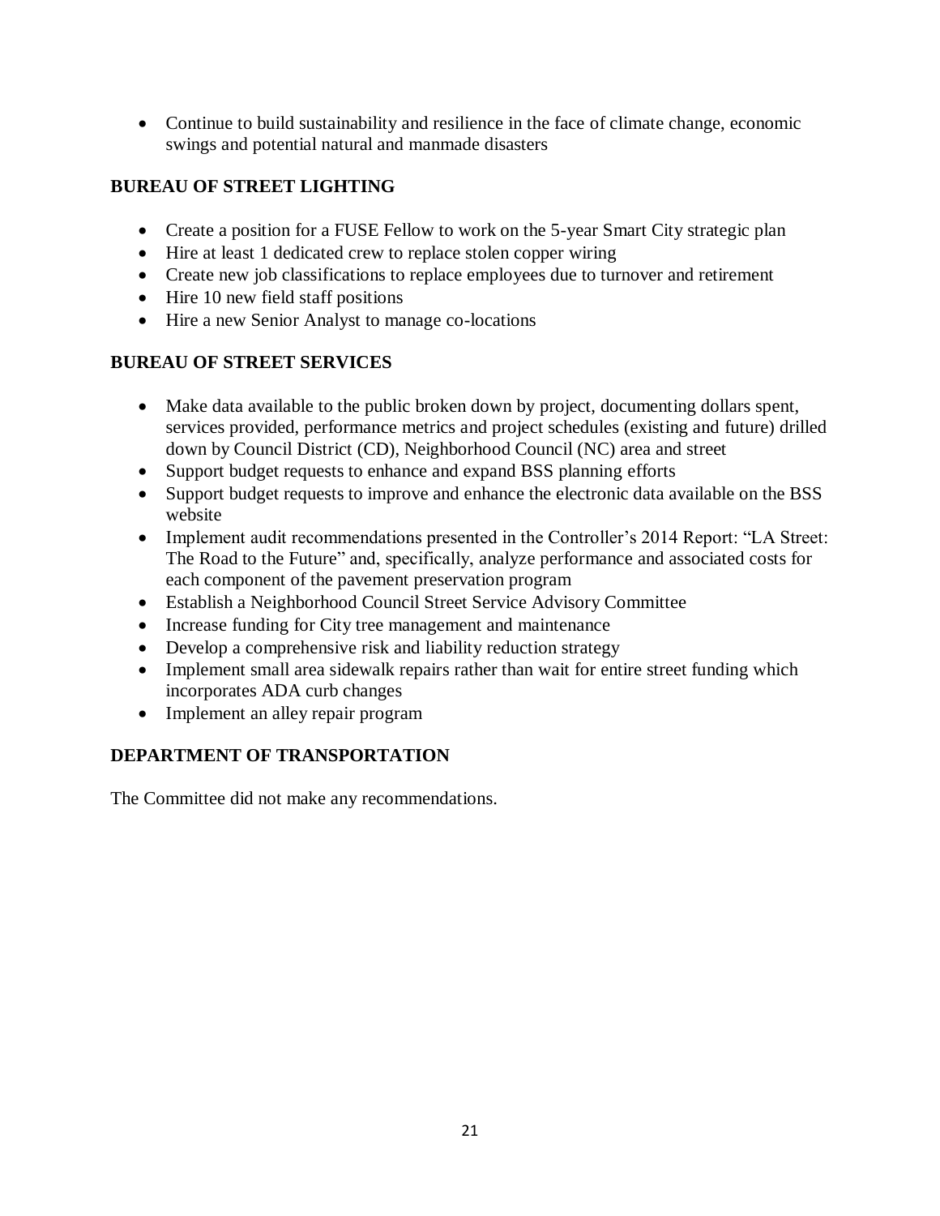- Continue to build sustainability and resilience in the face of climate change, economic swings and potential natural and manmade disasters

**BUREAU OF STREET LIGHTING**

- Create a position for a FUSE Fellow to work on the 5-year Smart City strategic plan
- Hire at least 1 dedicated crew to replace stolen copper wiring
- Create new job classifications to replace employees due to turnover and retirement
- Hire 10 new field staff positions
- Hire a new Senior Analyst to manage co-locations

**BUREAU OF STREET SERVICES**

- Make data available to the public broken down by project, documenting dollars spent, services provided, performance metrics and project schedules (existing and future) drilled down by Council District (CD), Neighborhood Council (NC) area and street
- Support budget requests to enhance and expand BSS planning efforts
- Support budget requests to improve and enhance the electronic data available on the BSS website
- Implement audit recommendations presented in the Controller's 2014 Report: "LA Street: The Road to the Future" and, specifically, analyze performance and associated costs for each component of the pavement preservation program
- Establish a Neighborhood Council Street Service Advisory Committee
- Increase funding for City tree management and maintenance
- Develop a comprehensive risk and liability reduction strategy
- Implement small area sidewalk repairs rather than wait for entire street funding which incorporates ADA curb changes
- Implement an alley repair program

**DEPARTMENT OF TRANSPORTATION**

The Committee did not make any recommendations.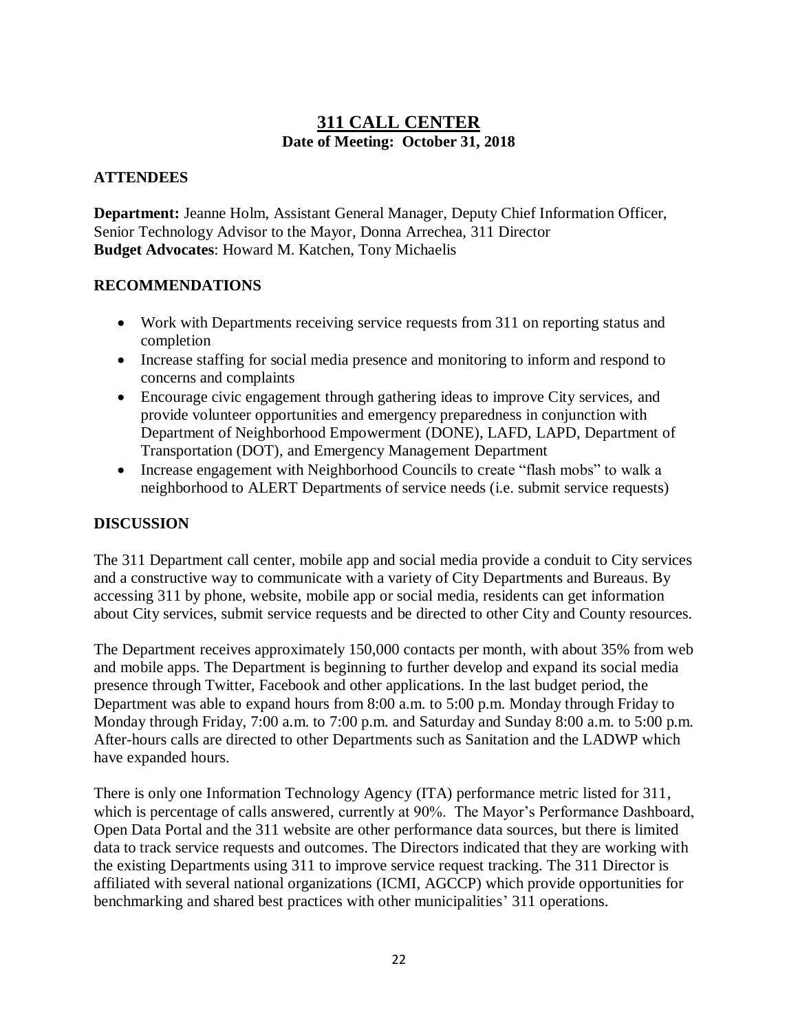# 311 CALL CENTER

**Date of Meeting: October 31, 2018**

## ATTENDEES

**Department:** Jeanne Holm, Assistant General Manager, Deputy Chief Information Officer, Senior Technology Advisor to the Mayor, Donna Arrechea, 311 Director
**Budget Advocates**: Howard M. Katchen, Tony Michaelis

## RECOMMENDATIONS

- Work with Departments receiving service requests from 311 on reporting status and completion
- Increase staffing for social media presence and monitoring to inform and respond to concerns and complaints
- Encourage civic engagement through gathering ideas to improve City services, and provide volunteer opportunities and emergency preparedness in conjunction with Department of Neighborhood Empowerment (DONE), LAFD, LAPD, Department of Transportation (DOT), and Emergency Management Department
- Increase engagement with Neighborhood Councils to create "flash mobs" to walk a neighborhood to ALERT Departments of service needs (i.e. submit service requests)

## DISCUSSION

The 311 Department call center, mobile app and social media provide a conduit to City services and a constructive way to communicate with a variety of City Departments and Bureaus. By accessing 311 by phone, website, mobile app or social media, residents can get information about City services, submit service requests and be directed to other City and County resources.

The Department receives approximately 150,000 contacts per month, with about 35% from web and mobile apps. The Department is beginning to further develop and expand its social media presence through Twitter, Facebook and other applications. In the last budget period, the Department was able to expand hours from 8:00 a.m. to 5:00 p.m. Monday through Friday to Monday through Friday, 7:00 a.m. to 7:00 p.m. and Saturday and Sunday 8:00 a.m. to 5:00 p.m. After-hours calls are directed to other Departments such as Sanitation and the LADWP which have expanded hours.

There is only one Information Technology Agency (ITA) performance metric listed for 311, which is percentage of calls answered, currently at 90%. The Mayor's Performance Dashboard, Open Data Portal and the 311 website are other performance data sources, but there is limited data to track service requests and outcomes. The Directors indicated that they are working with the existing Departments using 311 to improve service request tracking. The 311 Director is affiliated with several national organizations (ICMI, AGCCP) which provide opportunities for benchmarking and shared best practices with other municipalities' 311 operations.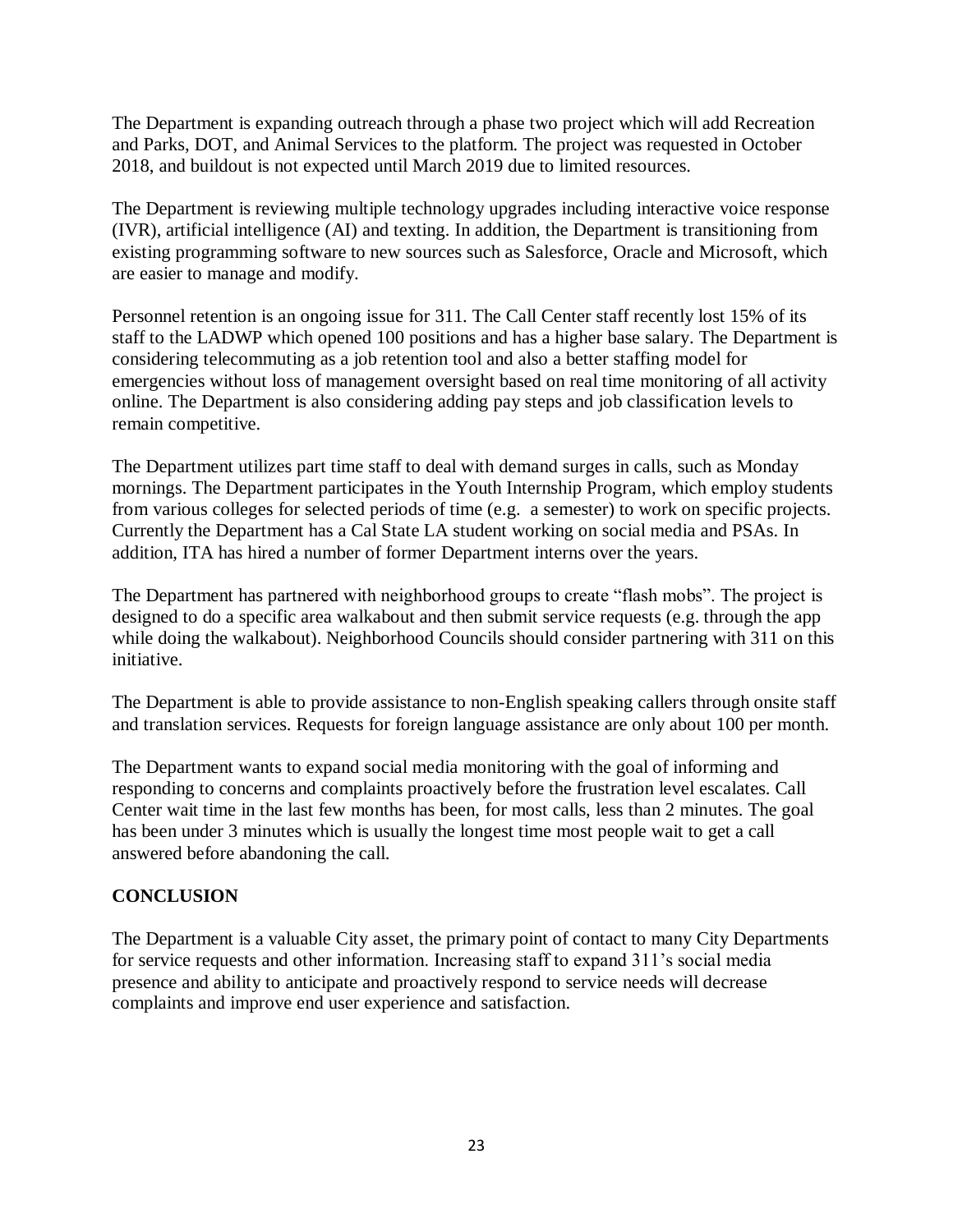The Department is expanding outreach through a phase two project which will add Recreation and Parks, DOT, and Animal Services to the platform. The project was requested in October 2018, and buildout is not expected until March 2019 due to limited resources.

The Department is reviewing multiple technology upgrades including interactive voice response (IVR), artificial intelligence (AI) and texting. In addition, the Department is transitioning from existing programming software to new sources such as Salesforce, Oracle and Microsoft, which are easier to manage and modify.

Personnel retention is an ongoing issue for 311. The Call Center staff recently lost 15% of its staff to the LADWP which opened 100 positions and has a higher base salary. The Department is considering telecommuting as a job retention tool and also a better staffing model for emergencies without loss of management oversight based on real time monitoring of all activity online. The Department is also considering adding pay steps and job classification levels to remain competitive.

The Department utilizes part time staff to deal with demand surges in calls, such as Monday mornings. The Department participates in the Youth Internship Program, which employ students from various colleges for selected periods of time (e.g. a semester) to work on specific projects. Currently the Department has a Cal State LA student working on social media and PSAs. In addition, ITA has hired a number of former Department interns over the years.

The Department has partnered with neighborhood groups to create "flash mobs". The project is designed to do a specific area walkabout and then submit service requests (e.g. through the app while doing the walkabout). Neighborhood Councils should consider partnering with 311 on this initiative.

The Department is able to provide assistance to non-English speaking callers through onsite staff and translation services. Requests for foreign language assistance are only about 100 per month.

The Department wants to expand social media monitoring with the goal of informing and responding to concerns and complaints proactively before the frustration level escalates. Call Center wait time in the last few months has been, for most calls, less than 2 minutes. The goal has been under 3 minutes which is usually the longest time most people wait to get a call answered before abandoning the call.

## CONCLUSION

The Department is a valuable City asset, the primary point of contact to many City Departments for service requests and other information. Increasing staff to expand 311's social media presence and ability to anticipate and proactively respond to service needs will decrease complaints and improve end user experience and satisfaction.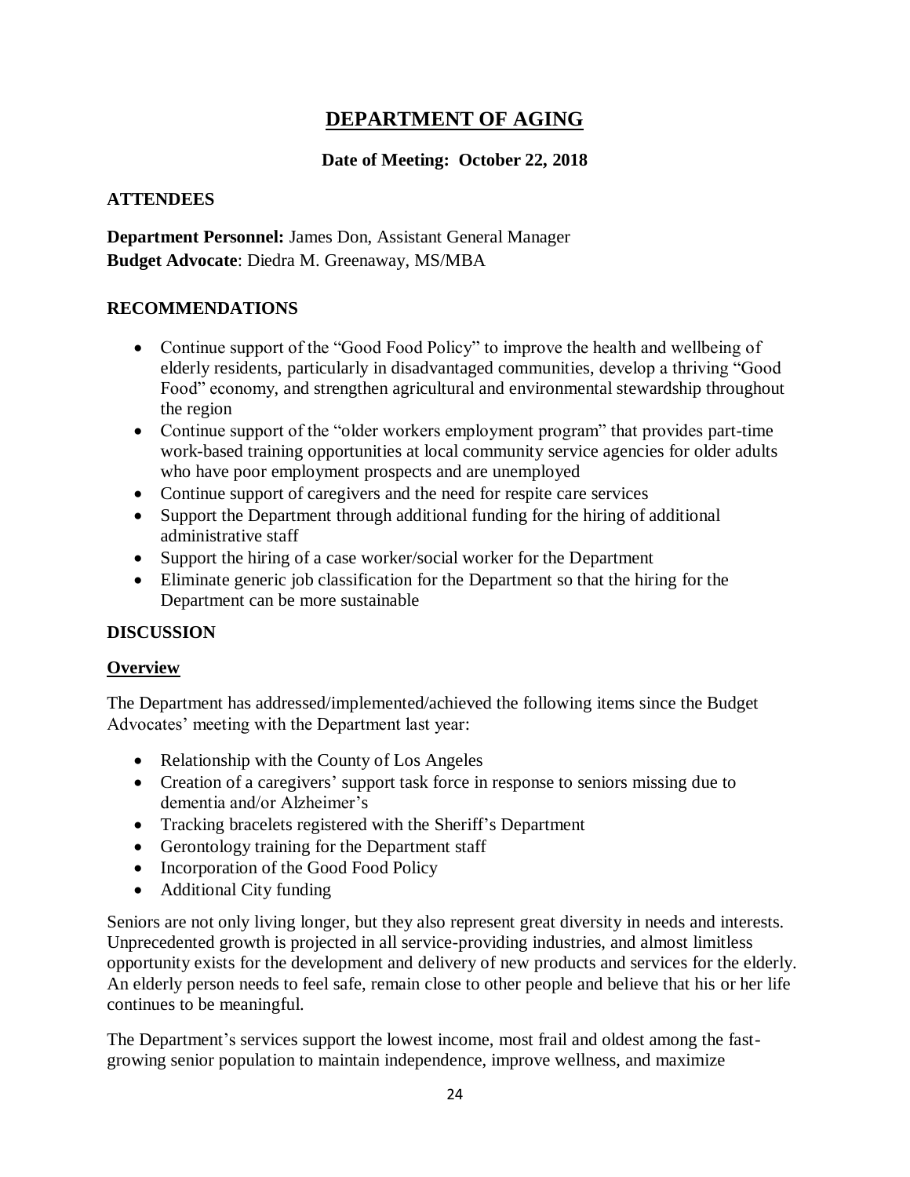# DEPARTMENT OF AGING

**Date of Meeting: October 22, 2018**

## ATTENDEES

**Department Personnel:** James Don, Assistant General Manager
**Budget Advocate**: Diedra M. Greenaway, MS/MBA

## RECOMMENDATIONS

- Continue support of the "Good Food Policy" to improve the health and wellbeing of elderly residents, particularly in disadvantaged communities, develop a thriving "Good Food" economy, and strengthen agricultural and environmental stewardship throughout the region
- Continue support of the "older workers employment program" that provides part-time work-based training opportunities at local community service agencies for older adults who have poor employment prospects and are unemployed
- Continue support of caregivers and the need for respite care services
- Support the Department through additional funding for the hiring of additional administrative staff
- Support the hiring of a case worker/social worker for the Department
- Eliminate generic job classification for the Department so that the hiring for the Department can be more sustainable

## DISCUSSION

### Overview

The Department has addressed/implemented/achieved the following items since the Budget Advocates' meeting with the Department last year:

- Relationship with the County of Los Angeles
- Creation of a caregivers' support task force in response to seniors missing due to dementia and/or Alzheimer's
- Tracking bracelets registered with the Sheriff's Department
- Gerontology training for the Department staff
- Incorporation of the Good Food Policy
- Additional City funding

Seniors are not only living longer, but they also represent great diversity in needs and interests. Unprecedented growth is projected in all service-providing industries, and almost limitless opportunity exists for the development and delivery of new products and services for the elderly. An elderly person needs to feel safe, remain close to other people and believe that his or her life continues to be meaningful.

The Department's services support the lowest income, most frail and oldest among the fast-growing senior population to maintain independence, improve wellness, and maximize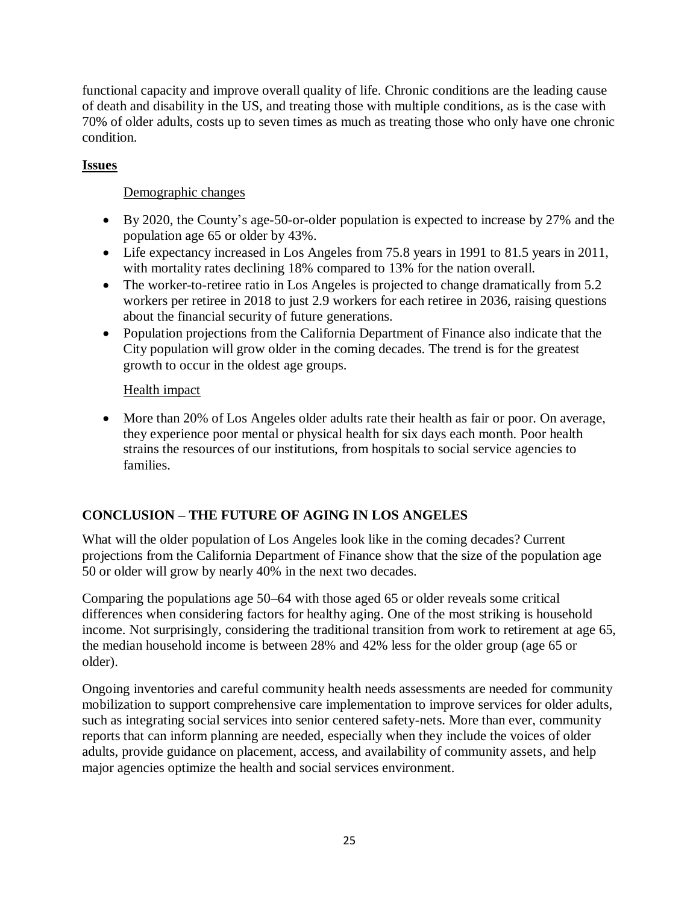functional capacity and improve overall quality of life. Chronic conditions are the leading cause of death and disability in the US, and treating those with multiple conditions, as is the case with 70% of older adults, costs up to seven times as much as treating those who only have one chronic condition.

**Issues**

Demographic changes

- By 2020, the County's age-50-or-older population is expected to increase by 27% and the population age 65 or older by 43%.
- Life expectancy increased in Los Angeles from 75.8 years in 1991 to 81.5 years in 2011, with mortality rates declining 18% compared to 13% for the nation overall.
- The worker-to-retiree ratio in Los Angeles is projected to change dramatically from 5.2 workers per retiree in 2018 to just 2.9 workers for each retiree in 2036, raising questions about the financial security of future generations.
- Population projections from the California Department of Finance also indicate that the City population will grow older in the coming decades. The trend is for the greatest growth to occur in the oldest age groups.

Health impact

- More than 20% of Los Angeles older adults rate their health as fair or poor. On average, they experience poor mental or physical health for six days each month. Poor health strains the resources of our institutions, from hospitals to social service agencies to families.

## CONCLUSION – THE FUTURE OF AGING IN LOS ANGELES

What will the older population of Los Angeles look like in the coming decades? Current projections from the California Department of Finance show that the size of the population age 50 or older will grow by nearly 40% in the next two decades.

Comparing the populations age 50–64 with those aged 65 or older reveals some critical differences when considering factors for healthy aging. One of the most striking is household income. Not surprisingly, considering the traditional transition from work to retirement at age 65, the median household income is between 28% and 42% less for the older group (age 65 or older).

Ongoing inventories and careful community health needs assessments are needed for community mobilization to support comprehensive care implementation to improve services for older adults, such as integrating social services into senior centered safety-nets. More than ever, community reports that can inform planning are needed, especially when they include the voices of older adults, provide guidance on placement, access, and availability of community assets, and help major agencies optimize the health and social services environment.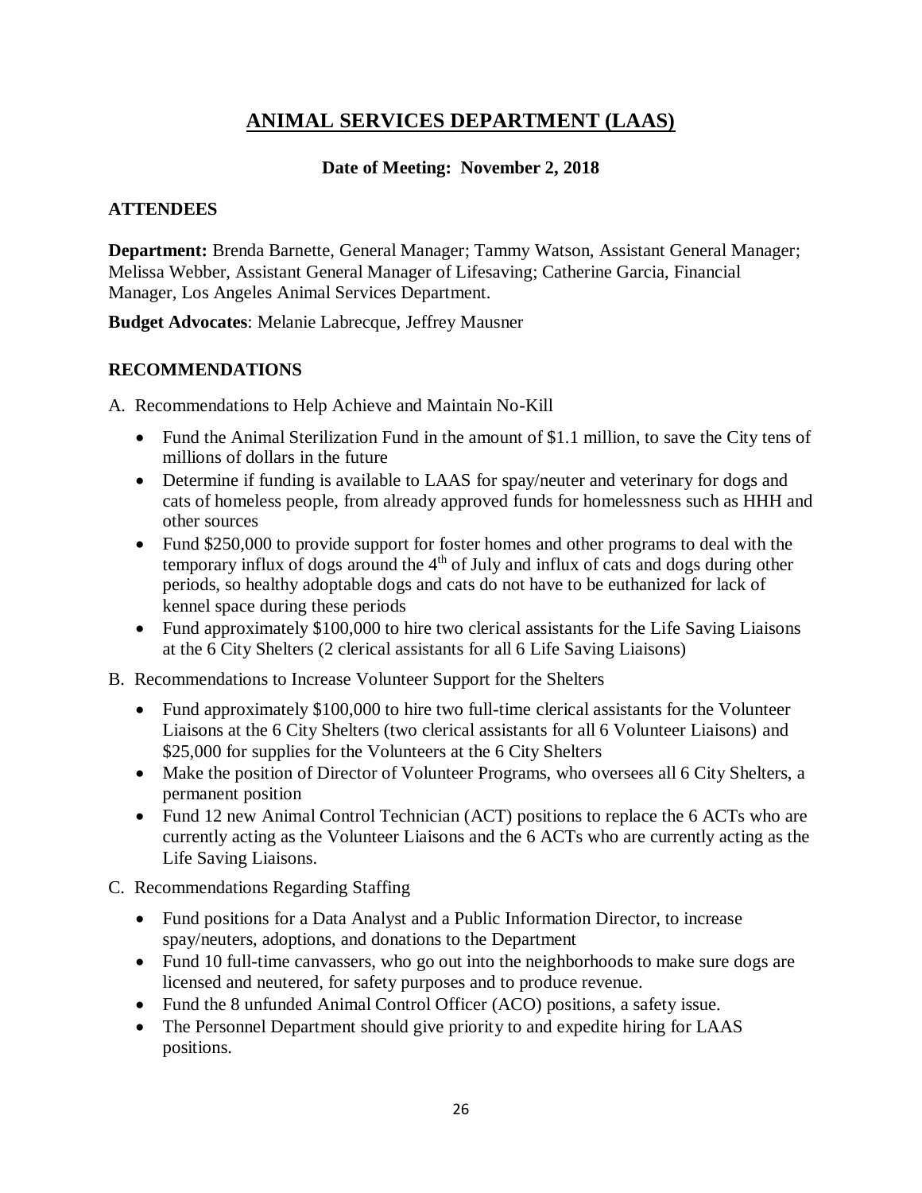# ANIMAL SERVICES DEPARTMENT (LAAS)

**Date of Meeting: November 2, 2018**

### ATTENDEES

**Department:** Brenda Barnette, General Manager; Tammy Watson, Assistant General Manager; Melissa Webber, Assistant General Manager of Lifesaving; Catherine Garcia, Financial Manager, Los Angeles Animal Services Department.

**Budget Advocates**: Melanie Labrecque, Jeffrey Mausner

### RECOMMENDATIONS

A. Recommendations to Help Achieve and Maintain No-Kill

- Fund the Animal Sterilization Fund in the amount of $1.1 million, to save the City tens of millions of dollars in the future
- Determine if funding is available to LAAS for spay/neuter and veterinary for dogs and cats of homeless people, from already approved funds for homelessness such as HHH and other sources
- Fund $250,000 to provide support for foster homes and other programs to deal with the temporary influx of dogs around the 4th of July and influx of cats and dogs during other periods, so healthy adoptable dogs and cats do not have to be euthanized for lack of kennel space during these periods
- Fund approximately $100,000 to hire two clerical assistants for the Life Saving Liaisons at the 6 City Shelters (2 clerical assistants for all 6 Life Saving Liaisons)

B. Recommendations to Increase Volunteer Support for the Shelters

- Fund approximately $100,000 to hire two full-time clerical assistants for the Volunteer Liaisons at the 6 City Shelters (two clerical assistants for all 6 Volunteer Liaisons) and $25,000 for supplies for the Volunteers at the 6 City Shelters
- Make the position of Director of Volunteer Programs, who oversees all 6 City Shelters, a permanent position
- Fund 12 new Animal Control Technician (ACT) positions to replace the 6 ACTs who are currently acting as the Volunteer Liaisons and the 6 ACTs who are currently acting as the Life Saving Liaisons.

C. Recommendations Regarding Staffing

- Fund positions for a Data Analyst and a Public Information Director, to increase spay/neuters, adoptions, and donations to the Department
- Fund 10 full-time canvassers, who go out into the neighborhoods to make sure dogs are licensed and neutered, for safety purposes and to produce revenue.
- Fund the 8 unfunded Animal Control Officer (ACO) positions, a safety issue.
- The Personnel Department should give priority to and expedite hiring for LAAS positions.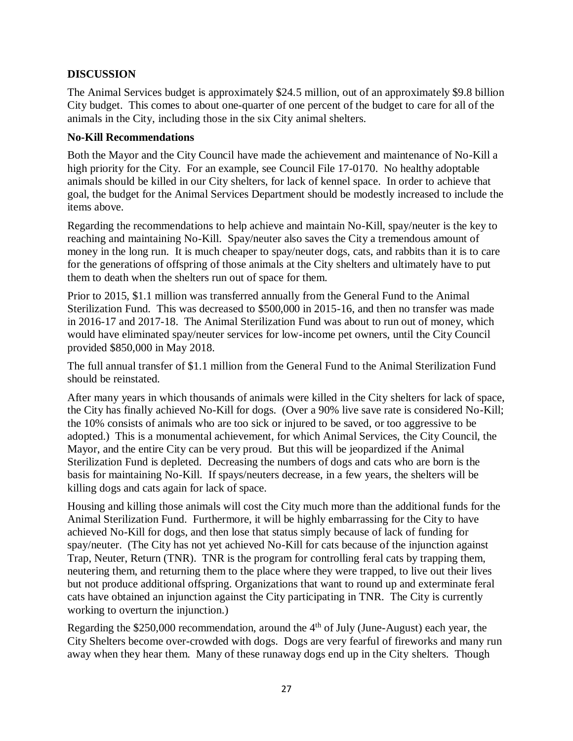## DISCUSSION

The Animal Services budget is approximately $24.5 million, out of an approximately $9.8 billion City budget. This comes to about one-quarter of one percent of the budget to care for all of the animals in the City, including those in the six City animal shelters.

### No-Kill Recommendations

Both the Mayor and the City Council have made the achievement and maintenance of No-Kill a high priority for the City. For an example, see Council File 17-0170. No healthy adoptable animals should be killed in our City shelters, for lack of kennel space. In order to achieve that goal, the budget for the Animal Services Department should be modestly increased to include the items above.

Regarding the recommendations to help achieve and maintain No-Kill, spay/neuter is the key to reaching and maintaining No-Kill. Spay/neuter also saves the City a tremendous amount of money in the long run. It is much cheaper to spay/neuter dogs, cats, and rabbits than it is to care for the generations of offspring of those animals at the City shelters and ultimately have to put them to death when the shelters run out of space for them.

Prior to 2015, $1.1 million was transferred annually from the General Fund to the Animal Sterilization Fund. This was decreased to $500,000 in 2015-16, and then no transfer was made in 2016-17 and 2017-18. The Animal Sterilization Fund was about to run out of money, which would have eliminated spay/neuter services for low-income pet owners, until the City Council provided $850,000 in May 2018.

The full annual transfer of $1.1 million from the General Fund to the Animal Sterilization Fund should be reinstated.

After many years in which thousands of animals were killed in the City shelters for lack of space, the City has finally achieved No-Kill for dogs. (Over a 90% live save rate is considered No-Kill; the 10% consists of animals who are too sick or injured to be saved, or too aggressive to be adopted.) This is a monumental achievement, for which Animal Services, the City Council, the Mayor, and the entire City can be very proud. But this will be jeopardized if the Animal Sterilization Fund is depleted. Decreasing the numbers of dogs and cats who are born is the basis for maintaining No-Kill. If spays/neuters decrease, in a few years, the shelters will be killing dogs and cats again for lack of space.

Housing and killing those animals will cost the City much more than the additional funds for the Animal Sterilization Fund. Furthermore, it will be highly embarrassing for the City to have achieved No-Kill for dogs, and then lose that status simply because of lack of funding for spay/neuter. (The City has not yet achieved No-Kill for cats because of the injunction against Trap, Neuter, Return (TNR). TNR is the program for controlling feral cats by trapping them, neutering them, and returning them to the place where they were trapped, to live out their lives but not produce additional offspring. Organizations that want to round up and exterminate feral cats have obtained an injunction against the City participating in TNR. The City is currently working to overturn the injunction.)

Regarding the $250,000 recommendation, around the 4th of July (June-August) each year, the City Shelters become over-crowded with dogs. Dogs are very fearful of fireworks and many run away when they hear them. Many of these runaway dogs end up in the City shelters. Though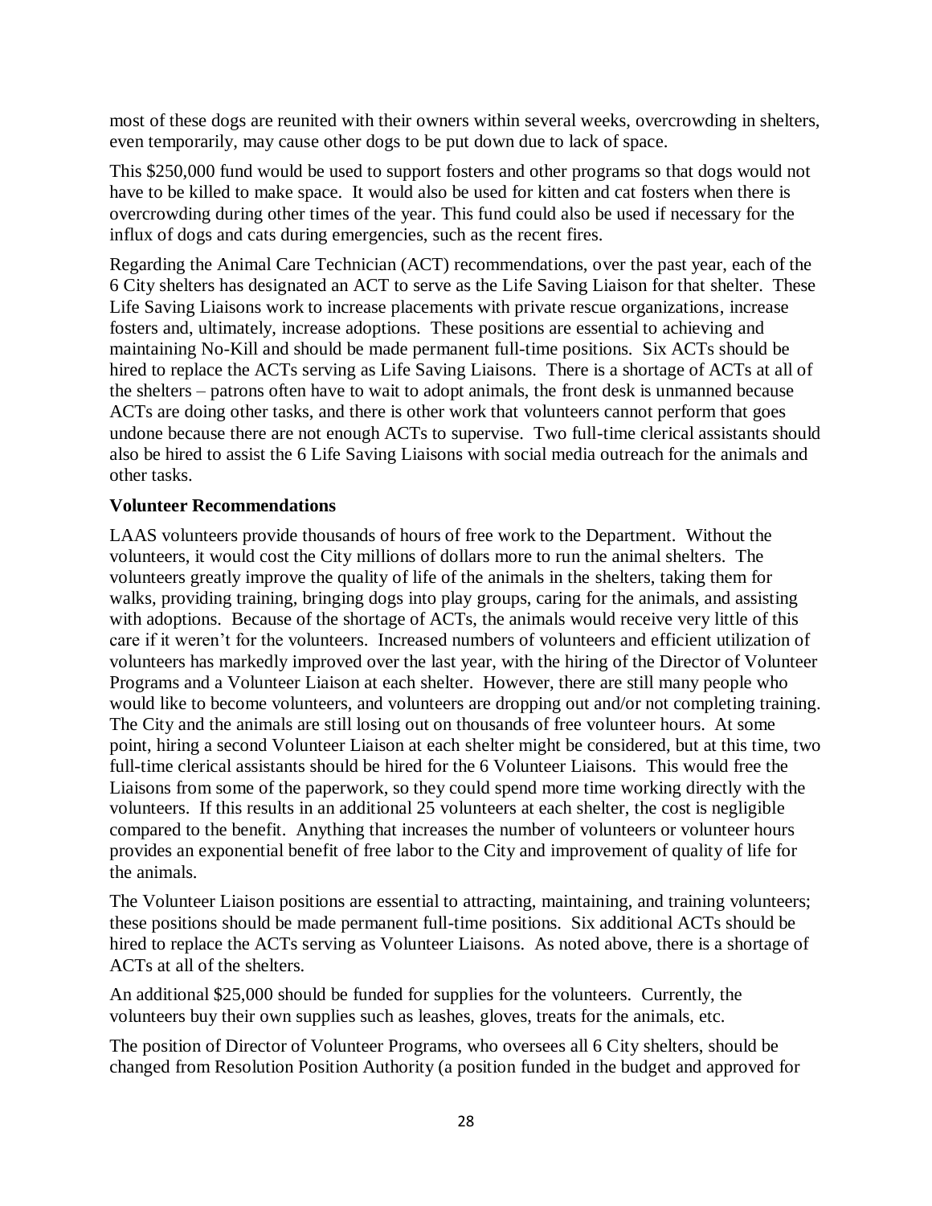most of these dogs are reunited with their owners within several weeks, overcrowding in shelters, even temporarily, may cause other dogs to be put down due to lack of space.

This $250,000 fund would be used to support fosters and other programs so that dogs would not have to be killed to make space. It would also be used for kitten and cat fosters when there is overcrowding during other times of the year. This fund could also be used if necessary for the influx of dogs and cats during emergencies, such as the recent fires.

Regarding the Animal Care Technician (ACT) recommendations, over the past year, each of the 6 City shelters has designated an ACT to serve as the Life Saving Liaison for that shelter. These Life Saving Liaisons work to increase placements with private rescue organizations, increase fosters and, ultimately, increase adoptions. These positions are essential to achieving and maintaining No-Kill and should be made permanent full-time positions. Six ACTs should be hired to replace the ACTs serving as Life Saving Liaisons. There is a shortage of ACTs at all of the shelters – patrons often have to wait to adopt animals, the front desk is unmanned because ACTs are doing other tasks, and there is other work that volunteers cannot perform that goes undone because there are not enough ACTs to supervise. Two full-time clerical assistants should also be hired to assist the 6 Life Saving Liaisons with social media outreach for the animals and other tasks.

**Volunteer Recommendations**

LAAS volunteers provide thousands of hours of free work to the Department. Without the volunteers, it would cost the City millions of dollars more to run the animal shelters. The volunteers greatly improve the quality of life of the animals in the shelters, taking them for walks, providing training, bringing dogs into play groups, caring for the animals, and assisting with adoptions. Because of the shortage of ACTs, the animals would receive very little of this care if it weren't for the volunteers. Increased numbers of volunteers and efficient utilization of volunteers has markedly improved over the last year, with the hiring of the Director of Volunteer Programs and a Volunteer Liaison at each shelter. However, there are still many people who would like to become volunteers, and volunteers are dropping out and/or not completing training. The City and the animals are still losing out on thousands of free volunteer hours. At some point, hiring a second Volunteer Liaison at each shelter might be considered, but at this time, two full-time clerical assistants should be hired for the 6 Volunteer Liaisons. This would free the Liaisons from some of the paperwork, so they could spend more time working directly with the volunteers. If this results in an additional 25 volunteers at each shelter, the cost is negligible compared to the benefit. Anything that increases the number of volunteers or volunteer hours provides an exponential benefit of free labor to the City and improvement of quality of life for the animals.

The Volunteer Liaison positions are essential to attracting, maintaining, and training volunteers; these positions should be made permanent full-time positions. Six additional ACTs should be hired to replace the ACTs serving as Volunteer Liaisons. As noted above, there is a shortage of ACTs at all of the shelters.

An additional $25,000 should be funded for supplies for the volunteers. Currently, the volunteers buy their own supplies such as leashes, gloves, treats for the animals, etc.

The position of Director of Volunteer Programs, who oversees all 6 City shelters, should be changed from Resolution Position Authority (a position funded in the budget and approved for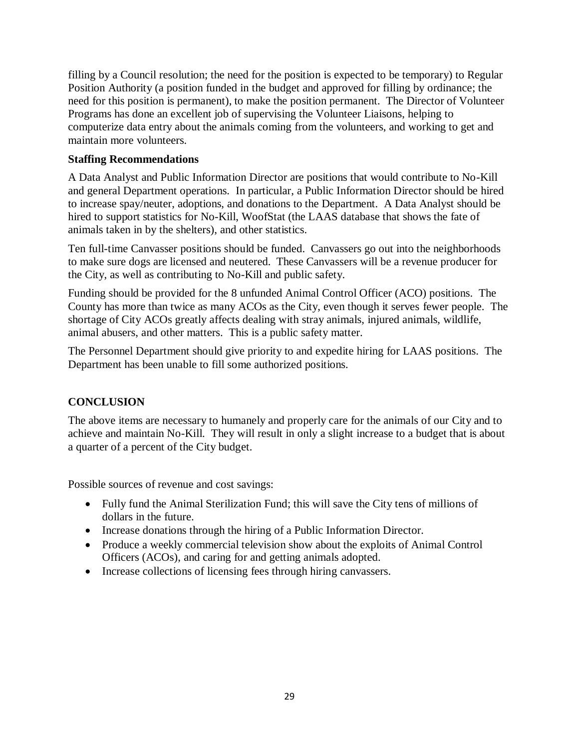filling by a Council resolution; the need for the position is expected to be temporary) to Regular Position Authority (a position funded in the budget and approved for filling by ordinance; the need for this position is permanent), to make the position permanent. The Director of Volunteer Programs has done an excellent job of supervising the Volunteer Liaisons, helping to computerize data entry about the animals coming from the volunteers, and working to get and maintain more volunteers.

**Staffing Recommendations**

A Data Analyst and Public Information Director are positions that would contribute to No-Kill and general Department operations. In particular, a Public Information Director should be hired to increase spay/neuter, adoptions, and donations to the Department. A Data Analyst should be hired to support statistics for No-Kill, WoofStat (the LAAS database that shows the fate of animals taken in by the shelters), and other statistics.

Ten full-time Canvasser positions should be funded. Canvassers go out into the neighborhoods to make sure dogs are licensed and neutered. These Canvassers will be a revenue producer for the City, as well as contributing to No-Kill and public safety.

Funding should be provided for the 8 unfunded Animal Control Officer (ACO) positions. The County has more than twice as many ACOs as the City, even though it serves fewer people. The shortage of City ACOs greatly affects dealing with stray animals, injured animals, wildlife, animal abusers, and other matters. This is a public safety matter.

The Personnel Department should give priority to and expedite hiring for LAAS positions. The Department has been unable to fill some authorized positions.

## CONCLUSION

The above items are necessary to humanely and properly care for the animals of our City and to achieve and maintain No-Kill. They will result in only a slight increase to a budget that is about a quarter of a percent of the City budget.

Possible sources of revenue and cost savings:

- Fully fund the Animal Sterilization Fund; this will save the City tens of millions of dollars in the future.
- Increase donations through the hiring of a Public Information Director.
- Produce a weekly commercial television show about the exploits of Animal Control Officers (ACOs), and caring for and getting animals adopted.
- Increase collections of licensing fees through hiring canvassers.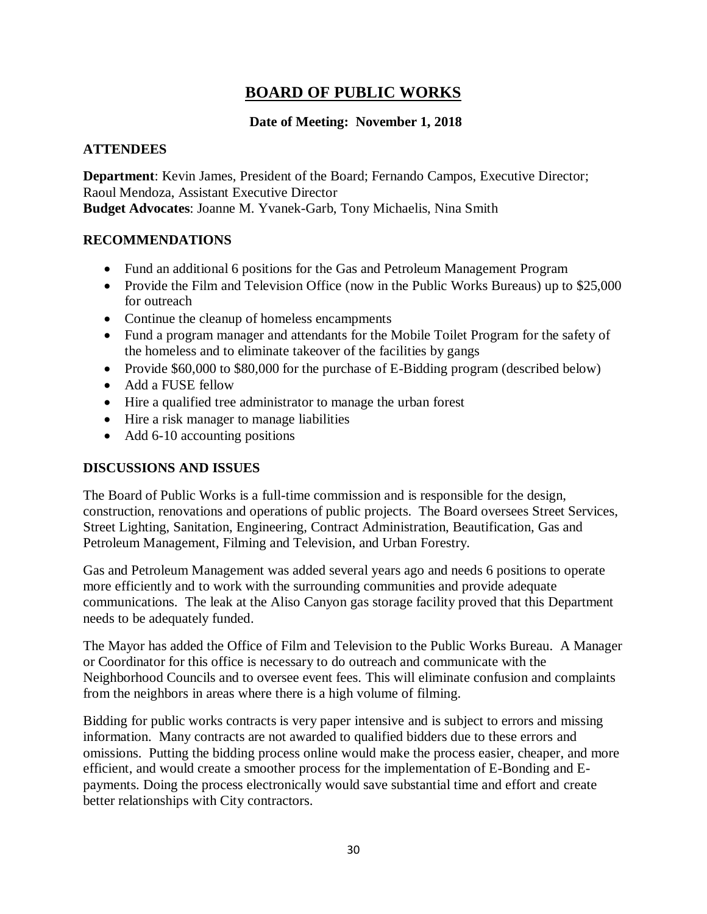# BOARD OF PUBLIC WORKS

**Date of Meeting: November 1, 2018**

## ATTENDEES

**Department**: Kevin James, President of the Board; Fernando Campos, Executive Director; Raoul Mendoza, Assistant Executive Director
**Budget Advocates**: Joanne M. Yvanek-Garb, Tony Michaelis, Nina Smith

## RECOMMENDATIONS

- Fund an additional 6 positions for the Gas and Petroleum Management Program
- Provide the Film and Television Office (now in the Public Works Bureaus) up to $25,000 for outreach
- Continue the cleanup of homeless encampments
- Fund a program manager and attendants for the Mobile Toilet Program for the safety of the homeless and to eliminate takeover of the facilities by gangs
- Provide $60,000 to $80,000 for the purchase of E-Bidding program (described below)
- Add a FUSE fellow
- Hire a qualified tree administrator to manage the urban forest
- Hire a risk manager to manage liabilities
- Add 6-10 accounting positions

## DISCUSSIONS AND ISSUES

The Board of Public Works is a full-time commission and is responsible for the design, construction, renovations and operations of public projects. The Board oversees Street Services, Street Lighting, Sanitation, Engineering, Contract Administration, Beautification, Gas and Petroleum Management, Filming and Television, and Urban Forestry.

Gas and Petroleum Management was added several years ago and needs 6 positions to operate more efficiently and to work with the surrounding communities and provide adequate communications. The leak at the Aliso Canyon gas storage facility proved that this Department needs to be adequately funded.

The Mayor has added the Office of Film and Television to the Public Works Bureau. A Manager or Coordinator for this office is necessary to do outreach and communicate with the Neighborhood Councils and to oversee event fees. This will eliminate confusion and complaints from the neighbors in areas where there is a high volume of filming.

Bidding for public works contracts is very paper intensive and is subject to errors and missing information. Many contracts are not awarded to qualified bidders due to these errors and omissions. Putting the bidding process online would make the process easier, cheaper, and more efficient, and would create a smoother process for the implementation of E-Bonding and E-payments. Doing the process electronically would save substantial time and effort and create better relationships with City contractors.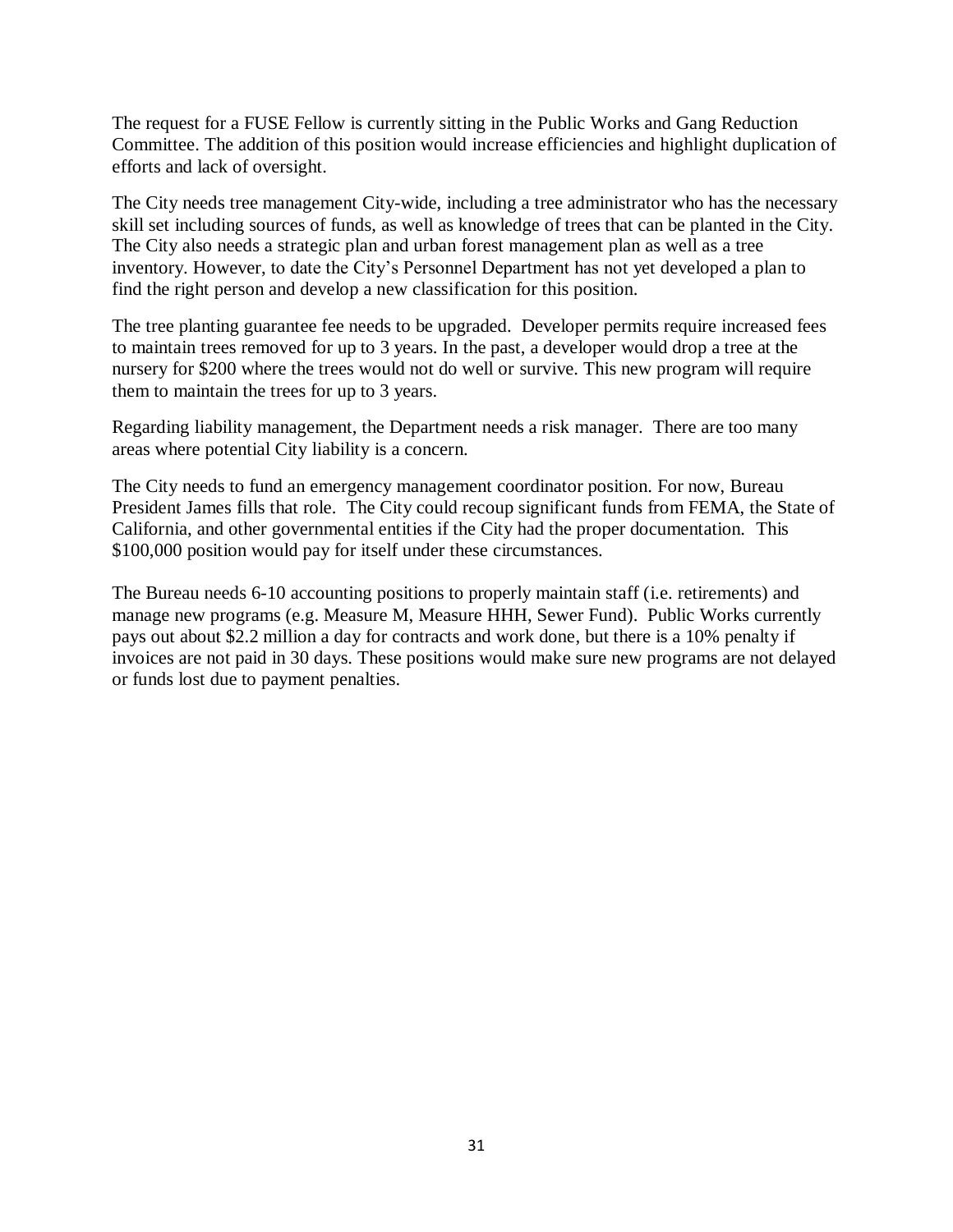The request for a FUSE Fellow is currently sitting in the Public Works and Gang Reduction Committee. The addition of this position would increase efficiencies and highlight duplication of efforts and lack of oversight.

The City needs tree management City-wide, including a tree administrator who has the necessary skill set including sources of funds, as well as knowledge of trees that can be planted in the City. The City also needs a strategic plan and urban forest management plan as well as a tree inventory. However, to date the City's Personnel Department has not yet developed a plan to find the right person and develop a new classification for this position.

The tree planting guarantee fee needs to be upgraded. Developer permits require increased fees to maintain trees removed for up to 3 years. In the past, a developer would drop a tree at the nursery for $200 where the trees would not do well or survive. This new program will require them to maintain the trees for up to 3 years.

Regarding liability management, the Department needs a risk manager. There are too many areas where potential City liability is a concern.

The City needs to fund an emergency management coordinator position. For now, Bureau President James fills that role. The City could recoup significant funds from FEMA, the State of California, and other governmental entities if the City had the proper documentation. This $100,000 position would pay for itself under these circumstances.

The Bureau needs 6-10 accounting positions to properly maintain staff (i.e. retirements) and manage new programs (e.g. Measure M, Measure HHH, Sewer Fund). Public Works currently pays out about $2.2 million a day for contracts and work done, but there is a 10% penalty if invoices are not paid in 30 days. These positions would make sure new programs are not delayed or funds lost due to payment penalties.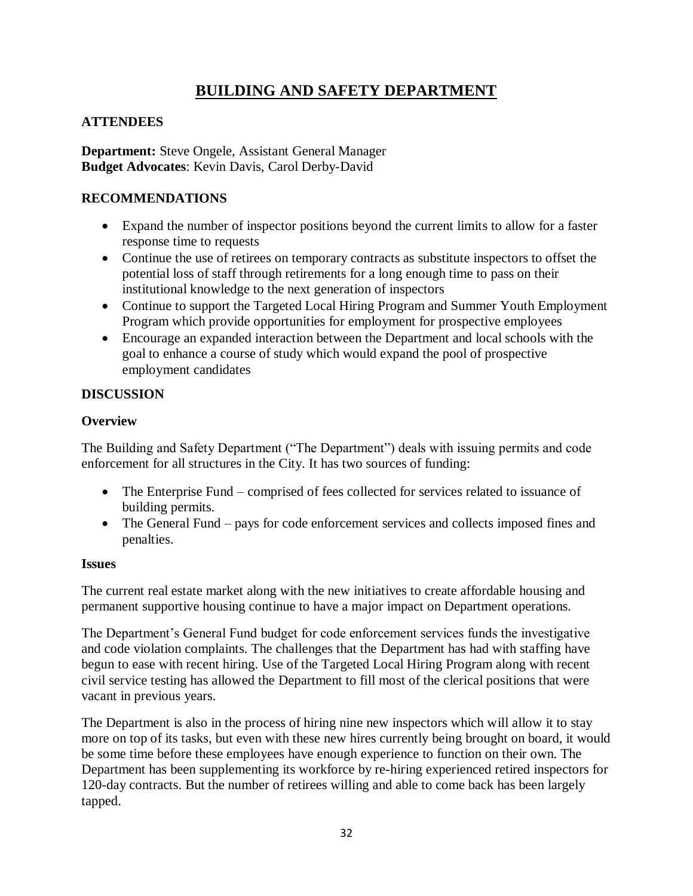# BUILDING AND SAFETY DEPARTMENT

### ATTENDEES

**Department:** Steve Ongele, Assistant General Manager
**Budget Advocates**: Kevin Davis, Carol Derby-David

### RECOMMENDATIONS

- Expand the number of inspector positions beyond the current limits to allow for a faster response time to requests
- Continue the use of retirees on temporary contracts as substitute inspectors to offset the potential loss of staff through retirements for a long enough time to pass on their institutional knowledge to the next generation of inspectors
- Continue to support the Targeted Local Hiring Program and Summer Youth Employment Program which provide opportunities for employment for prospective employees
- Encourage an expanded interaction between the Department and local schools with the goal to enhance a course of study which would expand the pool of prospective employment candidates

### DISCUSSION

#### Overview

The Building and Safety Department ("The Department") deals with issuing permits and code enforcement for all structures in the City. It has two sources of funding:

- The Enterprise Fund – comprised of fees collected for services related to issuance of building permits.
- The General Fund – pays for code enforcement services and collects imposed fines and penalties.

#### Issues

The current real estate market along with the new initiatives to create affordable housing and permanent supportive housing continue to have a major impact on Department operations.

The Department's General Fund budget for code enforcement services funds the investigative and code violation complaints. The challenges that the Department has had with staffing have begun to ease with recent hiring. Use of the Targeted Local Hiring Program along with recent civil service testing has allowed the Department to fill most of the clerical positions that were vacant in previous years.

The Department is also in the process of hiring nine new inspectors which will allow it to stay more on top of its tasks, but even with these new hires currently being brought on board, it would be some time before these employees have enough experience to function on their own. The Department has been supplementing its workforce by re-hiring experienced retired inspectors for 120-day contracts. But the number of retirees willing and able to come back has been largely tapped.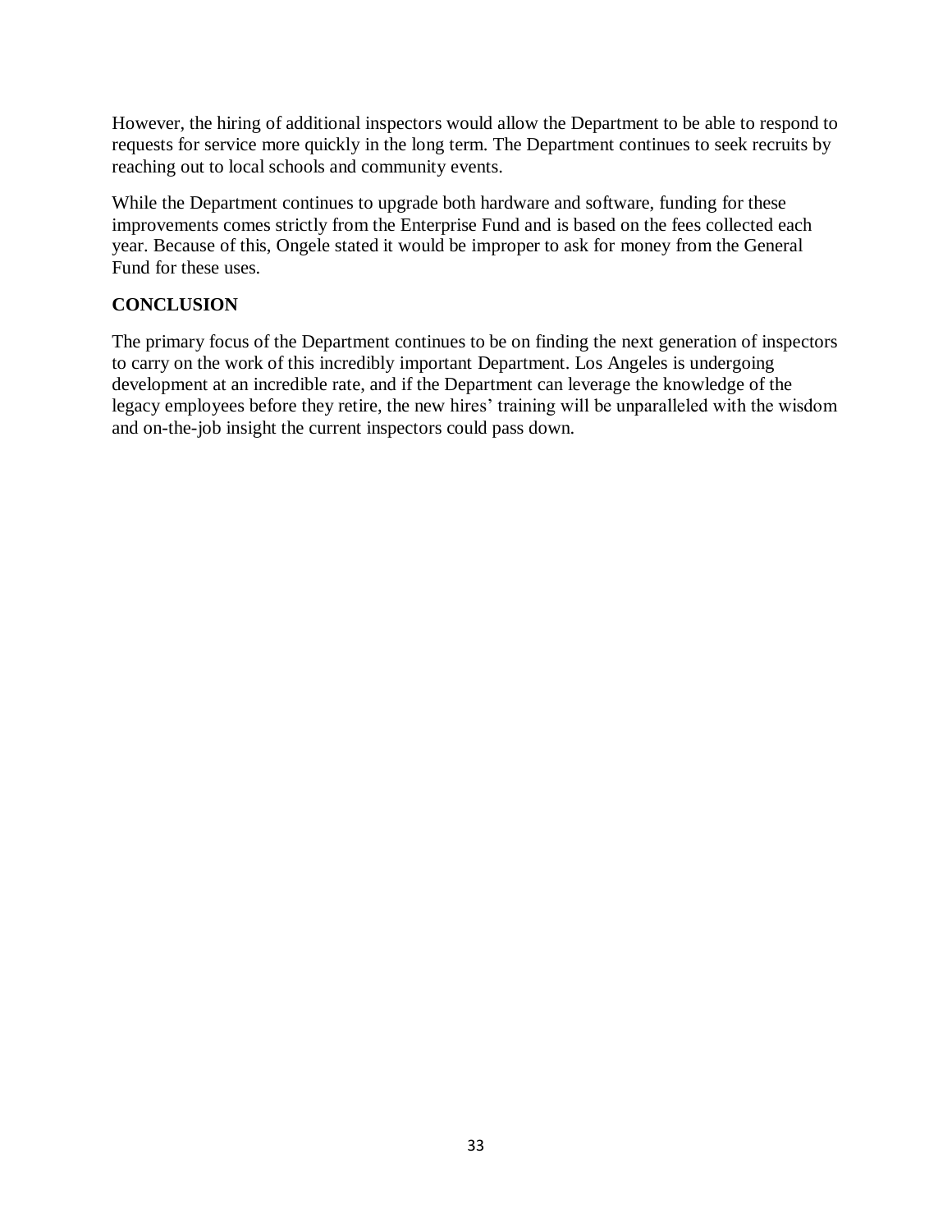However, the hiring of additional inspectors would allow the Department to be able to respond to requests for service more quickly in the long term. The Department continues to seek recruits by reaching out to local schools and community events.

While the Department continues to upgrade both hardware and software, funding for these improvements comes strictly from the Enterprise Fund and is based on the fees collected each year. Because of this, Ongele stated it would be improper to ask for money from the General Fund for these uses.

## CONCLUSION

The primary focus of the Department continues to be on finding the next generation of inspectors to carry on the work of this incredibly important Department. Los Angeles is undergoing development at an incredible rate, and if the Department can leverage the knowledge of the legacy employees before they retire, the new hires' training will be unparalleled with the wisdom and on-the-job insight the current inspectors could pass down.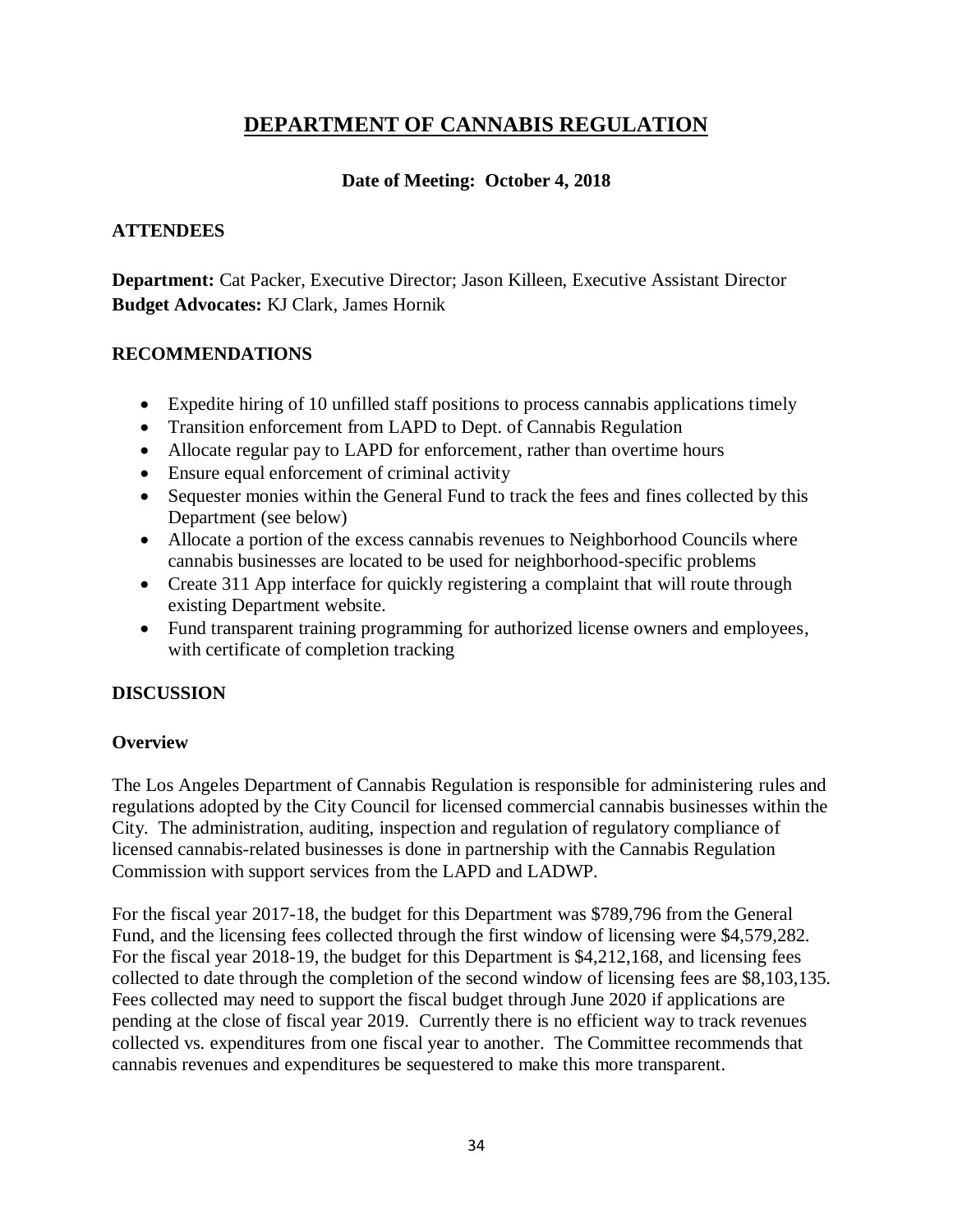# DEPARTMENT OF CANNABIS REGULATION

**Date of Meeting: October 4, 2018**

## ATTENDEES

**Department:** Cat Packer, Executive Director; Jason Killeen, Executive Assistant Director
**Budget Advocates:** KJ Clark, James Hornik

## RECOMMENDATIONS

- Expedite hiring of 10 unfilled staff positions to process cannabis applications timely
- Transition enforcement from LAPD to Dept. of Cannabis Regulation
- Allocate regular pay to LAPD for enforcement, rather than overtime hours
- Ensure equal enforcement of criminal activity
- Sequester monies within the General Fund to track the fees and fines collected by this Department (see below)
- Allocate a portion of the excess cannabis revenues to Neighborhood Councils where cannabis businesses are located to be used for neighborhood-specific problems
- Create 311 App interface for quickly registering a complaint that will route through existing Department website.
- Fund transparent training programming for authorized license owners and employees, with certificate of completion tracking

## DISCUSSION

### Overview

The Los Angeles Department of Cannabis Regulation is responsible for administering rules and regulations adopted by the City Council for licensed commercial cannabis businesses within the City. The administration, auditing, inspection and regulation of regulatory compliance of licensed cannabis-related businesses is done in partnership with the Cannabis Regulation Commission with support services from the LAPD and LADWP.

For the fiscal year 2017-18, the budget for this Department was $789,796 from the General Fund, and the licensing fees collected through the first window of licensing were $4,579,282. For the fiscal year 2018-19, the budget for this Department is $4,212,168, and licensing fees collected to date through the completion of the second window of licensing fees are $8,103,135. Fees collected may need to support the fiscal budget through June 2020 if applications are pending at the close of fiscal year 2019. Currently there is no efficient way to track revenues collected vs. expenditures from one fiscal year to another. The Committee recommends that cannabis revenues and expenditures be sequestered to make this more transparent.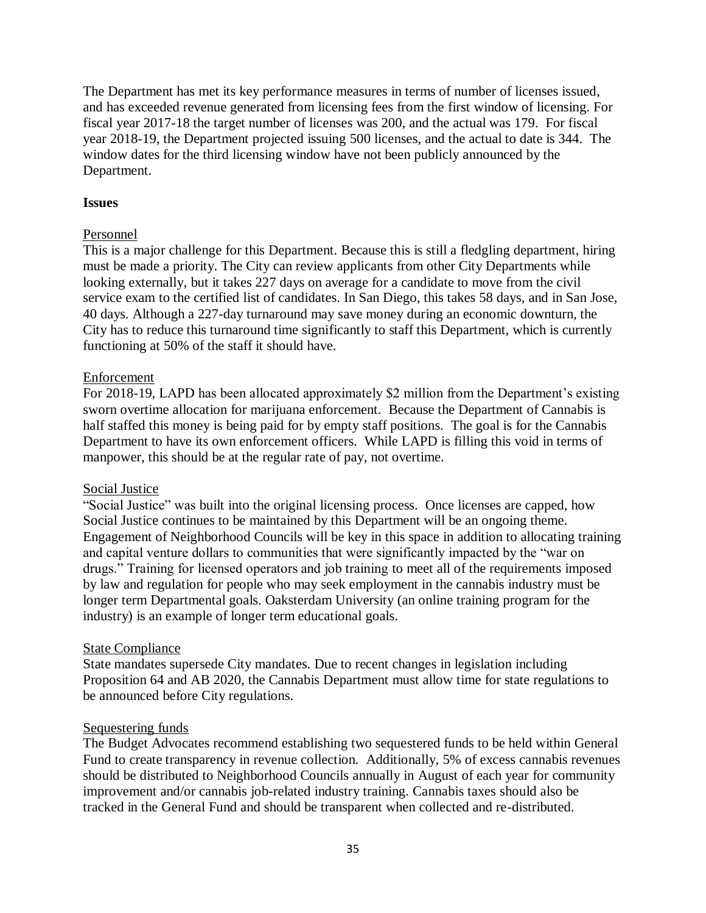The Department has met its key performance measures in terms of number of licenses issued, and has exceeded revenue generated from licensing fees from the first window of licensing. For fiscal year 2017-18 the target number of licenses was 200, and the actual was 179. For fiscal year 2018-19, the Department projected issuing 500 licenses, and the actual to date is 344. The window dates for the third licensing window have not been publicly announced by the Department.

**Issues**

Personnel

This is a major challenge for this Department. Because this is still a fledgling department, hiring must be made a priority. The City can review applicants from other City Departments while looking externally, but it takes 227 days on average for a candidate to move from the civil service exam to the certified list of candidates. In San Diego, this takes 58 days, and in San Jose, 40 days. Although a 227-day turnaround may save money during an economic downturn, the City has to reduce this turnaround time significantly to staff this Department, which is currently functioning at 50% of the staff it should have.

Enforcement

For 2018-19, LAPD has been allocated approximately $2 million from the Department's existing sworn overtime allocation for marijuana enforcement. Because the Department of Cannabis is half staffed this money is being paid for by empty staff positions. The goal is for the Cannabis Department to have its own enforcement officers. While LAPD is filling this void in terms of manpower, this should be at the regular rate of pay, not overtime.

Social Justice

"Social Justice" was built into the original licensing process. Once licenses are capped, how Social Justice continues to be maintained by this Department will be an ongoing theme. Engagement of Neighborhood Councils will be key in this space in addition to allocating training and capital venture dollars to communities that were significantly impacted by the "war on drugs." Training for licensed operators and job training to meet all of the requirements imposed by law and regulation for people who may seek employment in the cannabis industry must be longer term Departmental goals. Oaksterdam University (an online training program for the industry) is an example of longer term educational goals.

State Compliance

State mandates supersede City mandates. Due to recent changes in legislation including Proposition 64 and AB 2020, the Cannabis Department must allow time for state regulations to be announced before City regulations.

Sequestering funds

The Budget Advocates recommend establishing two sequestered funds to be held within General Fund to create transparency in revenue collection. Additionally, 5% of excess cannabis revenues should be distributed to Neighborhood Councils annually in August of each year for community improvement and/or cannabis job-related industry training. Cannabis taxes should also be tracked in the General Fund and should be transparent when collected and re-distributed.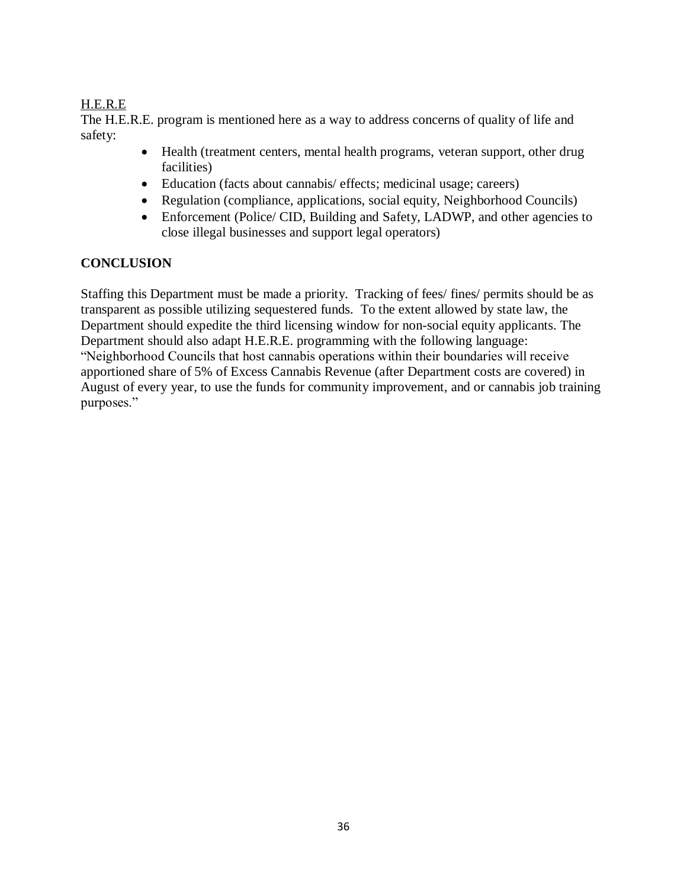<u>H.E.R.E</u>

The H.E.R.E. program is mentioned here as a way to address concerns of quality of life and safety:

- Health (treatment centers, mental health programs, veteran support, other drug facilities)
- Education (facts about cannabis/ effects; medicinal usage; careers)
- Regulation (compliance, applications, social equity, Neighborhood Councils)
- Enforcement (Police/ CID, Building and Safety, LADWP, and other agencies to close illegal businesses and support legal operators)

**CONCLUSION**

Staffing this Department must be made a priority. Tracking of fees/ fines/ permits should be as transparent as possible utilizing sequestered funds. To the extent allowed by state law, the Department should expedite the third licensing window for non-social equity applicants. The Department should also adapt H.E.R.E. programming with the following language: "Neighborhood Councils that host cannabis operations within their boundaries will receive apportioned share of 5% of Excess Cannabis Revenue (after Department costs are covered) in August of every year, to use the funds for community improvement, and or cannabis job training purposes."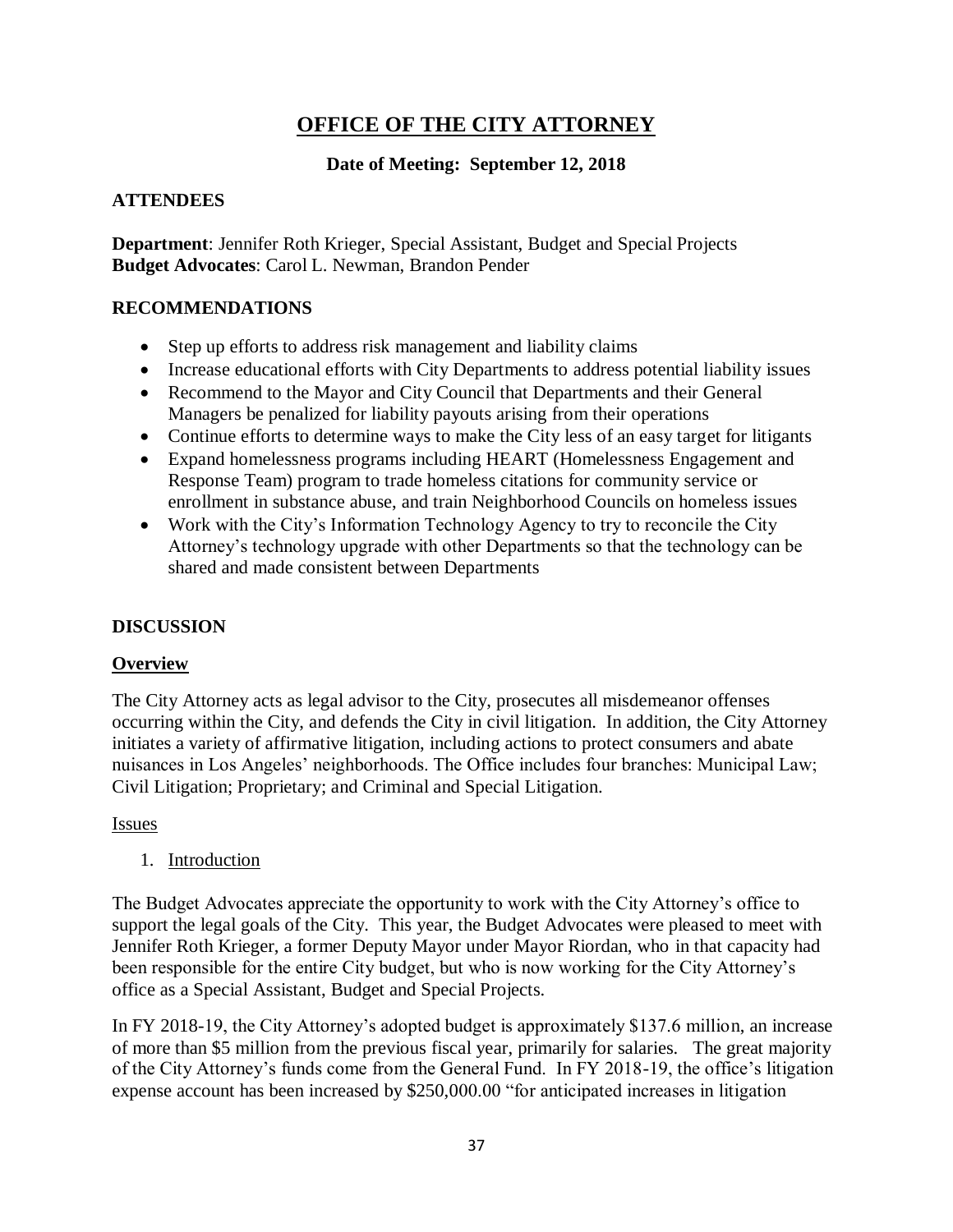# OFFICE OF THE CITY ATTORNEY

**Date of Meeting: September 12, 2018**

## ATTENDEES

**Department**: Jennifer Roth Krieger, Special Assistant, Budget and Special Projects
**Budget Advocates**: Carol L. Newman, Brandon Pender

## RECOMMENDATIONS

- Step up efforts to address risk management and liability claims
- Increase educational efforts with City Departments to address potential liability issues
- Recommend to the Mayor and City Council that Departments and their General Managers be penalized for liability payouts arising from their operations
- Continue efforts to determine ways to make the City less of an easy target for litigants
- Expand homelessness programs including HEART (Homelessness Engagement and Response Team) program to trade homeless citations for community service or enrollment in substance abuse, and train Neighborhood Councils on homeless issues
- Work with the City's Information Technology Agency to try to reconcile the City Attorney's technology upgrade with other Departments so that the technology can be shared and made consistent between Departments

## DISCUSSION

### Overview

The City Attorney acts as legal advisor to the City, prosecutes all misdemeanor offenses occurring within the City, and defends the City in civil litigation. In addition, the City Attorney initiates a variety of affirmative litigation, including actions to protect consumers and abate nuisances in Los Angeles' neighborhoods. The Office includes four branches: Municipal Law; Civil Litigation; Proprietary; and Criminal and Special Litigation.

Issues

1. Introduction

The Budget Advocates appreciate the opportunity to work with the City Attorney's office to support the legal goals of the City. This year, the Budget Advocates were pleased to meet with Jennifer Roth Krieger, a former Deputy Mayor under Mayor Riordan, who in that capacity had been responsible for the entire City budget, but who is now working for the City Attorney's office as a Special Assistant, Budget and Special Projects.

In FY 2018-19, the City Attorney's adopted budget is approximately $137.6 million, an increase of more than $5 million from the previous fiscal year, primarily for salaries. The great majority of the City Attorney's funds come from the General Fund. In FY 2018-19, the office's litigation expense account has been increased by $250,000.00 "for anticipated increases in litigation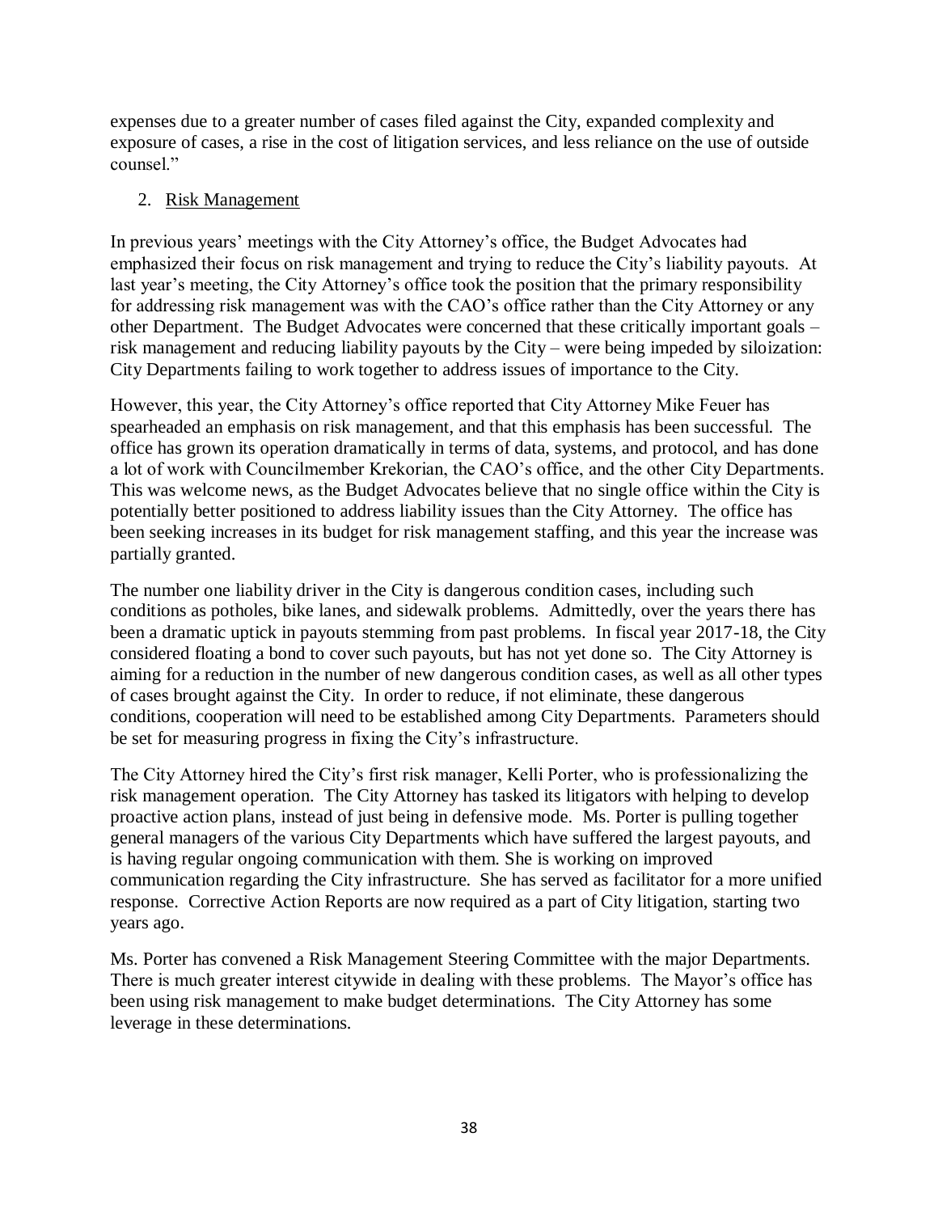expenses due to a greater number of cases filed against the City, expanded complexity and exposure of cases, a rise in the cost of litigation services, and less reliance on the use of outside counsel."

2. Risk Management

In previous years' meetings with the City Attorney's office, the Budget Advocates had emphasized their focus on risk management and trying to reduce the City's liability payouts. At last year's meeting, the City Attorney's office took the position that the primary responsibility for addressing risk management was with the CAO's office rather than the City Attorney or any other Department. The Budget Advocates were concerned that these critically important goals – risk management and reducing liability payouts by the City – were being impeded by siloization: City Departments failing to work together to address issues of importance to the City.

However, this year, the City Attorney's office reported that City Attorney Mike Feuer has spearheaded an emphasis on risk management, and that this emphasis has been successful. The office has grown its operation dramatically in terms of data, systems, and protocol, and has done a lot of work with Councilmember Krekorian, the CAO's office, and the other City Departments. This was welcome news, as the Budget Advocates believe that no single office within the City is potentially better positioned to address liability issues than the City Attorney. The office has been seeking increases in its budget for risk management staffing, and this year the increase was partially granted.

The number one liability driver in the City is dangerous condition cases, including such conditions as potholes, bike lanes, and sidewalk problems. Admittedly, over the years there has been a dramatic uptick in payouts stemming from past problems. In fiscal year 2017-18, the City considered floating a bond to cover such payouts, but has not yet done so. The City Attorney is aiming for a reduction in the number of new dangerous condition cases, as well as all other types of cases brought against the City. In order to reduce, if not eliminate, these dangerous conditions, cooperation will need to be established among City Departments. Parameters should be set for measuring progress in fixing the City's infrastructure.

The City Attorney hired the City's first risk manager, Kelli Porter, who is professionalizing the risk management operation. The City Attorney has tasked its litigators with helping to develop proactive action plans, instead of just being in defensive mode. Ms. Porter is pulling together general managers of the various City Departments which have suffered the largest payouts, and is having regular ongoing communication with them. She is working on improved communication regarding the City infrastructure. She has served as facilitator for a more unified response. Corrective Action Reports are now required as a part of City litigation, starting two years ago.

Ms. Porter has convened a Risk Management Steering Committee with the major Departments. There is much greater interest citywide in dealing with these problems. The Mayor's office has been using risk management to make budget determinations. The City Attorney has some leverage in these determinations.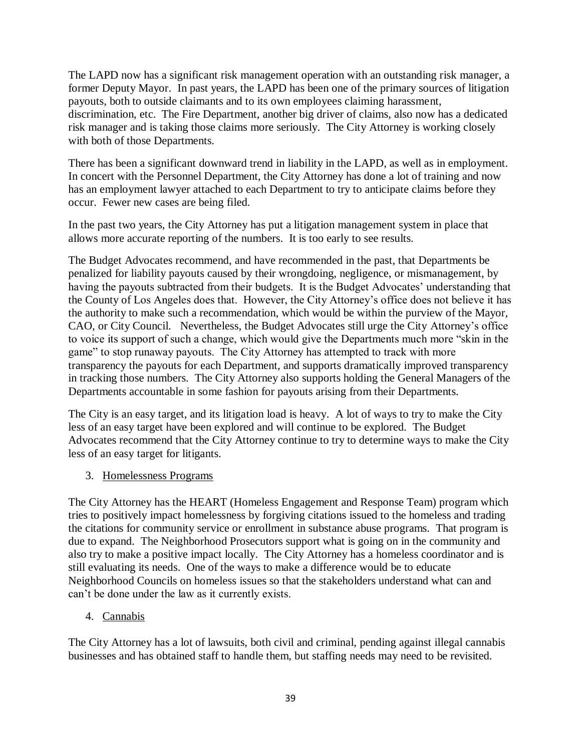The LAPD now has a significant risk management operation with an outstanding risk manager, a former Deputy Mayor. In past years, the LAPD has been one of the primary sources of litigation payouts, both to outside claimants and to its own employees claiming harassment, discrimination, etc. The Fire Department, another big driver of claims, also now has a dedicated risk manager and is taking those claims more seriously. The City Attorney is working closely with both of those Departments.

There has been a significant downward trend in liability in the LAPD, as well as in employment. In concert with the Personnel Department, the City Attorney has done a lot of training and now has an employment lawyer attached to each Department to try to anticipate claims before they occur. Fewer new cases are being filed.

In the past two years, the City Attorney has put a litigation management system in place that allows more accurate reporting of the numbers. It is too early to see results.

The Budget Advocates recommend, and have recommended in the past, that Departments be penalized for liability payouts caused by their wrongdoing, negligence, or mismanagement, by having the payouts subtracted from their budgets. It is the Budget Advocates' understanding that the County of Los Angeles does that. However, the City Attorney's office does not believe it has the authority to make such a recommendation, which would be within the purview of the Mayor, CAO, or City Council. Nevertheless, the Budget Advocates still urge the City Attorney's office to voice its support of such a change, which would give the Departments much more "skin in the game" to stop runaway payouts. The City Attorney has attempted to track with more transparency the payouts for each Department, and supports dramatically improved transparency in tracking those numbers. The City Attorney also supports holding the General Managers of the Departments accountable in some fashion for payouts arising from their Departments.

The City is an easy target, and its litigation load is heavy. A lot of ways to try to make the City less of an easy target have been explored and will continue to be explored. The Budget Advocates recommend that the City Attorney continue to try to determine ways to make the City less of an easy target for litigants.

3. Homelessness Programs

The City Attorney has the HEART (Homeless Engagement and Response Team) program which tries to positively impact homelessness by forgiving citations issued to the homeless and trading the citations for community service or enrollment in substance abuse programs. That program is due to expand. The Neighborhood Prosecutors support what is going on in the community and also try to make a positive impact locally. The City Attorney has a homeless coordinator and is still evaluating its needs. One of the ways to make a difference would be to educate Neighborhood Councils on homeless issues so that the stakeholders understand what can and can't be done under the law as it currently exists.

4. Cannabis

The City Attorney has a lot of lawsuits, both civil and criminal, pending against illegal cannabis businesses and has obtained staff to handle them, but staffing needs may need to be revisited.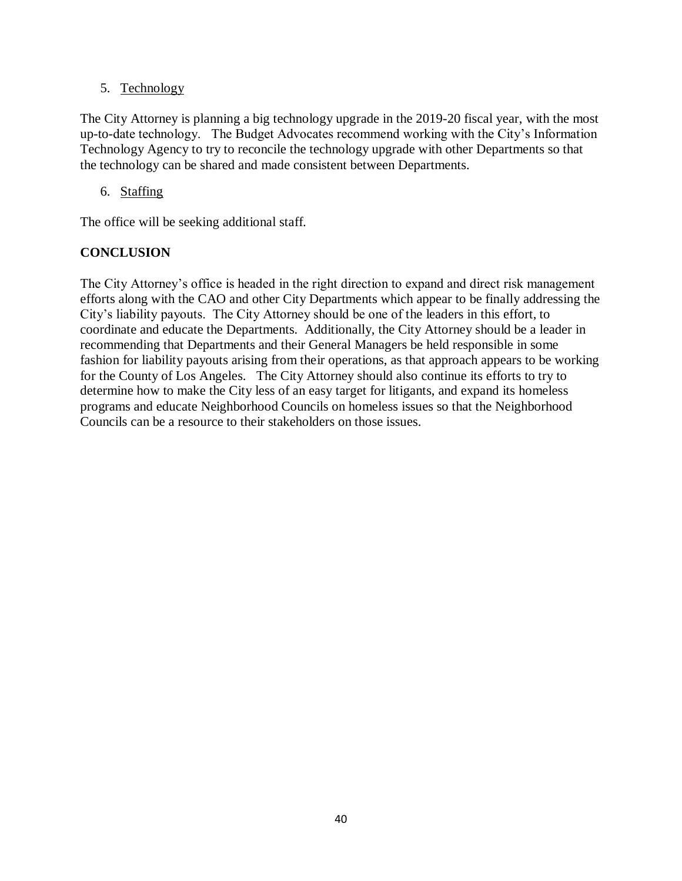5. Technology

The City Attorney is planning a big technology upgrade in the 2019-20 fiscal year, with the most up-to-date technology. The Budget Advocates recommend working with the City's Information Technology Agency to try to reconcile the technology upgrade with other Departments so that the technology can be shared and made consistent between Departments.

6. Staffing

The office will be seeking additional staff.

**CONCLUSION**

The City Attorney's office is headed in the right direction to expand and direct risk management efforts along with the CAO and other City Departments which appear to be finally addressing the City's liability payouts. The City Attorney should be one of the leaders in this effort, to coordinate and educate the Departments. Additionally, the City Attorney should be a leader in recommending that Departments and their General Managers be held responsible in some fashion for liability payouts arising from their operations, as that approach appears to be working for the County of Los Angeles. The City Attorney should also continue its efforts to try to determine how to make the City less of an easy target for litigants, and expand its homeless programs and educate Neighborhood Councils on homeless issues so that the Neighborhood Councils can be a resource to their stakeholders on those issues.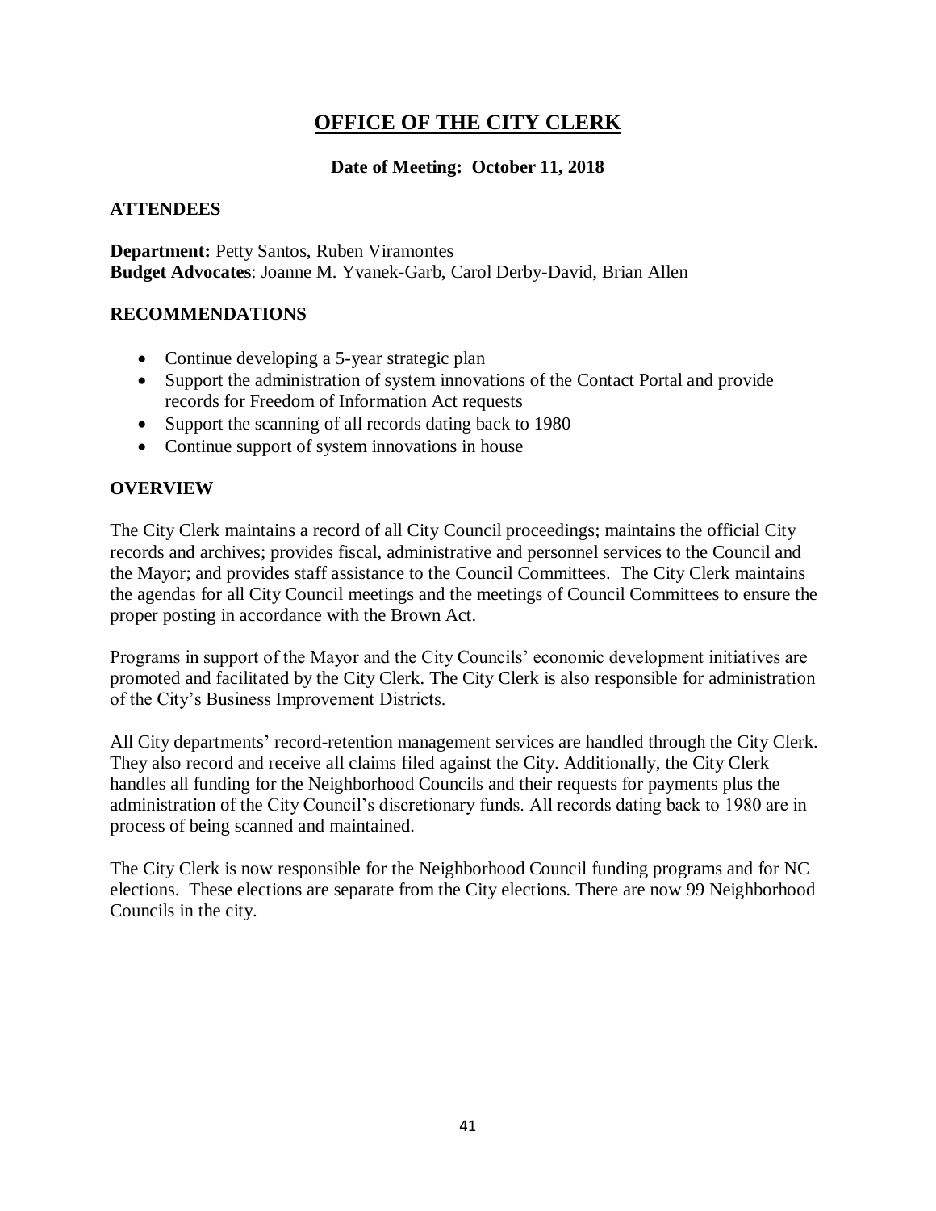# OFFICE OF THE CITY CLERK

**Date of Meeting: October 11, 2018**

## ATTENDEES

**Department:** Petty Santos, Ruben Viramontes
**Budget Advocates**: Joanne M. Yvanek-Garb, Carol Derby-David, Brian Allen

## RECOMMENDATIONS

- Continue developing a 5-year strategic plan
- Support the administration of system innovations of the Contact Portal and provide records for Freedom of Information Act requests
- Support the scanning of all records dating back to 1980
- Continue support of system innovations in house

## OVERVIEW

The City Clerk maintains a record of all City Council proceedings; maintains the official City records and archives; provides fiscal, administrative and personnel services to the Council and the Mayor; and provides staff assistance to the Council Committees. The City Clerk maintains the agendas for all City Council meetings and the meetings of Council Committees to ensure the proper posting in accordance with the Brown Act.

Programs in support of the Mayor and the City Councils' economic development initiatives are promoted and facilitated by the City Clerk. The City Clerk is also responsible for administration of the City's Business Improvement Districts.

All City departments' record-retention management services are handled through the City Clerk. They also record and receive all claims filed against the City. Additionally, the City Clerk handles all funding for the Neighborhood Councils and their requests for payments plus the administration of the City Council's discretionary funds. All records dating back to 1980 are in process of being scanned and maintained.

The City Clerk is now responsible for the Neighborhood Council funding programs and for NC elections. These elections are separate from the City elections. There are now 99 Neighborhood Councils in the city.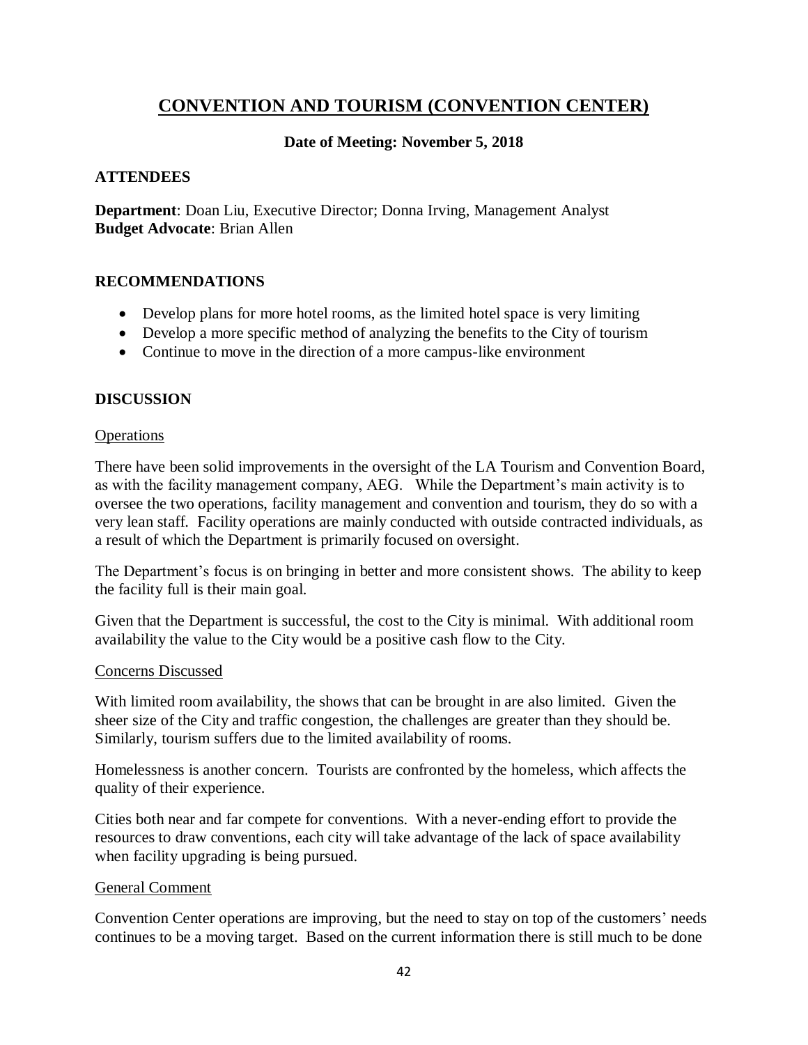# CONVENTION AND TOURISM (CONVENTION CENTER)

**Date of Meeting: November 5, 2018**

## ATTENDEES

**Department**: Doan Liu, Executive Director; Donna Irving, Management Analyst
**Budget Advocate**: Brian Allen

## RECOMMENDATIONS

- Develop plans for more hotel rooms, as the limited hotel space is very limiting
- Develop a more specific method of analyzing the benefits to the City of tourism
- Continue to move in the direction of a more campus-like environment

## DISCUSSION

### Operations

There have been solid improvements in the oversight of the LA Tourism and Convention Board, as with the facility management company, AEG. While the Department's main activity is to oversee the two operations, facility management and convention and tourism, they do so with a very lean staff. Facility operations are mainly conducted with outside contracted individuals, as a result of which the Department is primarily focused on oversight.

The Department's focus is on bringing in better and more consistent shows. The ability to keep the facility full is their main goal.

Given that the Department is successful, the cost to the City is minimal. With additional room availability the value to the City would be a positive cash flow to the City.

### Concerns Discussed

With limited room availability, the shows that can be brought in are also limited. Given the sheer size of the City and traffic congestion, the challenges are greater than they should be. Similarly, tourism suffers due to the limited availability of rooms.

Homelessness is another concern. Tourists are confronted by the homeless, which affects the quality of their experience.

Cities both near and far compete for conventions. With a never-ending effort to provide the resources to draw conventions, each city will take advantage of the lack of space availability when facility upgrading is being pursued.

### General Comment

Convention Center operations are improving, but the need to stay on top of the customers' needs continues to be a moving target. Based on the current information there is still much to be done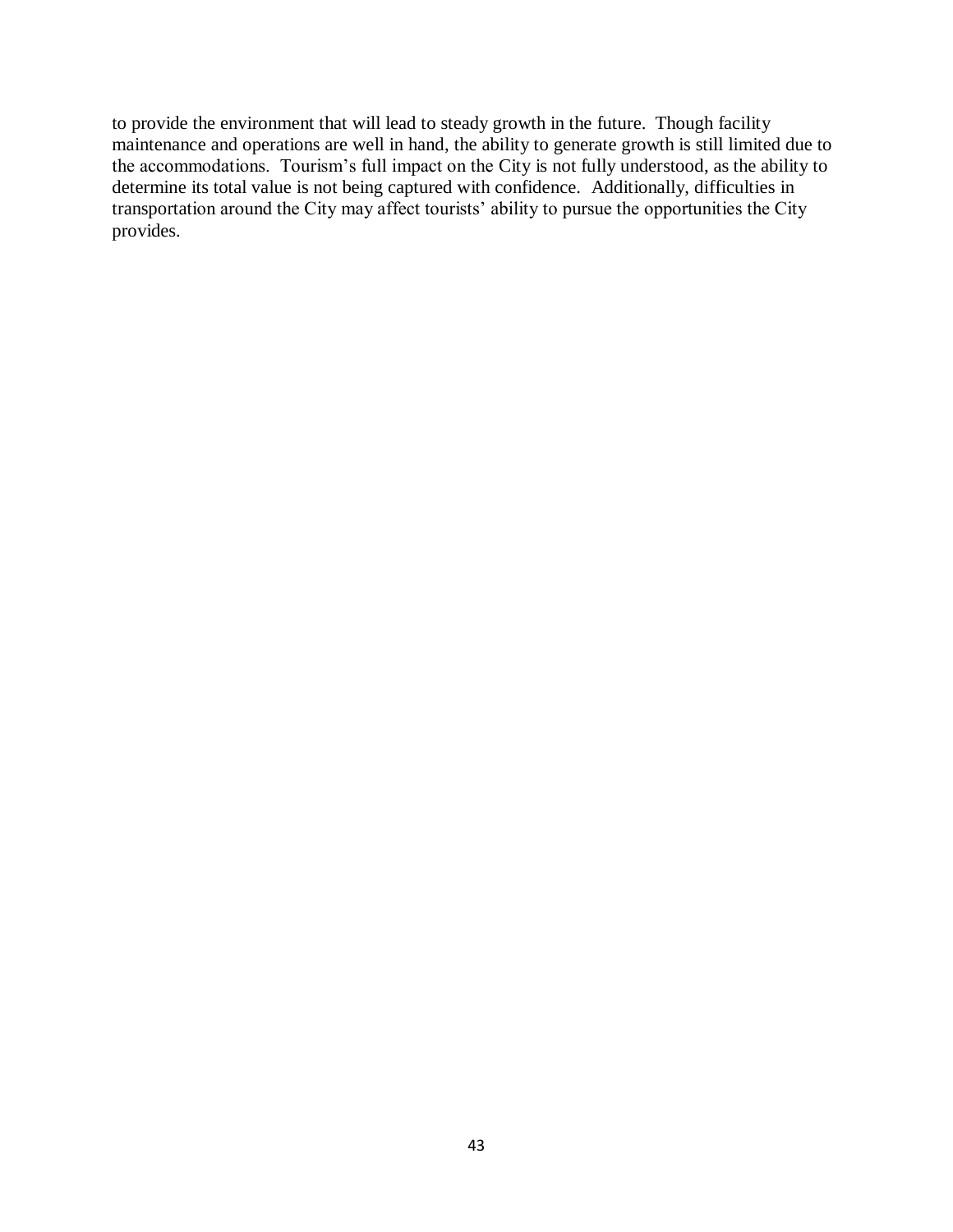to provide the environment that will lead to steady growth in the future. Though facility maintenance and operations are well in hand, the ability to generate growth is still limited due to the accommodations. Tourism's full impact on the City is not fully understood, as the ability to determine its total value is not being captured with confidence. Additionally, difficulties in transportation around the City may affect tourists' ability to pursue the opportunities the City provides.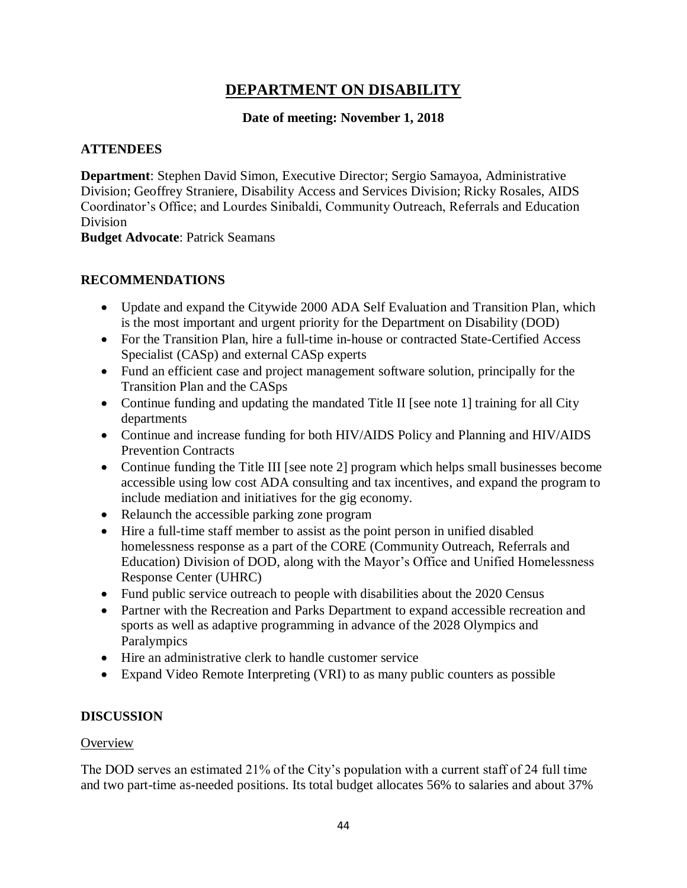# DEPARTMENT ON DISABILITY

**Date of meeting: November 1, 2018**

## ATTENDEES

**Department**: Stephen David Simon, Executive Director; Sergio Samayoa, Administrative Division; Geoffrey Straniere, Disability Access and Services Division; Ricky Rosales, AIDS Coordinator's Office; and Lourdes Sinibaldi, Community Outreach, Referrals and Education Division

**Budget Advocate**: Patrick Seamans

## RECOMMENDATIONS

- Update and expand the Citywide 2000 ADA Self Evaluation and Transition Plan, which is the most important and urgent priority for the Department on Disability (DOD)
- For the Transition Plan, hire a full-time in-house or contracted State-Certified Access Specialist (CASp) and external CASp experts
- Fund an efficient case and project management software solution, principally for the Transition Plan and the CASps
- Continue funding and updating the mandated Title II [see note 1] training for all City departments
- Continue and increase funding for both HIV/AIDS Policy and Planning and HIV/AIDS Prevention Contracts
- Continue funding the Title III [see note 2] program which helps small businesses become accessible using low cost ADA consulting and tax incentives, and expand the program to include mediation and initiatives for the gig economy.
- Relaunch the accessible parking zone program
- Hire a full-time staff member to assist as the point person in unified disabled homelessness response as a part of the CORE (Community Outreach, Referrals and Education) Division of DOD, along with the Mayor's Office and Unified Homelessness Response Center (UHRC)
- Fund public service outreach to people with disabilities about the 2020 Census
- Partner with the Recreation and Parks Department to expand accessible recreation and sports as well as adaptive programming in advance of the 2028 Olympics and Paralympics
- Hire an administrative clerk to handle customer service
- Expand Video Remote Interpreting (VRI) to as many public counters as possible

## DISCUSSION

Overview

The DOD serves an estimated 21% of the City's population with a current staff of 24 full time and two part-time as-needed positions. Its total budget allocates 56% to salaries and about 37%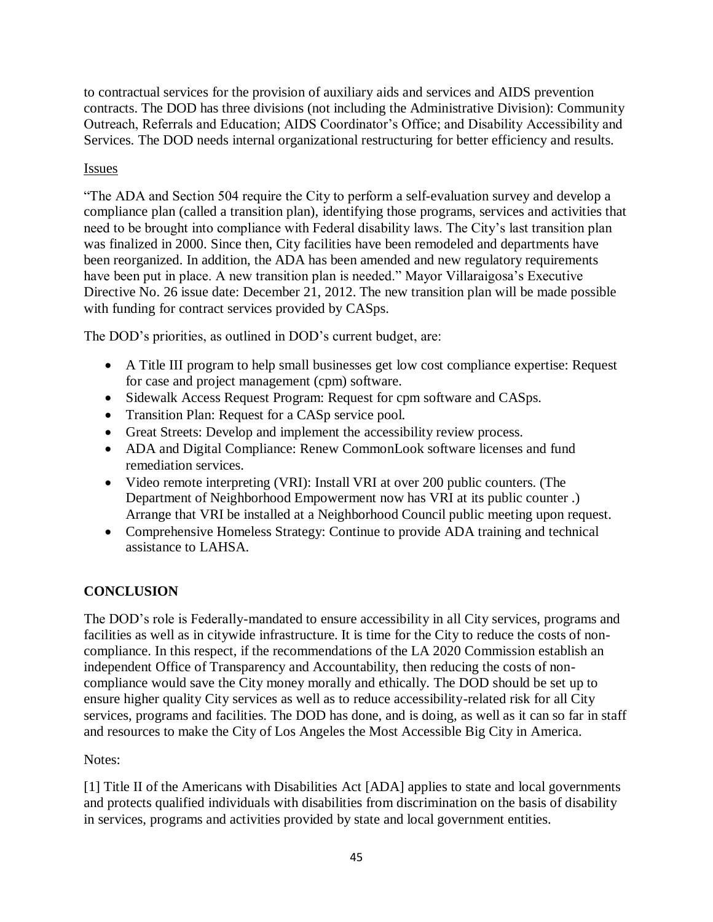to contractual services for the provision of auxiliary aids and services and AIDS prevention contracts. The DOD has three divisions (not including the Administrative Division): Community Outreach, Referrals and Education; AIDS Coordinator's Office; and Disability Accessibility and Services. The DOD needs internal organizational restructuring for better efficiency and results.

Issues

"The ADA and Section 504 require the City to perform a self-evaluation survey and develop a compliance plan (called a transition plan), identifying those programs, services and activities that need to be brought into compliance with Federal disability laws. The City's last transition plan was finalized in 2000. Since then, City facilities have been remodeled and departments have been reorganized. In addition, the ADA has been amended and new regulatory requirements have been put in place. A new transition plan is needed." Mayor Villaraigosa's Executive Directive No. 26 issue date: December 21, 2012. The new transition plan will be made possible with funding for contract services provided by CASps.

The DOD's priorities, as outlined in DOD's current budget, are:

- A Title III program to help small businesses get low cost compliance expertise: Request for case and project management (cpm) software.
- Sidewalk Access Request Program: Request for cpm software and CASps.
- Transition Plan: Request for a CASp service pool.
- Great Streets: Develop and implement the accessibility review process.
- ADA and Digital Compliance: Renew CommonLook software licenses and fund remediation services.
- Video remote interpreting (VRI): Install VRI at over 200 public counters. (The Department of Neighborhood Empowerment now has VRI at its public counter .) Arrange that VRI be installed at a Neighborhood Council public meeting upon request.
- Comprehensive Homeless Strategy: Continue to provide ADA training and technical assistance to LAHSA.

## CONCLUSION

The DOD's role is Federally-mandated to ensure accessibility in all City services, programs and facilities as well as in citywide infrastructure. It is time for the City to reduce the costs of non-compliance. In this respect, if the recommendations of the LA 2020 Commission establish an independent Office of Transparency and Accountability, then reducing the costs of non-compliance would save the City money morally and ethically. The DOD should be set up to ensure higher quality City services as well as to reduce accessibility-related risk for all City services, programs and facilities. The DOD has done, and is doing, as well as it can so far in staff and resources to make the City of Los Angeles the Most Accessible Big City in America.

Notes:

[1] Title II of the Americans with Disabilities Act [ADA] applies to state and local governments and protects qualified individuals with disabilities from discrimination on the basis of disability in services, programs and activities provided by state and local government entities.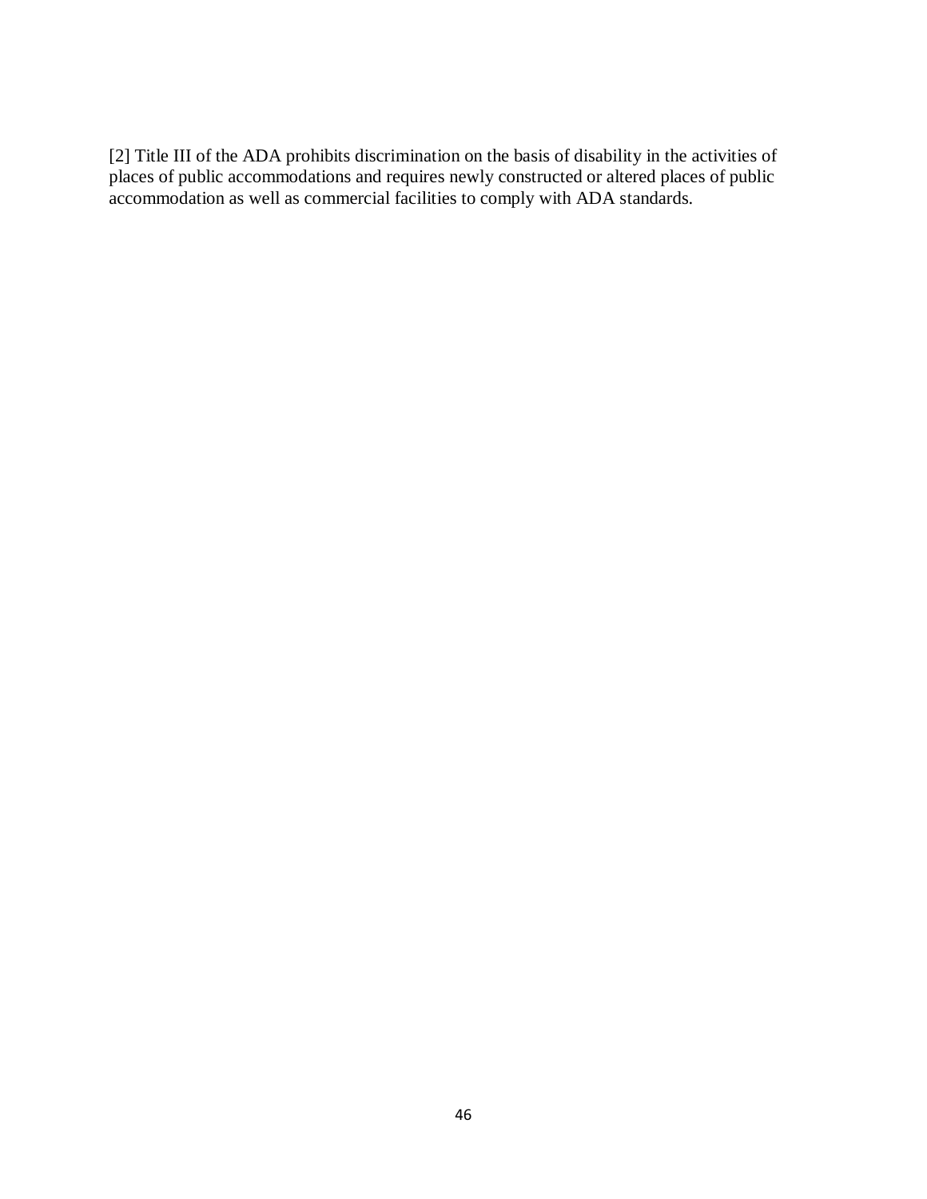[2] Title III of the ADA prohibits discrimination on the basis of disability in the activities of places of public accommodations and requires newly constructed or altered places of public accommodation as well as commercial facilities to comply with ADA standards.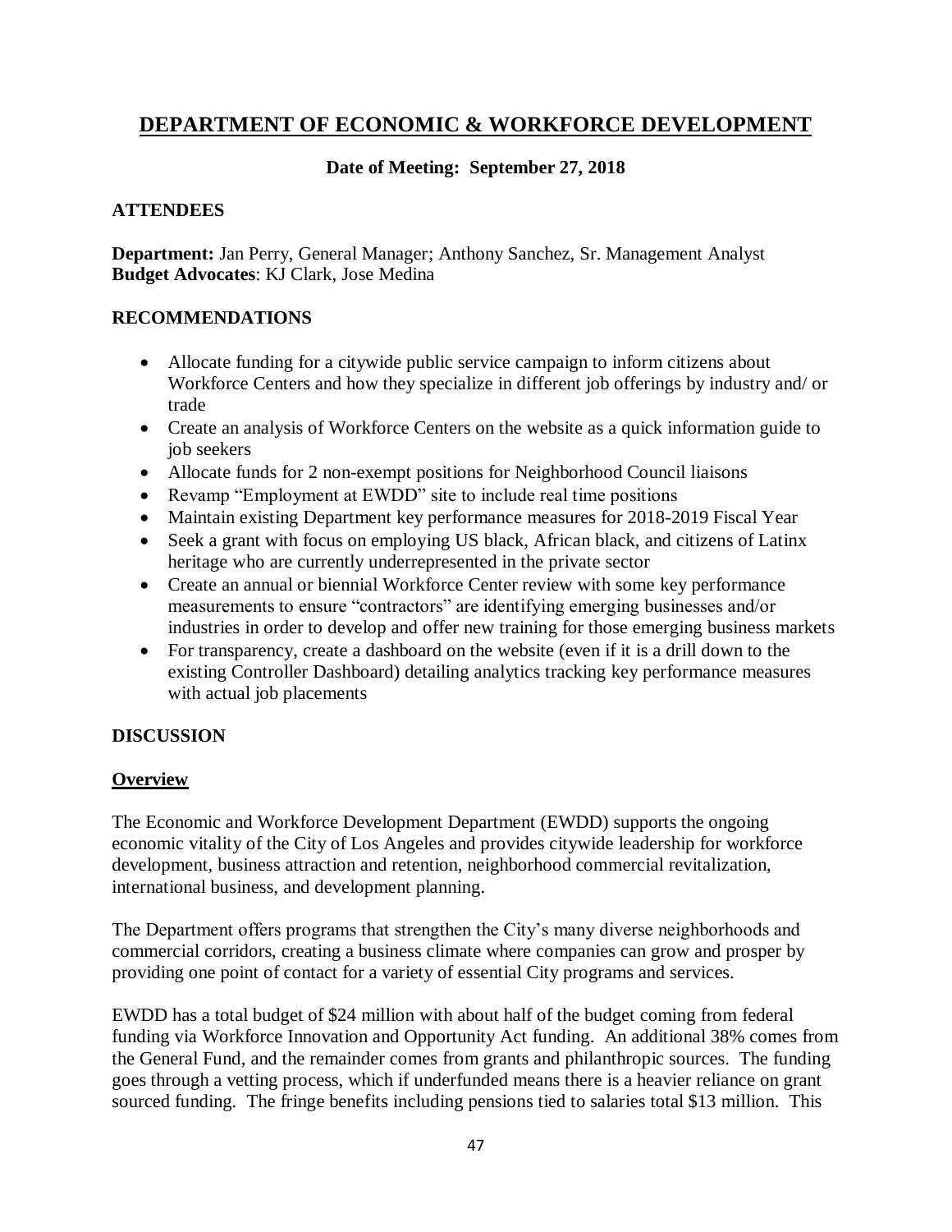# DEPARTMENT OF ECONOMIC & WORKFORCE DEVELOPMENT

**Date of Meeting: September 27, 2018**

## ATTENDEES

**Department:** Jan Perry, General Manager; Anthony Sanchez, Sr. Management Analyst
**Budget Advocates**: KJ Clark, Jose Medina

## RECOMMENDATIONS

- Allocate funding for a citywide public service campaign to inform citizens about Workforce Centers and how they specialize in different job offerings by industry and/ or trade
- Create an analysis of Workforce Centers on the website as a quick information guide to job seekers
- Allocate funds for 2 non-exempt positions for Neighborhood Council liaisons
- Revamp "Employment at EWDD" site to include real time positions
- Maintain existing Department key performance measures for 2018-2019 Fiscal Year
- Seek a grant with focus on employing US black, African black, and citizens of Latinx heritage who are currently underrepresented in the private sector
- Create an annual or biennial Workforce Center review with some key performance measurements to ensure "contractors" are identifying emerging businesses and/or industries in order to develop and offer new training for those emerging business markets
- For transparency, create a dashboard on the website (even if it is a drill down to the existing Controller Dashboard) detailing analytics tracking key performance measures with actual job placements

## DISCUSSION

### Overview

The Economic and Workforce Development Department (EWDD) supports the ongoing economic vitality of the City of Los Angeles and provides citywide leadership for workforce development, business attraction and retention, neighborhood commercial revitalization, international business, and development planning.

The Department offers programs that strengthen the City's many diverse neighborhoods and commercial corridors, creating a business climate where companies can grow and prosper by providing one point of contact for a variety of essential City programs and services.

EWDD has a total budget of $24 million with about half of the budget coming from federal funding via Workforce Innovation and Opportunity Act funding. An additional 38% comes from the General Fund, and the remainder comes from grants and philanthropic sources. The funding goes through a vetting process, which if underfunded means there is a heavier reliance on grant sourced funding. The fringe benefits including pensions tied to salaries total $13 million. This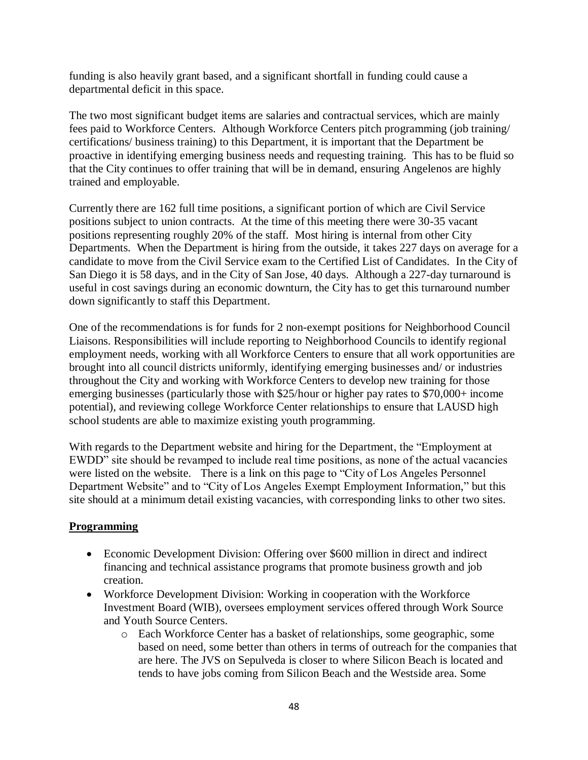funding is also heavily grant based, and a significant shortfall in funding could cause a departmental deficit in this space.

The two most significant budget items are salaries and contractual services, which are mainly fees paid to Workforce Centers. Although Workforce Centers pitch programming (job training/ certifications/ business training) to this Department, it is important that the Department be proactive in identifying emerging business needs and requesting training. This has to be fluid so that the City continues to offer training that will be in demand, ensuring Angelenos are highly trained and employable.

Currently there are 162 full time positions, a significant portion of which are Civil Service positions subject to union contracts. At the time of this meeting there were 30-35 vacant positions representing roughly 20% of the staff. Most hiring is internal from other City Departments. When the Department is hiring from the outside, it takes 227 days on average for a candidate to move from the Civil Service exam to the Certified List of Candidates. In the City of San Diego it is 58 days, and in the City of San Jose, 40 days. Although a 227-day turnaround is useful in cost savings during an economic downturn, the City has to get this turnaround number down significantly to staff this Department.

One of the recommendations is for funds for 2 non-exempt positions for Neighborhood Council Liaisons. Responsibilities will include reporting to Neighborhood Councils to identify regional employment needs, working with all Workforce Centers to ensure that all work opportunities are brought into all council districts uniformly, identifying emerging businesses and/ or industries throughout the City and working with Workforce Centers to develop new training for those emerging businesses (particularly those with $25/hour or higher pay rates to $70,000+ income potential), and reviewing college Workforce Center relationships to ensure that LAUSD high school students are able to maximize existing youth programming.

With regards to the Department website and hiring for the Department, the "Employment at EWDD" site should be revamped to include real time positions, as none of the actual vacancies were listed on the website. There is a link on this page to "City of Los Angeles Personnel Department Website" and to "City of Los Angeles Exempt Employment Information," but this site should at a minimum detail existing vacancies, with corresponding links to other two sites.

**Programming**

- Economic Development Division: Offering over $600 million in direct and indirect financing and technical assistance programs that promote business growth and job creation.
- Workforce Development Division: Working in cooperation with the Workforce Investment Board (WIB), oversees employment services offered through Work Source and Youth Source Centers.
    - Each Workforce Center has a basket of relationships, some geographic, some based on need, some better than others in terms of outreach for the companies that are here. The JVS on Sepulveda is closer to where Silicon Beach is located and tends to have jobs coming from Silicon Beach and the Westside area. Some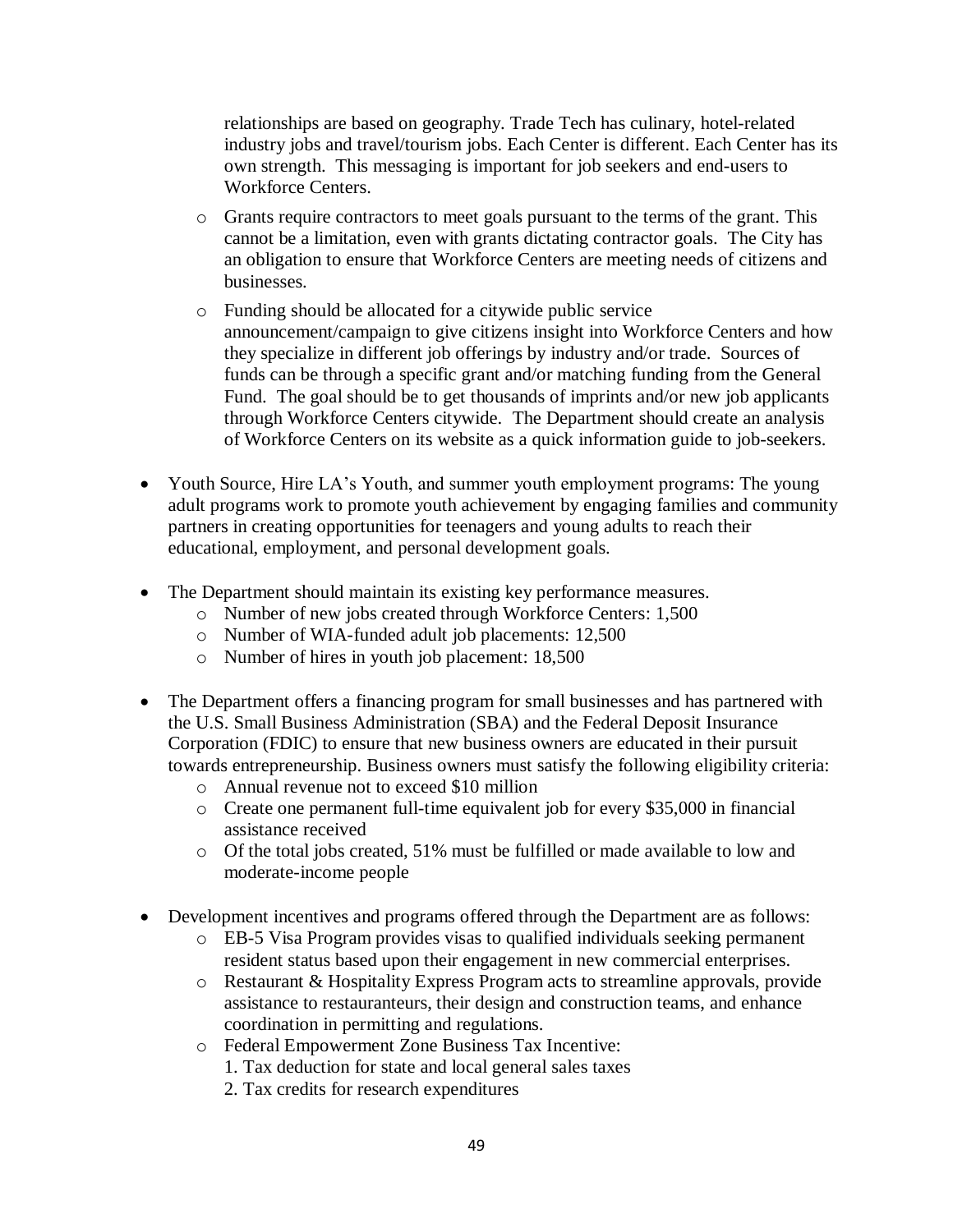relationships are based on geography. Trade Tech has culinary, hotel-related industry jobs and travel/tourism jobs. Each Center is different. Each Center has its own strength. This messaging is important for job seekers and end-users to Workforce Centers.

  - Grants require contractors to meet goals pursuant to the terms of the grant. This cannot be a limitation, even with grants dictating contractor goals. The City has an obligation to ensure that Workforce Centers are meeting needs of citizens and businesses.
  - Funding should be allocated for a citywide public service announcement/campaign to give citizens insight into Workforce Centers and how they specialize in different job offerings by industry and/or trade. Sources of funds can be through a specific grant and/or matching funding from the General Fund. The goal should be to get thousands of imprints and/or new job applicants through Workforce Centers citywide. The Department should create an analysis of Workforce Centers on its website as a quick information guide to job-seekers.

- Youth Source, Hire LA's Youth, and summer youth employment programs: The young adult programs work to promote youth achievement by engaging families and community partners in creating opportunities for teenagers and young adults to reach their educational, employment, and personal development goals.

- The Department should maintain its existing key performance measures.
  - Number of new jobs created through Workforce Centers: 1,500
  - Number of WIA-funded adult job placements: 12,500
  - Number of hires in youth job placement: 18,500

- The Department offers a financing program for small businesses and has partnered with the U.S. Small Business Administration (SBA) and the Federal Deposit Insurance Corporation (FDIC) to ensure that new business owners are educated in their pursuit towards entrepreneurship. Business owners must satisfy the following eligibility criteria:
  - Annual revenue not to exceed $10 million
  - Create one permanent full-time equivalent job for every $35,000 in financial assistance received
  - Of the total jobs created, 51% must be fulfilled or made available to low and moderate-income people

- Development incentives and programs offered through the Department are as follows:
  - EB-5 Visa Program provides visas to qualified individuals seeking permanent resident status based upon their engagement in new commercial enterprises.
  - Restaurant & Hospitality Express Program acts to streamline approvals, provide assistance to restauranteurs, their design and construction teams, and enhance coordination in permitting and regulations.
  - Federal Empowerment Zone Business Tax Incentive:
    1. Tax deduction for state and local general sales taxes
    2. Tax credits for research expenditures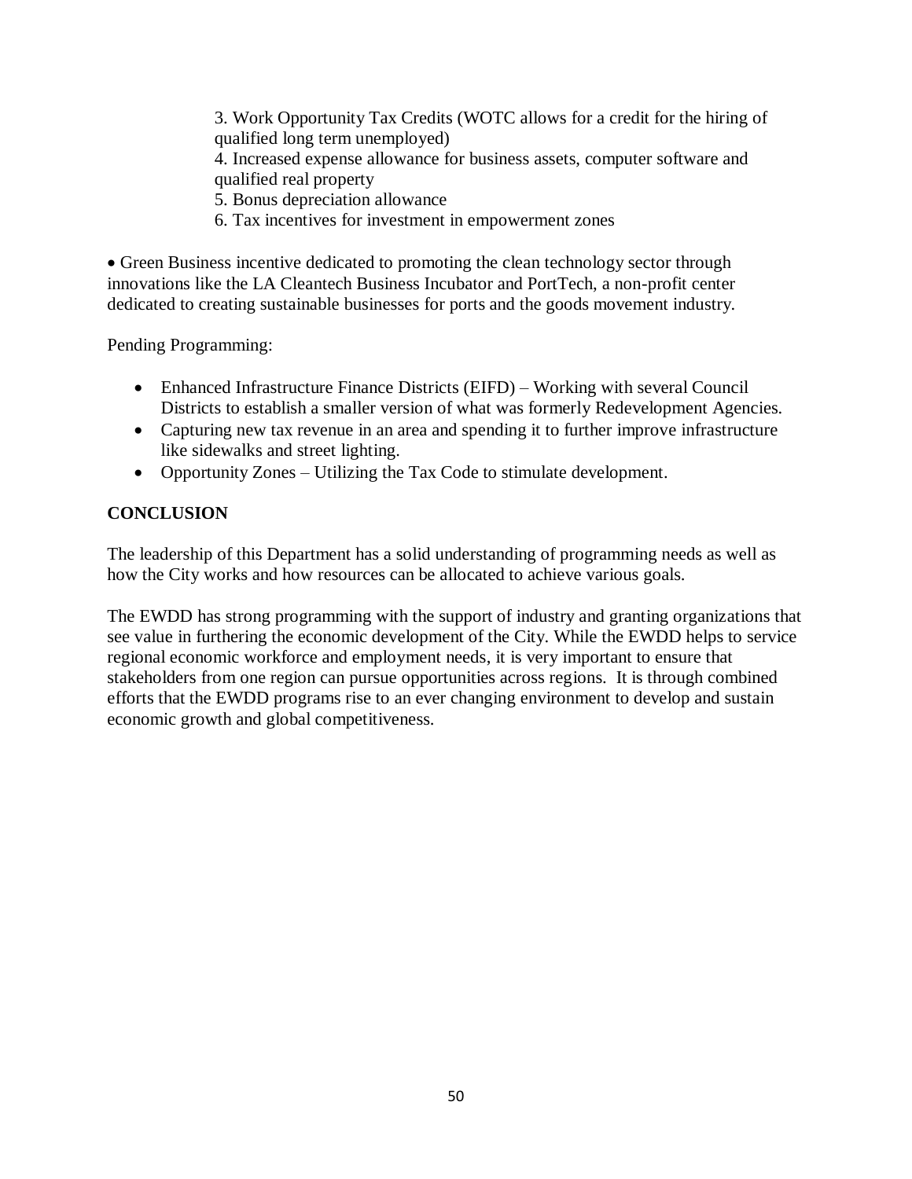3. Work Opportunity Tax Credits (WOTC allows for a credit for the hiring of qualified long term unemployed)
4. Increased expense allowance for business assets, computer software and qualified real property
5. Bonus depreciation allowance
6. Tax incentives for investment in empowerment zones

- Green Business incentive dedicated to promoting the clean technology sector through innovations like the LA Cleantech Business Incubator and PortTech, a non-profit center dedicated to creating sustainable businesses for ports and the goods movement industry.

Pending Programming:

- Enhanced Infrastructure Finance Districts (EIFD) – Working with several Council Districts to establish a smaller version of what was formerly Redevelopment Agencies.
- Capturing new tax revenue in an area and spending it to further improve infrastructure like sidewalks and street lighting.
- Opportunity Zones – Utilizing the Tax Code to stimulate development.

## CONCLUSION

The leadership of this Department has a solid understanding of programming needs as well as how the City works and how resources can be allocated to achieve various goals.

The EWDD has strong programming with the support of industry and granting organizations that see value in furthering the economic development of the City. While the EWDD helps to service regional economic workforce and employment needs, it is very important to ensure that stakeholders from one region can pursue opportunities across regions. It is through combined efforts that the EWDD programs rise to an ever changing environment to develop and sustain economic growth and global competitiveness.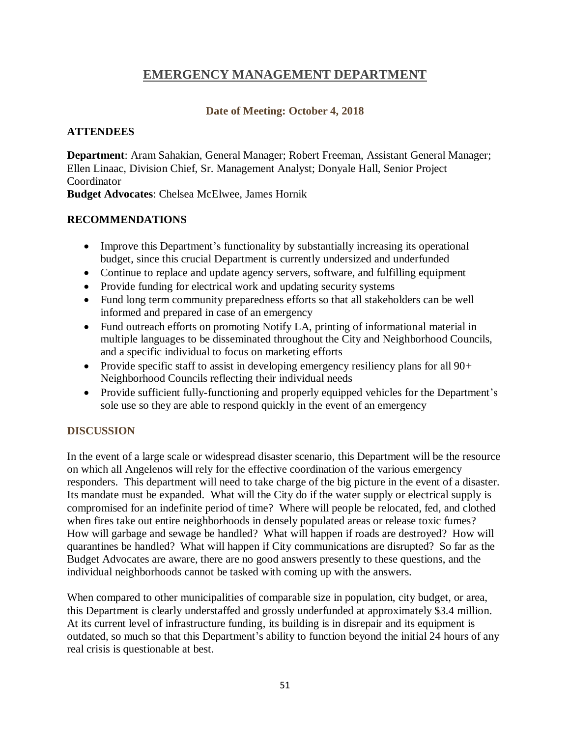## EMERGENCY MANAGEMENT DEPARTMENT

### Date of Meeting: October 4, 2018

### ATTENDEES

**Department**: Aram Sahakian, General Manager; Robert Freeman, Assistant General Manager; Ellen Linaac, Division Chief, Sr. Management Analyst; Donyale Hall, Senior Project Coordinator
**Budget Advocates**: Chelsea McElwee, James Hornik

### RECOMMENDATIONS

- Improve this Department's functionality by substantially increasing its operational budget, since this crucial Department is currently undersized and underfunded
- Continue to replace and update agency servers, software, and fulfilling equipment
- Provide funding for electrical work and updating security systems
- Fund long term community preparedness efforts so that all stakeholders can be well informed and prepared in case of an emergency
- Fund outreach efforts on promoting Notify LA, printing of informational material in multiple languages to be disseminated throughout the City and Neighborhood Councils, and a specific individual to focus on marketing efforts
- Provide specific staff to assist in developing emergency resiliency plans for all 90+ Neighborhood Councils reflecting their individual needs
- Provide sufficient fully-functioning and properly equipped vehicles for the Department's sole use so they are able to respond quickly in the event of an emergency

### DISCUSSION

In the event of a large scale or widespread disaster scenario, this Department will be the resource on which all Angelenos will rely for the effective coordination of the various emergency responders. This department will need to take charge of the big picture in the event of a disaster. Its mandate must be expanded. What will the City do if the water supply or electrical supply is compromised for an indefinite period of time? Where will people be relocated, fed, and clothed when fires take out entire neighborhoods in densely populated areas or release toxic fumes? How will garbage and sewage be handled? What will happen if roads are destroyed? How will quarantines be handled? What will happen if City communications are disrupted? So far as the Budget Advocates are aware, there are no good answers presently to these questions, and the individual neighborhoods cannot be tasked with coming up with the answers.

When compared to other municipalities of comparable size in population, city budget, or area, this Department is clearly understaffed and grossly underfunded at approximately $3.4 million. At its current level of infrastructure funding, its building is in disrepair and its equipment is outdated, so much so that this Department's ability to function beyond the initial 24 hours of any real crisis is questionable at best.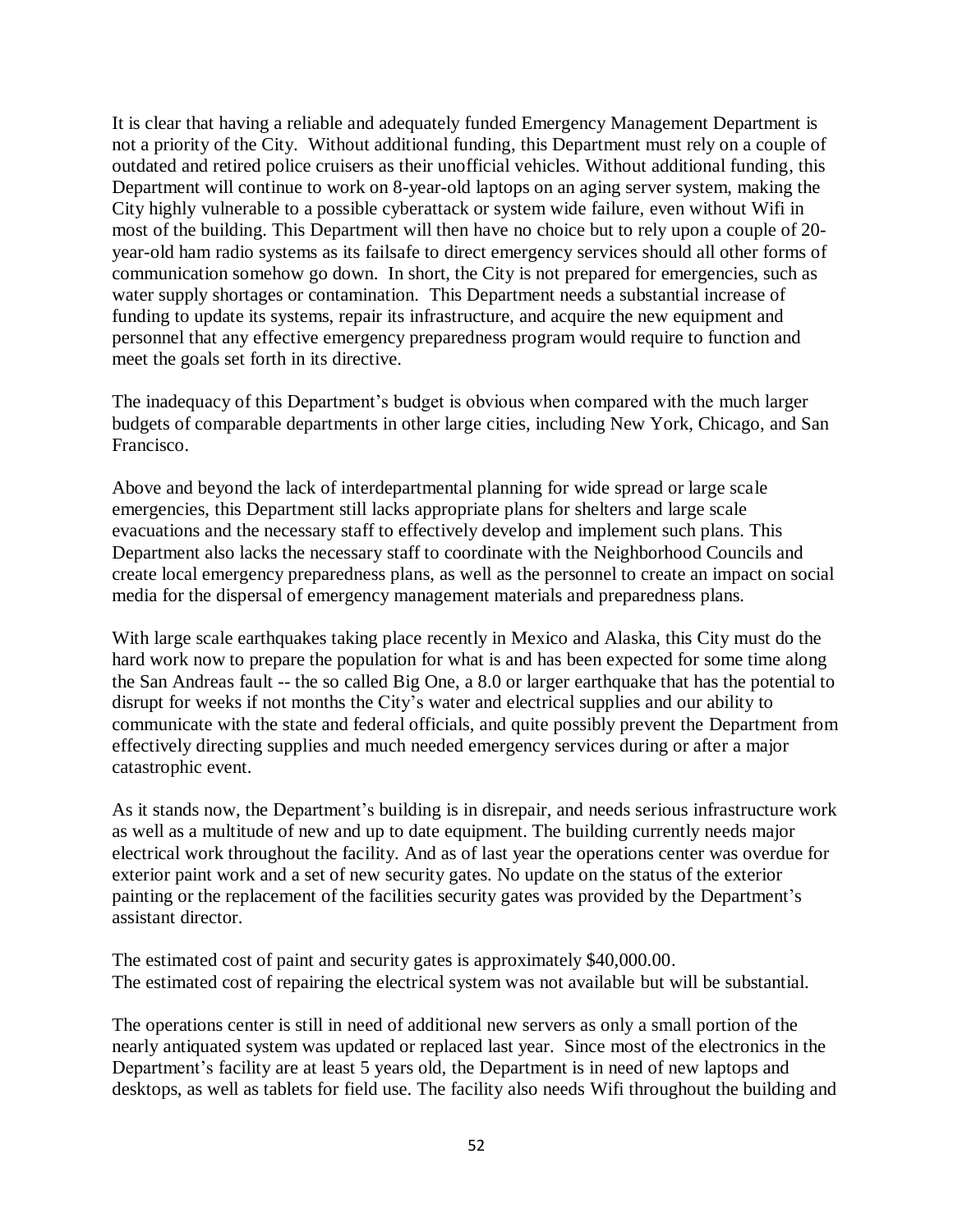It is clear that having a reliable and adequately funded Emergency Management Department is not a priority of the City. Without additional funding, this Department must rely on a couple of outdated and retired police cruisers as their unofficial vehicles. Without additional funding, this Department will continue to work on 8-year-old laptops on an aging server system, making the City highly vulnerable to a possible cyberattack or system wide failure, even without Wifi in most of the building. This Department will then have no choice but to rely upon a couple of 20-year-old ham radio systems as its failsafe to direct emergency services should all other forms of communication somehow go down. In short, the City is not prepared for emergencies, such as water supply shortages or contamination. This Department needs a substantial increase of funding to update its systems, repair its infrastructure, and acquire the new equipment and personnel that any effective emergency preparedness program would require to function and meet the goals set forth in its directive.

The inadequacy of this Department's budget is obvious when compared with the much larger budgets of comparable departments in other large cities, including New York, Chicago, and San Francisco.

Above and beyond the lack of interdepartmental planning for wide spread or large scale emergencies, this Department still lacks appropriate plans for shelters and large scale evacuations and the necessary staff to effectively develop and implement such plans. This Department also lacks the necessary staff to coordinate with the Neighborhood Councils and create local emergency preparedness plans, as well as the personnel to create an impact on social media for the dispersal of emergency management materials and preparedness plans.

With large scale earthquakes taking place recently in Mexico and Alaska, this City must do the hard work now to prepare the population for what is and has been expected for some time along the San Andreas fault -- the so called Big One, a 8.0 or larger earthquake that has the potential to disrupt for weeks if not months the City's water and electrical supplies and our ability to communicate with the state and federal officials, and quite possibly prevent the Department from effectively directing supplies and much needed emergency services during or after a major catastrophic event.

As it stands now, the Department's building is in disrepair, and needs serious infrastructure work as well as a multitude of new and up to date equipment. The building currently needs major electrical work throughout the facility. And as of last year the operations center was overdue for exterior paint work and a set of new security gates. No update on the status of the exterior painting or the replacement of the facilities security gates was provided by the Department's assistant director.

The estimated cost of paint and security gates is approximately $40,000.00.
The estimated cost of repairing the electrical system was not available but will be substantial.

The operations center is still in need of additional new servers as only a small portion of the nearly antiquated system was updated or replaced last year. Since most of the electronics in the Department's facility are at least 5 years old, the Department is in need of new laptops and desktops, as well as tablets for field use. The facility also needs Wifi throughout the building and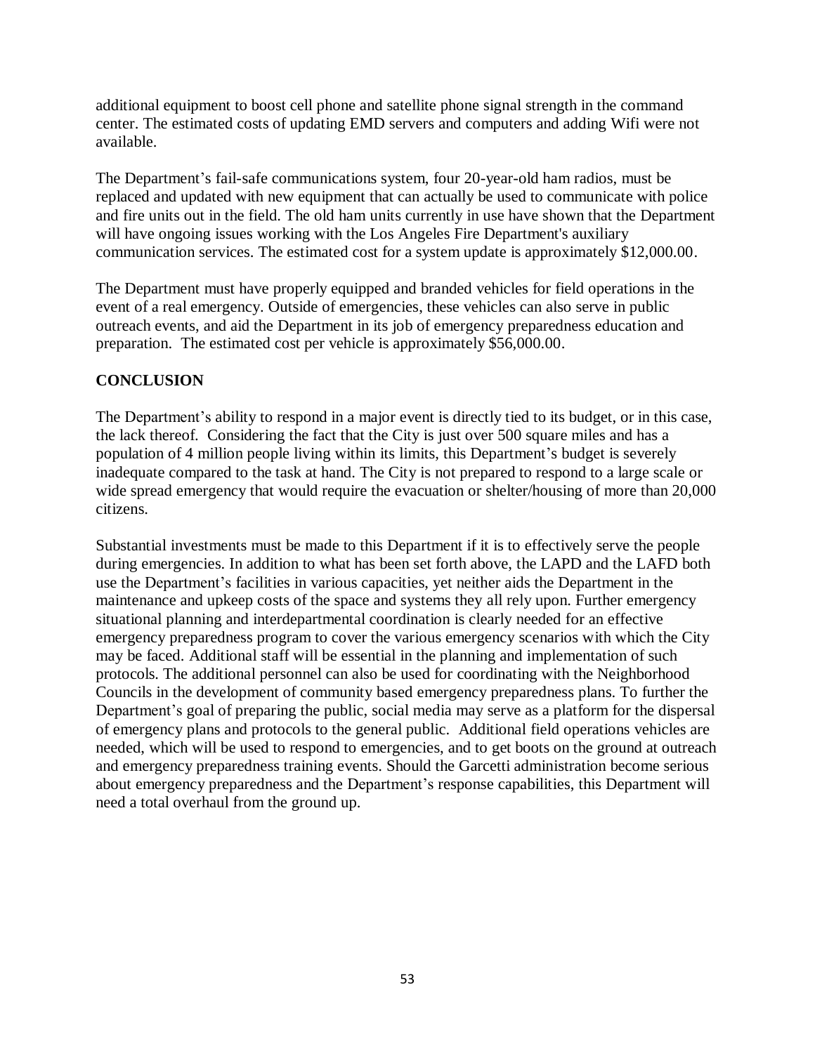additional equipment to boost cell phone and satellite phone signal strength in the command center. The estimated costs of updating EMD servers and computers and adding Wifi were not available.

The Department's fail-safe communications system, four 20-year-old ham radios, must be replaced and updated with new equipment that can actually be used to communicate with police and fire units out in the field. The old ham units currently in use have shown that the Department will have ongoing issues working with the Los Angeles Fire Department's auxiliary communication services. The estimated cost for a system update is approximately $12,000.00.

The Department must have properly equipped and branded vehicles for field operations in the event of a real emergency. Outside of emergencies, these vehicles can also serve in public outreach events, and aid the Department in its job of emergency preparedness education and preparation. The estimated cost per vehicle is approximately $56,000.00.

**CONCLUSION**

The Department's ability to respond in a major event is directly tied to its budget, or in this case, the lack thereof. Considering the fact that the City is just over 500 square miles and has a population of 4 million people living within its limits, this Department's budget is severely inadequate compared to the task at hand. The City is not prepared to respond to a large scale or wide spread emergency that would require the evacuation or shelter/housing of more than 20,000 citizens.

Substantial investments must be made to this Department if it is to effectively serve the people during emergencies. In addition to what has been set forth above, the LAPD and the LAFD both use the Department's facilities in various capacities, yet neither aids the Department in the maintenance and upkeep costs of the space and systems they all rely upon. Further emergency situational planning and interdepartmental coordination is clearly needed for an effective emergency preparedness program to cover the various emergency scenarios with which the City may be faced. Additional staff will be essential in the planning and implementation of such protocols. The additional personnel can also be used for coordinating with the Neighborhood Councils in the development of community based emergency preparedness plans. To further the Department's goal of preparing the public, social media may serve as a platform for the dispersal of emergency plans and protocols to the general public. Additional field operations vehicles are needed, which will be used to respond to emergencies, and to get boots on the ground at outreach and emergency preparedness training events. Should the Garcetti administration become serious about emergency preparedness and the Department's response capabilities, this Department will need a total overhaul from the ground up.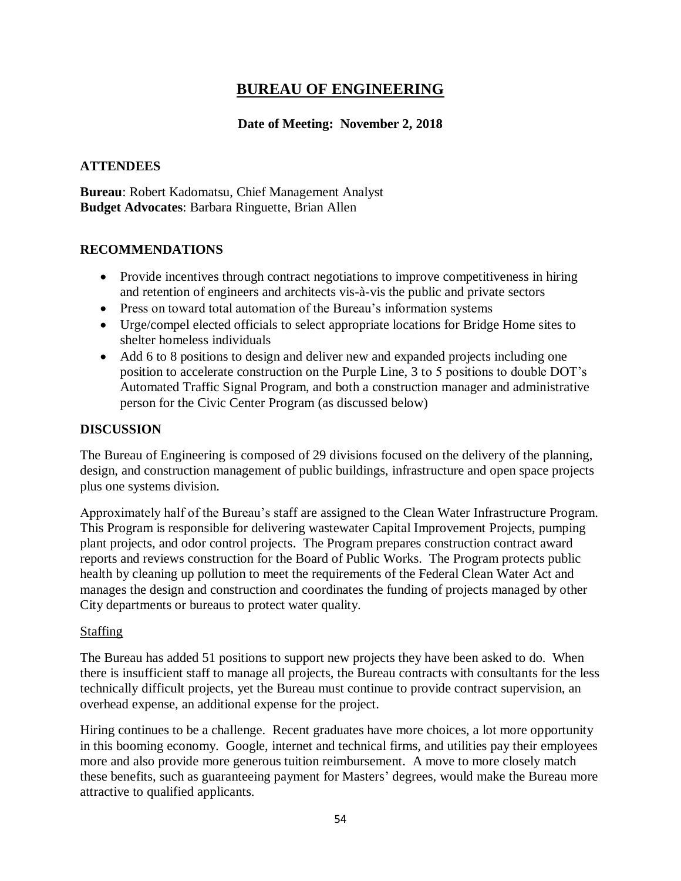# BUREAU OF ENGINEERING

**Date of Meeting: November 2, 2018**

## ATTENDEES

**Bureau**: Robert Kadomatsu, Chief Management Analyst
**Budget Advocates**: Barbara Ringuette, Brian Allen

## RECOMMENDATIONS

- Provide incentives through contract negotiations to improve competitiveness in hiring and retention of engineers and architects vis-à-vis the public and private sectors
- Press on toward total automation of the Bureau's information systems
- Urge/compel elected officials to select appropriate locations for Bridge Home sites to shelter homeless individuals
- Add 6 to 8 positions to design and deliver new and expanded projects including one position to accelerate construction on the Purple Line, 3 to 5 positions to double DOT's Automated Traffic Signal Program, and both a construction manager and administrative person for the Civic Center Program (as discussed below)

## DISCUSSION

The Bureau of Engineering is composed of 29 divisions focused on the delivery of the planning, design, and construction management of public buildings, infrastructure and open space projects plus one systems division.

Approximately half of the Bureau's staff are assigned to the Clean Water Infrastructure Program. This Program is responsible for delivering wastewater Capital Improvement Projects, pumping plant projects, and odor control projects. The Program prepares construction contract award reports and reviews construction for the Board of Public Works. The Program protects public health by cleaning up pollution to meet the requirements of the Federal Clean Water Act and manages the design and construction and coordinates the funding of projects managed by other City departments or bureaus to protect water quality.

### Staffing

The Bureau has added 51 positions to support new projects they have been asked to do. When there is insufficient staff to manage all projects, the Bureau contracts with consultants for the less technically difficult projects, yet the Bureau must continue to provide contract supervision, an overhead expense, an additional expense for the project.

Hiring continues to be a challenge. Recent graduates have more choices, a lot more opportunity in this booming economy. Google, internet and technical firms, and utilities pay their employees more and also provide more generous tuition reimbursement. A move to more closely match these benefits, such as guaranteeing payment for Masters' degrees, would make the Bureau more attractive to qualified applicants.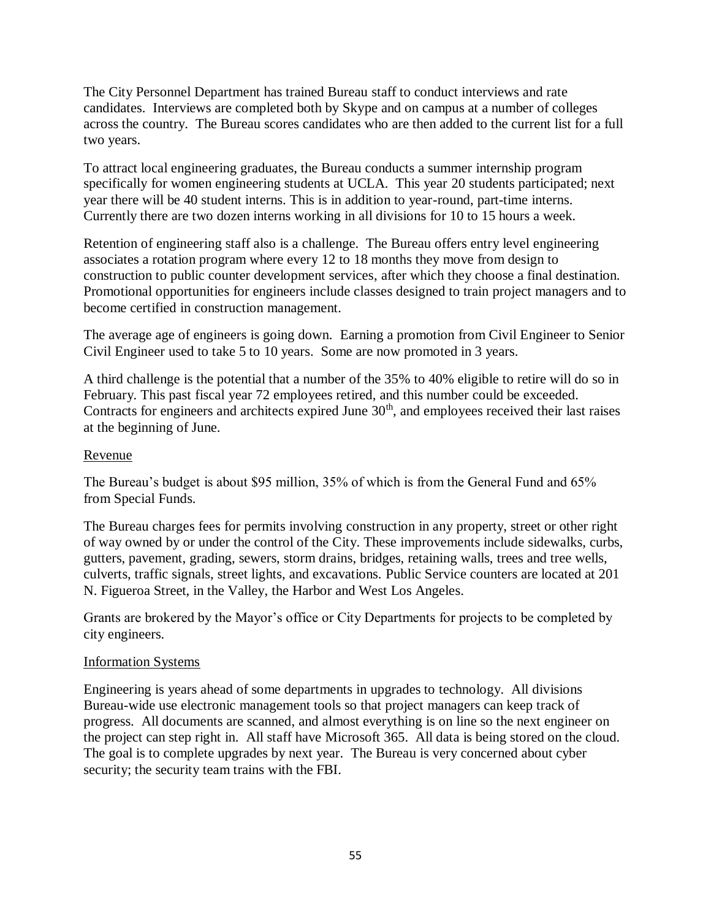The City Personnel Department has trained Bureau staff to conduct interviews and rate candidates. Interviews are completed both by Skype and on campus at a number of colleges across the country. The Bureau scores candidates who are then added to the current list for a full two years.

To attract local engineering graduates, the Bureau conducts a summer internship program specifically for women engineering students at UCLA. This year 20 students participated; next year there will be 40 student interns. This is in addition to year-round, part-time interns. Currently there are two dozen interns working in all divisions for 10 to 15 hours a week.

Retention of engineering staff also is a challenge. The Bureau offers entry level engineering associates a rotation program where every 12 to 18 months they move from design to construction to public counter development services, after which they choose a final destination. Promotional opportunities for engineers include classes designed to train project managers and to become certified in construction management.

The average age of engineers is going down. Earning a promotion from Civil Engineer to Senior Civil Engineer used to take 5 to 10 years. Some are now promoted in 3 years.

A third challenge is the potential that a number of the 35% to 40% eligible to retire will do so in February. This past fiscal year 72 employees retired, and this number could be exceeded. Contracts for engineers and architects expired June 30th, and employees received their last raises at the beginning of June.

## Revenue

The Bureau's budget is about $95 million, 35% of which is from the General Fund and 65% from Special Funds.

The Bureau charges fees for permits involving construction in any property, street or other right of way owned by or under the control of the City. These improvements include sidewalks, curbs, gutters, pavement, grading, sewers, storm drains, bridges, retaining walls, trees and tree wells, culverts, traffic signals, street lights, and excavations. Public Service counters are located at 201 N. Figueroa Street, in the Valley, the Harbor and West Los Angeles.

Grants are brokered by the Mayor's office or City Departments for projects to be completed by city engineers.

## Information Systems

Engineering is years ahead of some departments in upgrades to technology. All divisions Bureau-wide use electronic management tools so that project managers can keep track of progress. All documents are scanned, and almost everything is on line so the next engineer on the project can step right in. All staff have Microsoft 365. All data is being stored on the cloud. The goal is to complete upgrades by next year. The Bureau is very concerned about cyber security; the security team trains with the FBI.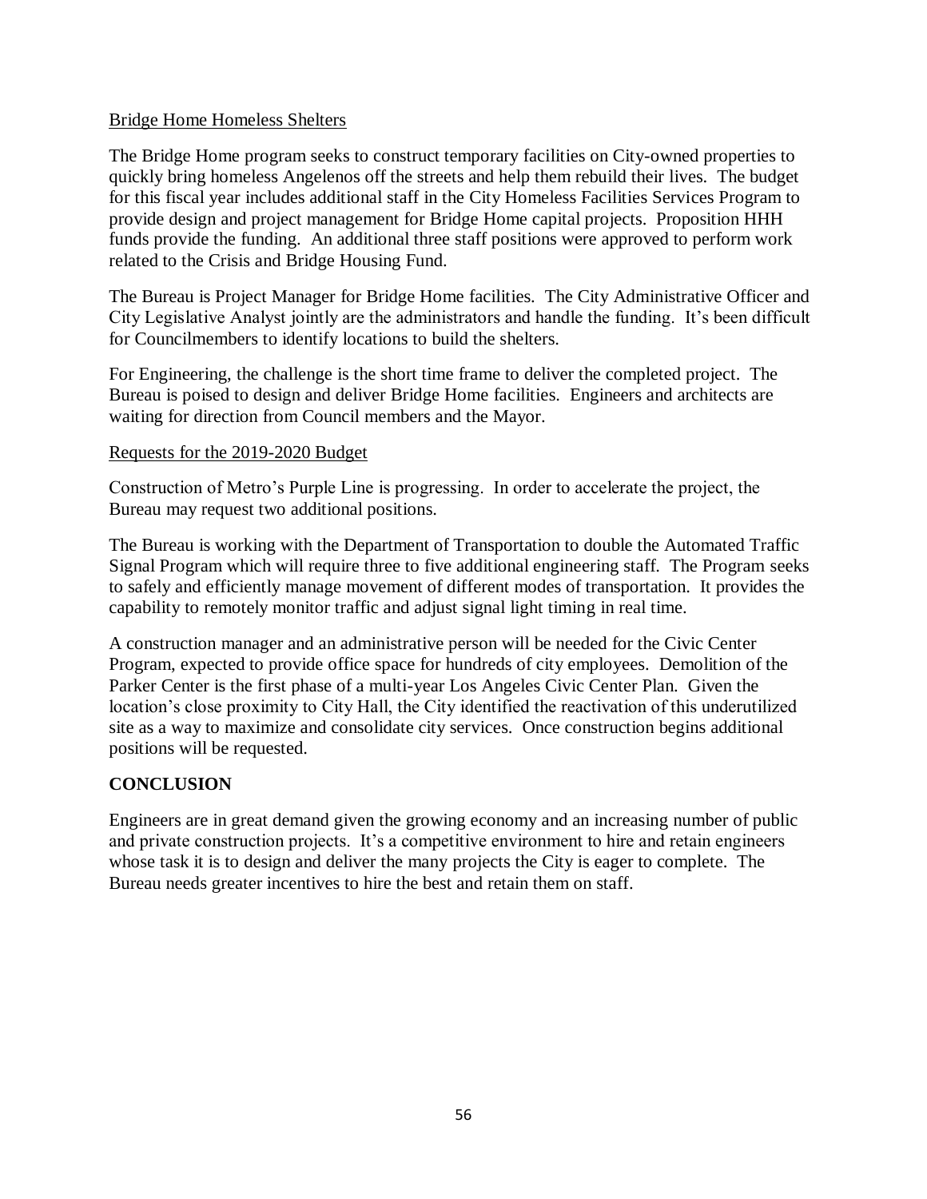Bridge Home Homeless Shelters

The Bridge Home program seeks to construct temporary facilities on City-owned properties to quickly bring homeless Angelenos off the streets and help them rebuild their lives. The budget for this fiscal year includes additional staff in the City Homeless Facilities Services Program to provide design and project management for Bridge Home capital projects. Proposition HHH funds provide the funding. An additional three staff positions were approved to perform work related to the Crisis and Bridge Housing Fund.

The Bureau is Project Manager for Bridge Home facilities. The City Administrative Officer and City Legislative Analyst jointly are the administrators and handle the funding. It's been difficult for Councilmembers to identify locations to build the shelters.

For Engineering, the challenge is the short time frame to deliver the completed project. The Bureau is poised to design and deliver Bridge Home facilities. Engineers and architects are waiting for direction from Council members and the Mayor.

Requests for the 2019-2020 Budget

Construction of Metro's Purple Line is progressing. In order to accelerate the project, the Bureau may request two additional positions.

The Bureau is working with the Department of Transportation to double the Automated Traffic Signal Program which will require three to five additional engineering staff. The Program seeks to safely and efficiently manage movement of different modes of transportation. It provides the capability to remotely monitor traffic and adjust signal light timing in real time.

A construction manager and an administrative person will be needed for the Civic Center Program, expected to provide office space for hundreds of city employees. Demolition of the Parker Center is the first phase of a multi-year Los Angeles Civic Center Plan. Given the location's close proximity to City Hall, the City identified the reactivation of this underutilized site as a way to maximize and consolidate city services. Once construction begins additional positions will be requested.

## CONCLUSION

Engineers are in great demand given the growing economy and an increasing number of public and private construction projects. It's a competitive environment to hire and retain engineers whose task it is to design and deliver the many projects the City is eager to complete. The Bureau needs greater incentives to hire the best and retain them on staff.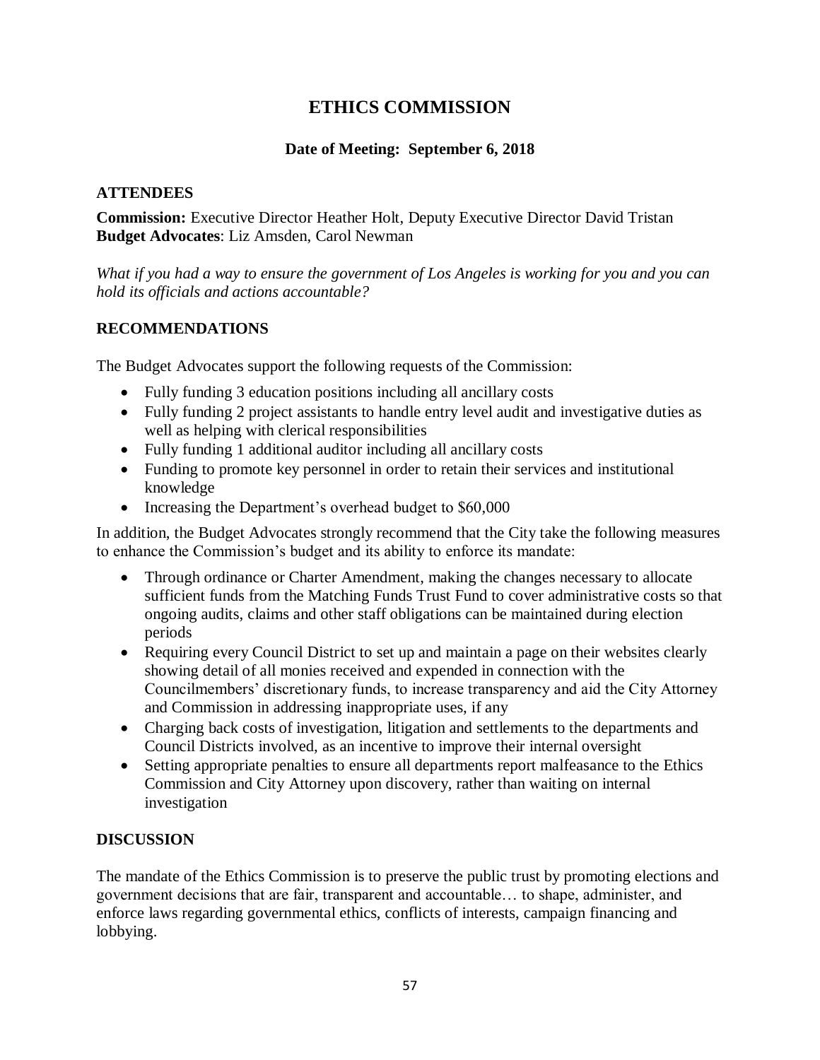# ETHICS COMMISSION

### Date of Meeting: September 6, 2018

## ATTENDEES

**Commission:** Executive Director Heather Holt, Deputy Executive Director David Tristan
**Budget Advocates**: Liz Amsden, Carol Newman

*What if you had a way to ensure the government of Los Angeles is working for you and you can hold its officials and actions accountable?*

## RECOMMENDATIONS

The Budget Advocates support the following requests of the Commission:

- Fully funding 3 education positions including all ancillary costs
- Fully funding 2 project assistants to handle entry level audit and investigative duties as well as helping with clerical responsibilities
- Fully funding 1 additional auditor including all ancillary costs
- Funding to promote key personnel in order to retain their services and institutional knowledge
- Increasing the Department's overhead budget to $60,000

In addition, the Budget Advocates strongly recommend that the City take the following measures to enhance the Commission's budget and its ability to enforce its mandate:

- Through ordinance or Charter Amendment, making the changes necessary to allocate sufficient funds from the Matching Funds Trust Fund to cover administrative costs so that ongoing audits, claims and other staff obligations can be maintained during election periods
- Requiring every Council District to set up and maintain a page on their websites clearly showing detail of all monies received and expended in connection with the Councilmembers' discretionary funds, to increase transparency and aid the City Attorney and Commission in addressing inappropriate uses, if any
- Charging back costs of investigation, litigation and settlements to the departments and Council Districts involved, as an incentive to improve their internal oversight
- Setting appropriate penalties to ensure all departments report malfeasance to the Ethics Commission and City Attorney upon discovery, rather than waiting on internal investigation

## DISCUSSION

The mandate of the Ethics Commission is to preserve the public trust by promoting elections and government decisions that are fair, transparent and accountable… to shape, administer, and enforce laws regarding governmental ethics, conflicts of interests, campaign financing and lobbying.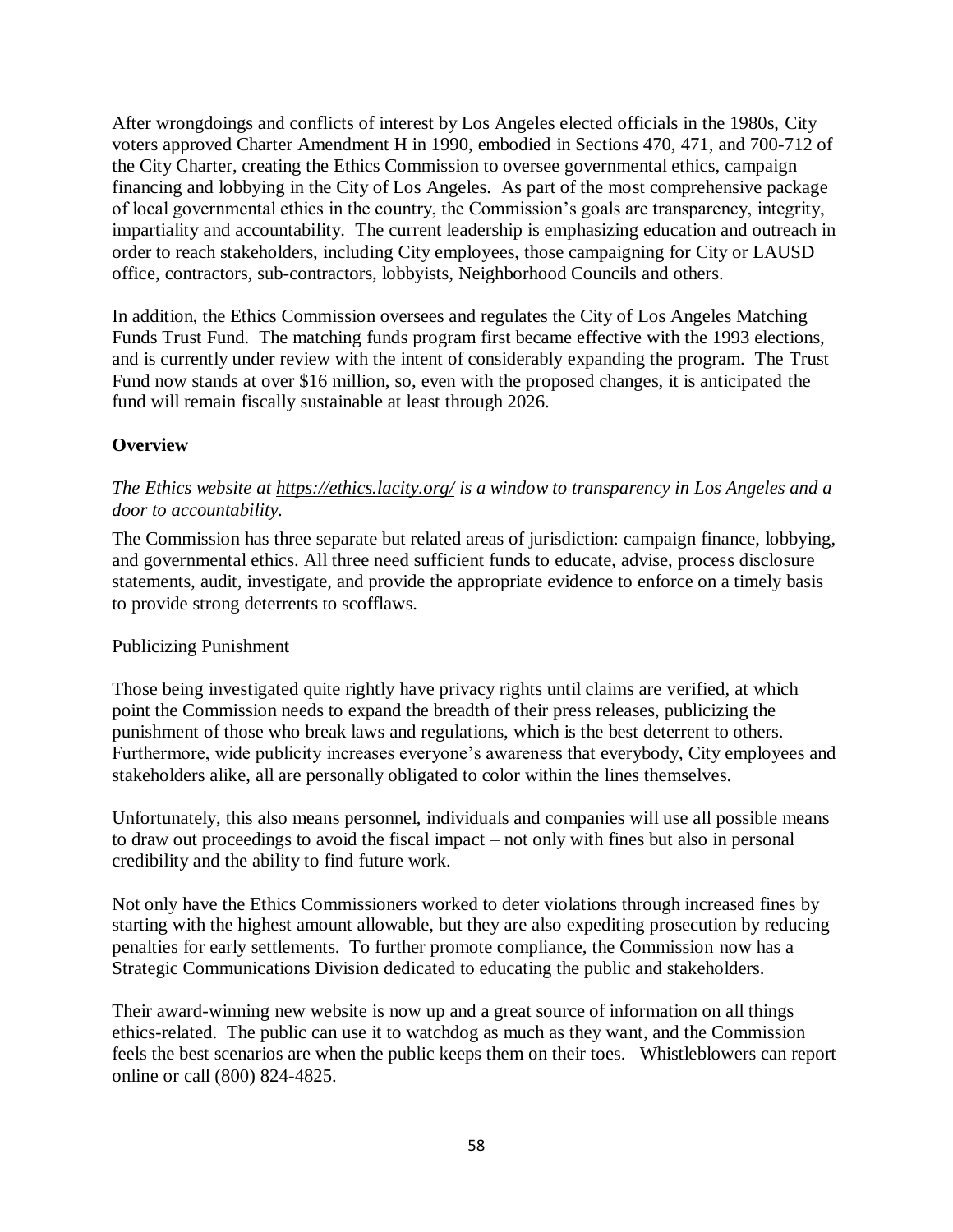After wrongdoings and conflicts of interest by Los Angeles elected officials in the 1980s, City voters approved Charter Amendment H in 1990, embodied in Sections 470, 471, and 700-712 of the City Charter, creating the Ethics Commission to oversee governmental ethics, campaign financing and lobbying in the City of Los Angeles. As part of the most comprehensive package of local governmental ethics in the country, the Commission's goals are transparency, integrity, impartiality and accountability. The current leadership is emphasizing education and outreach in order to reach stakeholders, including City employees, those campaigning for City or LAUSD office, contractors, sub-contractors, lobbyists, Neighborhood Councils and others.

In addition, the Ethics Commission oversees and regulates the City of Los Angeles Matching Funds Trust Fund. The matching funds program first became effective with the 1993 elections, and is currently under review with the intent of considerably expanding the program. The Trust Fund now stands at over $16 million, so, even with the proposed changes, it is anticipated the fund will remain fiscally sustainable at least through 2026.

**Overview**

*The Ethics website at https://ethics.lacity.org/ is a window to transparency in Los Angeles and a door to accountability.*

The Commission has three separate but related areas of jurisdiction: campaign finance, lobbying, and governmental ethics. All three need sufficient funds to educate, advise, process disclosure statements, audit, investigate, and provide the appropriate evidence to enforce on a timely basis to provide strong deterrents to scofflaws.

<u>Publicizing Punishment</u>

Those being investigated quite rightly have privacy rights until claims are verified, at which point the Commission needs to expand the breadth of their press releases, publicizing the punishment of those who break laws and regulations, which is the best deterrent to others. Furthermore, wide publicity increases everyone's awareness that everybody, City employees and stakeholders alike, all are personally obligated to color within the lines themselves.

Unfortunately, this also means personnel, individuals and companies will use all possible means to draw out proceedings to avoid the fiscal impact – not only with fines but also in personal credibility and the ability to find future work.

Not only have the Ethics Commissioners worked to deter violations through increased fines by starting with the highest amount allowable, but they are also expediting prosecution by reducing penalties for early settlements. To further promote compliance, the Commission now has a Strategic Communications Division dedicated to educating the public and stakeholders.

Their award-winning new website is now up and a great source of information on all things ethics-related. The public can use it to watchdog as much as they want, and the Commission feels the best scenarios are when the public keeps them on their toes. Whistleblowers can report online or call (800) 824-4825.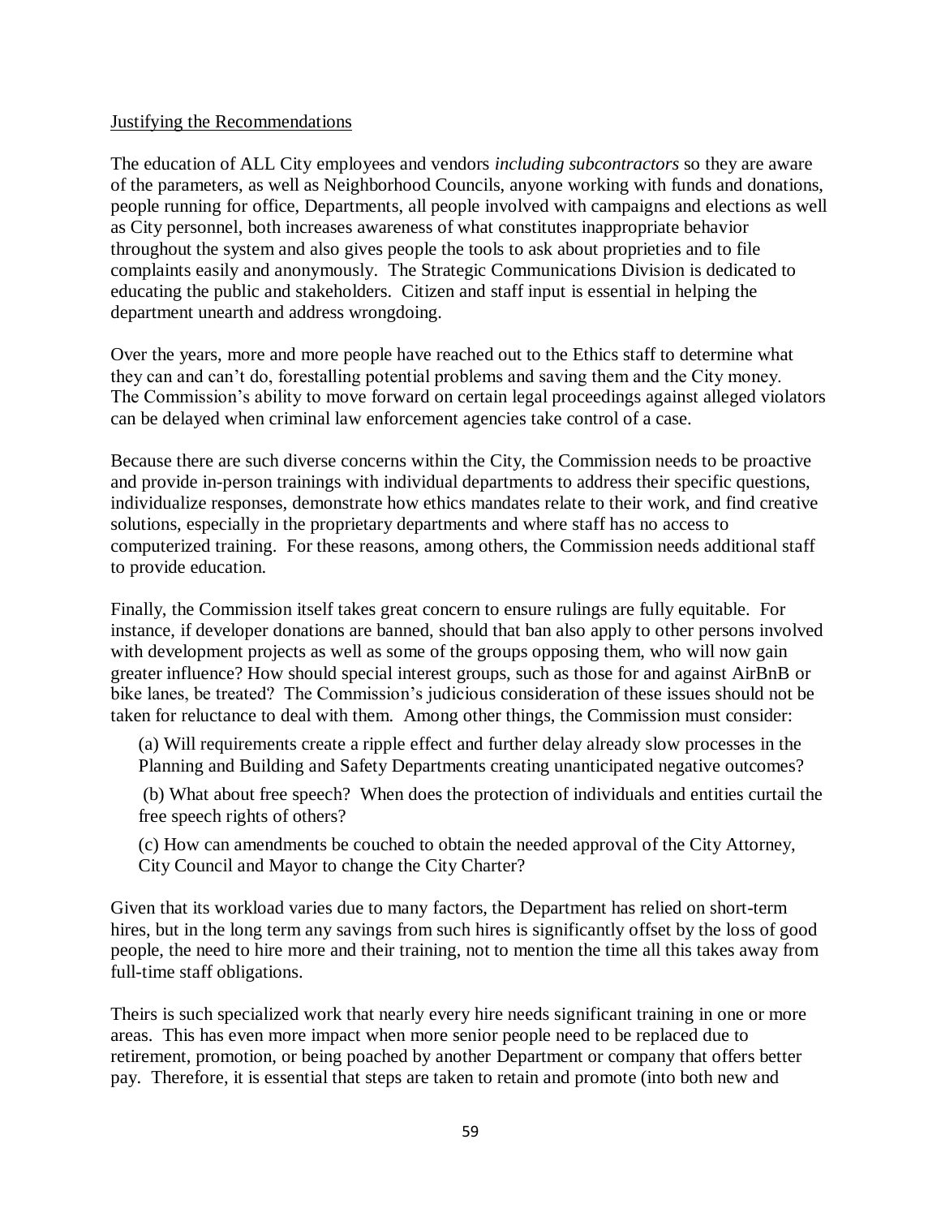Justifying the Recommendations

The education of ALL City employees and vendors *including subcontractors* so they are aware of the parameters, as well as Neighborhood Councils, anyone working with funds and donations, people running for office, Departments, all people involved with campaigns and elections as well as City personnel, both increases awareness of what constitutes inappropriate behavior throughout the system and also gives people the tools to ask about proprieties and to file complaints easily and anonymously. The Strategic Communications Division is dedicated to educating the public and stakeholders. Citizen and staff input is essential in helping the department unearth and address wrongdoing.

Over the years, more and more people have reached out to the Ethics staff to determine what they can and can't do, forestalling potential problems and saving them and the City money. The Commission's ability to move forward on certain legal proceedings against alleged violators can be delayed when criminal law enforcement agencies take control of a case.

Because there are such diverse concerns within the City, the Commission needs to be proactive and provide in-person trainings with individual departments to address their specific questions, individualize responses, demonstrate how ethics mandates relate to their work, and find creative solutions, especially in the proprietary departments and where staff has no access to computerized training. For these reasons, among others, the Commission needs additional staff to provide education.

Finally, the Commission itself takes great concern to ensure rulings are fully equitable. For instance, if developer donations are banned, should that ban also apply to other persons involved with development projects as well as some of the groups opposing them, who will now gain greater influence? How should special interest groups, such as those for and against AirBnB or bike lanes, be treated? The Commission's judicious consideration of these issues should not be taken for reluctance to deal with them. Among other things, the Commission must consider:

(a) Will requirements create a ripple effect and further delay already slow processes in the Planning and Building and Safety Departments creating unanticipated negative outcomes?

(b) What about free speech? When does the protection of individuals and entities curtail the free speech rights of others?

(c) How can amendments be couched to obtain the needed approval of the City Attorney, City Council and Mayor to change the City Charter?

Given that its workload varies due to many factors, the Department has relied on short-term hires, but in the long term any savings from such hires is significantly offset by the loss of good people, the need to hire more and their training, not to mention the time all this takes away from full-time staff obligations.

Theirs is such specialized work that nearly every hire needs significant training in one or more areas. This has even more impact when more senior people need to be replaced due to retirement, promotion, or being poached by another Department or company that offers better pay. Therefore, it is essential that steps are taken to retain and promote (into both new and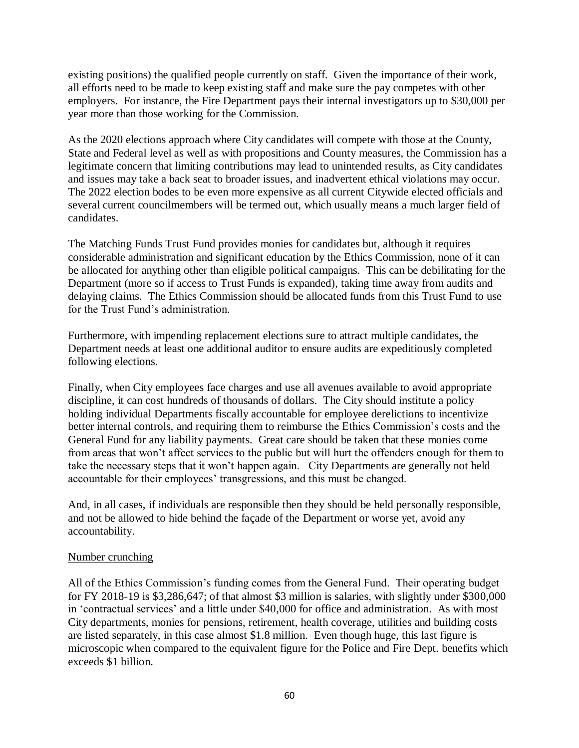existing positions) the qualified people currently on staff. Given the importance of their work, all efforts need to be made to keep existing staff and make sure the pay competes with other employers. For instance, the Fire Department pays their internal investigators up to $30,000 per year more than those working for the Commission.

As the 2020 elections approach where City candidates will compete with those at the County, State and Federal level as well as with propositions and County measures, the Commission has a legitimate concern that limiting contributions may lead to unintended results, as City candidates and issues may take a back seat to broader issues, and inadvertent ethical violations may occur. The 2022 election bodes to be even more expensive as all current Citywide elected officials and several current councilmembers will be termed out, which usually means a much larger field of candidates.

The Matching Funds Trust Fund provides monies for candidates but, although it requires considerable administration and significant education by the Ethics Commission, none of it can be allocated for anything other than eligible political campaigns. This can be debilitating for the Department (more so if access to Trust Funds is expanded), taking time away from audits and delaying claims. The Ethics Commission should be allocated funds from this Trust Fund to use for the Trust Fund's administration.

Furthermore, with impending replacement elections sure to attract multiple candidates, the Department needs at least one additional auditor to ensure audits are expeditiously completed following elections.

Finally, when City employees face charges and use all avenues available to avoid appropriate discipline, it can cost hundreds of thousands of dollars. The City should institute a policy holding individual Departments fiscally accountable for employee derelictions to incentivize better internal controls, and requiring them to reimburse the Ethics Commission's costs and the General Fund for any liability payments. Great care should be taken that these monies come from areas that won't affect services to the public but will hurt the offenders enough for them to take the necessary steps that it won't happen again. City Departments are generally not held accountable for their employees' transgressions, and this must be changed.

And, in all cases, if individuals are responsible then they should be held personally responsible, and not be allowed to hide behind the façade of the Department or worse yet, avoid any accountability.

Number crunching

All of the Ethics Commission's funding comes from the General Fund. Their operating budget for FY 2018-19 is $3,286,647; of that almost $3 million is salaries, with slightly under $300,000 in 'contractual services' and a little under $40,000 for office and administration. As with most City departments, monies for pensions, retirement, health coverage, utilities and building costs are listed separately, in this case almost $1.8 million. Even though huge, this last figure is microscopic when compared to the equivalent figure for the Police and Fire Dept. benefits which exceeds $1 billion.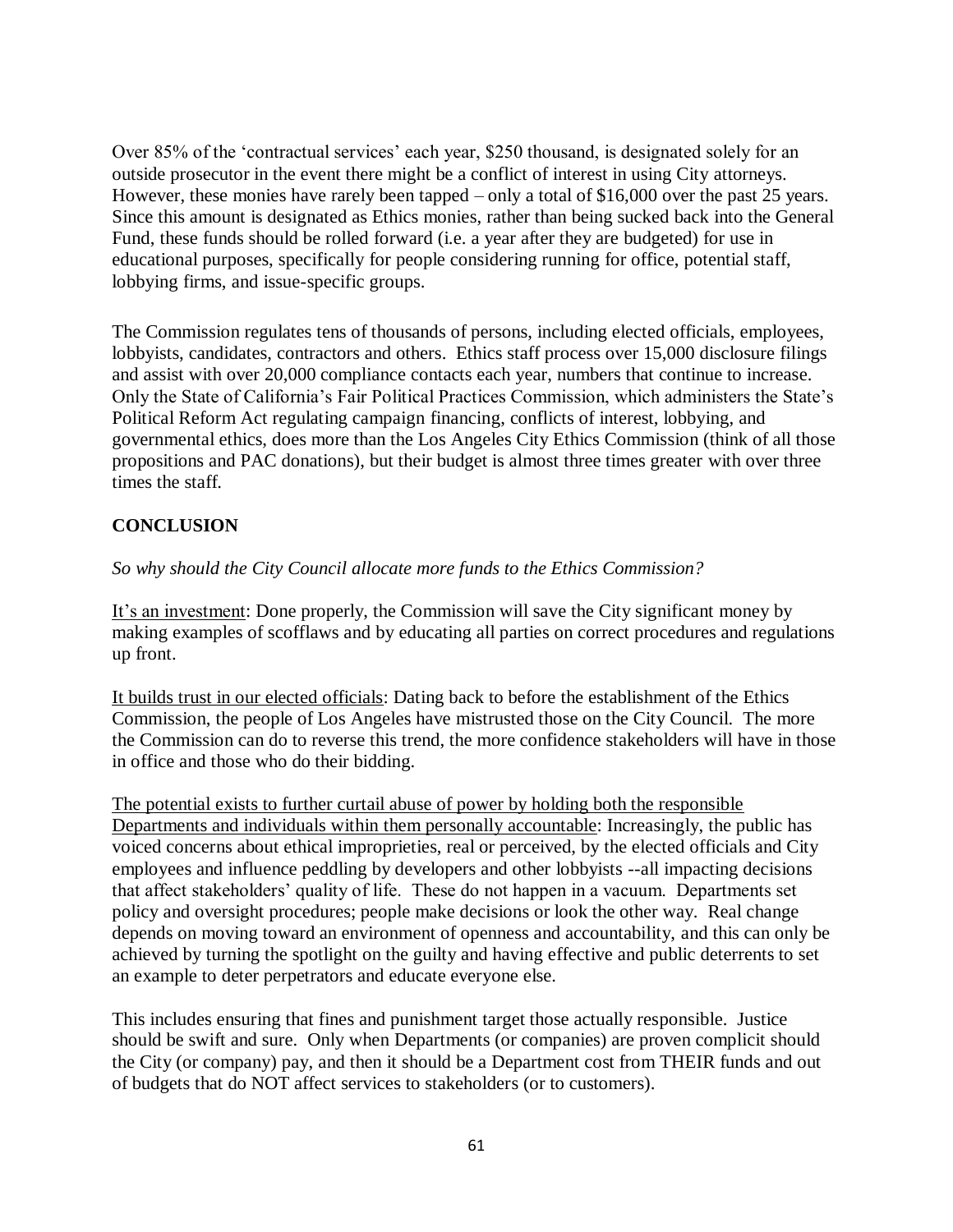Over 85% of the 'contractual services' each year, $250 thousand, is designated solely for an outside prosecutor in the event there might be a conflict of interest in using City attorneys. However, these monies have rarely been tapped – only a total of $16,000 over the past 25 years. Since this amount is designated as Ethics monies, rather than being sucked back into the General Fund, these funds should be rolled forward (i.e. a year after they are budgeted) for use in educational purposes, specifically for people considering running for office, potential staff, lobbying firms, and issue-specific groups.

The Commission regulates tens of thousands of persons, including elected officials, employees, lobbyists, candidates, contractors and others. Ethics staff process over 15,000 disclosure filings and assist with over 20,000 compliance contacts each year, numbers that continue to increase. Only the State of California's Fair Political Practices Commission, which administers the State's Political Reform Act regulating campaign financing, conflicts of interest, lobbying, and governmental ethics, does more than the Los Angeles City Ethics Commission (think of all those propositions and PAC donations), but their budget is almost three times greater with over three times the staff.

## CONCLUSION

*So why should the City Council allocate more funds to the Ethics Commission?*

<u>It's an investment</u>: Done properly, the Commission will save the City significant money by making examples of scofflaws and by educating all parties on correct procedures and regulations up front.

<u>It builds trust in our elected officials</u>: Dating back to before the establishment of the Ethics Commission, the people of Los Angeles have mistrusted those on the City Council. The more the Commission can do to reverse this trend, the more confidence stakeholders will have in those in office and those who do their bidding.

<u>The potential exists to further curtail abuse of power by holding both the responsible Departments and individuals within them personally accountable</u>: Increasingly, the public has voiced concerns about ethical improprieties, real or perceived, by the elected officials and City employees and influence peddling by developers and other lobbyists --all impacting decisions that affect stakeholders' quality of life. These do not happen in a vacuum. Departments set policy and oversight procedures; people make decisions or look the other way. Real change depends on moving toward an environment of openness and accountability, and this can only be achieved by turning the spotlight on the guilty and having effective and public deterrents to set an example to deter perpetrators and educate everyone else.

This includes ensuring that fines and punishment target those actually responsible. Justice should be swift and sure. Only when Departments (or companies) are proven complicit should the City (or company) pay, and then it should be a Department cost from THEIR funds and out of budgets that do NOT affect services to stakeholders (or to customers).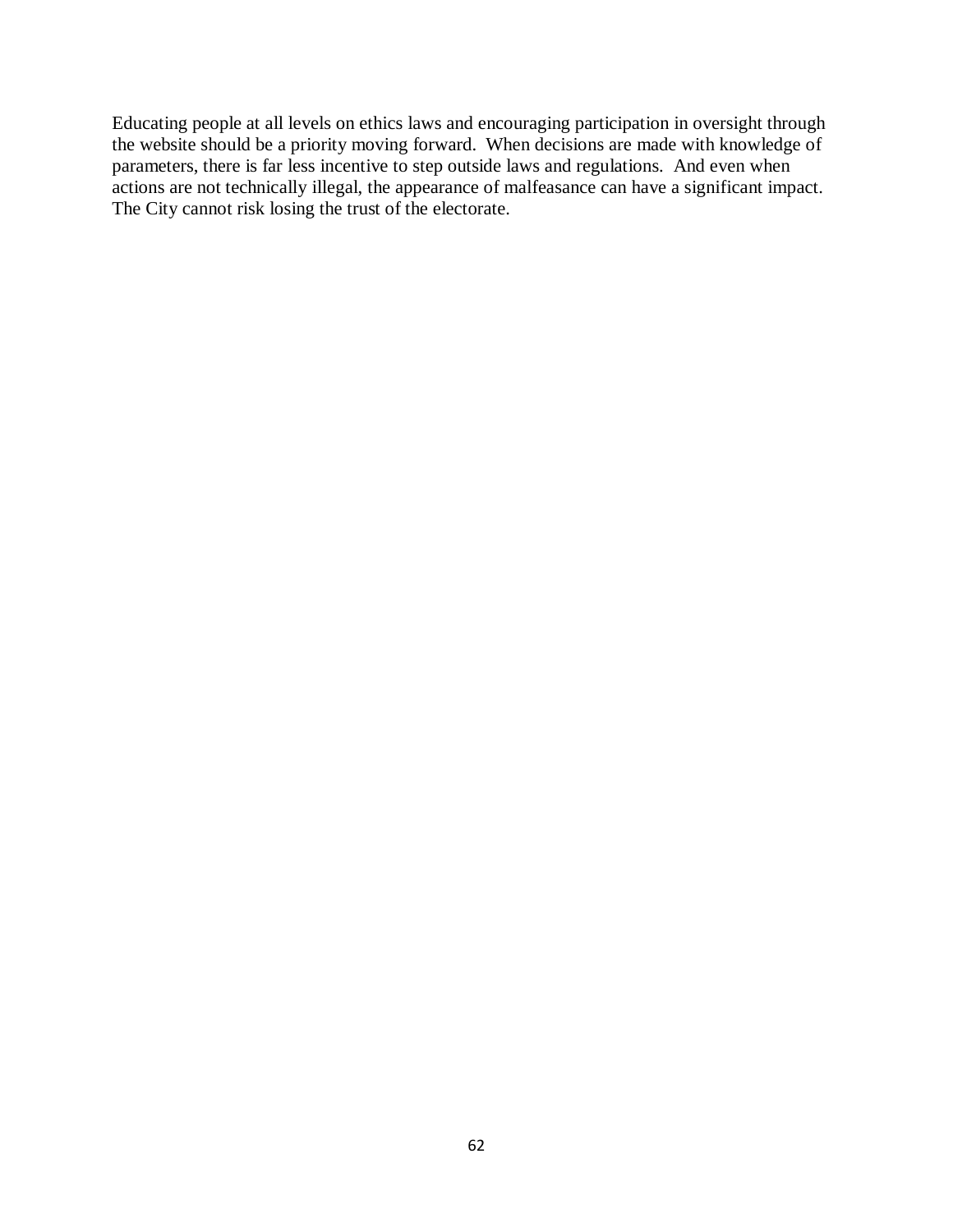Educating people at all levels on ethics laws and encouraging participation in oversight through the website should be a priority moving forward. When decisions are made with knowledge of parameters, there is far less incentive to step outside laws and regulations. And even when actions are not technically illegal, the appearance of malfeasance can have a significant impact. The City cannot risk losing the trust of the electorate.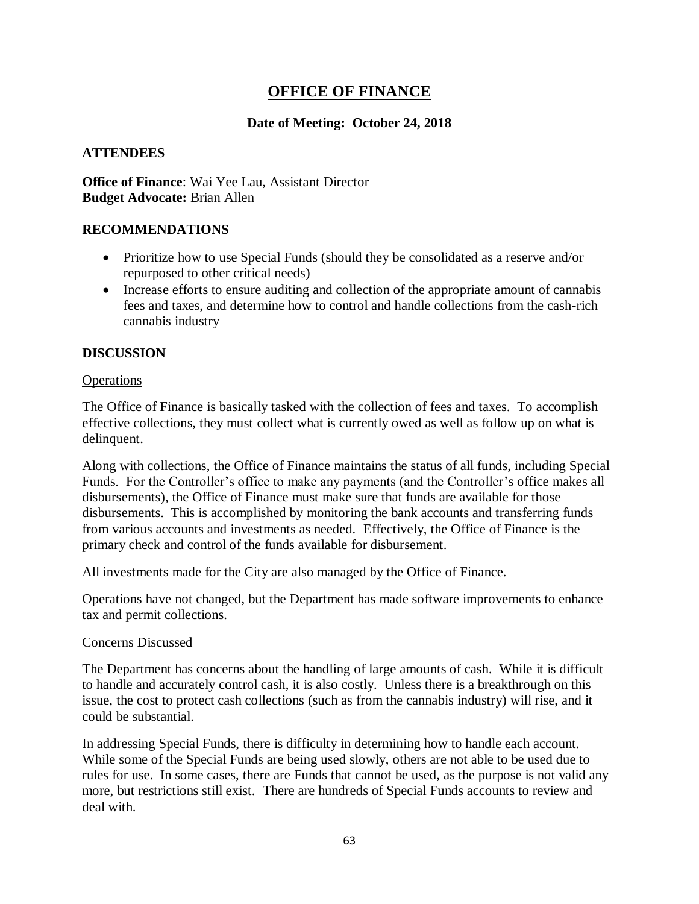# OFFICE OF FINANCE

**Date of Meeting: October 24, 2018**

## ATTENDEES

**Office of Finance**: Wai Yee Lau, Assistant Director
**Budget Advocate:** Brian Allen

## RECOMMENDATIONS

- Prioritize how to use Special Funds (should they be consolidated as a reserve and/or repurposed to other critical needs)
- Increase efforts to ensure auditing and collection of the appropriate amount of cannabis fees and taxes, and determine how to control and handle collections from the cash-rich cannabis industry

## DISCUSSION

<u>Operations</u>

The Office of Finance is basically tasked with the collection of fees and taxes. To accomplish effective collections, they must collect what is currently owed as well as follow up on what is delinquent.

Along with collections, the Office of Finance maintains the status of all funds, including Special Funds. For the Controller's office to make any payments (and the Controller's office makes all disbursements), the Office of Finance must make sure that funds are available for those disbursements. This is accomplished by monitoring the bank accounts and transferring funds from various accounts and investments as needed. Effectively, the Office of Finance is the primary check and control of the funds available for disbursement.

All investments made for the City are also managed by the Office of Finance.

Operations have not changed, but the Department has made software improvements to enhance tax and permit collections.

<u>Concerns Discussed</u>

The Department has concerns about the handling of large amounts of cash. While it is difficult to handle and accurately control cash, it is also costly. Unless there is a breakthrough on this issue, the cost to protect cash collections (such as from the cannabis industry) will rise, and it could be substantial.

In addressing Special Funds, there is difficulty in determining how to handle each account. While some of the Special Funds are being used slowly, others are not able to be used due to rules for use. In some cases, there are Funds that cannot be used, as the purpose is not valid any more, but restrictions still exist. There are hundreds of Special Funds accounts to review and deal with.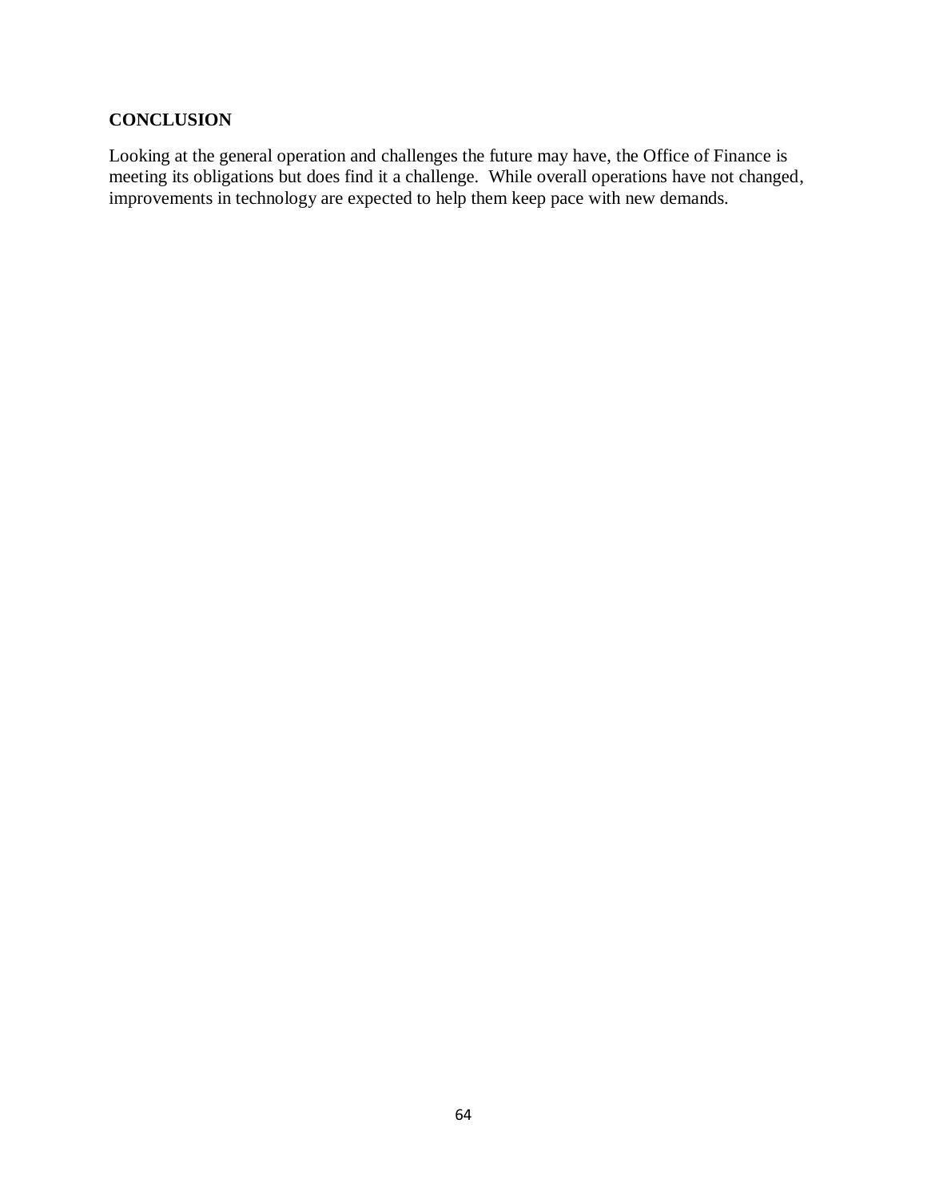## CONCLUSION

Looking at the general operation and challenges the future may have, the Office of Finance is meeting its obligations but does find it a challenge. While overall operations have not changed, improvements in technology are expected to help them keep pace with new demands.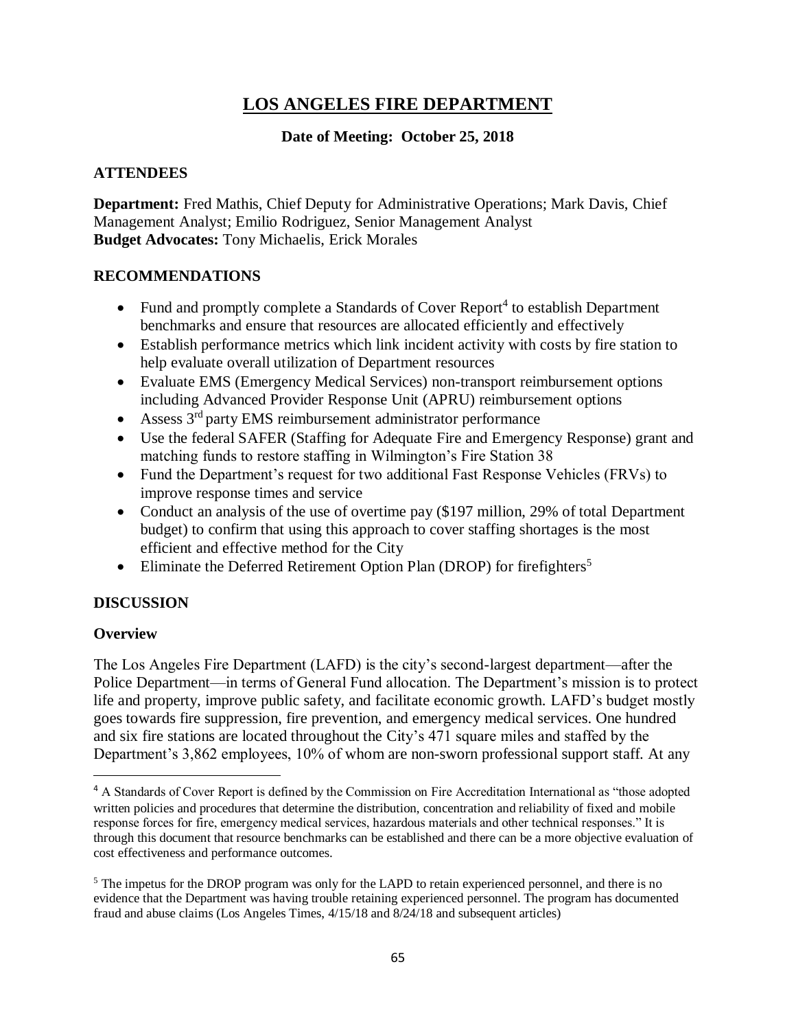# LOS ANGELES FIRE DEPARTMENT

**Date of Meeting: October 25, 2018**

## ATTENDEES

**Department:** Fred Mathis, Chief Deputy for Administrative Operations; Mark Davis, Chief Management Analyst; Emilio Rodriguez, Senior Management Analyst
**Budget Advocates:** Tony Michaelis, Erick Morales

## RECOMMENDATIONS

- Fund and promptly complete a Standards of Cover Report[4] to establish Department benchmarks and ensure that resources are allocated efficiently and effectively
- Establish performance metrics which link incident activity with costs by fire station to help evaluate overall utilization of Department resources
- Evaluate EMS (Emergency Medical Services) non-transport reimbursement options including Advanced Provider Response Unit (APRU) reimbursement options
- Assess 3rd party EMS reimbursement administrator performance
- Use the federal SAFER (Staffing for Adequate Fire and Emergency Response) grant and matching funds to restore staffing in Wilmington's Fire Station 38
- Fund the Department's request for two additional Fast Response Vehicles (FRVs) to improve response times and service
- Conduct an analysis of the use of overtime pay ($197 million, 29% of total Department budget) to confirm that using this approach to cover staffing shortages is the most efficient and effective method for the City
- Eliminate the Deferred Retirement Option Plan (DROP) for firefighters[5]

## DISCUSSION

### Overview

The Los Angeles Fire Department (LAFD) is the city's second-largest department—after the Police Department—in terms of General Fund allocation. The Department's mission is to protect life and property, improve public safety, and facilitate economic growth. LAFD's budget mostly goes towards fire suppression, fire prevention, and emergency medical services. One hundred and six fire stations are located throughout the City's 471 square miles and staffed by the Department's 3,862 employees, 10% of whom are non-sworn professional support staff. At any

---

[4] A Standards of Cover Report is defined by the Commission on Fire Accreditation International as "those adopted written policies and procedures that determine the distribution, concentration and reliability of fixed and mobile response forces for fire, emergency medical services, hazardous materials and other technical responses." It is through this document that resource benchmarks can be established and there can be a more objective evaluation of cost effectiveness and performance outcomes.

[5] The impetus for the DROP program was only for the LAPD to retain experienced personnel, and there is no evidence that the Department was having trouble retaining experienced personnel. The program has documented fraud and abuse claims (Los Angeles Times, 4/15/18 and 8/24/18 and subsequent articles)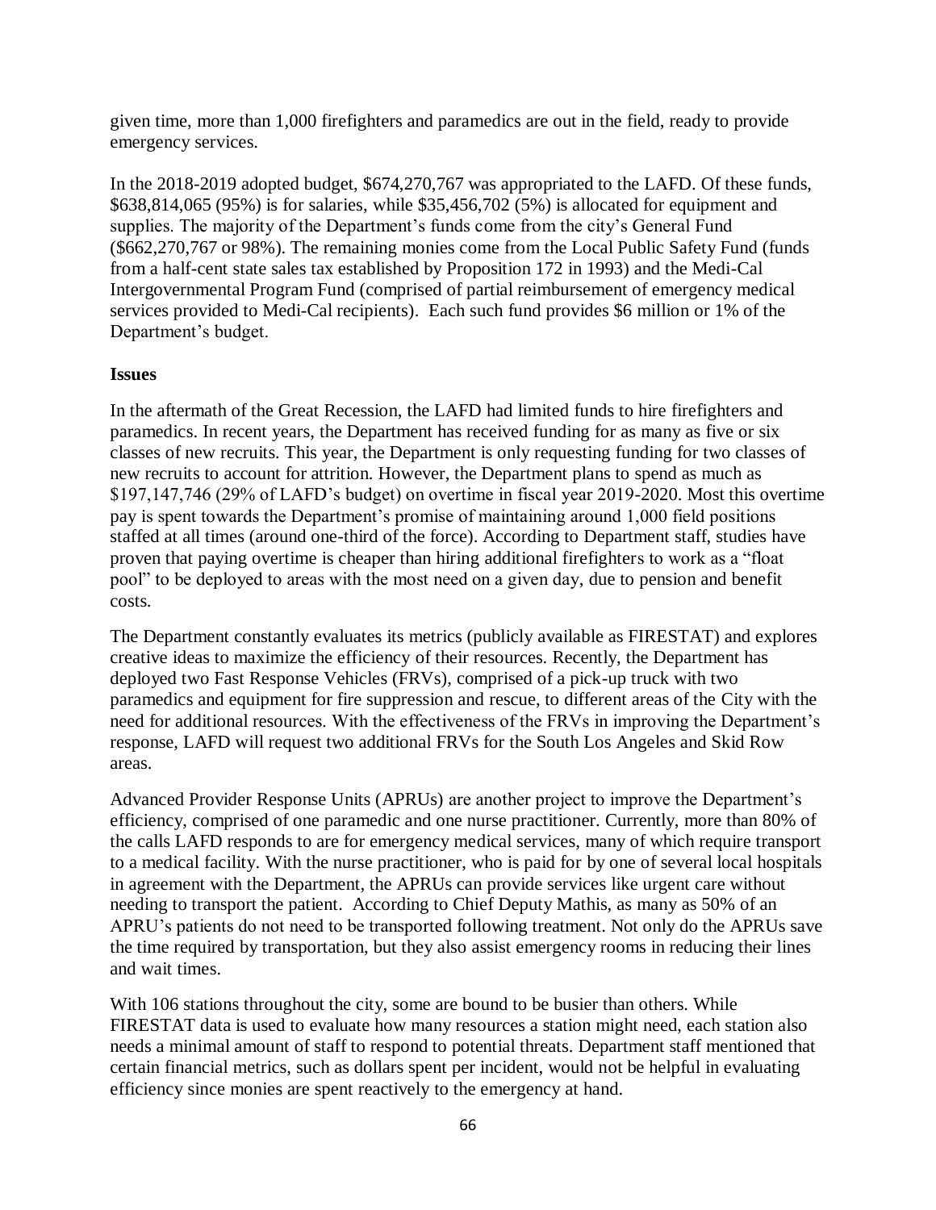given time, more than 1,000 firefighters and paramedics are out in the field, ready to provide emergency services.

In the 2018-2019 adopted budget, $674,270,767 was appropriated to the LAFD. Of these funds, $638,814,065 (95%) is for salaries, while $35,456,702 (5%) is allocated for equipment and supplies. The majority of the Department's funds come from the city's General Fund ($662,270,767 or 98%). The remaining monies come from the Local Public Safety Fund (funds from a half-cent state sales tax established by Proposition 172 in 1993) and the Medi-Cal Intergovernmental Program Fund (comprised of partial reimbursement of emergency medical services provided to Medi-Cal recipients). Each such fund provides $6 million or 1% of the Department's budget.

**Issues**

In the aftermath of the Great Recession, the LAFD had limited funds to hire firefighters and paramedics. In recent years, the Department has received funding for as many as five or six classes of new recruits. This year, the Department is only requesting funding for two classes of new recruits to account for attrition. However, the Department plans to spend as much as $197,147,746 (29% of LAFD's budget) on overtime in fiscal year 2019-2020. Most this overtime pay is spent towards the Department's promise of maintaining around 1,000 field positions staffed at all times (around one-third of the force). According to Department staff, studies have proven that paying overtime is cheaper than hiring additional firefighters to work as a "float pool" to be deployed to areas with the most need on a given day, due to pension and benefit costs.

The Department constantly evaluates its metrics (publicly available as FIRESTAT) and explores creative ideas to maximize the efficiency of their resources. Recently, the Department has deployed two Fast Response Vehicles (FRVs), comprised of a pick-up truck with two paramedics and equipment for fire suppression and rescue, to different areas of the City with the need for additional resources. With the effectiveness of the FRVs in improving the Department's response, LAFD will request two additional FRVs for the South Los Angeles and Skid Row areas.

Advanced Provider Response Units (APRUs) are another project to improve the Department's efficiency, comprised of one paramedic and one nurse practitioner. Currently, more than 80% of the calls LAFD responds to are for emergency medical services, many of which require transport to a medical facility. With the nurse practitioner, who is paid for by one of several local hospitals in agreement with the Department, the APRUs can provide services like urgent care without needing to transport the patient. According to Chief Deputy Mathis, as many as 50% of an APRU's patients do not need to be transported following treatment. Not only do the APRUs save the time required by transportation, but they also assist emergency rooms in reducing their lines and wait times.

With 106 stations throughout the city, some are bound to be busier than others. While FIRESTAT data is used to evaluate how many resources a station might need, each station also needs a minimal amount of staff to respond to potential threats. Department staff mentioned that certain financial metrics, such as dollars spent per incident, would not be helpful in evaluating efficiency since monies are spent reactively to the emergency at hand.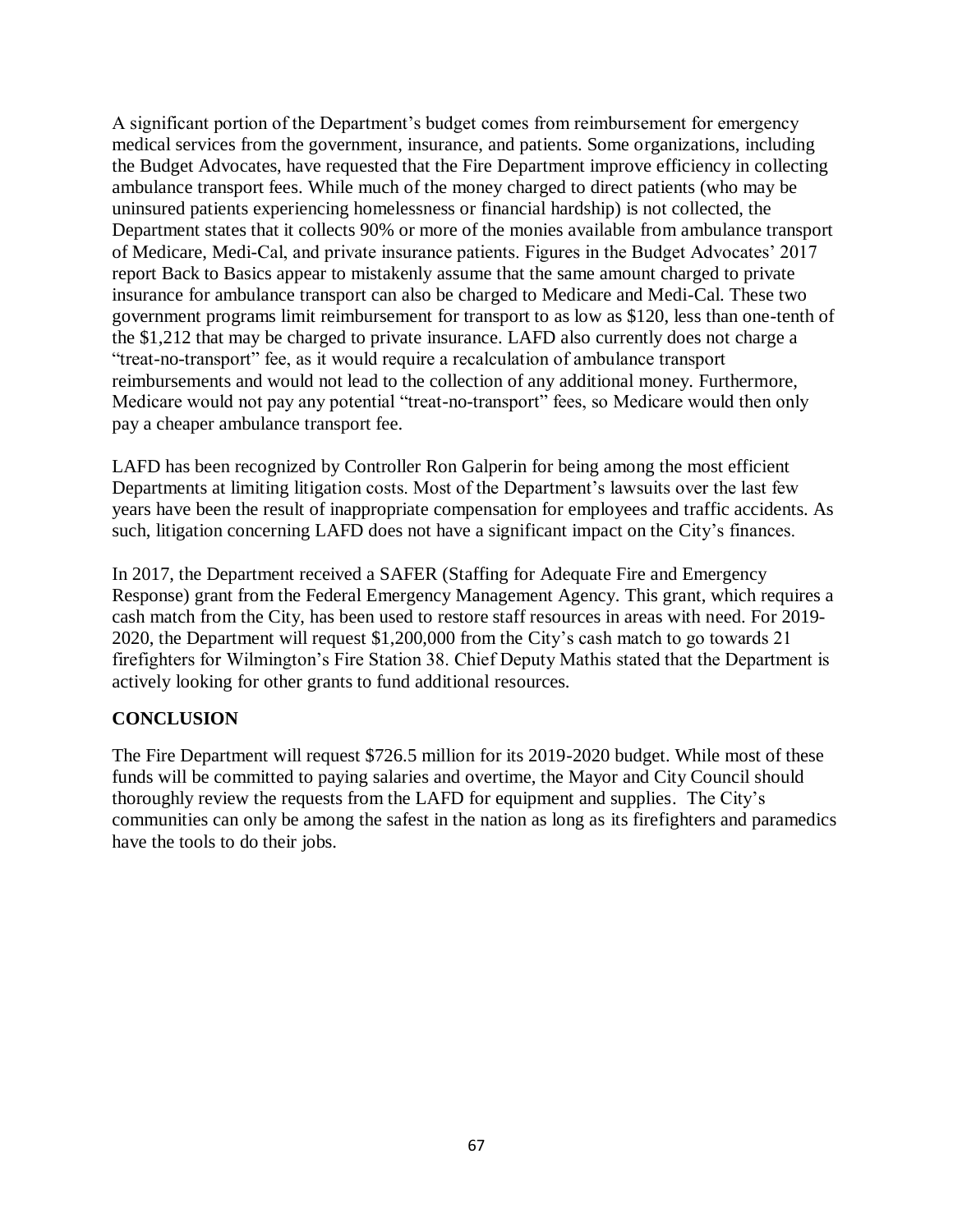A significant portion of the Department's budget comes from reimbursement for emergency medical services from the government, insurance, and patients. Some organizations, including the Budget Advocates, have requested that the Fire Department improve efficiency in collecting ambulance transport fees. While much of the money charged to direct patients (who may be uninsured patients experiencing homelessness or financial hardship) is not collected, the Department states that it collects 90% or more of the monies available from ambulance transport of Medicare, Medi-Cal, and private insurance patients. Figures in the Budget Advocates' 2017 report Back to Basics appear to mistakenly assume that the same amount charged to private insurance for ambulance transport can also be charged to Medicare and Medi-Cal. These two government programs limit reimbursement for transport to as low as $120, less than one-tenth of the $1,212 that may be charged to private insurance. LAFD also currently does not charge a "treat-no-transport" fee, as it would require a recalculation of ambulance transport reimbursements and would not lead to the collection of any additional money. Furthermore, Medicare would not pay any potential "treat-no-transport" fees, so Medicare would then only pay a cheaper ambulance transport fee.

LAFD has been recognized by Controller Ron Galperin for being among the most efficient Departments at limiting litigation costs. Most of the Department's lawsuits over the last few years have been the result of inappropriate compensation for employees and traffic accidents. As such, litigation concerning LAFD does not have a significant impact on the City's finances.

In 2017, the Department received a SAFER (Staffing for Adequate Fire and Emergency Response) grant from the Federal Emergency Management Agency. This grant, which requires a cash match from the City, has been used to restore staff resources in areas with need. For 2019-2020, the Department will request $1,200,000 from the City's cash match to go towards 21 firefighters for Wilmington's Fire Station 38. Chief Deputy Mathis stated that the Department is actively looking for other grants to fund additional resources.

## CONCLUSION

The Fire Department will request $726.5 million for its 2019-2020 budget. While most of these funds will be committed to paying salaries and overtime, the Mayor and City Council should thoroughly review the requests from the LAFD for equipment and supplies. The City's communities can only be among the safest in the nation as long as its firefighters and paramedics have the tools to do their jobs.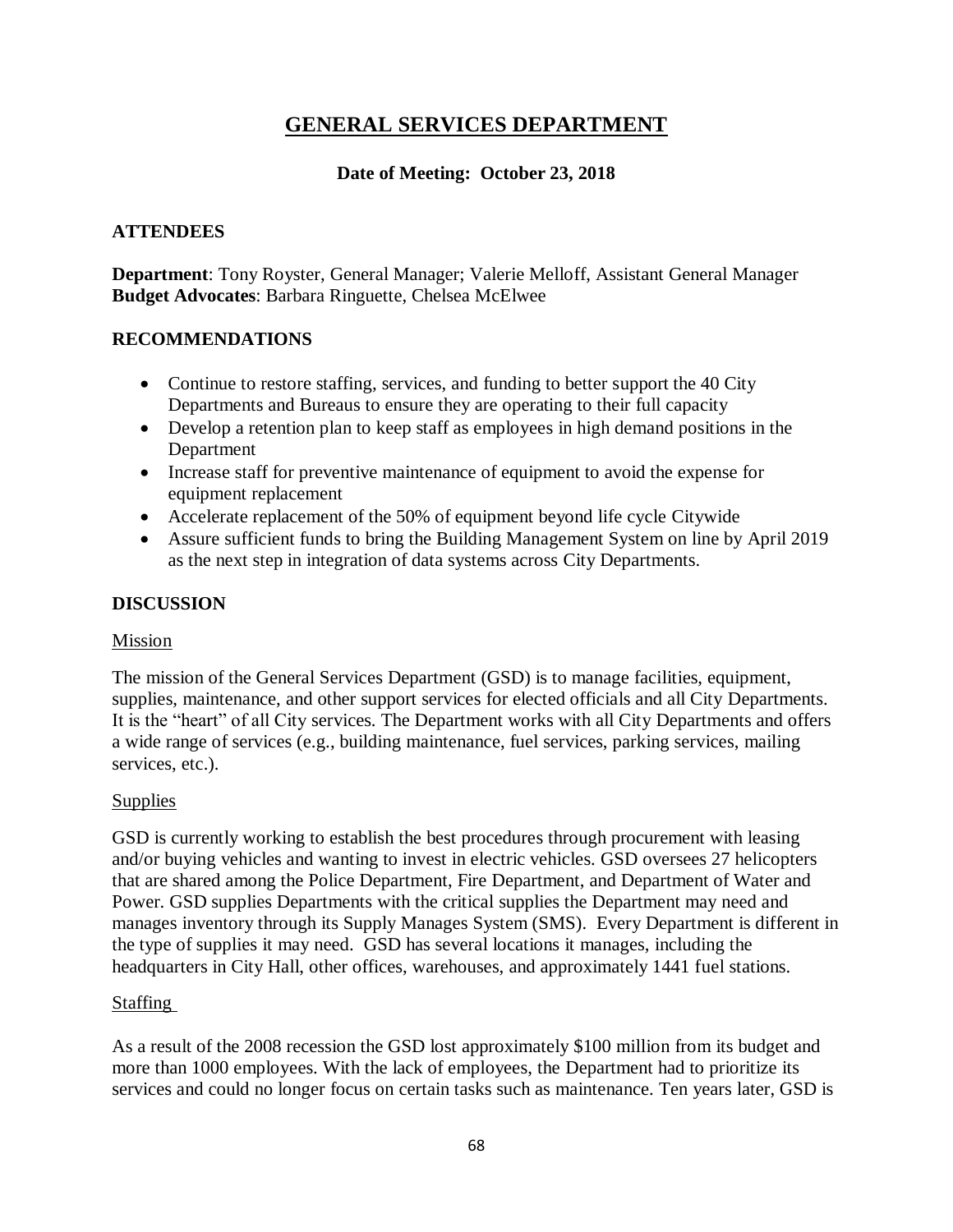# GENERAL SERVICES DEPARTMENT

**Date of Meeting: October 23, 2018**

## ATTENDEES

**Department**: Tony Royster, General Manager; Valerie Melloff, Assistant General Manager
**Budget Advocates**: Barbara Ringuette, Chelsea McElwee

## RECOMMENDATIONS

- Continue to restore staffing, services, and funding to better support the 40 City Departments and Bureaus to ensure they are operating to their full capacity
- Develop a retention plan to keep staff as employees in high demand positions in the Department
- Increase staff for preventive maintenance of equipment to avoid the expense for equipment replacement
- Accelerate replacement of the 50% of equipment beyond life cycle Citywide
- Assure sufficient funds to bring the Building Management System on line by April 2019 as the next step in integration of data systems across City Departments.

## DISCUSSION

### Mission

The mission of the General Services Department (GSD) is to manage facilities, equipment, supplies, maintenance, and other support services for elected officials and all City Departments. It is the "heart" of all City services. The Department works with all City Departments and offers a wide range of services (e.g., building maintenance, fuel services, parking services, mailing services, etc.).

### Supplies

GSD is currently working to establish the best procedures through procurement with leasing and/or buying vehicles and wanting to invest in electric vehicles. GSD oversees 27 helicopters that are shared among the Police Department, Fire Department, and Department of Water and Power. GSD supplies Departments with the critical supplies the Department may need and manages inventory through its Supply Manages System (SMS). Every Department is different in the type of supplies it may need. GSD has several locations it manages, including the headquarters in City Hall, other offices, warehouses, and approximately 1441 fuel stations.

### Staffing

As a result of the 2008 recession the GSD lost approximately $100 million from its budget and more than 1000 employees. With the lack of employees, the Department had to prioritize its services and could no longer focus on certain tasks such as maintenance. Ten years later, GSD is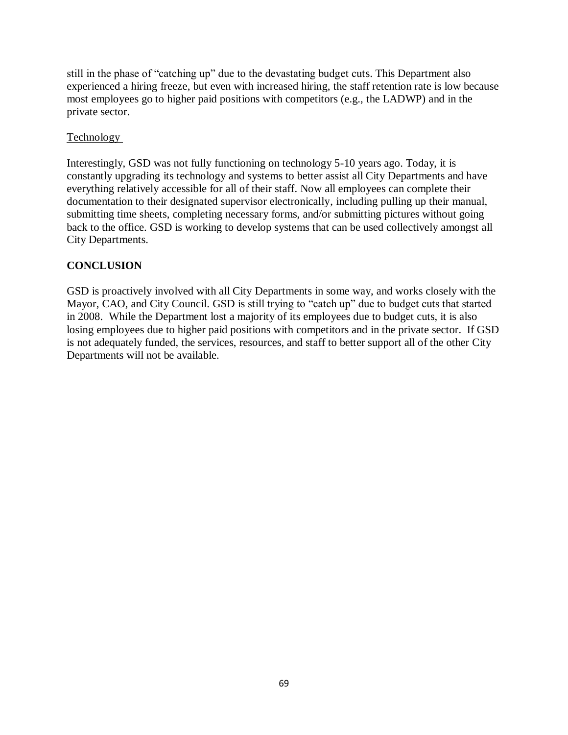still in the phase of "catching up" due to the devastating budget cuts. This Department also experienced a hiring freeze, but even with increased hiring, the staff retention rate is low because most employees go to higher paid positions with competitors (e.g., the LADWP) and in the private sector.

Technology

Interestingly, GSD was not fully functioning on technology 5-10 years ago. Today, it is constantly upgrading its technology and systems to better assist all City Departments and have everything relatively accessible for all of their staff. Now all employees can complete their documentation to their designated supervisor electronically, including pulling up their manual, submitting time sheets, completing necessary forms, and/or submitting pictures without going back to the office. GSD is working to develop systems that can be used collectively amongst all City Departments.

**CONCLUSION**

GSD is proactively involved with all City Departments in some way, and works closely with the Mayor, CAO, and City Council. GSD is still trying to "catch up" due to budget cuts that started in 2008. While the Department lost a majority of its employees due to budget cuts, it is also losing employees due to higher paid positions with competitors and in the private sector. If GSD is not adequately funded, the services, resources, and staff to better support all of the other City Departments will not be available.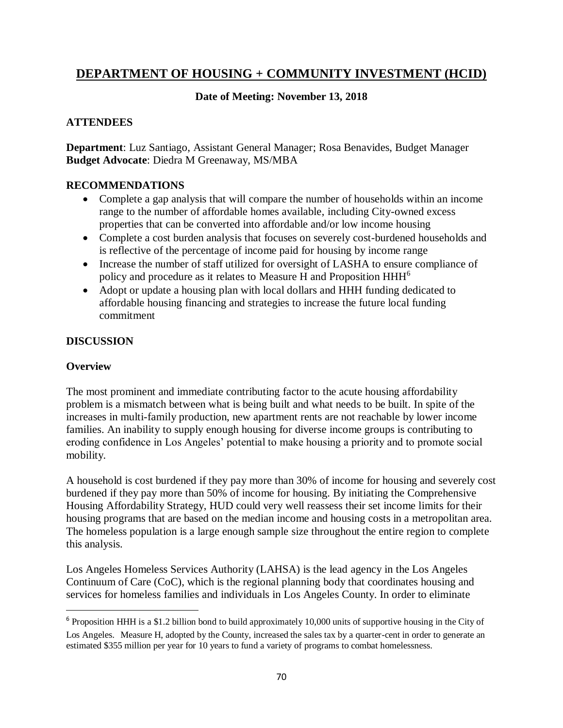## DEPARTMENT OF HOUSING + COMMUNITY INVESTMENT (HCID)

**Date of Meeting: November 13, 2018**

### ATTENDEES

**Department**: Luz Santiago, Assistant General Manager; Rosa Benavides, Budget Manager
**Budget Advocate**: Diedra M Greenaway, MS/MBA

### RECOMMENDATIONS

- Complete a gap analysis that will compare the number of households within an income range to the number of affordable homes available, including City-owned excess properties that can be converted into affordable and/or low income housing
- Complete a cost burden analysis that focuses on severely cost-burdened households and is reflective of the percentage of income paid for housing by income range
- Increase the number of staff utilized for oversight of LASHA to ensure compliance of policy and procedure as it relates to Measure H and Proposition HHH[6]
- Adopt or update a housing plan with local dollars and HHH funding dedicated to affordable housing financing and strategies to increase the future local funding commitment

### DISCUSSION

**Overview**

The most prominent and immediate contributing factor to the acute housing affordability problem is a mismatch between what is being built and what needs to be built. In spite of the increases in multi-family production, new apartment rents are not reachable by lower income families. An inability to supply enough housing for diverse income groups is contributing to eroding confidence in Los Angeles' potential to make housing a priority and to promote social mobility.

A household is cost burdened if they pay more than 30% of income for housing and severely cost burdened if they pay more than 50% of income for housing. By initiating the Comprehensive Housing Affordability Strategy, HUD could very well reassess their set income limits for their housing programs that are based on the median income and housing costs in a metropolitan area. The homeless population is a large enough sample size throughout the entire region to complete this analysis.

Los Angeles Homeless Services Authority (LAHSA) is the lead agency in the Los Angeles Continuum of Care (CoC), which is the regional planning body that coordinates housing and services for homeless families and individuals in Los Angeles County. In order to eliminate

---

[6] Proposition HHH is a $1.2 billion bond to build approximately 10,000 units of supportive housing in the City of Los Angeles. Measure H, adopted by the County, increased the sales tax by a quarter-cent in order to generate an estimated $355 million per year for 10 years to fund a variety of programs to combat homelessness.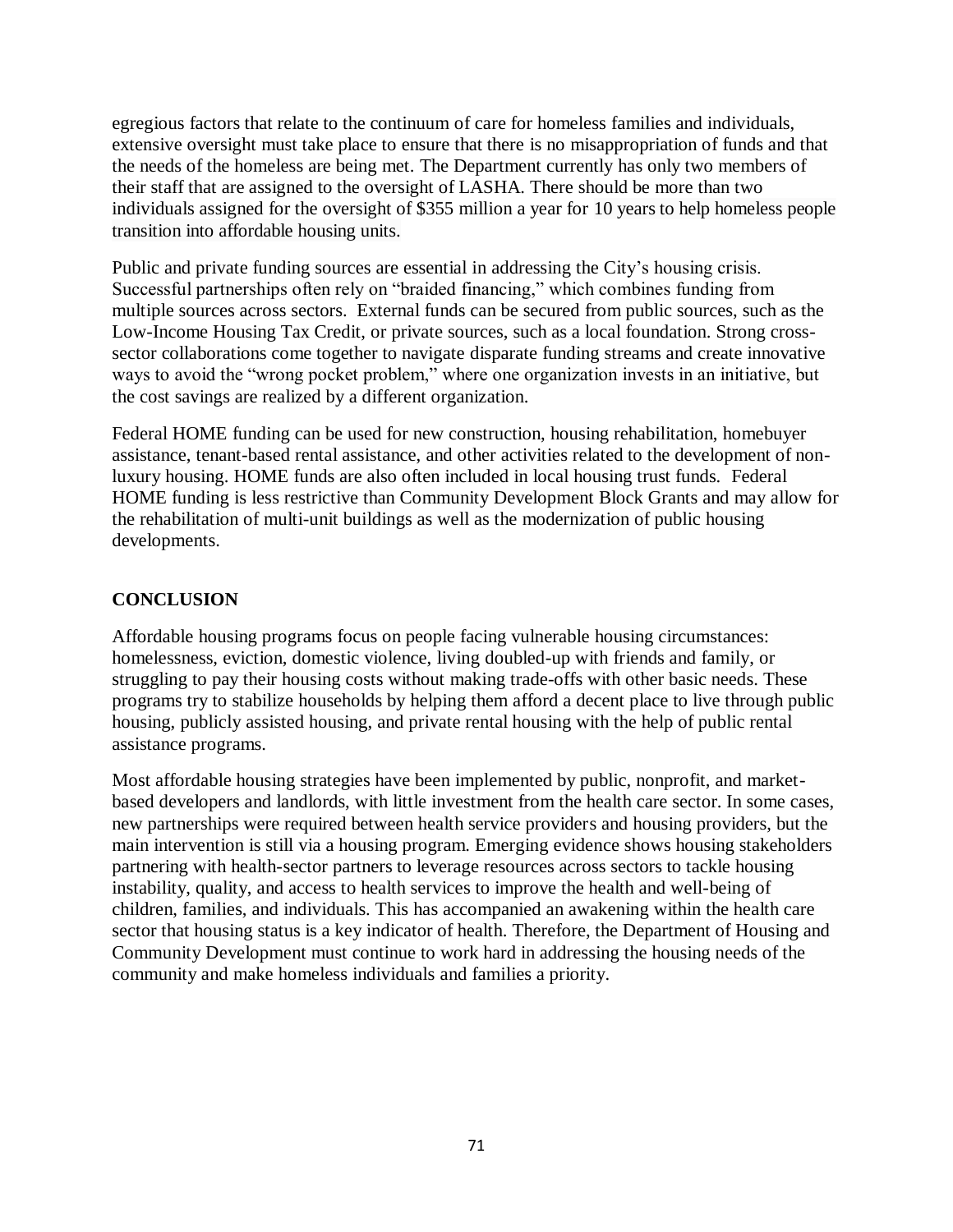egregious factors that relate to the continuum of care for homeless families and individuals, extensive oversight must take place to ensure that there is no misappropriation of funds and that the needs of the homeless are being met. The Department currently has only two members of their staff that are assigned to the oversight of LASHA. There should be more than two individuals assigned for the oversight of $355 million a year for 10 years to help homeless people transition into affordable housing units.

Public and private funding sources are essential in addressing the City's housing crisis. Successful partnerships often rely on "braided financing," which combines funding from multiple sources across sectors. External funds can be secured from public sources, such as the Low-Income Housing Tax Credit, or private sources, such as a local foundation. Strong cross-sector collaborations come together to navigate disparate funding streams and create innovative ways to avoid the "wrong pocket problem," where one organization invests in an initiative, but the cost savings are realized by a different organization.

Federal HOME funding can be used for new construction, housing rehabilitation, homebuyer assistance, tenant-based rental assistance, and other activities related to the development of non-luxury housing. HOME funds are also often included in local housing trust funds. Federal HOME funding is less restrictive than Community Development Block Grants and may allow for the rehabilitation of multi-unit buildings as well as the modernization of public housing developments.

## CONCLUSION

Affordable housing programs focus on people facing vulnerable housing circumstances: homelessness, eviction, domestic violence, living doubled-up with friends and family, or struggling to pay their housing costs without making trade-offs with other basic needs. These programs try to stabilize households by helping them afford a decent place to live through public housing, publicly assisted housing, and private rental housing with the help of public rental assistance programs.

Most affordable housing strategies have been implemented by public, nonprofit, and market-based developers and landlords, with little investment from the health care sector. In some cases, new partnerships were required between health service providers and housing providers, but the main intervention is still via a housing program. Emerging evidence shows housing stakeholders partnering with health-sector partners to leverage resources across sectors to tackle housing instability, quality, and access to health services to improve the health and well-being of children, families, and individuals. This has accompanied an awakening within the health care sector that housing status is a key indicator of health. Therefore, the Department of Housing and Community Development must continue to work hard in addressing the housing needs of the community and make homeless individuals and families a priority.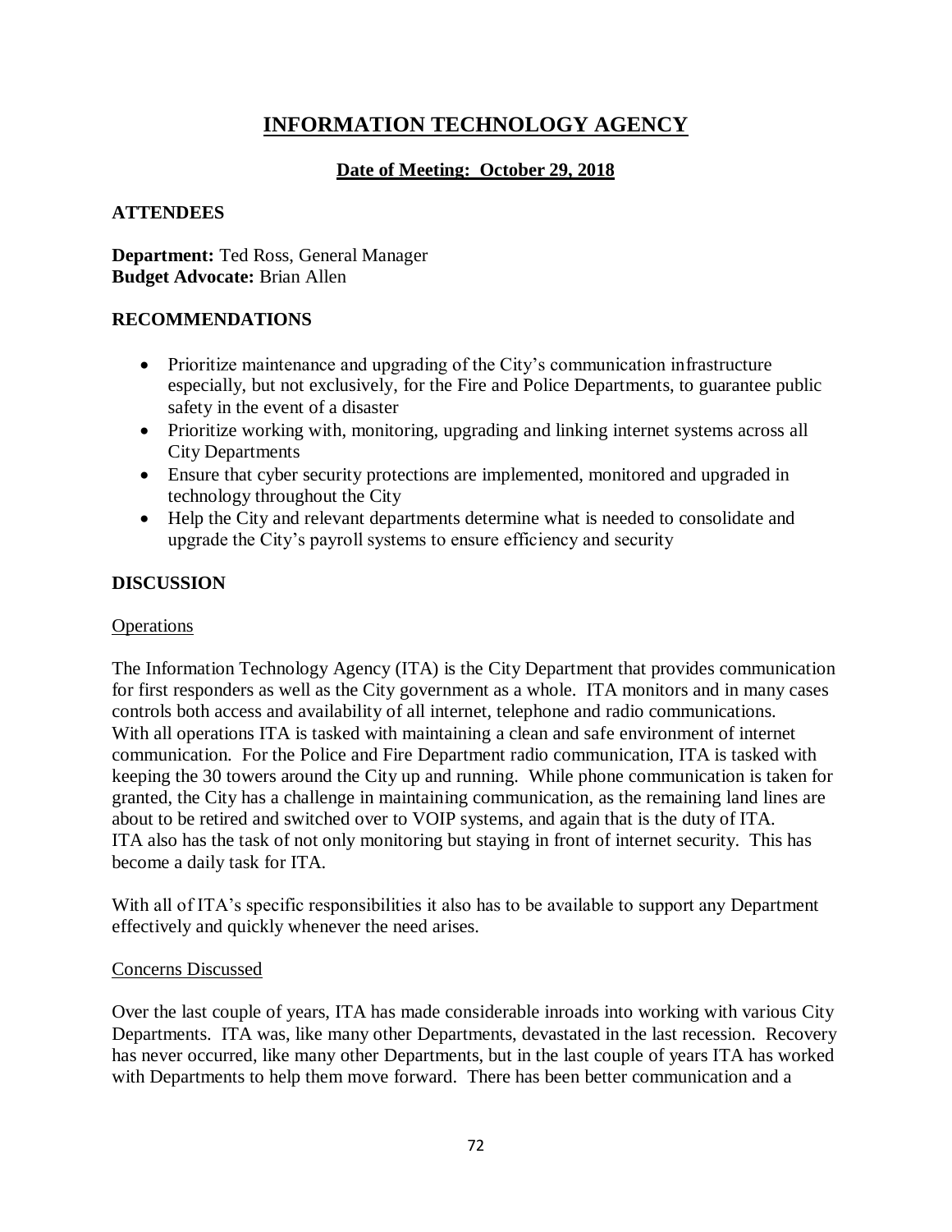# INFORMATION TECHNOLOGY AGENCY

**Date of Meeting: October 29, 2018**

## ATTENDEES

**Department:** Ted Ross, General Manager
**Budget Advocate:** Brian Allen

## RECOMMENDATIONS

- Prioritize maintenance and upgrading of the City's communication infrastructure especially, but not exclusively, for the Fire and Police Departments, to guarantee public safety in the event of a disaster
- Prioritize working with, monitoring, upgrading and linking internet systems across all City Departments
- Ensure that cyber security protections are implemented, monitored and upgraded in technology throughout the City
- Help the City and relevant departments determine what is needed to consolidate and upgrade the City's payroll systems to ensure efficiency and security

## DISCUSSION

### Operations

The Information Technology Agency (ITA) is the City Department that provides communication for first responders as well as the City government as a whole. ITA monitors and in many cases controls both access and availability of all internet, telephone and radio communications. With all operations ITA is tasked with maintaining a clean and safe environment of internet communication. For the Police and Fire Department radio communication, ITA is tasked with keeping the 30 towers around the City up and running. While phone communication is taken for granted, the City has a challenge in maintaining communication, as the remaining land lines are about to be retired and switched over to VOIP systems, and again that is the duty of ITA. ITA also has the task of not only monitoring but staying in front of internet security. This has become a daily task for ITA.

With all of ITA's specific responsibilities it also has to be available to support any Department effectively and quickly whenever the need arises.

### Concerns Discussed

Over the last couple of years, ITA has made considerable inroads into working with various City Departments. ITA was, like many other Departments, devastated in the last recession. Recovery has never occurred, like many other Departments, but in the last couple of years ITA has worked with Departments to help them move forward. There has been better communication and a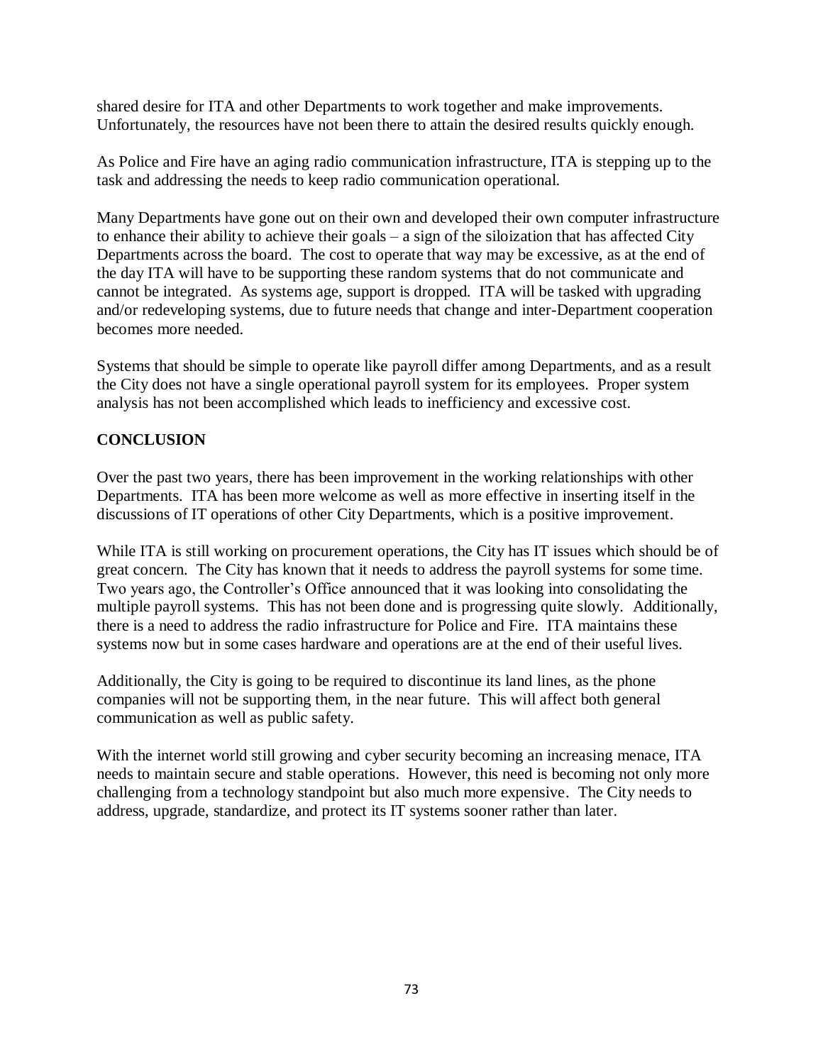shared desire for ITA and other Departments to work together and make improvements. Unfortunately, the resources have not been there to attain the desired results quickly enough.

As Police and Fire have an aging radio communication infrastructure, ITA is stepping up to the task and addressing the needs to keep radio communication operational.

Many Departments have gone out on their own and developed their own computer infrastructure to enhance their ability to achieve their goals – a sign of the siloization that has affected City Departments across the board. The cost to operate that way may be excessive, as at the end of the day ITA will have to be supporting these random systems that do not communicate and cannot be integrated. As systems age, support is dropped. ITA will be tasked with upgrading and/or redeveloping systems, due to future needs that change and inter-Department cooperation becomes more needed.

Systems that should be simple to operate like payroll differ among Departments, and as a result the City does not have a single operational payroll system for its employees. Proper system analysis has not been accomplished which leads to inefficiency and excessive cost.

## CONCLUSION

Over the past two years, there has been improvement in the working relationships with other Departments. ITA has been more welcome as well as more effective in inserting itself in the discussions of IT operations of other City Departments, which is a positive improvement.

While ITA is still working on procurement operations, the City has IT issues which should be of great concern. The City has known that it needs to address the payroll systems for some time. Two years ago, the Controller's Office announced that it was looking into consolidating the multiple payroll systems. This has not been done and is progressing quite slowly. Additionally, there is a need to address the radio infrastructure for Police and Fire. ITA maintains these systems now but in some cases hardware and operations are at the end of their useful lives.

Additionally, the City is going to be required to discontinue its land lines, as the phone companies will not be supporting them, in the near future. This will affect both general communication as well as public safety.

With the internet world still growing and cyber security becoming an increasing menace, ITA needs to maintain secure and stable operations. However, this need is becoming not only more challenging from a technology standpoint but also much more expensive. The City needs to address, upgrade, standardize, and protect its IT systems sooner rather than later.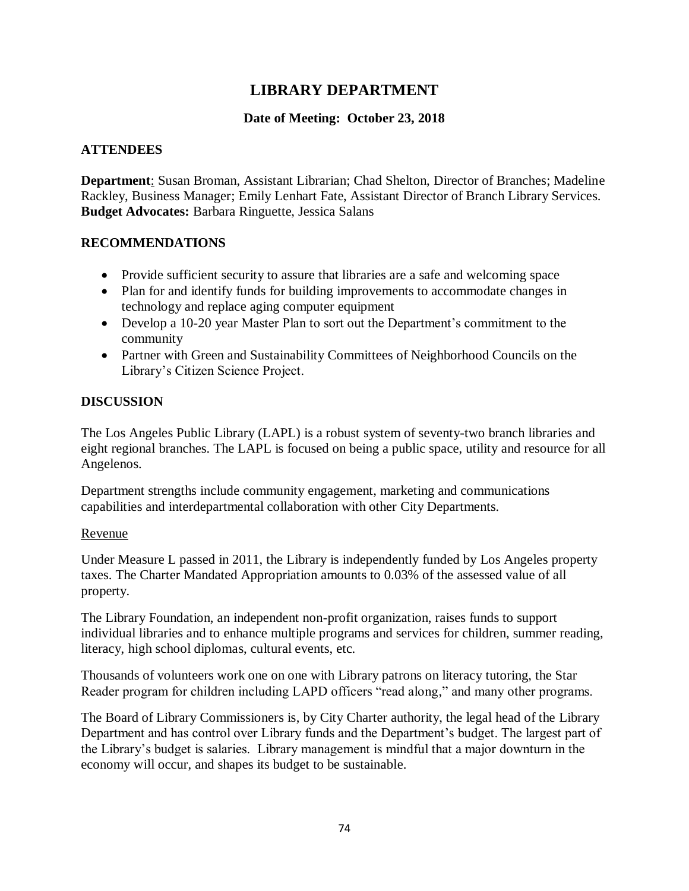# LIBRARY DEPARTMENT

**Date of Meeting: October 23, 2018**

## ATTENDEES

**Department**: Susan Broman, Assistant Librarian; Chad Shelton, Director of Branches; Madeline Rackley, Business Manager; Emily Lenhart Fate, Assistant Director of Branch Library Services.
**Budget Advocates:** Barbara Ringuette, Jessica Salans

## RECOMMENDATIONS

- Provide sufficient security to assure that libraries are a safe and welcoming space
- Plan for and identify funds for building improvements to accommodate changes in technology and replace aging computer equipment
- Develop a 10-20 year Master Plan to sort out the Department's commitment to the community
- Partner with Green and Sustainability Committees of Neighborhood Councils on the Library's Citizen Science Project.

## DISCUSSION

The Los Angeles Public Library (LAPL) is a robust system of seventy-two branch libraries and eight regional branches. The LAPL is focused on being a public space, utility and resource for all Angelenos.

Department strengths include community engagement, marketing and communications capabilities and interdepartmental collaboration with other City Departments.

### Revenue

Under Measure L passed in 2011, the Library is independently funded by Los Angeles property taxes. The Charter Mandated Appropriation amounts to 0.03% of the assessed value of all property.

The Library Foundation, an independent non-profit organization, raises funds to support individual libraries and to enhance multiple programs and services for children, summer reading, literacy, high school diplomas, cultural events, etc.

Thousands of volunteers work one on one with Library patrons on literacy tutoring, the Star Reader program for children including LAPD officers "read along," and many other programs.

The Board of Library Commissioners is, by City Charter authority, the legal head of the Library Department and has control over Library funds and the Department's budget. The largest part of the Library's budget is salaries. Library management is mindful that a major downturn in the economy will occur, and shapes its budget to be sustainable.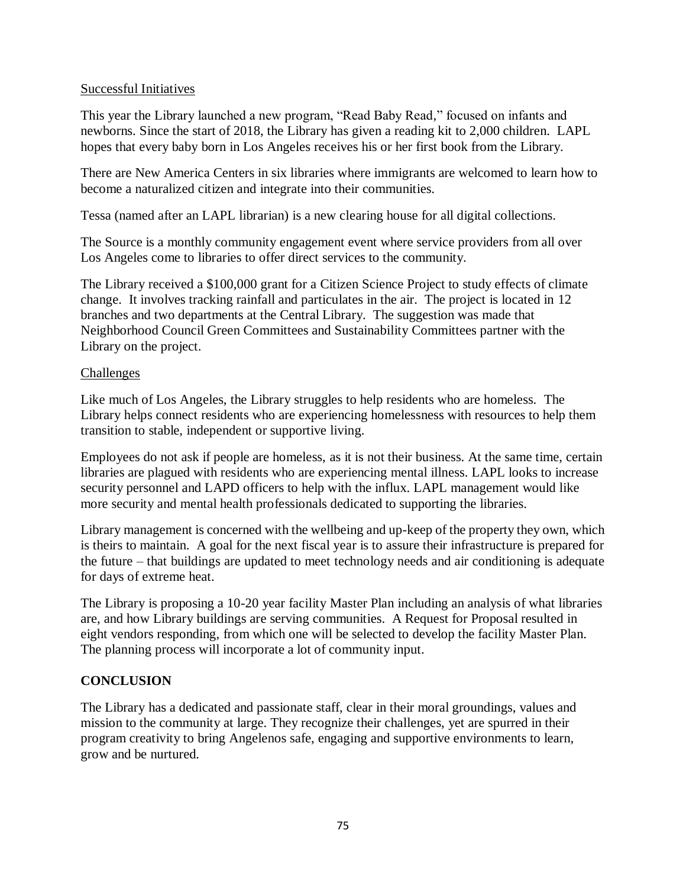Successful Initiatives

This year the Library launched a new program, "Read Baby Read," focused on infants and newborns. Since the start of 2018, the Library has given a reading kit to 2,000 children. LAPL hopes that every baby born in Los Angeles receives his or her first book from the Library.

There are New America Centers in six libraries where immigrants are welcomed to learn how to become a naturalized citizen and integrate into their communities.

Tessa (named after an LAPL librarian) is a new clearing house for all digital collections.

The Source is a monthly community engagement event where service providers from all over Los Angeles come to libraries to offer direct services to the community.

The Library received a $100,000 grant for a Citizen Science Project to study effects of climate change. It involves tracking rainfall and particulates in the air. The project is located in 12 branches and two departments at the Central Library. The suggestion was made that Neighborhood Council Green Committees and Sustainability Committees partner with the Library on the project.

Challenges

Like much of Los Angeles, the Library struggles to help residents who are homeless. The Library helps connect residents who are experiencing homelessness with resources to help them transition to stable, independent or supportive living.

Employees do not ask if people are homeless, as it is not their business. At the same time, certain libraries are plagued with residents who are experiencing mental illness. LAPL looks to increase security personnel and LAPD officers to help with the influx. LAPL management would like more security and mental health professionals dedicated to supporting the libraries.

Library management is concerned with the wellbeing and up-keep of the property they own, which is theirs to maintain. A goal for the next fiscal year is to assure their infrastructure is prepared for the future – that buildings are updated to meet technology needs and air conditioning is adequate for days of extreme heat.

The Library is proposing a 10-20 year facility Master Plan including an analysis of what libraries are, and how Library buildings are serving communities. A Request for Proposal resulted in eight vendors responding, from which one will be selected to develop the facility Master Plan. The planning process will incorporate a lot of community input.

## CONCLUSION

The Library has a dedicated and passionate staff, clear in their moral groundings, values and mission to the community at large. They recognize their challenges, yet are spurred in their program creativity to bring Angelenos safe, engaging and supportive environments to learn, grow and be nurtured.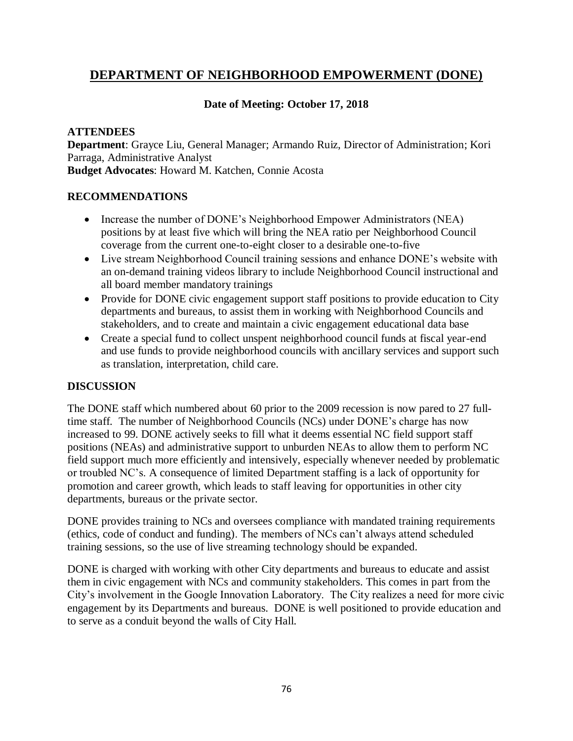# DEPARTMENT OF NEIGHBORHOOD EMPOWERMENT (DONE)

**Date of Meeting: October 17, 2018**

## ATTENDEES

**Department**: Grayce Liu, General Manager; Armando Ruiz, Director of Administration; Kori Parraga, Administrative Analyst
**Budget Advocates**: Howard M. Katchen, Connie Acosta

## RECOMMENDATIONS

- Increase the number of DONE's Neighborhood Empower Administrators (NEA) positions by at least five which will bring the NEA ratio per Neighborhood Council coverage from the current one-to-eight closer to a desirable one-to-five
- Live stream Neighborhood Council training sessions and enhance DONE's website with an on-demand training videos library to include Neighborhood Council instructional and all board member mandatory trainings
- Provide for DONE civic engagement support staff positions to provide education to City departments and bureaus, to assist them in working with Neighborhood Councils and stakeholders, and to create and maintain a civic engagement educational data base
- Create a special fund to collect unspent neighborhood council funds at fiscal year-end and use funds to provide neighborhood councils with ancillary services and support such as translation, interpretation, child care.

## DISCUSSION

The DONE staff which numbered about 60 prior to the 2009 recession is now pared to 27 full-time staff. The number of Neighborhood Councils (NCs) under DONE's charge has now increased to 99. DONE actively seeks to fill what it deems essential NC field support staff positions (NEAs) and administrative support to unburden NEAs to allow them to perform NC field support much more efficiently and intensively, especially whenever needed by problematic or troubled NC's. A consequence of limited Department staffing is a lack of opportunity for promotion and career growth, which leads to staff leaving for opportunities in other city departments, bureaus or the private sector.

DONE provides training to NCs and oversees compliance with mandated training requirements (ethics, code of conduct and funding). The members of NCs can't always attend scheduled training sessions, so the use of live streaming technology should be expanded.

DONE is charged with working with other City departments and bureaus to educate and assist them in civic engagement with NCs and community stakeholders. This comes in part from the City's involvement in the Google Innovation Laboratory. The City realizes a need for more civic engagement by its Departments and bureaus. DONE is well positioned to provide education and to serve as a conduit beyond the walls of City Hall.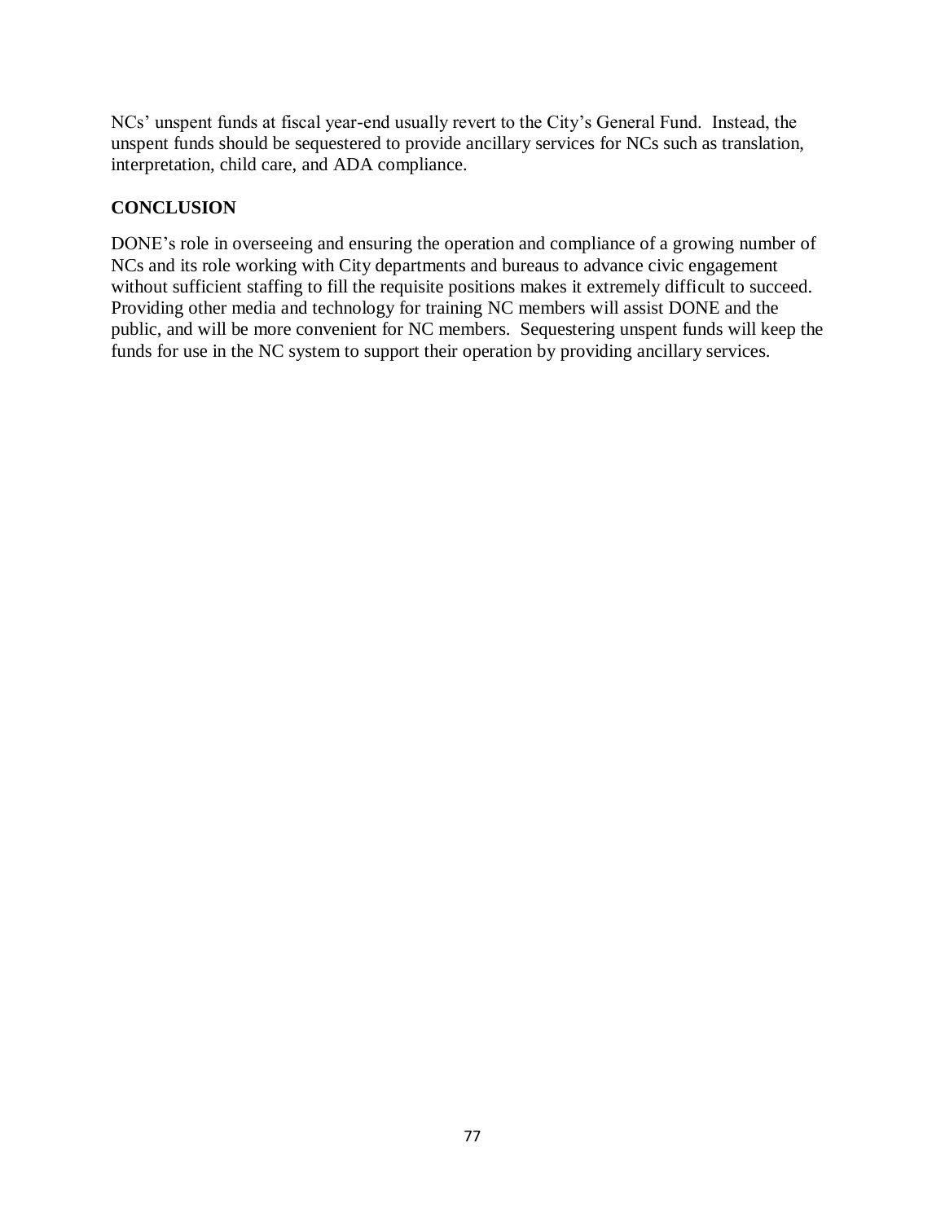NCs' unspent funds at fiscal year-end usually revert to the City's General Fund.  Instead, the unspent funds should be sequestered to provide ancillary services for NCs such as translation, interpretation, child care, and ADA compliance.

## CONCLUSION

DONE's role in overseeing and ensuring the operation and compliance of a growing number of NCs and its role working with City departments and bureaus to advance civic engagement without sufficient staffing to fill the requisite positions makes it extremely difficult to succeed. Providing other media and technology for training NC members will assist DONE and the public, and will be more convenient for NC members.  Sequestering unspent funds will keep the funds for use in the NC system to support their operation by providing ancillary services.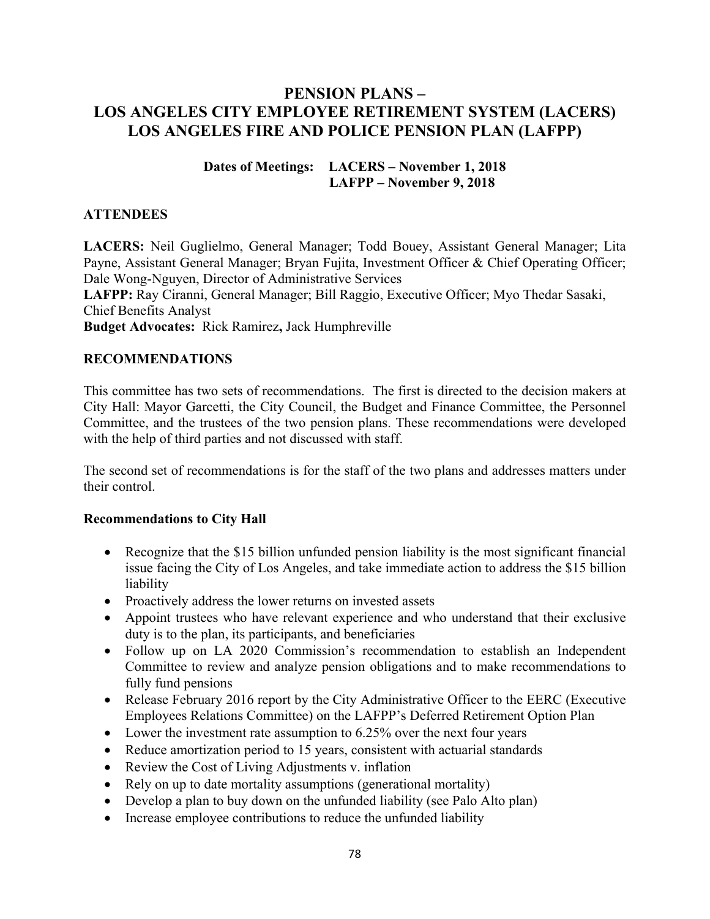# PENSION PLANS – LOS ANGELES CITY EMPLOYEE RETIREMENT SYSTEM (LACERS) LOS ANGELES FIRE AND POLICE PENSION PLAN (LAFPP)

**Dates of Meetings: LACERS – November 1, 2018**
**LAFPP – November 9, 2018**

## ATTENDEES

**LACERS:** Neil Guglielmo, General Manager; Todd Bouey, Assistant General Manager; Lita Payne, Assistant General Manager; Bryan Fujita, Investment Officer & Chief Operating Officer; Dale Wong-Nguyen, Director of Administrative Services
**LAFPP:** Ray Ciranni, General Manager; Bill Raggio, Executive Officer; Myo Thedar Sasaki, Chief Benefits Analyst
**Budget Advocates:** Rick Ramirez**,** Jack Humphreville

## RECOMMENDATIONS

This committee has two sets of recommendations. The first is directed to the decision makers at City Hall: Mayor Garcetti, the City Council, the Budget and Finance Committee, the Personnel Committee, and the trustees of the two pension plans. These recommendations were developed with the help of third parties and not discussed with staff.

The second set of recommendations is for the staff of the two plans and addresses matters under their control.

### Recommendations to City Hall

- Recognize that the $15 billion unfunded pension liability is the most significant financial issue facing the City of Los Angeles, and take immediate action to address the $15 billion liability
- Proactively address the lower returns on invested assets
- Appoint trustees who have relevant experience and who understand that their exclusive duty is to the plan, its participants, and beneficiaries
- Follow up on LA 2020 Commission's recommendation to establish an Independent Committee to review and analyze pension obligations and to make recommendations to fully fund pensions
- Release February 2016 report by the City Administrative Officer to the EERC (Executive Employees Relations Committee) on the LAFPP's Deferred Retirement Option Plan
- Lower the investment rate assumption to 6.25% over the next four years
- Reduce amortization period to 15 years, consistent with actuarial standards
- Review the Cost of Living Adjustments v. inflation
- Rely on up to date mortality assumptions (generational mortality)
- Develop a plan to buy down on the unfunded liability (see Palo Alto plan)
- Increase employee contributions to reduce the unfunded liability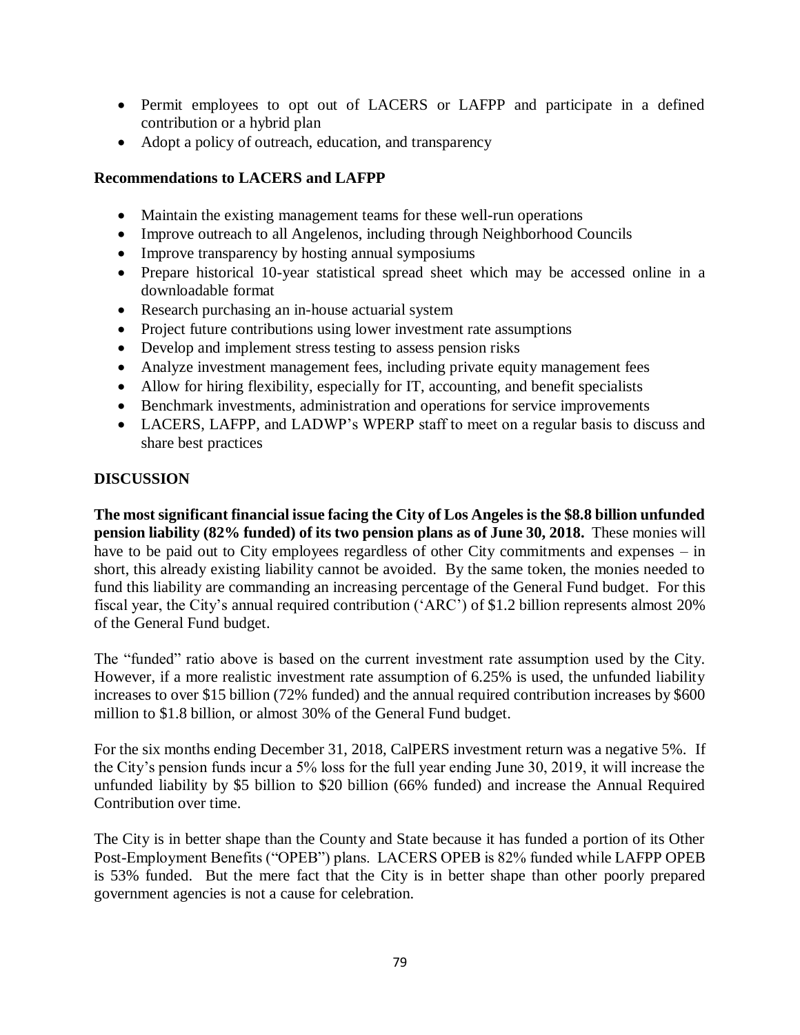- Permit employees to opt out of LACERS or LAFPP and participate in a defined contribution or a hybrid plan
- Adopt a policy of outreach, education, and transparency

**Recommendations to LACERS and LAFPP**

- Maintain the existing management teams for these well-run operations
- Improve outreach to all Angelenos, including through Neighborhood Councils
- Improve transparency by hosting annual symposiums
- Prepare historical 10-year statistical spread sheet which may be accessed online in a downloadable format
- Research purchasing an in-house actuarial system
- Project future contributions using lower investment rate assumptions
- Develop and implement stress testing to assess pension risks
- Analyze investment management fees, including private equity management fees
- Allow for hiring flexibility, especially for IT, accounting, and benefit specialists
- Benchmark investments, administration and operations for service improvements
- LACERS, LAFPP, and LADWP's WPERP staff to meet on a regular basis to discuss and share best practices

**DISCUSSION**

**The most significant financial issue facing the City of Los Angeles is the $8.8 billion unfunded pension liability (82% funded) of its two pension plans as of June 30, 2018.** These monies will have to be paid out to City employees regardless of other City commitments and expenses – in short, this already existing liability cannot be avoided. By the same token, the monies needed to fund this liability are commanding an increasing percentage of the General Fund budget. For this fiscal year, the City's annual required contribution ('ARC') of $1.2 billion represents almost 20% of the General Fund budget.

The "funded" ratio above is based on the current investment rate assumption used by the City. However, if a more realistic investment rate assumption of 6.25% is used, the unfunded liability increases to over $15 billion (72% funded) and the annual required contribution increases by $600 million to $1.8 billion, or almost 30% of the General Fund budget.

For the six months ending December 31, 2018, CalPERS investment return was a negative 5%. If the City's pension funds incur a 5% loss for the full year ending June 30, 2019, it will increase the unfunded liability by $5 billion to $20 billion (66% funded) and increase the Annual Required Contribution over time.

The City is in better shape than the County and State because it has funded a portion of its Other Post-Employment Benefits ("OPEB") plans. LACERS OPEB is 82% funded while LAFPP OPEB is 53% funded. But the mere fact that the City is in better shape than other poorly prepared government agencies is not a cause for celebration.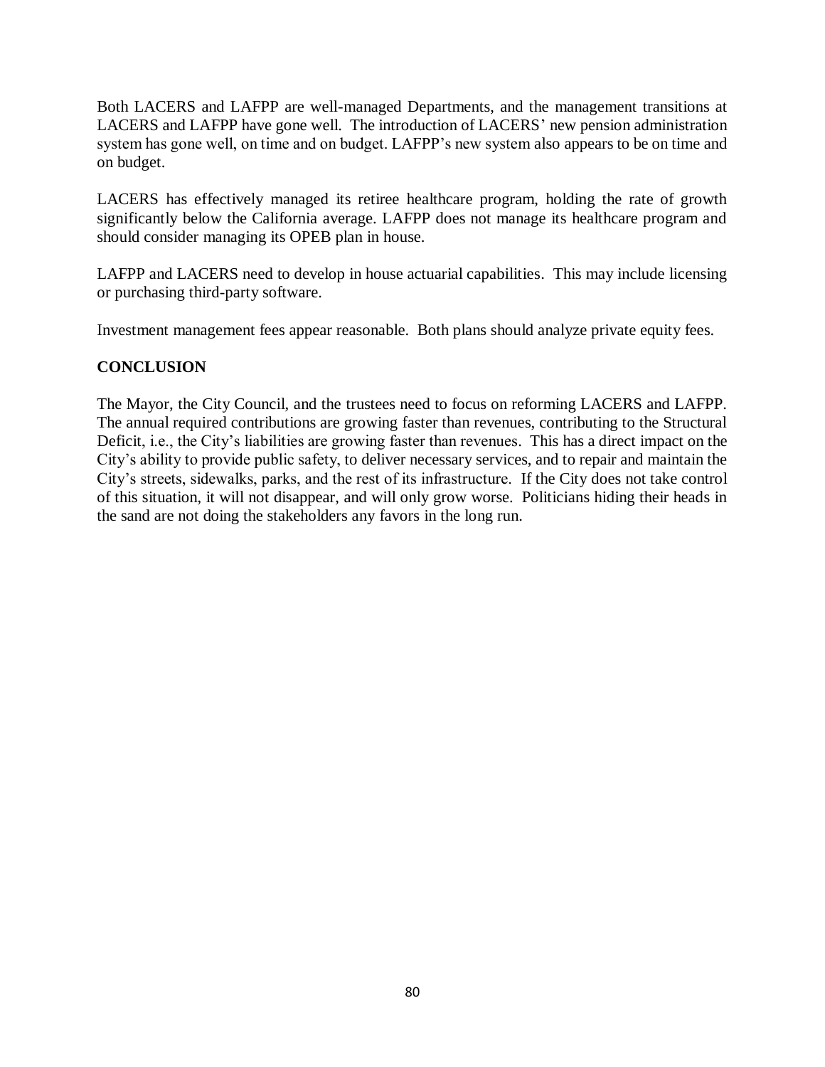Both LACERS and LAFPP are well-managed Departments, and the management transitions at LACERS and LAFPP have gone well. The introduction of LACERS' new pension administration system has gone well, on time and on budget. LAFPP's new system also appears to be on time and on budget.

LACERS has effectively managed its retiree healthcare program, holding the rate of growth significantly below the California average. LAFPP does not manage its healthcare program and should consider managing its OPEB plan in house.

LAFPP and LACERS need to develop in house actuarial capabilities. This may include licensing or purchasing third-party software.

Investment management fees appear reasonable. Both plans should analyze private equity fees.

## CONCLUSION

The Mayor, the City Council, and the trustees need to focus on reforming LACERS and LAFPP. The annual required contributions are growing faster than revenues, contributing to the Structural Deficit, i.e., the City's liabilities are growing faster than revenues. This has a direct impact on the City's ability to provide public safety, to deliver necessary services, and to repair and maintain the City's streets, sidewalks, parks, and the rest of its infrastructure. If the City does not take control of this situation, it will not disappear, and will only grow worse. Politicians hiding their heads in the sand are not doing the stakeholders any favors in the long run.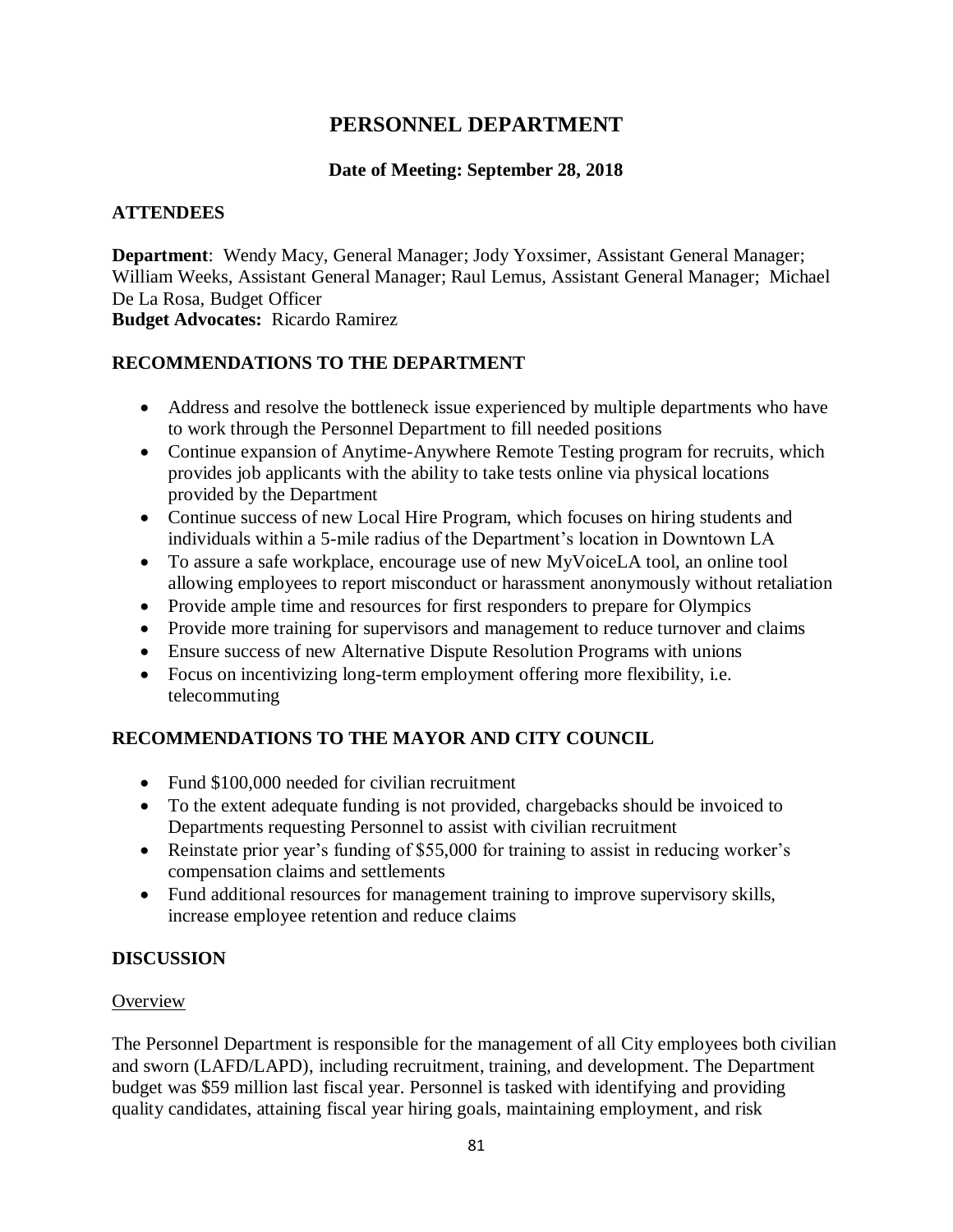# PERSONNEL DEPARTMENT

**Date of Meeting: September 28, 2018**

## ATTENDEES

**Department**: Wendy Macy, General Manager; Jody Yoxsimer, Assistant General Manager; William Weeks, Assistant General Manager; Raul Lemus, Assistant General Manager; Michael De La Rosa, Budget Officer
**Budget Advocates:** Ricardo Ramirez

## RECOMMENDATIONS TO THE DEPARTMENT

- Address and resolve the bottleneck issue experienced by multiple departments who have to work through the Personnel Department to fill needed positions
- Continue expansion of Anytime-Anywhere Remote Testing program for recruits, which provides job applicants with the ability to take tests online via physical locations provided by the Department
- Continue success of new Local Hire Program, which focuses on hiring students and individuals within a 5-mile radius of the Department's location in Downtown LA
- To assure a safe workplace, encourage use of new MyVoiceLA tool, an online tool allowing employees to report misconduct or harassment anonymously without retaliation
- Provide ample time and resources for first responders to prepare for Olympics
- Provide more training for supervisors and management to reduce turnover and claims
- Ensure success of new Alternative Dispute Resolution Programs with unions
- Focus on incentivizing long-term employment offering more flexibility, i.e. telecommuting

## RECOMMENDATIONS TO THE MAYOR AND CITY COUNCIL

- Fund $100,000 needed for civilian recruitment
- To the extent adequate funding is not provided, chargebacks should be invoiced to Departments requesting Personnel to assist with civilian recruitment
- Reinstate prior year's funding of $55,000 for training to assist in reducing worker's compensation claims and settlements
- Fund additional resources for management training to improve supervisory skills, increase employee retention and reduce claims

## DISCUSSION

Overview

The Personnel Department is responsible for the management of all City employees both civilian and sworn (LAFD/LAPD), including recruitment, training, and development. The Department budget was $59 million last fiscal year. Personnel is tasked with identifying and providing quality candidates, attaining fiscal year hiring goals, maintaining employment, and risk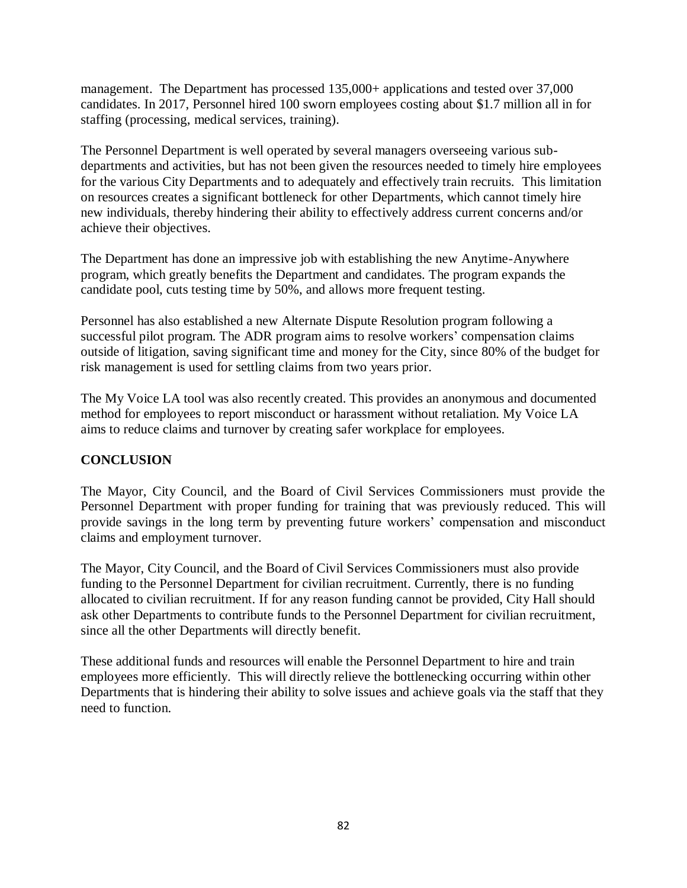management. The Department has processed 135,000+ applications and tested over 37,000 candidates. In 2017, Personnel hired 100 sworn employees costing about $1.7 million all in for staffing (processing, medical services, training).

The Personnel Department is well operated by several managers overseeing various sub-departments and activities, but has not been given the resources needed to timely hire employees for the various City Departments and to adequately and effectively train recruits. This limitation on resources creates a significant bottleneck for other Departments, which cannot timely hire new individuals, thereby hindering their ability to effectively address current concerns and/or achieve their objectives.

The Department has done an impressive job with establishing the new Anytime-Anywhere program, which greatly benefits the Department and candidates. The program expands the candidate pool, cuts testing time by 50%, and allows more frequent testing.

Personnel has also established a new Alternate Dispute Resolution program following a successful pilot program. The ADR program aims to resolve workers' compensation claims outside of litigation, saving significant time and money for the City, since 80% of the budget for risk management is used for settling claims from two years prior.

The My Voice LA tool was also recently created. This provides an anonymous and documented method for employees to report misconduct or harassment without retaliation. My Voice LA aims to reduce claims and turnover by creating safer workplace for employees.

## CONCLUSION

The Mayor, City Council, and the Board of Civil Services Commissioners must provide the Personnel Department with proper funding for training that was previously reduced. This will provide savings in the long term by preventing future workers' compensation and misconduct claims and employment turnover.

The Mayor, City Council, and the Board of Civil Services Commissioners must also provide funding to the Personnel Department for civilian recruitment. Currently, there is no funding allocated to civilian recruitment. If for any reason funding cannot be provided, City Hall should ask other Departments to contribute funds to the Personnel Department for civilian recruitment, since all the other Departments will directly benefit.

These additional funds and resources will enable the Personnel Department to hire and train employees more efficiently. This will directly relieve the bottlenecking occurring within other Departments that is hindering their ability to solve issues and achieve goals via the staff that they need to function.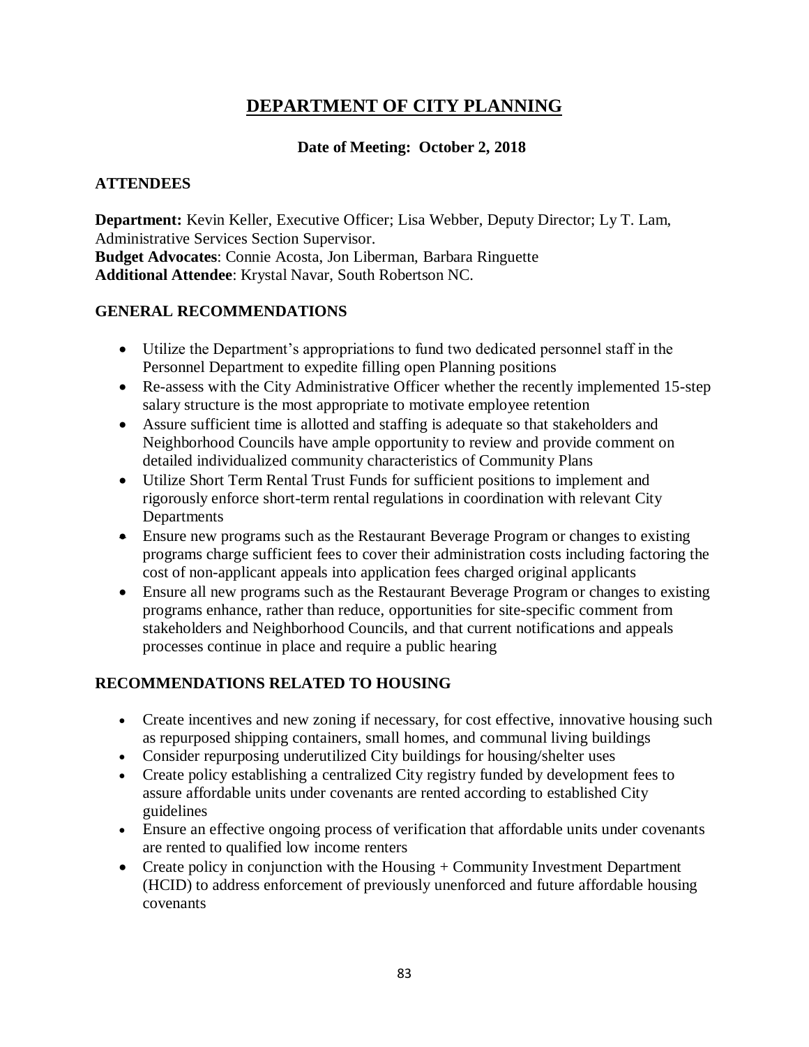# DEPARTMENT OF CITY PLANNING

**Date of Meeting: October 2, 2018**

## ATTENDEES

**Department:** Kevin Keller, Executive Officer; Lisa Webber, Deputy Director; Ly T. Lam, Administrative Services Section Supervisor.
**Budget Advocates**: Connie Acosta, Jon Liberman, Barbara Ringuette
**Additional Attendee**: Krystal Navar, South Robertson NC.

## GENERAL RECOMMENDATIONS

- Utilize the Department's appropriations to fund two dedicated personnel staff in the Personnel Department to expedite filling open Planning positions
- Re-assess with the City Administrative Officer whether the recently implemented 15-step salary structure is the most appropriate to motivate employee retention
- Assure sufficient time is allotted and staffing is adequate so that stakeholders and Neighborhood Councils have ample opportunity to review and provide comment on detailed individualized community characteristics of Community Plans
- Utilize Short Term Rental Trust Funds for sufficient positions to implement and rigorously enforce short-term rental regulations in coordination with relevant City Departments
- Ensure new programs such as the Restaurant Beverage Program or changes to existing programs charge sufficient fees to cover their administration costs including factoring the cost of non-applicant appeals into application fees charged original applicants
- Ensure all new programs such as the Restaurant Beverage Program or changes to existing programs enhance, rather than reduce, opportunities for site-specific comment from stakeholders and Neighborhood Councils, and that current notifications and appeals processes continue in place and require a public hearing

## RECOMMENDATIONS RELATED TO HOUSING

- Create incentives and new zoning if necessary, for cost effective, innovative housing such as repurposed shipping containers, small homes, and communal living buildings
- Consider repurposing underutilized City buildings for housing/shelter uses
- Create policy establishing a centralized City registry funded by development fees to assure affordable units under covenants are rented according to established City guidelines
- Ensure an effective ongoing process of verification that affordable units under covenants are rented to qualified low income renters
- Create policy in conjunction with the Housing + Community Investment Department (HCID) to address enforcement of previously unenforced and future affordable housing covenants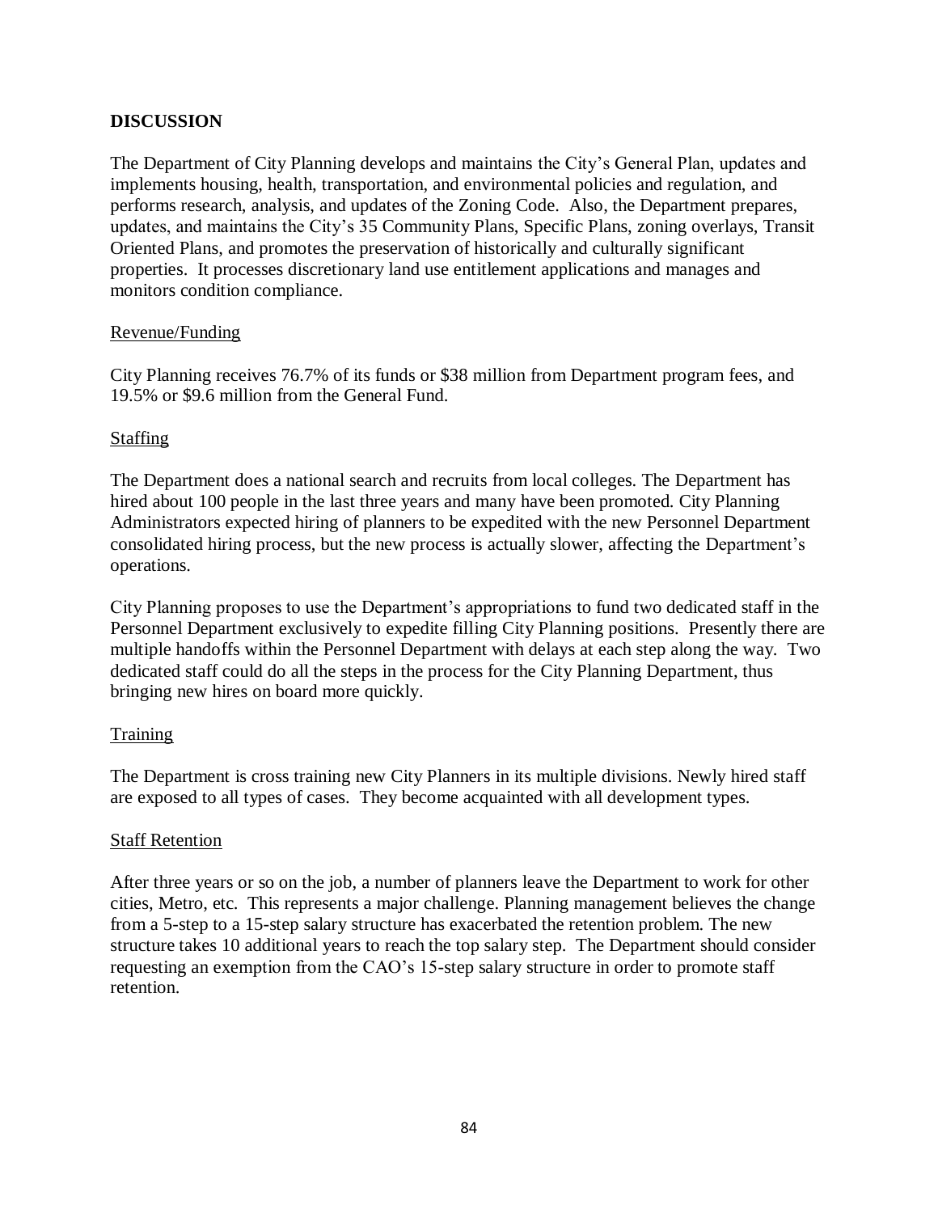## DISCUSSION

The Department of City Planning develops and maintains the City's General Plan, updates and implements housing, health, transportation, and environmental policies and regulation, and performs research, analysis, and updates of the Zoning Code. Also, the Department prepares, updates, and maintains the City's 35 Community Plans, Specific Plans, zoning overlays, Transit Oriented Plans, and promotes the preservation of historically and culturally significant properties. It processes discretionary land use entitlement applications and manages and monitors condition compliance.

Revenue/Funding

City Planning receives 76.7% of its funds or $38 million from Department program fees, and 19.5% or $9.6 million from the General Fund.

Staffing

The Department does a national search and recruits from local colleges. The Department has hired about 100 people in the last three years and many have been promoted. City Planning Administrators expected hiring of planners to be expedited with the new Personnel Department consolidated hiring process, but the new process is actually slower, affecting the Department's operations.

City Planning proposes to use the Department's appropriations to fund two dedicated staff in the Personnel Department exclusively to expedite filling City Planning positions. Presently there are multiple handoffs within the Personnel Department with delays at each step along the way. Two dedicated staff could do all the steps in the process for the City Planning Department, thus bringing new hires on board more quickly.

Training

The Department is cross training new City Planners in its multiple divisions. Newly hired staff are exposed to all types of cases. They become acquainted with all development types.

Staff Retention

After three years or so on the job, a number of planners leave the Department to work for other cities, Metro, etc. This represents a major challenge. Planning management believes the change from a 5-step to a 15-step salary structure has exacerbated the retention problem. The new structure takes 10 additional years to reach the top salary step. The Department should consider requesting an exemption from the CAO's 15-step salary structure in order to promote staff retention.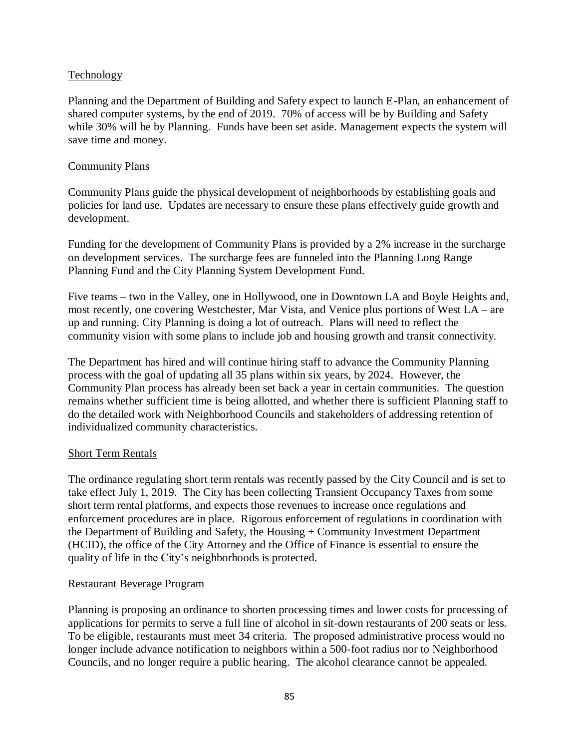## Technology

Planning and the Department of Building and Safety expect to launch E-Plan, an enhancement of shared computer systems, by the end of 2019. 70% of access will be by Building and Safety while 30% will be by Planning. Funds have been set aside. Management expects the system will save time and money.

## Community Plans

Community Plans guide the physical development of neighborhoods by establishing goals and policies for land use. Updates are necessary to ensure these plans effectively guide growth and development.

Funding for the development of Community Plans is provided by a 2% increase in the surcharge on development services. The surcharge fees are funneled into the Planning Long Range Planning Fund and the City Planning System Development Fund.

Five teams – two in the Valley, one in Hollywood, one in Downtown LA and Boyle Heights and, most recently, one covering Westchester, Mar Vista, and Venice plus portions of West LA – are up and running. City Planning is doing a lot of outreach. Plans will need to reflect the community vision with some plans to include job and housing growth and transit connectivity.

The Department has hired and will continue hiring staff to advance the Community Planning process with the goal of updating all 35 plans within six years, by 2024. However, the Community Plan process has already been set back a year in certain communities. The question remains whether sufficient time is being allotted, and whether there is sufficient Planning staff to do the detailed work with Neighborhood Councils and stakeholders of addressing retention of individualized community characteristics.

## Short Term Rentals

The ordinance regulating short term rentals was recently passed by the City Council and is set to take effect July 1, 2019. The City has been collecting Transient Occupancy Taxes from some short term rental platforms, and expects those revenues to increase once regulations and enforcement procedures are in place. Rigorous enforcement of regulations in coordination with the Department of Building and Safety, the Housing + Community Investment Department (HCID), the office of the City Attorney and the Office of Finance is essential to ensure the quality of life in the City's neighborhoods is protected.

## Restaurant Beverage Program

Planning is proposing an ordinance to shorten processing times and lower costs for processing of applications for permits to serve a full line of alcohol in sit-down restaurants of 200 seats or less. To be eligible, restaurants must meet 34 criteria. The proposed administrative process would no longer include advance notification to neighbors within a 500-foot radius nor to Neighborhood Councils, and no longer require a public hearing. The alcohol clearance cannot be appealed.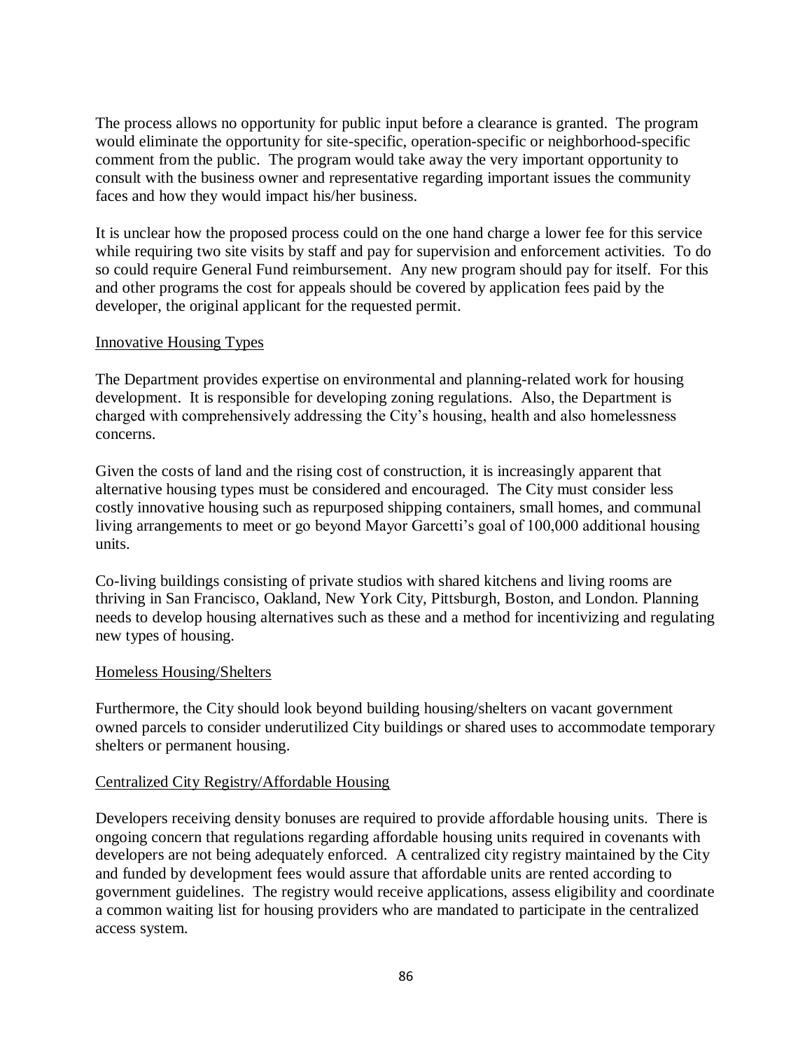The process allows no opportunity for public input before a clearance is granted. The program would eliminate the opportunity for site-specific, operation-specific or neighborhood-specific comment from the public. The program would take away the very important opportunity to consult with the business owner and representative regarding important issues the community faces and how they would impact his/her business.

It is unclear how the proposed process could on the one hand charge a lower fee for this service while requiring two site visits by staff and pay for supervision and enforcement activities. To do so could require General Fund reimbursement. Any new program should pay for itself. For this and other programs the cost for appeals should be covered by application fees paid by the developer, the original applicant for the requested permit.

### Innovative Housing Types

The Department provides expertise on environmental and planning-related work for housing development. It is responsible for developing zoning regulations. Also, the Department is charged with comprehensively addressing the City's housing, health and also homelessness concerns.

Given the costs of land and the rising cost of construction, it is increasingly apparent that alternative housing types must be considered and encouraged. The City must consider less costly innovative housing such as repurposed shipping containers, small homes, and communal living arrangements to meet or go beyond Mayor Garcetti's goal of 100,000 additional housing units.

Co-living buildings consisting of private studios with shared kitchens and living rooms are thriving in San Francisco, Oakland, New York City, Pittsburgh, Boston, and London. Planning needs to develop housing alternatives such as these and a method for incentivizing and regulating new types of housing.

### Homeless Housing/Shelters

Furthermore, the City should look beyond building housing/shelters on vacant government owned parcels to consider underutilized City buildings or shared uses to accommodate temporary shelters or permanent housing.

### Centralized City Registry/Affordable Housing

Developers receiving density bonuses are required to provide affordable housing units. There is ongoing concern that regulations regarding affordable housing units required in covenants with developers are not being adequately enforced. A centralized city registry maintained by the City and funded by development fees would assure that affordable units are rented according to government guidelines. The registry would receive applications, assess eligibility and coordinate a common waiting list for housing providers who are mandated to participate in the centralized access system.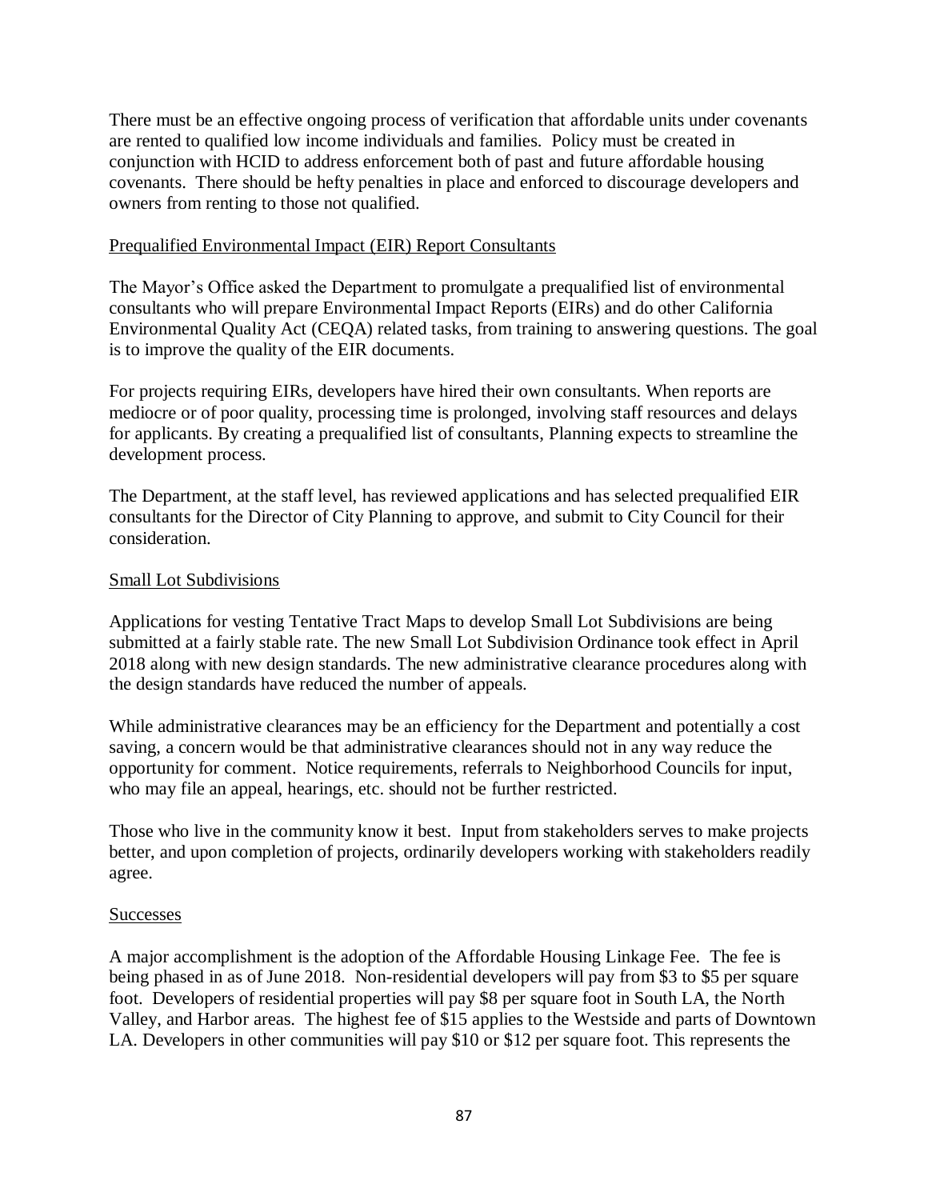There must be an effective ongoing process of verification that affordable units under covenants are rented to qualified low income individuals and families. Policy must be created in conjunction with HCID to address enforcement both of past and future affordable housing covenants. There should be hefty penalties in place and enforced to discourage developers and owners from renting to those not qualified.

<u>Prequalified Environmental Impact (EIR) Report Consultants</u>

The Mayor's Office asked the Department to promulgate a prequalified list of environmental consultants who will prepare Environmental Impact Reports (EIRs) and do other California Environmental Quality Act (CEQA) related tasks, from training to answering questions. The goal is to improve the quality of the EIR documents.

For projects requiring EIRs, developers have hired their own consultants. When reports are mediocre or of poor quality, processing time is prolonged, involving staff resources and delays for applicants. By creating a prequalified list of consultants, Planning expects to streamline the development process.

The Department, at the staff level, has reviewed applications and has selected prequalified EIR consultants for the Director of City Planning to approve, and submit to City Council for their consideration.

<u>Small Lot Subdivisions</u>

Applications for vesting Tentative Tract Maps to develop Small Lot Subdivisions are being submitted at a fairly stable rate. The new Small Lot Subdivision Ordinance took effect in April 2018 along with new design standards. The new administrative clearance procedures along with the design standards have reduced the number of appeals.

While administrative clearances may be an efficiency for the Department and potentially a cost saving, a concern would be that administrative clearances should not in any way reduce the opportunity for comment. Notice requirements, referrals to Neighborhood Councils for input, who may file an appeal, hearings, etc. should not be further restricted.

Those who live in the community know it best. Input from stakeholders serves to make projects better, and upon completion of projects, ordinarily developers working with stakeholders readily agree.

<u>Successes</u>

A major accomplishment is the adoption of the Affordable Housing Linkage Fee. The fee is being phased in as of June 2018. Non-residential developers will pay from $3 to $5 per square foot. Developers of residential properties will pay $8 per square foot in South LA, the North Valley, and Harbor areas. The highest fee of $15 applies to the Westside and parts of Downtown LA. Developers in other communities will pay $10 or $12 per square foot. This represents the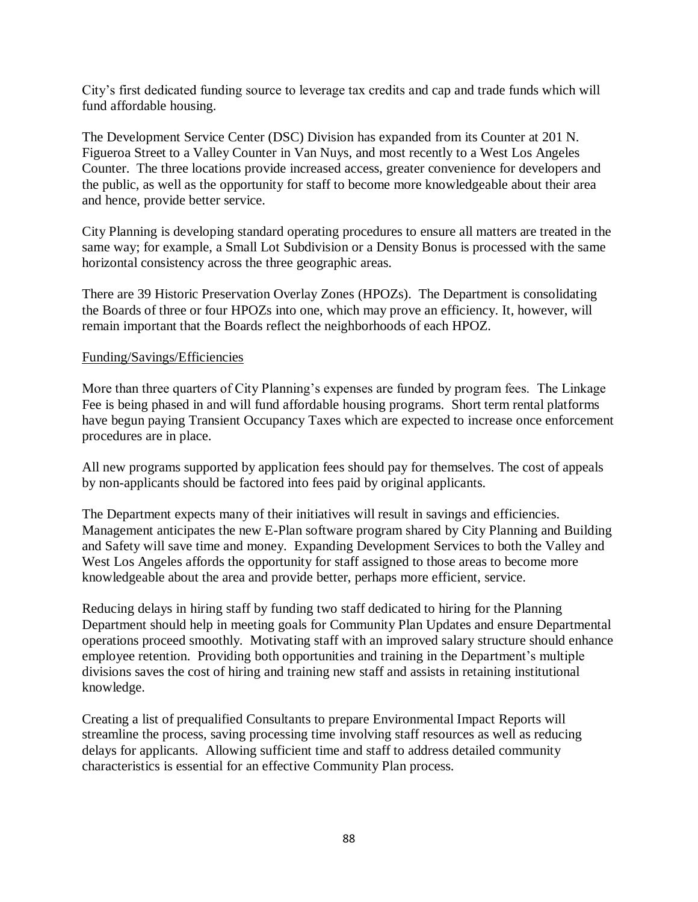City's first dedicated funding source to leverage tax credits and cap and trade funds which will fund affordable housing.

The Development Service Center (DSC) Division has expanded from its Counter at 201 N. Figueroa Street to a Valley Counter in Van Nuys, and most recently to a West Los Angeles Counter. The three locations provide increased access, greater convenience for developers and the public, as well as the opportunity for staff to become more knowledgeable about their area and hence, provide better service.

City Planning is developing standard operating procedures to ensure all matters are treated in the same way; for example, a Small Lot Subdivision or a Density Bonus is processed with the same horizontal consistency across the three geographic areas.

There are 39 Historic Preservation Overlay Zones (HPOZs). The Department is consolidating the Boards of three or four HPOZs into one, which may prove an efficiency. It, however, will remain important that the Boards reflect the neighborhoods of each HPOZ.

Funding/Savings/Efficiencies

More than three quarters of City Planning's expenses are funded by program fees. The Linkage Fee is being phased in and will fund affordable housing programs. Short term rental platforms have begun paying Transient Occupancy Taxes which are expected to increase once enforcement procedures are in place.

All new programs supported by application fees should pay for themselves. The cost of appeals by non-applicants should be factored into fees paid by original applicants.

The Department expects many of their initiatives will result in savings and efficiencies. Management anticipates the new E-Plan software program shared by City Planning and Building and Safety will save time and money. Expanding Development Services to both the Valley and West Los Angeles affords the opportunity for staff assigned to those areas to become more knowledgeable about the area and provide better, perhaps more efficient, service.

Reducing delays in hiring staff by funding two staff dedicated to hiring for the Planning Department should help in meeting goals for Community Plan Updates and ensure Departmental operations proceed smoothly. Motivating staff with an improved salary structure should enhance employee retention. Providing both opportunities and training in the Department's multiple divisions saves the cost of hiring and training new staff and assists in retaining institutional knowledge.

Creating a list of prequalified Consultants to prepare Environmental Impact Reports will streamline the process, saving processing time involving staff resources as well as reducing delays for applicants. Allowing sufficient time and staff to address detailed community characteristics is essential for an effective Community Plan process.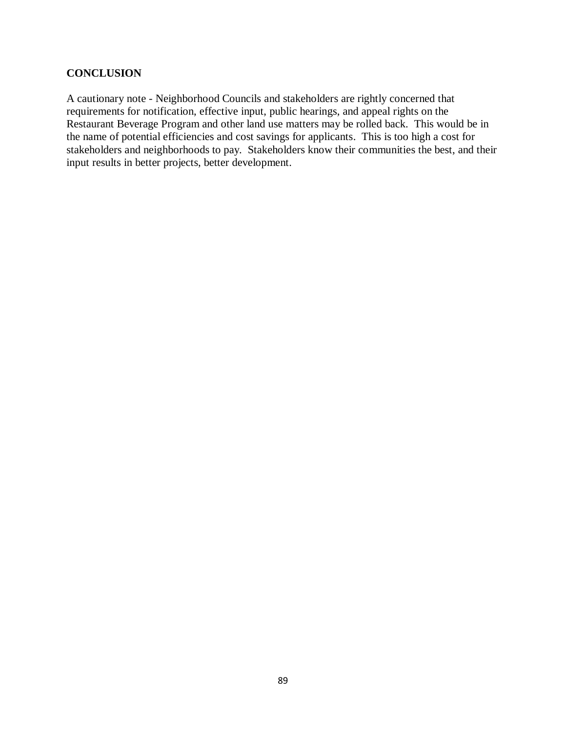## CONCLUSION

A cautionary note - Neighborhood Councils and stakeholders are rightly concerned that requirements for notification, effective input, public hearings, and appeal rights on the Restaurant Beverage Program and other land use matters may be rolled back. This would be in the name of potential efficiencies and cost savings for applicants. This is too high a cost for stakeholders and neighborhoods to pay. Stakeholders know their communities the best, and their input results in better projects, better development.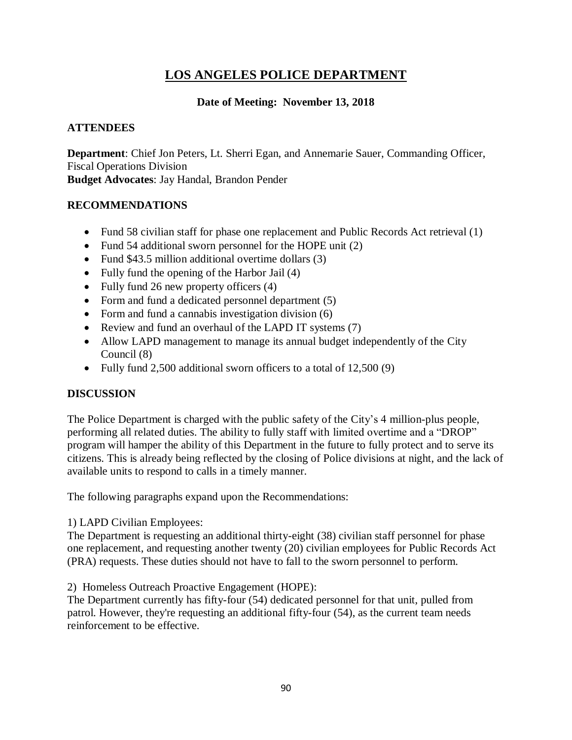# LOS ANGELES POLICE DEPARTMENT

**Date of Meeting: November 13, 2018**

## ATTENDEES

**Department**: Chief Jon Peters, Lt. Sherri Egan, and Annemarie Sauer, Commanding Officer, Fiscal Operations Division
**Budget Advocates**: Jay Handal, Brandon Pender

## RECOMMENDATIONS

- Fund 58 civilian staff for phase one replacement and Public Records Act retrieval (1)
- Fund 54 additional sworn personnel for the HOPE unit (2)
- Fund $43.5 million additional overtime dollars (3)
- Fully fund the opening of the Harbor Jail (4)
- Fully fund 26 new property officers (4)
- Form and fund a dedicated personnel department (5)
- Form and fund a cannabis investigation division (6)
- Review and fund an overhaul of the LAPD IT systems (7)
- Allow LAPD management to manage its annual budget independently of the City Council (8)
- Fully fund 2,500 additional sworn officers to a total of 12,500 (9)

## DISCUSSION

The Police Department is charged with the public safety of the City's 4 million-plus people, performing all related duties. The ability to fully staff with limited overtime and a "DROP" program will hamper the ability of this Department in the future to fully protect and to serve its citizens. This is already being reflected by the closing of Police divisions at night, and the lack of available units to respond to calls in a timely manner.

The following paragraphs expand upon the Recommendations:

1) LAPD Civilian Employees:
The Department is requesting an additional thirty-eight (38) civilian staff personnel for phase one replacement, and requesting another twenty (20) civilian employees for Public Records Act (PRA) requests. These duties should not have to fall to the sworn personnel to perform.

2) Homeless Outreach Proactive Engagement (HOPE):
The Department currently has fifty-four (54) dedicated personnel for that unit, pulled from patrol. However, they're requesting an additional fifty-four (54), as the current team needs reinforcement to be effective.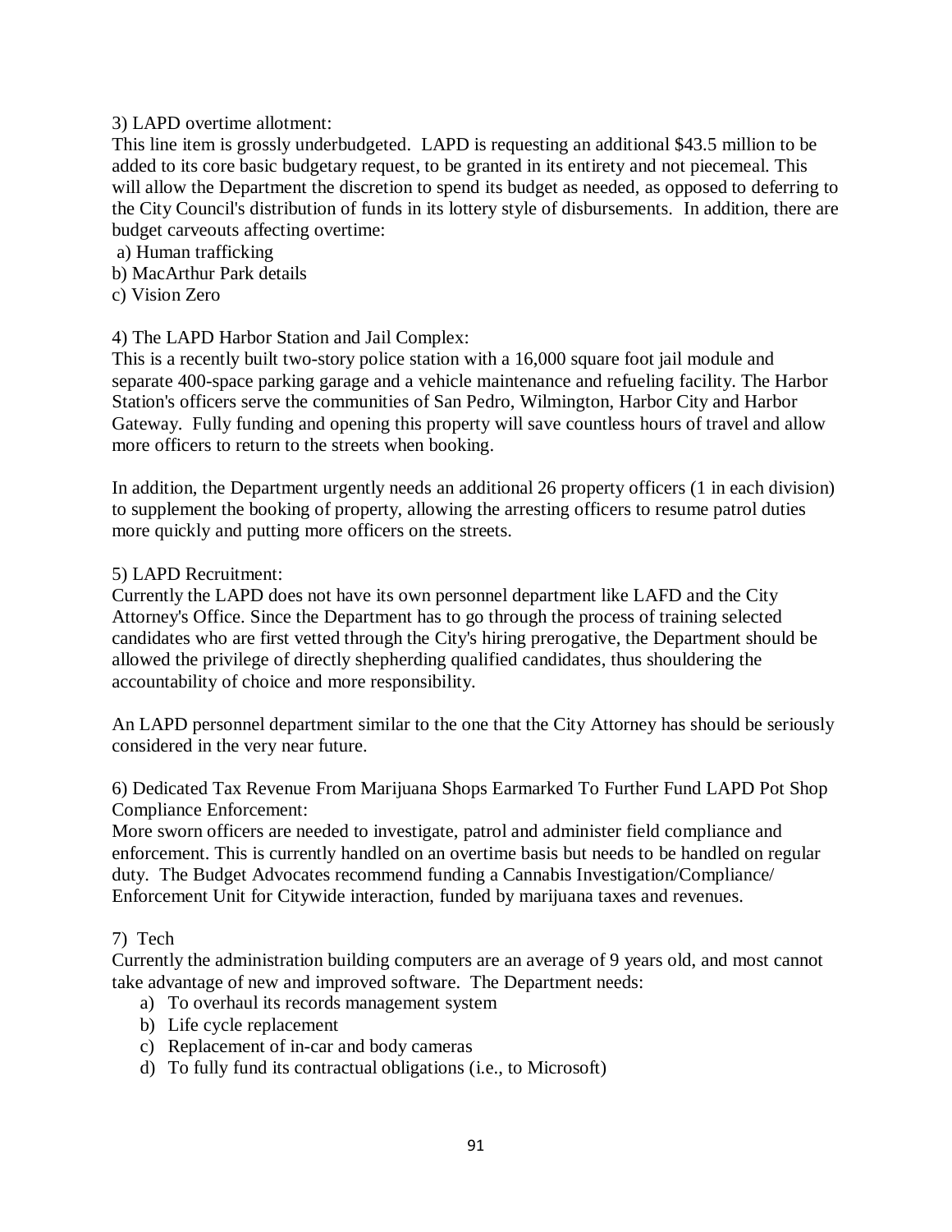3) LAPD overtime allotment:

This line item is grossly underbudgeted. LAPD is requesting an additional $43.5 million to be added to its core basic budgetary request, to be granted in its entirety and not piecemeal. This will allow the Department the discretion to spend its budget as needed, as opposed to deferring to the City Council's distribution of funds in its lottery style of disbursements. In addition, there are budget carveouts affecting overtime:

a) Human trafficking
b) MacArthur Park details
c) Vision Zero

4) The LAPD Harbor Station and Jail Complex:

This is a recently built two-story police station with a 16,000 square foot jail module and separate 400-space parking garage and a vehicle maintenance and refueling facility. The Harbor Station's officers serve the communities of San Pedro, Wilmington, Harbor City and Harbor Gateway. Fully funding and opening this property will save countless hours of travel and allow more officers to return to the streets when booking.

In addition, the Department urgently needs an additional 26 property officers (1 in each division) to supplement the booking of property, allowing the arresting officers to resume patrol duties more quickly and putting more officers on the streets.

5) LAPD Recruitment:

Currently the LAPD does not have its own personnel department like LAFD and the City Attorney's Office. Since the Department has to go through the process of training selected candidates who are first vetted through the City's hiring prerogative, the Department should be allowed the privilege of directly shepherding qualified candidates, thus shouldering the accountability of choice and more responsibility.

An LAPD personnel department similar to the one that the City Attorney has should be seriously considered in the very near future.

6) Dedicated Tax Revenue From Marijuana Shops Earmarked To Further Fund LAPD Pot Shop Compliance Enforcement:

More sworn officers are needed to investigate, patrol and administer field compliance and enforcement. This is currently handled on an overtime basis but needs to be handled on regular duty. The Budget Advocates recommend funding a Cannabis Investigation/Compliance/ Enforcement Unit for Citywide interaction, funded by marijuana taxes and revenues.

7) Tech

Currently the administration building computers are an average of 9 years old, and most cannot take advantage of new and improved software. The Department needs:

a) To overhaul its records management system
b) Life cycle replacement
c) Replacement of in-car and body cameras
d) To fully fund its contractual obligations (i.e., to Microsoft)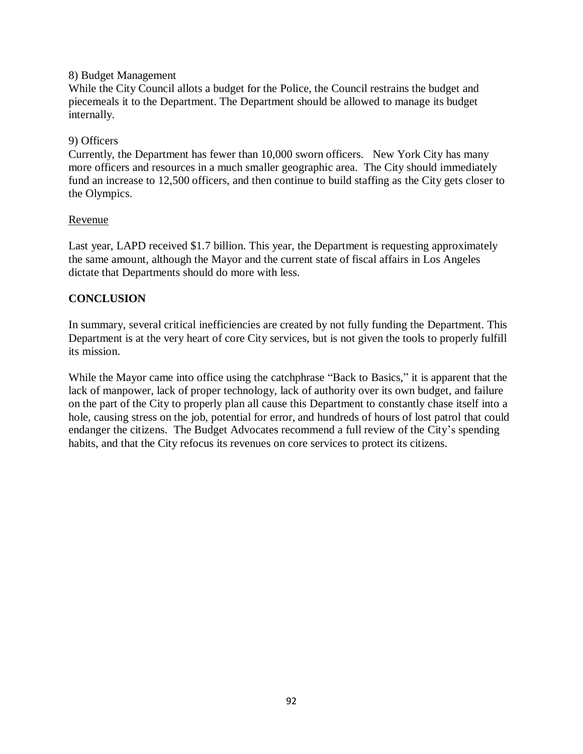8) Budget Management
While the City Council allots a budget for the Police, the Council restrains the budget and piecemeals it to the Department. The Department should be allowed to manage its budget internally.

9) Officers
Currently, the Department has fewer than 10,000 sworn officers. New York City has many more officers and resources in a much smaller geographic area. The City should immediately fund an increase to 12,500 officers, and then continue to build staffing as the City gets closer to the Olympics.

<u>Revenue</u>

Last year, LAPD received $1.7 billion. This year, the Department is requesting approximately the same amount, although the Mayor and the current state of fiscal affairs in Los Angeles dictate that Departments should do more with less.

**CONCLUSION**

In summary, several critical inefficiencies are created by not fully funding the Department. This Department is at the very heart of core City services, but is not given the tools to properly fulfill its mission.

While the Mayor came into office using the catchphrase "Back to Basics," it is apparent that the lack of manpower, lack of proper technology, lack of authority over its own budget, and failure on the part of the City to properly plan all cause this Department to constantly chase itself into a hole, causing stress on the job, potential for error, and hundreds of hours of lost patrol that could endanger the citizens. The Budget Advocates recommend a full review of the City's spending habits, and that the City refocus its revenues on core services to protect its citizens.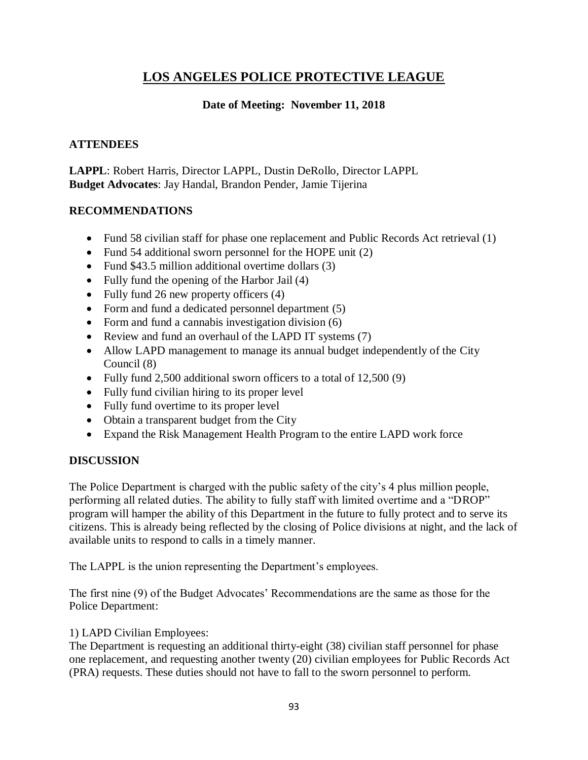# LOS ANGELES POLICE PROTECTIVE LEAGUE

**Date of Meeting: November 11, 2018**

## ATTENDEES

**LAPPL**: Robert Harris, Director LAPPL, Dustin DeRollo, Director LAPPL
**Budget Advocates**: Jay Handal, Brandon Pender, Jamie Tijerina

## RECOMMENDATIONS

- Fund 58 civilian staff for phase one replacement and Public Records Act retrieval (1)
- Fund 54 additional sworn personnel for the HOPE unit (2)
- Fund $43.5 million additional overtime dollars (3)
- Fully fund the opening of the Harbor Jail (4)
- Fully fund 26 new property officers (4)
- Form and fund a dedicated personnel department (5)
- Form and fund a cannabis investigation division (6)
- Review and fund an overhaul of the LAPD IT systems (7)
- Allow LAPD management to manage its annual budget independently of the City Council (8)
- Fully fund 2,500 additional sworn officers to a total of 12,500 (9)
- Fully fund civilian hiring to its proper level
- Fully fund overtime to its proper level
- Obtain a transparent budget from the City
- Expand the Risk Management Health Program to the entire LAPD work force

## DISCUSSION

The Police Department is charged with the public safety of the city's 4 plus million people, performing all related duties. The ability to fully staff with limited overtime and a "DROP" program will hamper the ability of this Department in the future to fully protect and to serve its citizens. This is already being reflected by the closing of Police divisions at night, and the lack of available units to respond to calls in a timely manner.

The LAPPL is the union representing the Department's employees.

The first nine (9) of the Budget Advocates' Recommendations are the same as those for the Police Department:

1) LAPD Civilian Employees:
The Department is requesting an additional thirty-eight (38) civilian staff personnel for phase one replacement, and requesting another twenty (20) civilian employees for Public Records Act (PRA) requests. These duties should not have to fall to the sworn personnel to perform.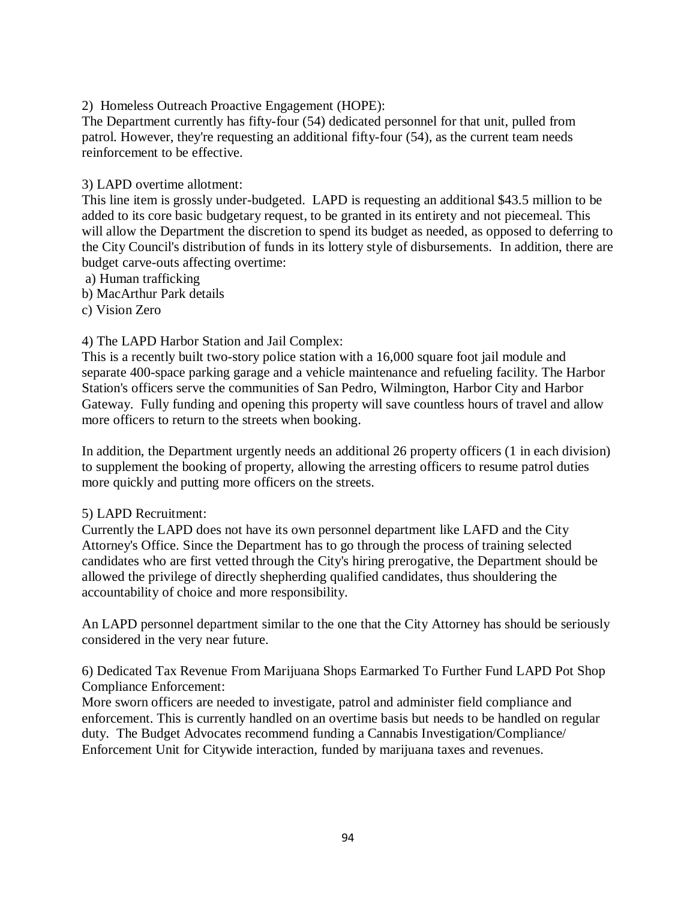2) Homeless Outreach Proactive Engagement (HOPE):
The Department currently has fifty-four (54) dedicated personnel for that unit, pulled from patrol. However, they're requesting an additional fifty-four (54), as the current team needs reinforcement to be effective.

3) LAPD overtime allotment:
This line item is grossly under-budgeted. LAPD is requesting an additional $43.5 million to be added to its core basic budgetary request, to be granted in its entirety and not piecemeal. This will allow the Department the discretion to spend its budget as needed, as opposed to deferring to the City Council's distribution of funds in its lottery style of disbursements. In addition, there are budget carve-outs affecting overtime:

a) Human trafficking
b) MacArthur Park details
c) Vision Zero

4) The LAPD Harbor Station and Jail Complex:
This is a recently built two-story police station with a 16,000 square foot jail module and separate 400-space parking garage and a vehicle maintenance and refueling facility. The Harbor Station's officers serve the communities of San Pedro, Wilmington, Harbor City and Harbor Gateway. Fully funding and opening this property will save countless hours of travel and allow more officers to return to the streets when booking.

In addition, the Department urgently needs an additional 26 property officers (1 in each division) to supplement the booking of property, allowing the arresting officers to resume patrol duties more quickly and putting more officers on the streets.

5) LAPD Recruitment:
Currently the LAPD does not have its own personnel department like LAFD and the City Attorney's Office. Since the Department has to go through the process of training selected candidates who are first vetted through the City's hiring prerogative, the Department should be allowed the privilege of directly shepherding qualified candidates, thus shouldering the accountability of choice and more responsibility.

An LAPD personnel department similar to the one that the City Attorney has should be seriously considered in the very near future.

6) Dedicated Tax Revenue From Marijuana Shops Earmarked To Further Fund LAPD Pot Shop Compliance Enforcement:
More sworn officers are needed to investigate, patrol and administer field compliance and enforcement. This is currently handled on an overtime basis but needs to be handled on regular duty. The Budget Advocates recommend funding a Cannabis Investigation/Compliance/Enforcement Unit for Citywide interaction, funded by marijuana taxes and revenues.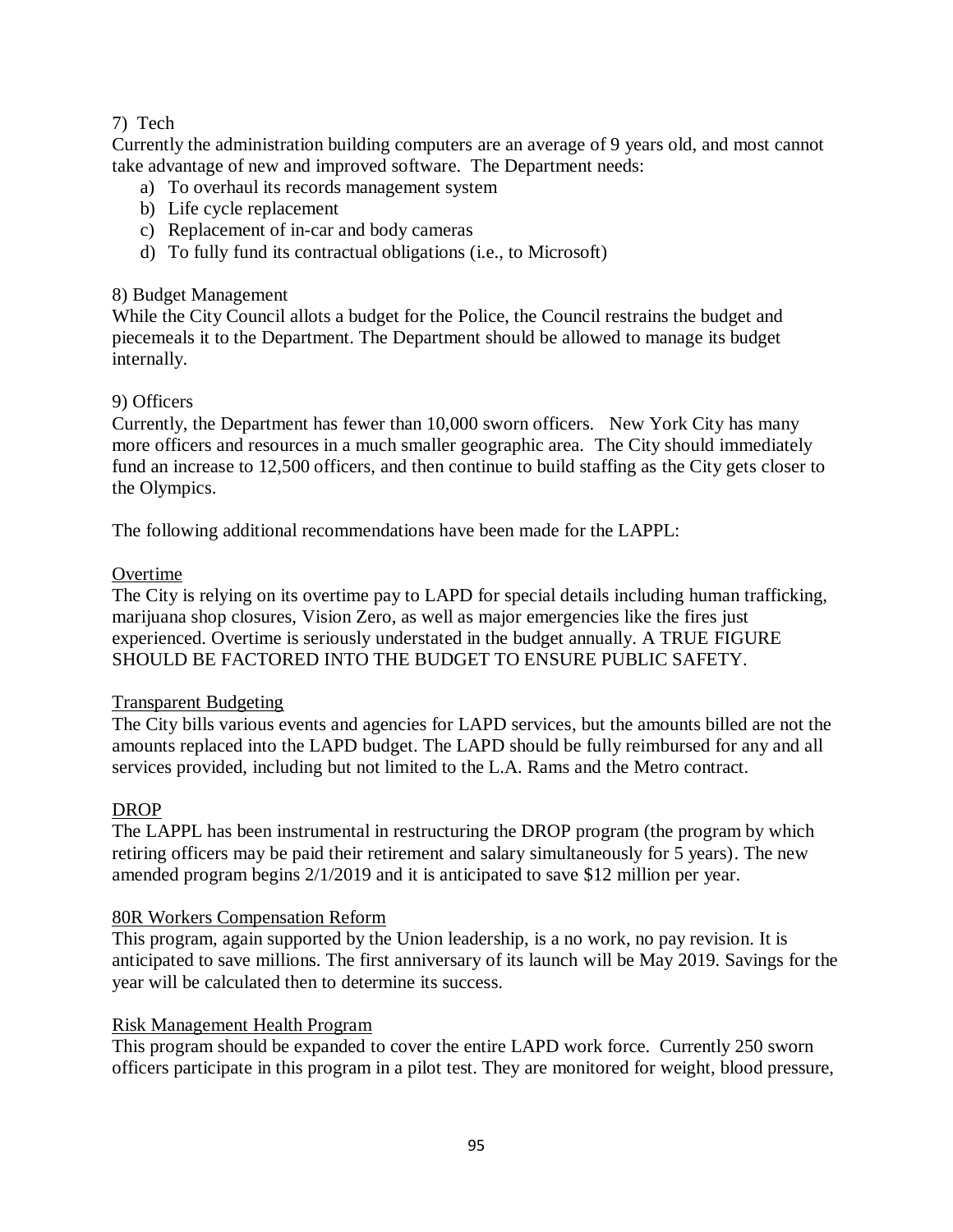7) Tech

Currently the administration building computers are an average of 9 years old, and most cannot take advantage of new and improved software. The Department needs:

a) To overhaul its records management system
b) Life cycle replacement
c) Replacement of in-car and body cameras
d) To fully fund its contractual obligations (i.e., to Microsoft)

8) Budget Management

While the City Council allots a budget for the Police, the Council restrains the budget and piecemeals it to the Department. The Department should be allowed to manage its budget internally.

9) Officers

Currently, the Department has fewer than 10,000 sworn officers. New York City has many more officers and resources in a much smaller geographic area. The City should immediately fund an increase to 12,500 officers, and then continue to build staffing as the City gets closer to the Olympics.

The following additional recommendations have been made for the LAPPL:

<u>Overtime</u>

The City is relying on its overtime pay to LAPD for special details including human trafficking, marijuana shop closures, Vision Zero, as well as major emergencies like the fires just experienced. Overtime is seriously understated in the budget annually. A TRUE FIGURE SHOULD BE FACTORED INTO THE BUDGET TO ENSURE PUBLIC SAFETY.

<u>Transparent Budgeting</u>

The City bills various events and agencies for LAPD services, but the amounts billed are not the amounts replaced into the LAPD budget. The LAPD should be fully reimbursed for any and all services provided, including but not limited to the L.A. Rams and the Metro contract.

<u>DROP</u>

The LAPPL has been instrumental in restructuring the DROP program (the program by which retiring officers may be paid their retirement and salary simultaneously for 5 years). The new amended program begins 2/1/2019 and it is anticipated to save $12 million per year.

<u>80R Workers Compensation Reform</u>

This program, again supported by the Union leadership, is a no work, no pay revision. It is anticipated to save millions. The first anniversary of its launch will be May 2019. Savings for the year will be calculated then to determine its success.

<u>Risk Management Health Program</u>

This program should be expanded to cover the entire LAPD work force. Currently 250 sworn officers participate in this program in a pilot test. They are monitored for weight, blood pressure,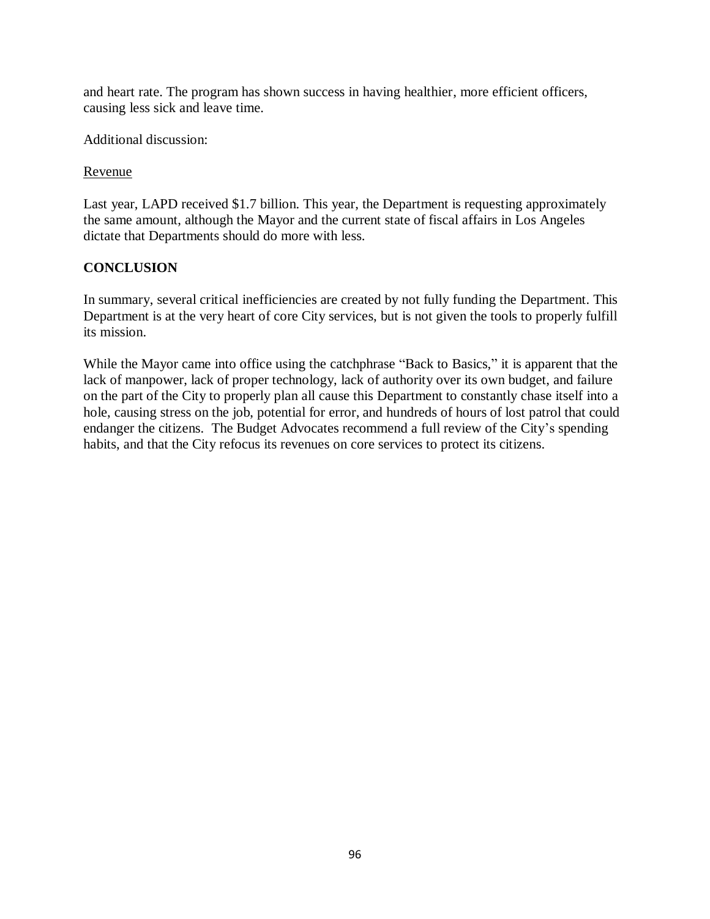and heart rate. The program has shown success in having healthier, more efficient officers, causing less sick and leave time.

Additional discussion:

Revenue

Last year, LAPD received $1.7 billion. This year, the Department is requesting approximately the same amount, although the Mayor and the current state of fiscal affairs in Los Angeles dictate that Departments should do more with less.

**CONCLUSION**

In summary, several critical inefficiencies are created by not fully funding the Department. This Department is at the very heart of core City services, but is not given the tools to properly fulfill its mission.

While the Mayor came into office using the catchphrase "Back to Basics," it is apparent that the lack of manpower, lack of proper technology, lack of authority over its own budget, and failure on the part of the City to properly plan all cause this Department to constantly chase itself into a hole, causing stress on the job, potential for error, and hundreds of hours of lost patrol that could endanger the citizens. The Budget Advocates recommend a full review of the City's spending habits, and that the City refocus its revenues on core services to protect its citizens.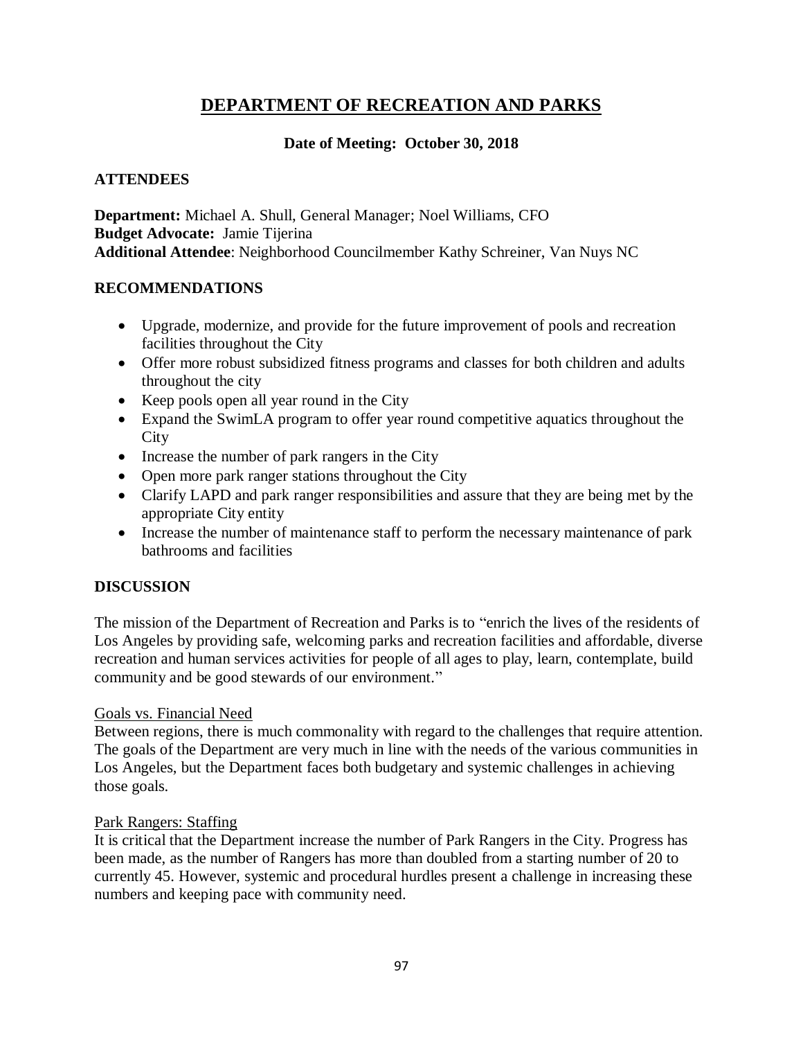# DEPARTMENT OF RECREATION AND PARKS

**Date of Meeting: October 30, 2018**

## ATTENDEES

**Department:** Michael A. Shull, General Manager; Noel Williams, CFO
**Budget Advocate:** Jamie Tijerina
**Additional Attendee**: Neighborhood Councilmember Kathy Schreiner, Van Nuys NC

## RECOMMENDATIONS

- Upgrade, modernize, and provide for the future improvement of pools and recreation facilities throughout the City
- Offer more robust subsidized fitness programs and classes for both children and adults throughout the city
- Keep pools open all year round in the City
- Expand the SwimLA program to offer year round competitive aquatics throughout the City
- Increase the number of park rangers in the City
- Open more park ranger stations throughout the City
- Clarify LAPD and park ranger responsibilities and assure that they are being met by the appropriate City entity
- Increase the number of maintenance staff to perform the necessary maintenance of park bathrooms and facilities

## DISCUSSION

The mission of the Department of Recreation and Parks is to "enrich the lives of the residents of Los Angeles by providing safe, welcoming parks and recreation facilities and affordable, diverse recreation and human services activities for people of all ages to play, learn, contemplate, build community and be good stewards of our environment."

### Goals vs. Financial Need

Between regions, there is much commonality with regard to the challenges that require attention. The goals of the Department are very much in line with the needs of the various communities in Los Angeles, but the Department faces both budgetary and systemic challenges in achieving those goals.

### Park Rangers: Staffing

It is critical that the Department increase the number of Park Rangers in the City. Progress has been made, as the number of Rangers has more than doubled from a starting number of 20 to currently 45. However, systemic and procedural hurdles present a challenge in increasing these numbers and keeping pace with community need.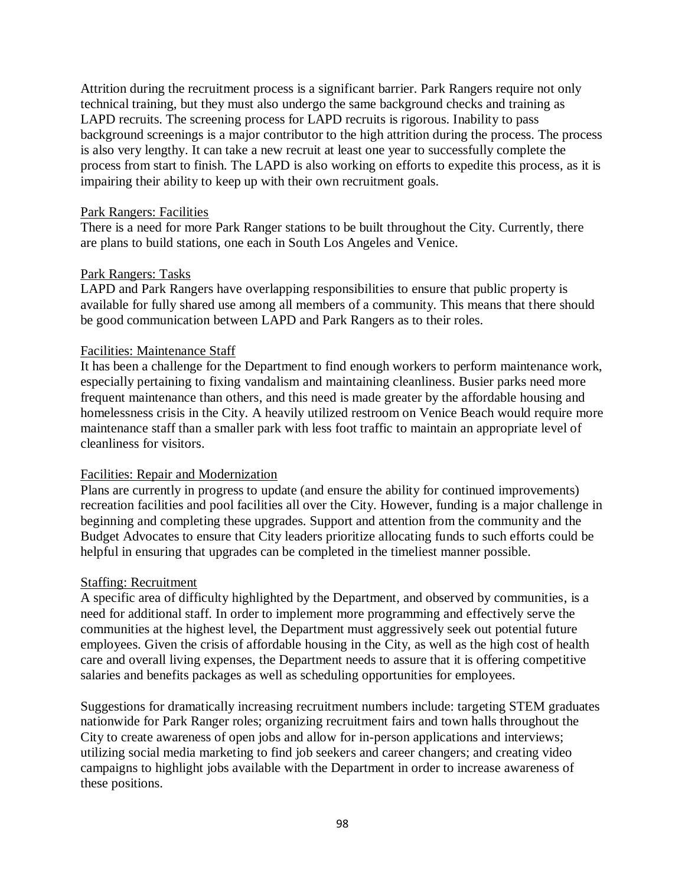Attrition during the recruitment process is a significant barrier. Park Rangers require not only technical training, but they must also undergo the same background checks and training as LAPD recruits. The screening process for LAPD recruits is rigorous. Inability to pass background screenings is a major contributor to the high attrition during the process. The process is also very lengthy. It can take a new recruit at least one year to successfully complete the process from start to finish. The LAPD is also working on efforts to expedite this process, as it is impairing their ability to keep up with their own recruitment goals.

<u>Park Rangers: Facilities</u>

There is a need for more Park Ranger stations to be built throughout the City. Currently, there are plans to build stations, one each in South Los Angeles and Venice.

<u>Park Rangers: Tasks</u>

LAPD and Park Rangers have overlapping responsibilities to ensure that public property is available for fully shared use among all members of a community. This means that there should be good communication between LAPD and Park Rangers as to their roles.

<u>Facilities: Maintenance Staff</u>

It has been a challenge for the Department to find enough workers to perform maintenance work, especially pertaining to fixing vandalism and maintaining cleanliness. Busier parks need more frequent maintenance than others, and this need is made greater by the affordable housing and homelessness crisis in the City. A heavily utilized restroom on Venice Beach would require more maintenance staff than a smaller park with less foot traffic to maintain an appropriate level of cleanliness for visitors.

<u>Facilities: Repair and Modernization</u>

Plans are currently in progress to update (and ensure the ability for continued improvements) recreation facilities and pool facilities all over the City. However, funding is a major challenge in beginning and completing these upgrades. Support and attention from the community and the Budget Advocates to ensure that City leaders prioritize allocating funds to such efforts could be helpful in ensuring that upgrades can be completed in the timeliest manner possible.

<u>Staffing: Recruitment</u>

A specific area of difficulty highlighted by the Department, and observed by communities, is a need for additional staff. In order to implement more programming and effectively serve the communities at the highest level, the Department must aggressively seek out potential future employees. Given the crisis of affordable housing in the City, as well as the high cost of health care and overall living expenses, the Department needs to assure that it is offering competitive salaries and benefits packages as well as scheduling opportunities for employees.

Suggestions for dramatically increasing recruitment numbers include: targeting STEM graduates nationwide for Park Ranger roles; organizing recruitment fairs and town halls throughout the City to create awareness of open jobs and allow for in-person applications and interviews; utilizing social media marketing to find job seekers and career changers; and creating video campaigns to highlight jobs available with the Department in order to increase awareness of these positions.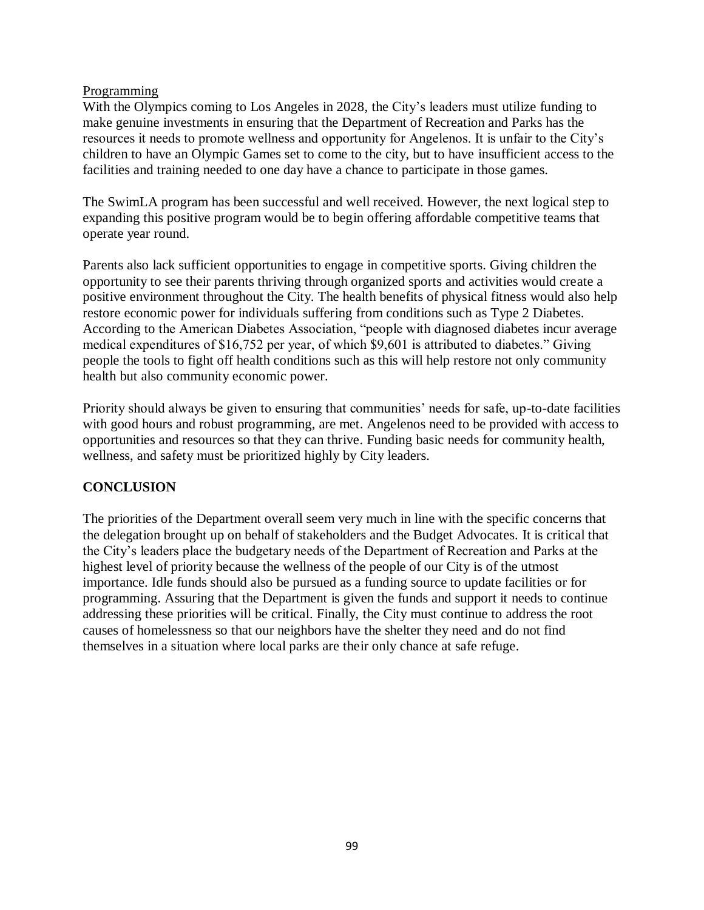Programming

With the Olympics coming to Los Angeles in 2028, the City's leaders must utilize funding to make genuine investments in ensuring that the Department of Recreation and Parks has the resources it needs to promote wellness and opportunity for Angelenos. It is unfair to the City's children to have an Olympic Games set to come to the city, but to have insufficient access to the facilities and training needed to one day have a chance to participate in those games.

The SwimLA program has been successful and well received. However, the next logical step to expanding this positive program would be to begin offering affordable competitive teams that operate year round.

Parents also lack sufficient opportunities to engage in competitive sports. Giving children the opportunity to see their parents thriving through organized sports and activities would create a positive environment throughout the City. The health benefits of physical fitness would also help restore economic power for individuals suffering from conditions such as Type 2 Diabetes. According to the American Diabetes Association, "people with diagnosed diabetes incur average medical expenditures of $16,752 per year, of which $9,601 is attributed to diabetes." Giving people the tools to fight off health conditions such as this will help restore not only community health but also community economic power.

Priority should always be given to ensuring that communities' needs for safe, up-to-date facilities with good hours and robust programming, are met. Angelenos need to be provided with access to opportunities and resources so that they can thrive. Funding basic needs for community health, wellness, and safety must be prioritized highly by City leaders.

## CONCLUSION

The priorities of the Department overall seem very much in line with the specific concerns that the delegation brought up on behalf of stakeholders and the Budget Advocates. It is critical that the City's leaders place the budgetary needs of the Department of Recreation and Parks at the highest level of priority because the wellness of the people of our City is of the utmost importance. Idle funds should also be pursued as a funding source to update facilities or for programming. Assuring that the Department is given the funds and support it needs to continue addressing these priorities will be critical. Finally, the City must continue to address the root causes of homelessness so that our neighbors have the shelter they need and do not find themselves in a situation where local parks are their only chance at safe refuge.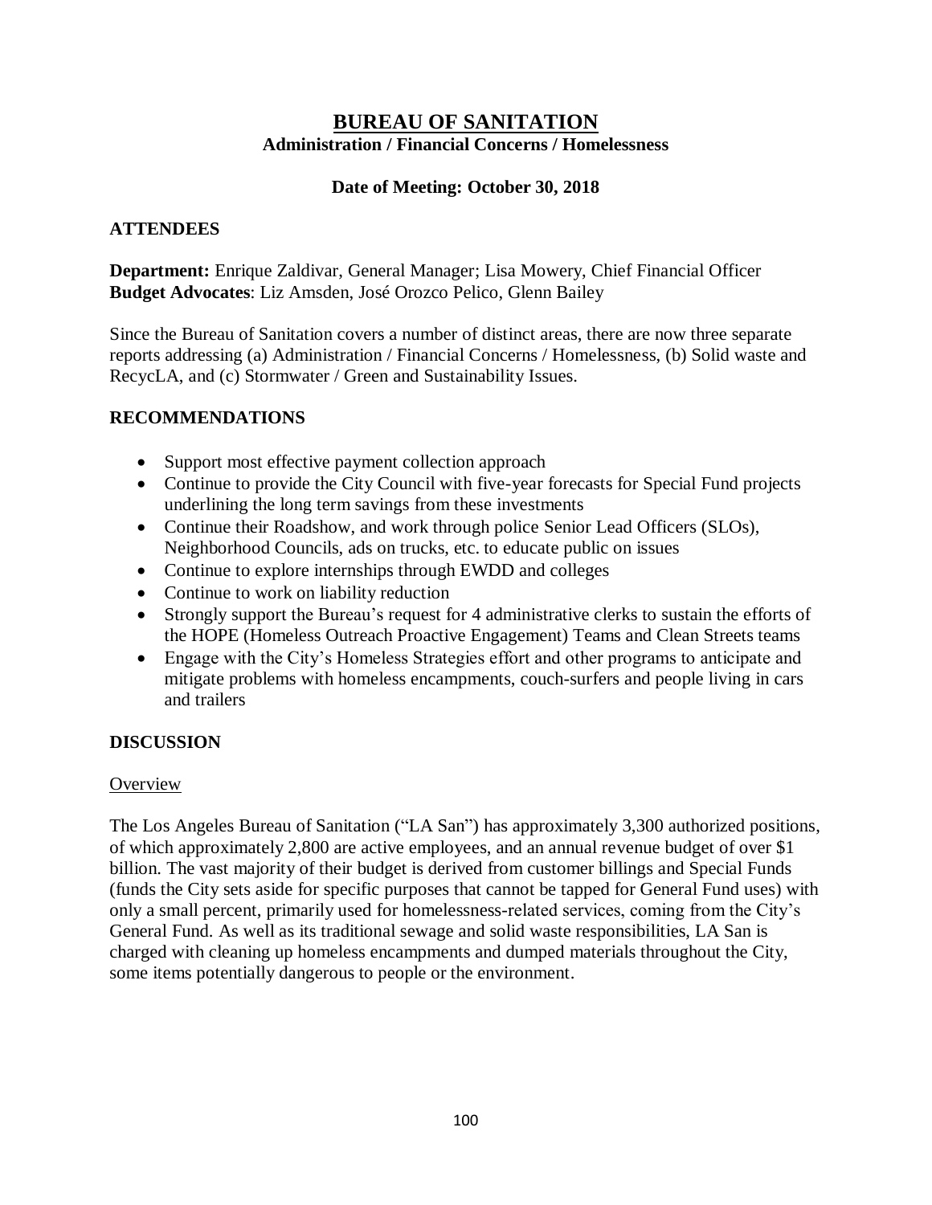# BUREAU OF SANITATION

### Administration / Financial Concerns / Homelessness

### Date of Meeting: October 30, 2018

## ATTENDEES

**Department:** Enrique Zaldivar, General Manager; Lisa Mowery, Chief Financial Officer
**Budget Advocates**: Liz Amsden, José Orozco Pelico, Glenn Bailey

Since the Bureau of Sanitation covers a number of distinct areas, there are now three separate reports addressing (a) Administration / Financial Concerns / Homelessness, (b) Solid waste and RecycLA, and (c) Stormwater / Green and Sustainability Issues.

## RECOMMENDATIONS

- Support most effective payment collection approach
- Continue to provide the City Council with five-year forecasts for Special Fund projects underlining the long term savings from these investments
- Continue their Roadshow, and work through police Senior Lead Officers (SLOs), Neighborhood Councils, ads on trucks, etc. to educate public on issues
- Continue to explore internships through EWDD and colleges
- Continue to work on liability reduction
- Strongly support the Bureau's request for 4 administrative clerks to sustain the efforts of the HOPE (Homeless Outreach Proactive Engagement) Teams and Clean Streets teams
- Engage with the City's Homeless Strategies effort and other programs to anticipate and mitigate problems with homeless encampments, couch-surfers and people living in cars and trailers

## DISCUSSION

### Overview

The Los Angeles Bureau of Sanitation ("LA San") has approximately 3,300 authorized positions, of which approximately 2,800 are active employees, and an annual revenue budget of over $1 billion. The vast majority of their budget is derived from customer billings and Special Funds (funds the City sets aside for specific purposes that cannot be tapped for General Fund uses) with only a small percent, primarily used for homelessness-related services, coming from the City's General Fund. As well as its traditional sewage and solid waste responsibilities, LA San is charged with cleaning up homeless encampments and dumped materials throughout the City, some items potentially dangerous to people or the environment.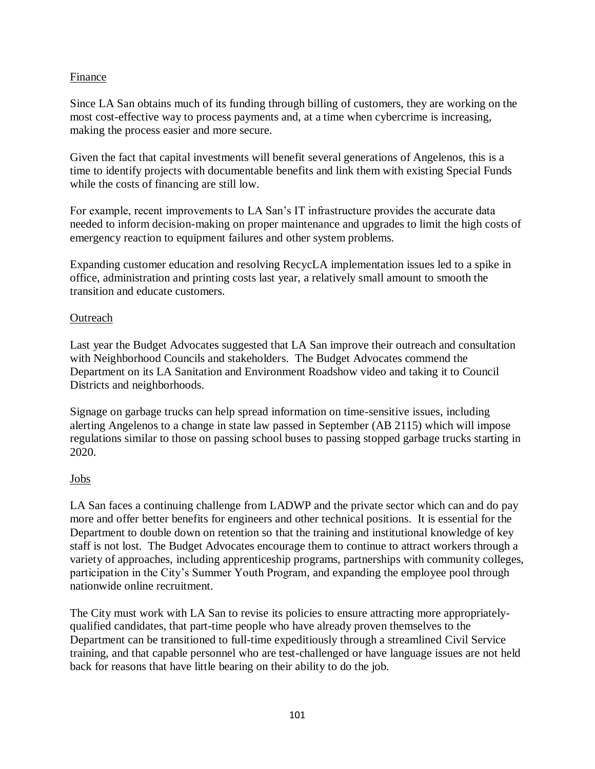## Finance

Since LA San obtains much of its funding through billing of customers, they are working on the most cost-effective way to process payments and, at a time when cybercrime is increasing, making the process easier and more secure.

Given the fact that capital investments will benefit several generations of Angelenos, this is a time to identify projects with documentable benefits and link them with existing Special Funds while the costs of financing are still low.

For example, recent improvements to LA San's IT infrastructure provides the accurate data needed to inform decision-making on proper maintenance and upgrades to limit the high costs of emergency reaction to equipment failures and other system problems.

Expanding customer education and resolving RecycLA implementation issues led to a spike in office, administration and printing costs last year, a relatively small amount to smooth the transition and educate customers.

## Outreach

Last year the Budget Advocates suggested that LA San improve their outreach and consultation with Neighborhood Councils and stakeholders. The Budget Advocates commend the Department on its LA Sanitation and Environment Roadshow video and taking it to Council Districts and neighborhoods.

Signage on garbage trucks can help spread information on time-sensitive issues, including alerting Angelenos to a change in state law passed in September (AB 2115) which will impose regulations similar to those on passing school buses to passing stopped garbage trucks starting in 2020.

## Jobs

LA San faces a continuing challenge from LADWP and the private sector which can and do pay more and offer better benefits for engineers and other technical positions. It is essential for the Department to double down on retention so that the training and institutional knowledge of key staff is not lost. The Budget Advocates encourage them to continue to attract workers through a variety of approaches, including apprenticeship programs, partnerships with community colleges, participation in the City's Summer Youth Program, and expanding the employee pool through nationwide online recruitment.

The City must work with LA San to revise its policies to ensure attracting more appropriately-qualified candidates, that part-time people who have already proven themselves to the Department can be transitioned to full-time expeditiously through a streamlined Civil Service training, and that capable personnel who are test-challenged or have language issues are not held back for reasons that have little bearing on their ability to do the job.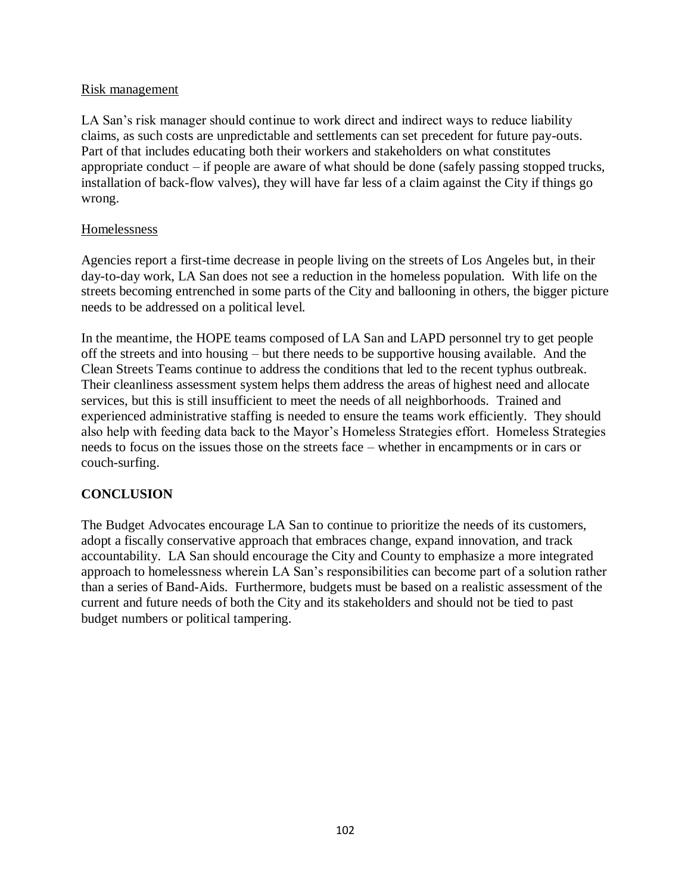Risk management

LA San's risk manager should continue to work direct and indirect ways to reduce liability claims, as such costs are unpredictable and settlements can set precedent for future pay-outs. Part of that includes educating both their workers and stakeholders on what constitutes appropriate conduct – if people are aware of what should be done (safely passing stopped trucks, installation of back-flow valves), they will have far less of a claim against the City if things go wrong.

Homelessness

Agencies report a first-time decrease in people living on the streets of Los Angeles but, in their day-to-day work, LA San does not see a reduction in the homeless population. With life on the streets becoming entrenched in some parts of the City and ballooning in others, the bigger picture needs to be addressed on a political level.

In the meantime, the HOPE teams composed of LA San and LAPD personnel try to get people off the streets and into housing – but there needs to be supportive housing available. And the Clean Streets Teams continue to address the conditions that led to the recent typhus outbreak. Their cleanliness assessment system helps them address the areas of highest need and allocate services, but this is still insufficient to meet the needs of all neighborhoods. Trained and experienced administrative staffing is needed to ensure the teams work efficiently. They should also help with feeding data back to the Mayor's Homeless Strategies effort. Homeless Strategies needs to focus on the issues those on the streets face – whether in encampments or in cars or couch-surfing.

## CONCLUSION

The Budget Advocates encourage LA San to continue to prioritize the needs of its customers, adopt a fiscally conservative approach that embraces change, expand innovation, and track accountability. LA San should encourage the City and County to emphasize a more integrated approach to homelessness wherein LA San's responsibilities can become part of a solution rather than a series of Band-Aids. Furthermore, budgets must be based on a realistic assessment of the current and future needs of both the City and its stakeholders and should not be tied to past budget numbers or political tampering.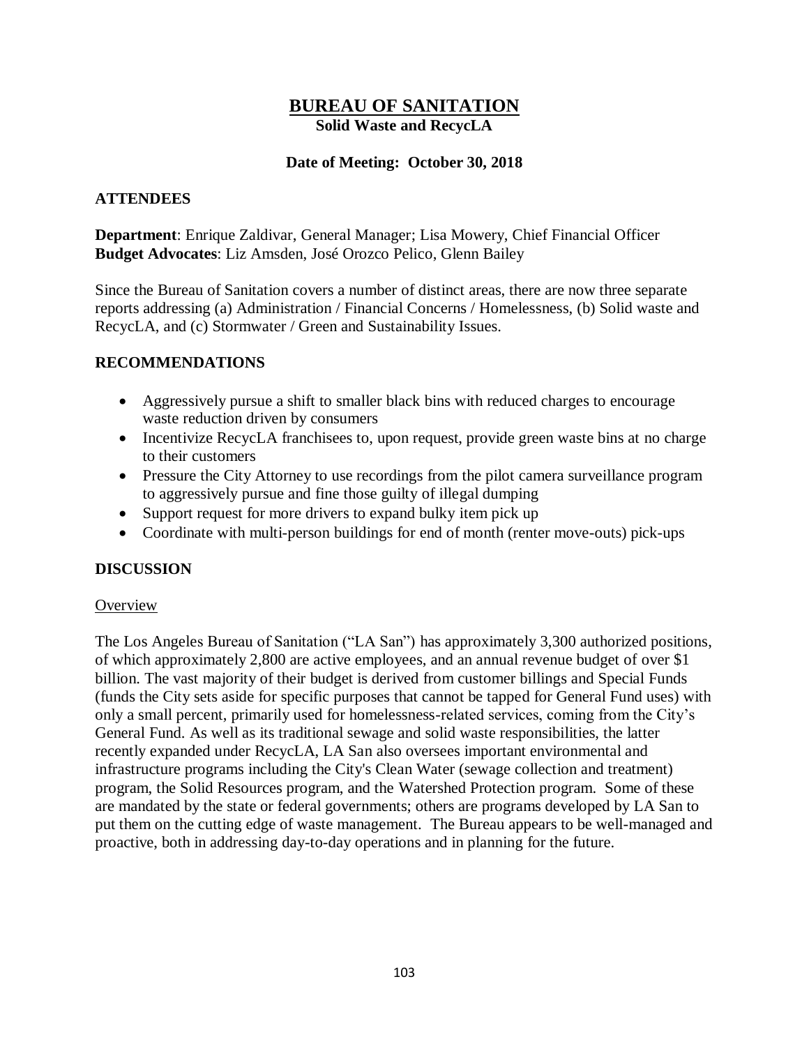# BUREAU OF SANITATION

**Solid Waste and RecycLA**

**Date of Meeting: October 30, 2018**

## ATTENDEES

**Department**: Enrique Zaldivar, General Manager; Lisa Mowery, Chief Financial Officer
**Budget Advocates**: Liz Amsden, José Orozco Pelico, Glenn Bailey

Since the Bureau of Sanitation covers a number of distinct areas, there are now three separate reports addressing (a) Administration / Financial Concerns / Homelessness, (b) Solid waste and RecycLA, and (c) Stormwater / Green and Sustainability Issues.

## RECOMMENDATIONS

- Aggressively pursue a shift to smaller black bins with reduced charges to encourage waste reduction driven by consumers
- Incentivize RecycLA franchisees to, upon request, provide green waste bins at no charge to their customers
- Pressure the City Attorney to use recordings from the pilot camera surveillance program to aggressively pursue and fine those guilty of illegal dumping
- Support request for more drivers to expand bulky item pick up
- Coordinate with multi-person buildings for end of month (renter move-outs) pick-ups

## DISCUSSION

### Overview

The Los Angeles Bureau of Sanitation ("LA San") has approximately 3,300 authorized positions, of which approximately 2,800 are active employees, and an annual revenue budget of over $1 billion. The vast majority of their budget is derived from customer billings and Special Funds (funds the City sets aside for specific purposes that cannot be tapped for General Fund uses) with only a small percent, primarily used for homelessness-related services, coming from the City's General Fund. As well as its traditional sewage and solid waste responsibilities, the latter recently expanded under RecycLA, LA San also oversees important environmental and infrastructure programs including the City's Clean Water (sewage collection and treatment) program, the Solid Resources program, and the Watershed Protection program. Some of these are mandated by the state or federal governments; others are programs developed by LA San to put them on the cutting edge of waste management. The Bureau appears to be well-managed and proactive, both in addressing day-to-day operations and in planning for the future.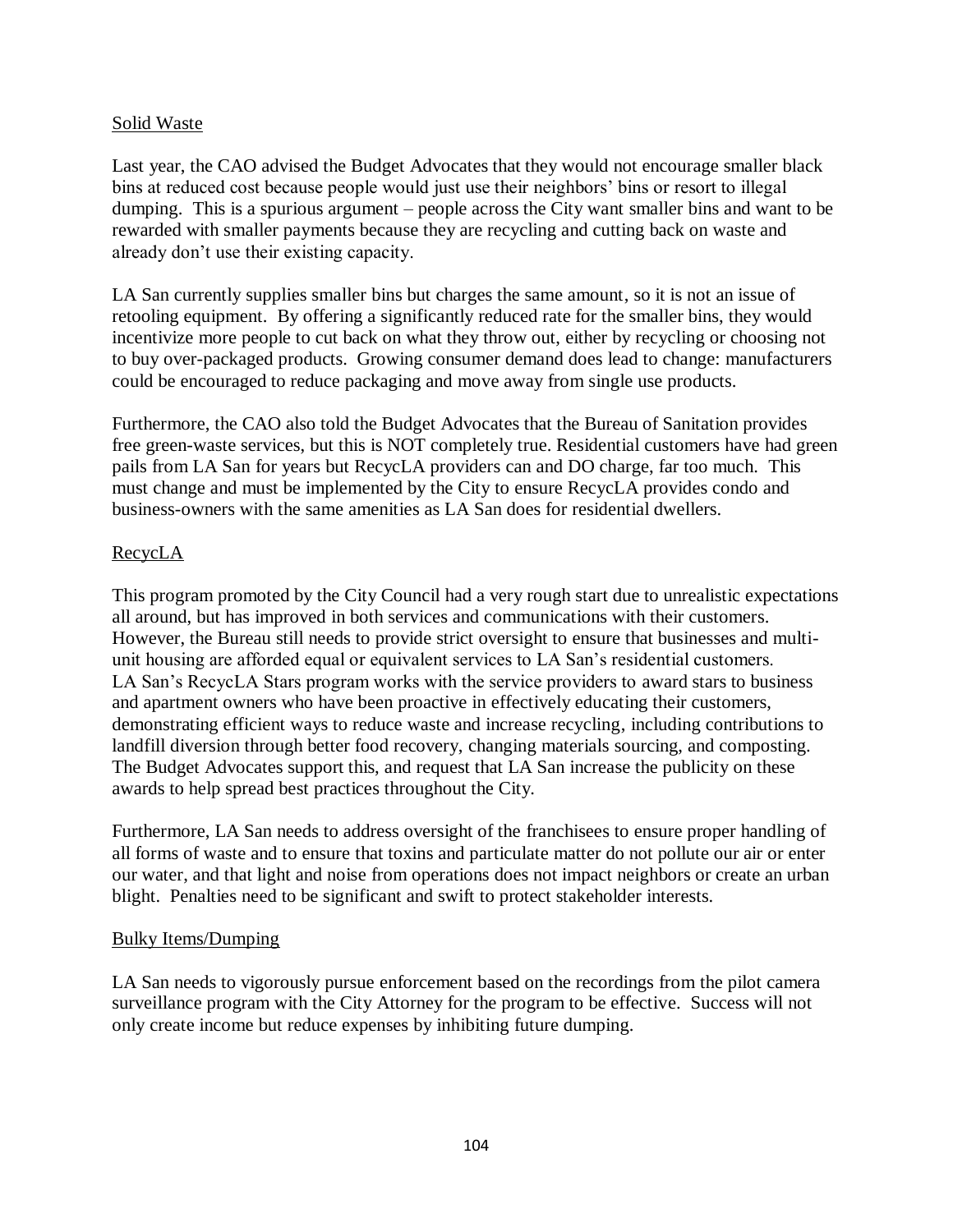<u>Solid Waste</u>

Last year, the CAO advised the Budget Advocates that they would not encourage smaller black bins at reduced cost because people would just use their neighbors' bins or resort to illegal dumping. This is a spurious argument – people across the City want smaller bins and want to be rewarded with smaller payments because they are recycling and cutting back on waste and already don't use their existing capacity.

LA San currently supplies smaller bins but charges the same amount, so it is not an issue of retooling equipment. By offering a significantly reduced rate for the smaller bins, they would incentivize more people to cut back on what they throw out, either by recycling or choosing not to buy over-packaged products. Growing consumer demand does lead to change: manufacturers could be encouraged to reduce packaging and move away from single use products.

Furthermore, the CAO also told the Budget Advocates that the Bureau of Sanitation provides free green-waste services, but this is NOT completely true. Residential customers have had green pails from LA San for years but RecycLA providers can and DO charge, far too much. This must change and must be implemented by the City to ensure RecycLA provides condo and business-owners with the same amenities as LA San does for residential dwellers.

<u>RecycLA</u>

This program promoted by the City Council had a very rough start due to unrealistic expectations all around, but has improved in both services and communications with their customers. However, the Bureau still needs to provide strict oversight to ensure that businesses and multi-unit housing are afforded equal or equivalent services to LA San's residential customers. LA San's RecycLA Stars program works with the service providers to award stars to business and apartment owners who have been proactive in effectively educating their customers, demonstrating efficient ways to reduce waste and increase recycling, including contributions to landfill diversion through better food recovery, changing materials sourcing, and composting. The Budget Advocates support this, and request that LA San increase the publicity on these awards to help spread best practices throughout the City.

Furthermore, LA San needs to address oversight of the franchisees to ensure proper handling of all forms of waste and to ensure that toxins and particulate matter do not pollute our air or enter our water, and that light and noise from operations does not impact neighbors or create an urban blight. Penalties need to be significant and swift to protect stakeholder interests.

<u>Bulky Items/Dumping</u>

LA San needs to vigorously pursue enforcement based on the recordings from the pilot camera surveillance program with the City Attorney for the program to be effective. Success will not only create income but reduce expenses by inhibiting future dumping.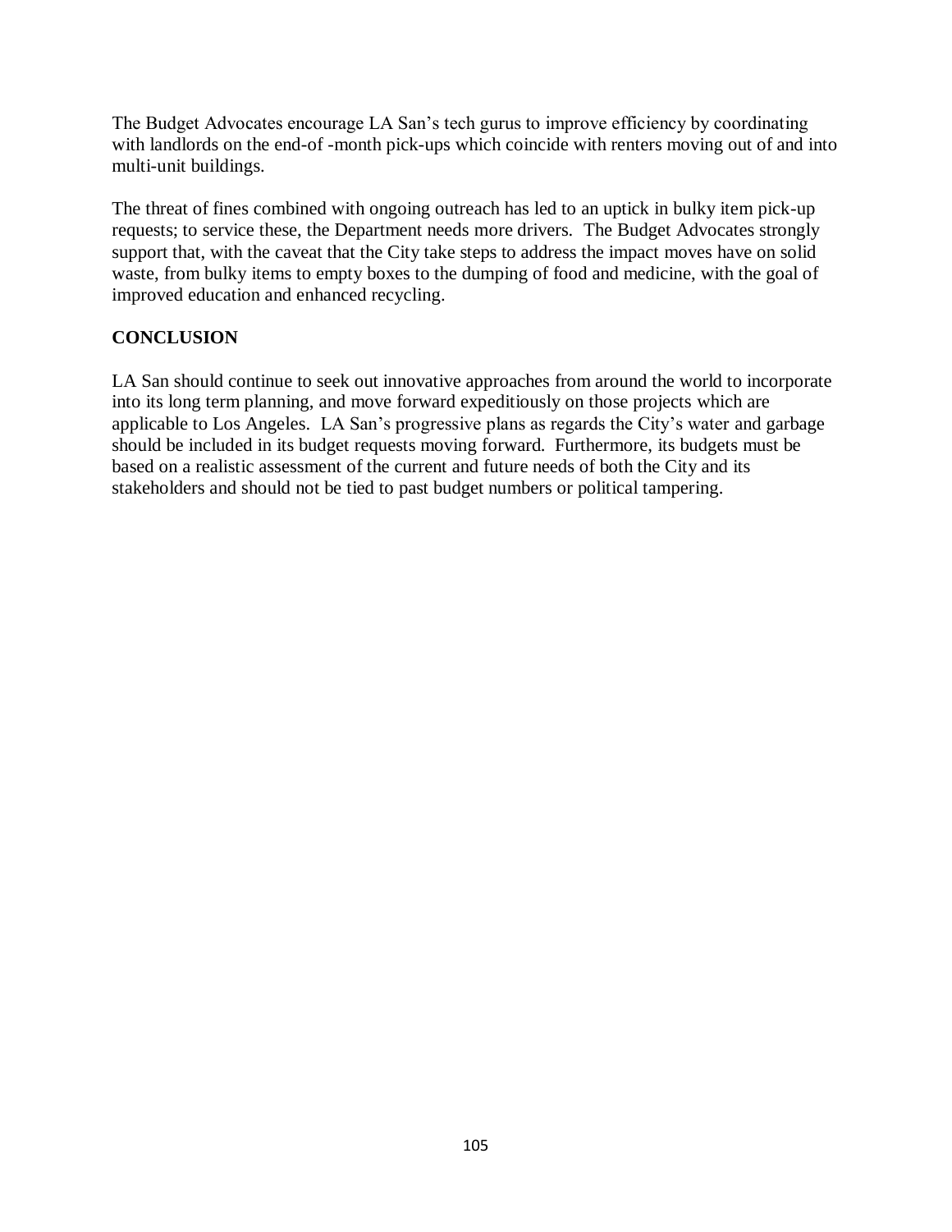The Budget Advocates encourage LA San's tech gurus to improve efficiency by coordinating with landlords on the end-of -month pick-ups which coincide with renters moving out of and into multi-unit buildings.

The threat of fines combined with ongoing outreach has led to an uptick in bulky item pick-up requests; to service these, the Department needs more drivers. The Budget Advocates strongly support that, with the caveat that the City take steps to address the impact moves have on solid waste, from bulky items to empty boxes to the dumping of food and medicine, with the goal of improved education and enhanced recycling.

**CONCLUSION**

LA San should continue to seek out innovative approaches from around the world to incorporate into its long term planning, and move forward expeditiously on those projects which are applicable to Los Angeles. LA San's progressive plans as regards the City's water and garbage should be included in its budget requests moving forward. Furthermore, its budgets must be based on a realistic assessment of the current and future needs of both the City and its stakeholders and should not be tied to past budget numbers or political tampering.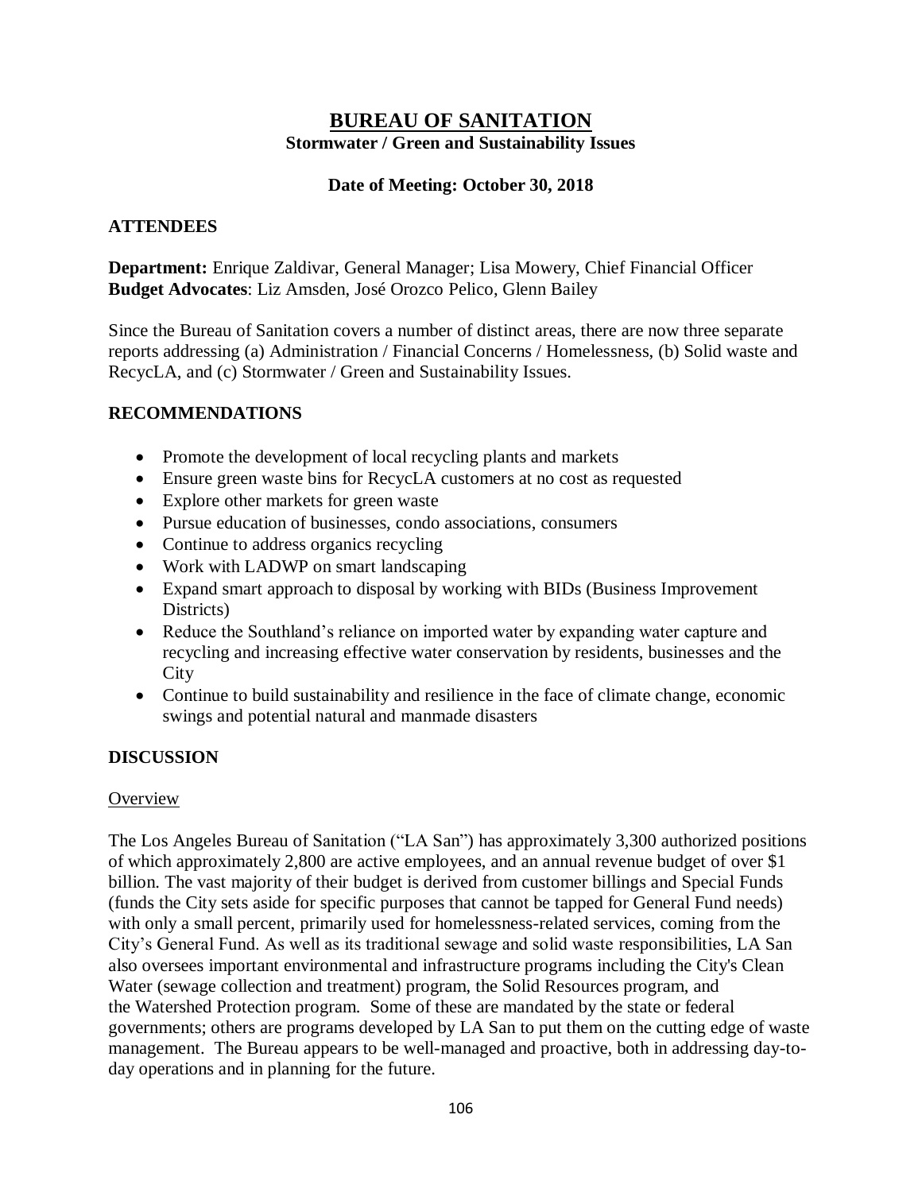# BUREAU OF SANITATION

**Stormwater / Green and Sustainability Issues**

**Date of Meeting: October 30, 2018**

## ATTENDEES

**Department:** Enrique Zaldivar, General Manager; Lisa Mowery, Chief Financial Officer
**Budget Advocates**: Liz Amsden, José Orozco Pelico, Glenn Bailey

Since the Bureau of Sanitation covers a number of distinct areas, there are now three separate reports addressing (a) Administration / Financial Concerns / Homelessness, (b) Solid waste and RecycLA, and (c) Stormwater / Green and Sustainability Issues.

## RECOMMENDATIONS

- Promote the development of local recycling plants and markets
- Ensure green waste bins for RecycLA customers at no cost as requested
- Explore other markets for green waste
- Pursue education of businesses, condo associations, consumers
- Continue to address organics recycling
- Work with LADWP on smart landscaping
- Expand smart approach to disposal by working with BIDs (Business Improvement Districts)
- Reduce the Southland's reliance on imported water by expanding water capture and recycling and increasing effective water conservation by residents, businesses and the City
- Continue to build sustainability and resilience in the face of climate change, economic swings and potential natural and manmade disasters

## DISCUSSION

### Overview

The Los Angeles Bureau of Sanitation ("LA San") has approximately 3,300 authorized positions of which approximately 2,800 are active employees, and an annual revenue budget of over $1 billion. The vast majority of their budget is derived from customer billings and Special Funds (funds the City sets aside for specific purposes that cannot be tapped for General Fund needs) with only a small percent, primarily used for homelessness-related services, coming from the City's General Fund. As well as its traditional sewage and solid waste responsibilities, LA San also oversees important environmental and infrastructure programs including the City's Clean Water (sewage collection and treatment) program, the Solid Resources program, and the Watershed Protection program. Some of these are mandated by the state or federal governments; others are programs developed by LA San to put them on the cutting edge of waste management. The Bureau appears to be well-managed and proactive, both in addressing day-to-day operations and in planning for the future.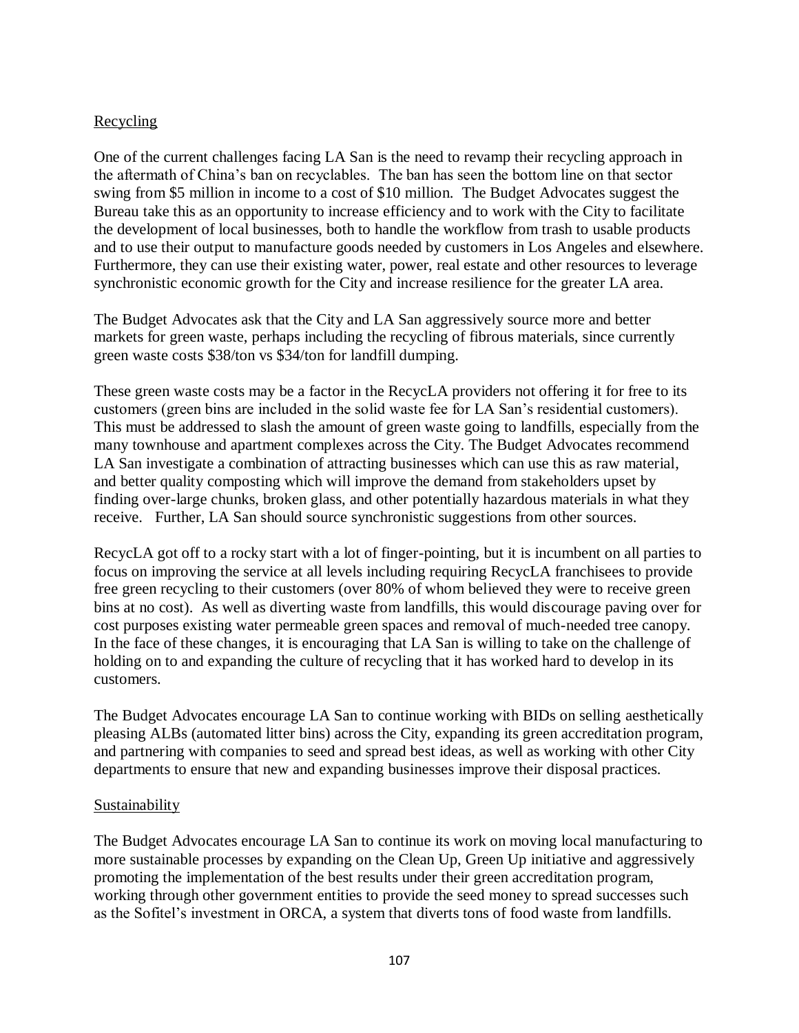<u>Recycling</u>

One of the current challenges facing LA San is the need to revamp their recycling approach in the aftermath of China's ban on recyclables. The ban has seen the bottom line on that sector swing from $5 million in income to a cost of $10 million. The Budget Advocates suggest the Bureau take this as an opportunity to increase efficiency and to work with the City to facilitate the development of local businesses, both to handle the workflow from trash to usable products and to use their output to manufacture goods needed by customers in Los Angeles and elsewhere. Furthermore, they can use their existing water, power, real estate and other resources to leverage synchronistic economic growth for the City and increase resilience for the greater LA area.

The Budget Advocates ask that the City and LA San aggressively source more and better markets for green waste, perhaps including the recycling of fibrous materials, since currently green waste costs $38/ton vs $34/ton for landfill dumping.

These green waste costs may be a factor in the RecycLA providers not offering it for free to its customers (green bins are included in the solid waste fee for LA San's residential customers). This must be addressed to slash the amount of green waste going to landfills, especially from the many townhouse and apartment complexes across the City. The Budget Advocates recommend LA San investigate a combination of attracting businesses which can use this as raw material, and better quality composting which will improve the demand from stakeholders upset by finding over-large chunks, broken glass, and other potentially hazardous materials in what they receive. Further, LA San should source synchronistic suggestions from other sources.

RecycLA got off to a rocky start with a lot of finger-pointing, but it is incumbent on all parties to focus on improving the service at all levels including requiring RecycLA franchisees to provide free green recycling to their customers (over 80% of whom believed they were to receive green bins at no cost). As well as diverting waste from landfills, this would discourage paving over for cost purposes existing water permeable green spaces and removal of much-needed tree canopy. In the face of these changes, it is encouraging that LA San is willing to take on the challenge of holding on to and expanding the culture of recycling that it has worked hard to develop in its customers.

The Budget Advocates encourage LA San to continue working with BIDs on selling aesthetically pleasing ALBs (automated litter bins) across the City, expanding its green accreditation program, and partnering with companies to seed and spread best ideas, as well as working with other City departments to ensure that new and expanding businesses improve their disposal practices.

<u>Sustainability</u>

The Budget Advocates encourage LA San to continue its work on moving local manufacturing to more sustainable processes by expanding on the Clean Up, Green Up initiative and aggressively promoting the implementation of the best results under their green accreditation program, working through other government entities to provide the seed money to spread successes such as the Sofitel's investment in ORCA, a system that diverts tons of food waste from landfills.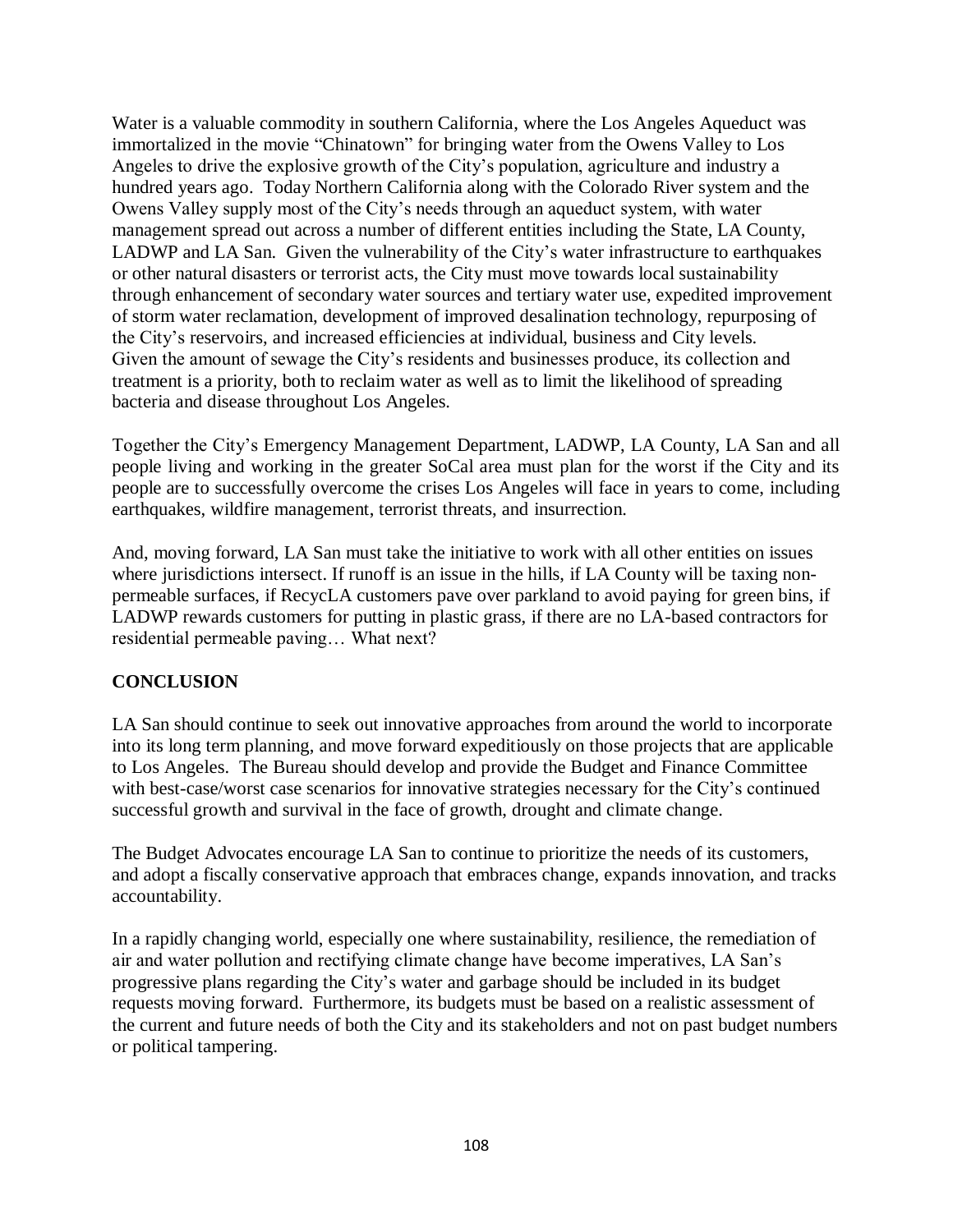Water is a valuable commodity in southern California, where the Los Angeles Aqueduct was immortalized in the movie "Chinatown" for bringing water from the Owens Valley to Los Angeles to drive the explosive growth of the City's population, agriculture and industry a hundred years ago. Today Northern California along with the Colorado River system and the Owens Valley supply most of the City's needs through an aqueduct system, with water management spread out across a number of different entities including the State, LA County, LADWP and LA San. Given the vulnerability of the City's water infrastructure to earthquakes or other natural disasters or terrorist acts, the City must move towards local sustainability through enhancement of secondary water sources and tertiary water use, expedited improvement of storm water reclamation, development of improved desalination technology, repurposing of the City's reservoirs, and increased efficiencies at individual, business and City levels. Given the amount of sewage the City's residents and businesses produce, its collection and treatment is a priority, both to reclaim water as well as to limit the likelihood of spreading bacteria and disease throughout Los Angeles.

Together the City's Emergency Management Department, LADWP, LA County, LA San and all people living and working in the greater SoCal area must plan for the worst if the City and its people are to successfully overcome the crises Los Angeles will face in years to come, including earthquakes, wildfire management, terrorist threats, and insurrection.

And, moving forward, LA San must take the initiative to work with all other entities on issues where jurisdictions intersect. If runoff is an issue in the hills, if LA County will be taxing non-permeable surfaces, if RecycLA customers pave over parkland to avoid paying for green bins, if LADWP rewards customers for putting in plastic grass, if there are no LA-based contractors for residential permeable paving… What next?

**CONCLUSION**

LA San should continue to seek out innovative approaches from around the world to incorporate into its long term planning, and move forward expeditiously on those projects that are applicable to Los Angeles. The Bureau should develop and provide the Budget and Finance Committee with best-case/worst case scenarios for innovative strategies necessary for the City's continued successful growth and survival in the face of growth, drought and climate change.

The Budget Advocates encourage LA San to continue to prioritize the needs of its customers, and adopt a fiscally conservative approach that embraces change, expands innovation, and tracks accountability.

In a rapidly changing world, especially one where sustainability, resilience, the remediation of air and water pollution and rectifying climate change have become imperatives, LA San's progressive plans regarding the City's water and garbage should be included in its budget requests moving forward. Furthermore, its budgets must be based on a realistic assessment of the current and future needs of both the City and its stakeholders and not on past budget numbers or political tampering.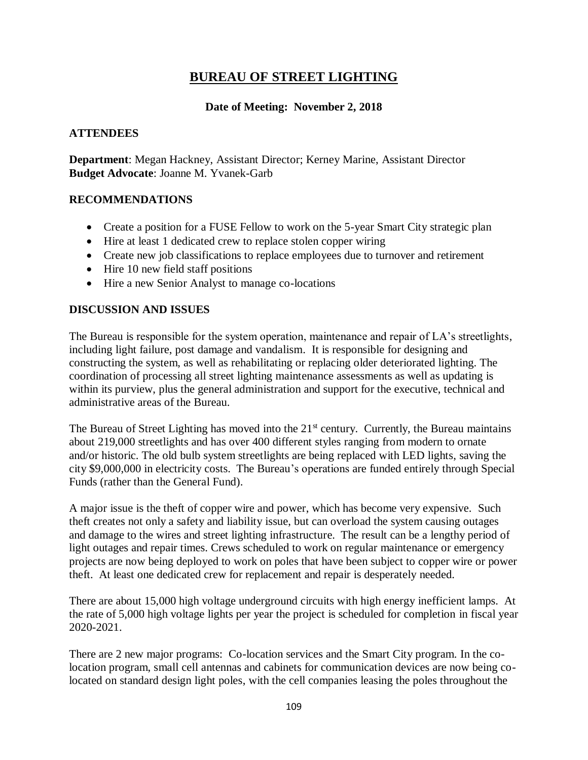# BUREAU OF STREET LIGHTING

**Date of Meeting: November 2, 2018**

## ATTENDEES

**Department**: Megan Hackney, Assistant Director; Kerney Marine, Assistant Director
**Budget Advocate**: Joanne M. Yvanek-Garb

## RECOMMENDATIONS

- Create a position for a FUSE Fellow to work on the 5-year Smart City strategic plan
- Hire at least 1 dedicated crew to replace stolen copper wiring
- Create new job classifications to replace employees due to turnover and retirement
- Hire 10 new field staff positions
- Hire a new Senior Analyst to manage co-locations

## DISCUSSION AND ISSUES

The Bureau is responsible for the system operation, maintenance and repair of LA's streetlights, including light failure, post damage and vandalism. It is responsible for designing and constructing the system, as well as rehabilitating or replacing older deteriorated lighting. The coordination of processing all street lighting maintenance assessments as well as updating is within its purview, plus the general administration and support for the executive, technical and administrative areas of the Bureau.

The Bureau of Street Lighting has moved into the 21st century. Currently, the Bureau maintains about 219,000 streetlights and has over 400 different styles ranging from modern to ornate and/or historic. The old bulb system streetlights are being replaced with LED lights, saving the city $9,000,000 in electricity costs. The Bureau's operations are funded entirely through Special Funds (rather than the General Fund).

A major issue is the theft of copper wire and power, which has become very expensive. Such theft creates not only a safety and liability issue, but can overload the system causing outages and damage to the wires and street lighting infrastructure. The result can be a lengthy period of light outages and repair times. Crews scheduled to work on regular maintenance or emergency projects are now being deployed to work on poles that have been subject to copper wire or power theft. At least one dedicated crew for replacement and repair is desperately needed.

There are about 15,000 high voltage underground circuits with high energy inefficient lamps. At the rate of 5,000 high voltage lights per year the project is scheduled for completion in fiscal year 2020-2021.

There are 2 new major programs: Co-location services and the Smart City program. In the co-location program, small cell antennas and cabinets for communication devices are now being co-located on standard design light poles, with the cell companies leasing the poles throughout the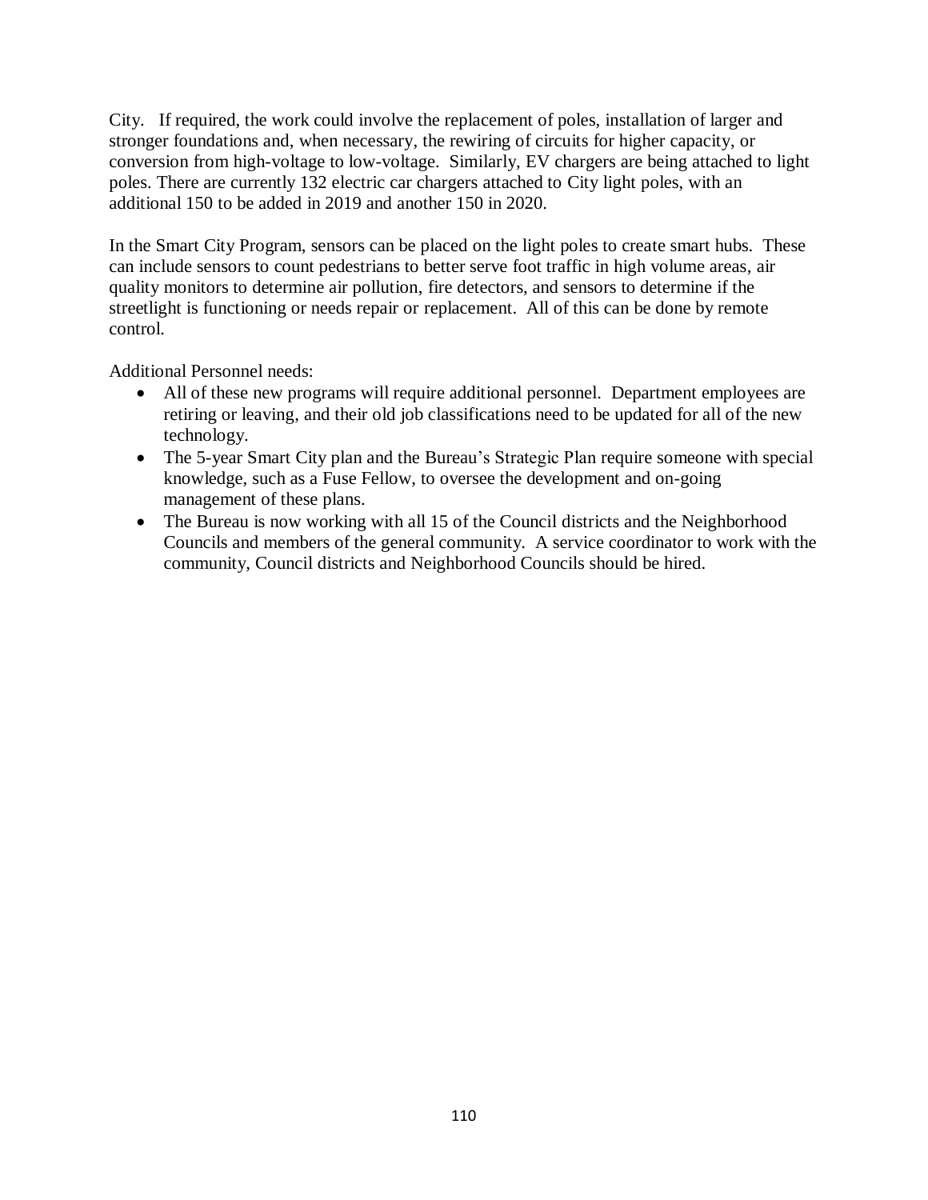City. If required, the work could involve the replacement of poles, installation of larger and stronger foundations and, when necessary, the rewiring of circuits for higher capacity, or conversion from high-voltage to low-voltage. Similarly, EV chargers are being attached to light poles. There are currently 132 electric car chargers attached to City light poles, with an additional 150 to be added in 2019 and another 150 in 2020.

In the Smart City Program, sensors can be placed on the light poles to create smart hubs. These can include sensors to count pedestrians to better serve foot traffic in high volume areas, air quality monitors to determine air pollution, fire detectors, and sensors to determine if the streetlight is functioning or needs repair or replacement. All of this can be done by remote control.

Additional Personnel needs:

- All of these new programs will require additional personnel. Department employees are retiring or leaving, and their old job classifications need to be updated for all of the new technology.
- The 5-year Smart City plan and the Bureau's Strategic Plan require someone with special knowledge, such as a Fuse Fellow, to oversee the development and on-going management of these plans.
- The Bureau is now working with all 15 of the Council districts and the Neighborhood Councils and members of the general community. A service coordinator to work with the community, Council districts and Neighborhood Councils should be hired.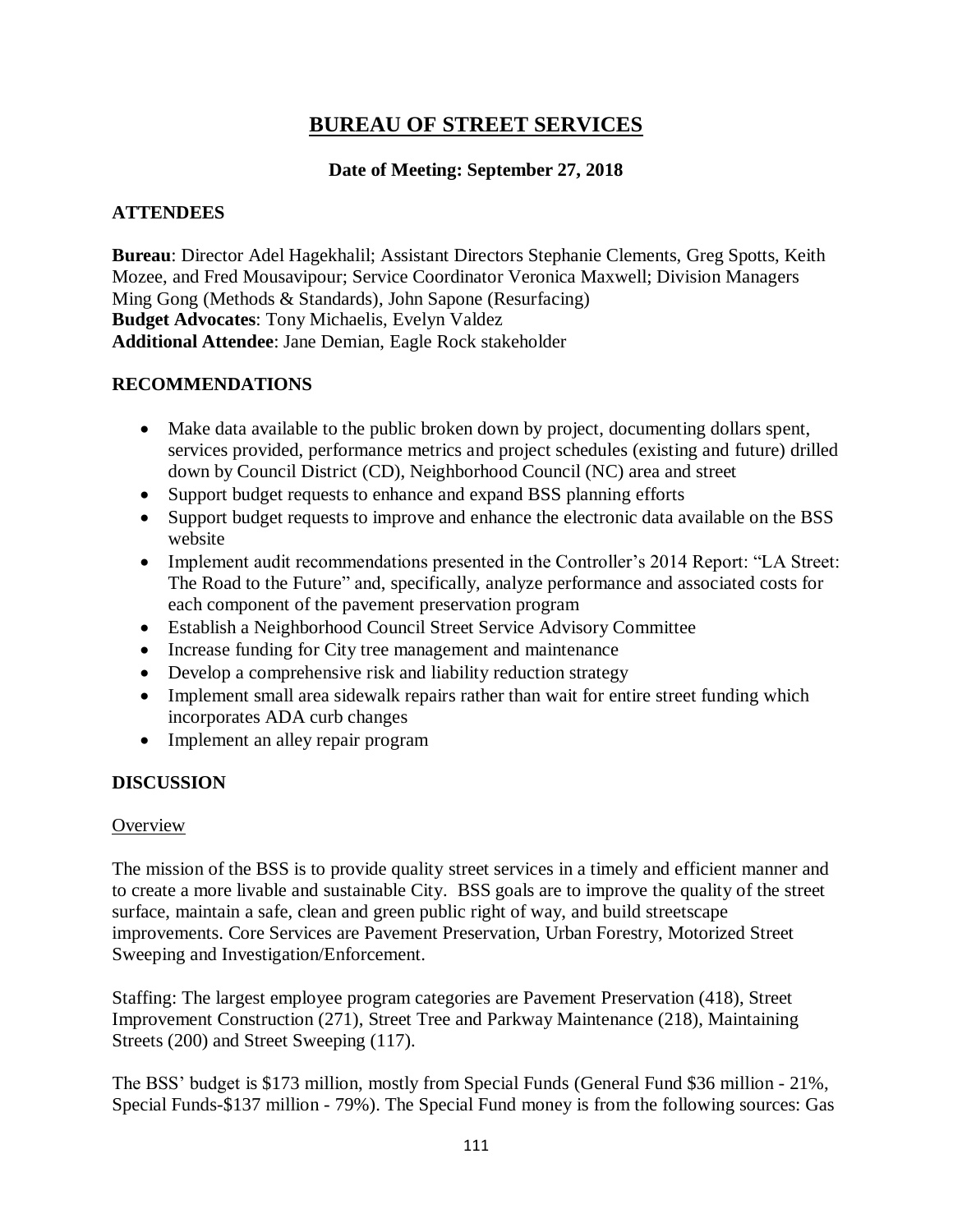# BUREAU OF STREET SERVICES

**Date of Meeting: September 27, 2018**

## ATTENDEES

**Bureau**: Director Adel Hagekhalil; Assistant Directors Stephanie Clements, Greg Spotts, Keith Mozee, and Fred Mousavipour; Service Coordinator Veronica Maxwell; Division Managers Ming Gong (Methods & Standards), John Sapone (Resurfacing)
**Budget Advocates**: Tony Michaelis, Evelyn Valdez
**Additional Attendee**: Jane Demian, Eagle Rock stakeholder

## RECOMMENDATIONS

- Make data available to the public broken down by project, documenting dollars spent, services provided, performance metrics and project schedules (existing and future) drilled down by Council District (CD), Neighborhood Council (NC) area and street
- Support budget requests to enhance and expand BSS planning efforts
- Support budget requests to improve and enhance the electronic data available on the BSS website
- Implement audit recommendations presented in the Controller's 2014 Report: "LA Street: The Road to the Future" and, specifically, analyze performance and associated costs for each component of the pavement preservation program
- Establish a Neighborhood Council Street Service Advisory Committee
- Increase funding for City tree management and maintenance
- Develop a comprehensive risk and liability reduction strategy
- Implement small area sidewalk repairs rather than wait for entire street funding which incorporates ADA curb changes
- Implement an alley repair program

## DISCUSSION

Overview

The mission of the BSS is to provide quality street services in a timely and efficient manner and to create a more livable and sustainable City. BSS goals are to improve the quality of the street surface, maintain a safe, clean and green public right of way, and build streetscape improvements. Core Services are Pavement Preservation, Urban Forestry, Motorized Street Sweeping and Investigation/Enforcement.

Staffing: The largest employee program categories are Pavement Preservation (418), Street Improvement Construction (271), Street Tree and Parkway Maintenance (218), Maintaining Streets (200) and Street Sweeping (117).

The BSS' budget is $173 million, mostly from Special Funds (General Fund $36 million - 21%, Special Funds-$137 million - 79%). The Special Fund money is from the following sources: Gas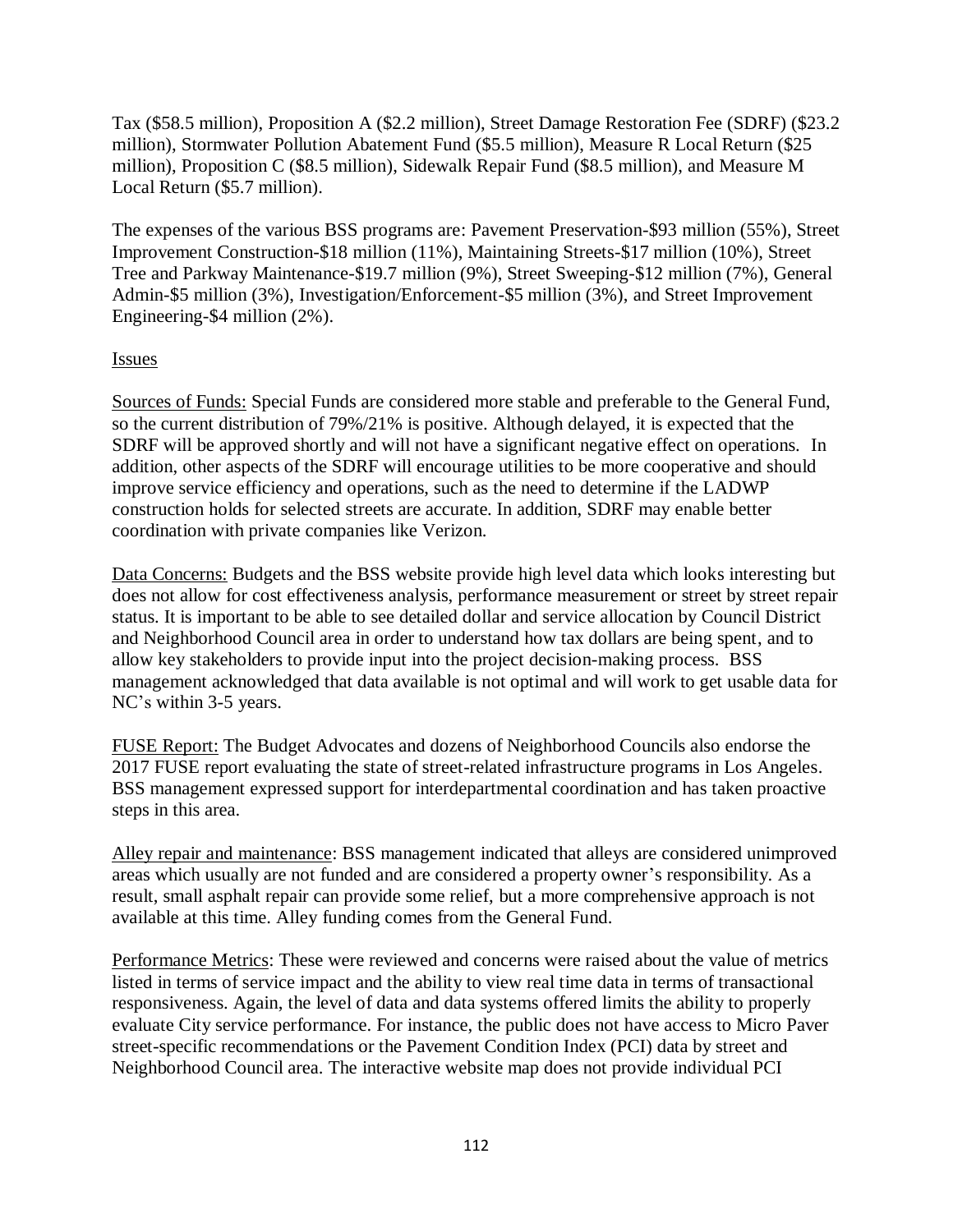Tax ($58.5 million), Proposition A ($2.2 million), Street Damage Restoration Fee (SDRF) ($23.2 million), Stormwater Pollution Abatement Fund ($5.5 million), Measure R Local Return ($25 million), Proposition C ($8.5 million), Sidewalk Repair Fund ($8.5 million), and Measure M Local Return ($5.7 million).

The expenses of the various BSS programs are: Pavement Preservation-$93 million (55%), Street Improvement Construction-$18 million (11%), Maintaining Streets-$17 million (10%), Street Tree and Parkway Maintenance-$19.7 million (9%), Street Sweeping-$12 million (7%), General Admin-$5 million (3%), Investigation/Enforcement-$5 million (3%), and Street Improvement Engineering-$4 million (2%).

Issues

Sources of Funds: Special Funds are considered more stable and preferable to the General Fund, so the current distribution of 79%/21% is positive. Although delayed, it is expected that the SDRF will be approved shortly and will not have a significant negative effect on operations. In addition, other aspects of the SDRF will encourage utilities to be more cooperative and should improve service efficiency and operations, such as the need to determine if the LADWP construction holds for selected streets are accurate. In addition, SDRF may enable better coordination with private companies like Verizon.

Data Concerns: Budgets and the BSS website provide high level data which looks interesting but does not allow for cost effectiveness analysis, performance measurement or street by street repair status. It is important to be able to see detailed dollar and service allocation by Council District and Neighborhood Council area in order to understand how tax dollars are being spent, and to allow key stakeholders to provide input into the project decision-making process. BSS management acknowledged that data available is not optimal and will work to get usable data for NC's within 3-5 years.

FUSE Report: The Budget Advocates and dozens of Neighborhood Councils also endorse the 2017 FUSE report evaluating the state of street-related infrastructure programs in Los Angeles. BSS management expressed support for interdepartmental coordination and has taken proactive steps in this area.

Alley repair and maintenance: BSS management indicated that alleys are considered unimproved areas which usually are not funded and are considered a property owner's responsibility. As a result, small asphalt repair can provide some relief, but a more comprehensive approach is not available at this time. Alley funding comes from the General Fund.

Performance Metrics: These were reviewed and concerns were raised about the value of metrics listed in terms of service impact and the ability to view real time data in terms of transactional responsiveness. Again, the level of data and data systems offered limits the ability to properly evaluate City service performance. For instance, the public does not have access to Micro Paver street-specific recommendations or the Pavement Condition Index (PCI) data by street and Neighborhood Council area. The interactive website map does not provide individual PCI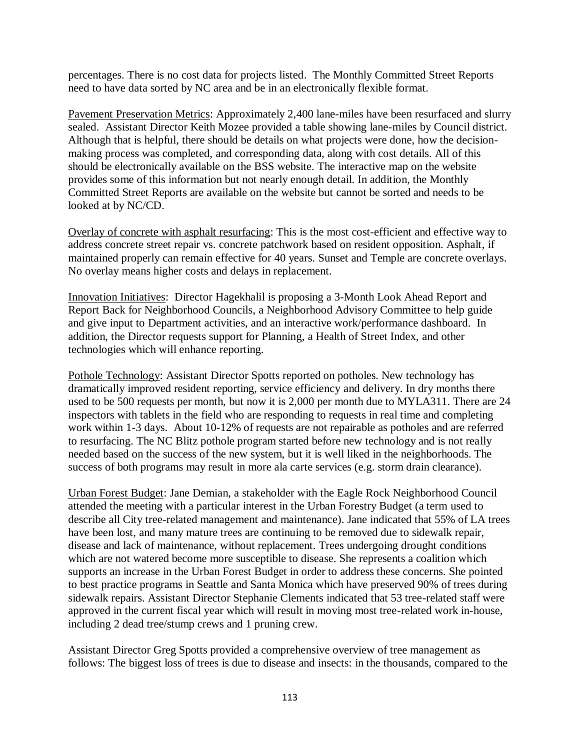percentages. There is no cost data for projects listed. The Monthly Committed Street Reports need to have data sorted by NC area and be in an electronically flexible format.

<u>Pavement Preservation Metrics</u>: Approximately 2,400 lane-miles have been resurfaced and slurry sealed. Assistant Director Keith Mozee provided a table showing lane-miles by Council district. Although that is helpful, there should be details on what projects were done, how the decision-making process was completed, and corresponding data, along with cost details. All of this should be electronically available on the BSS website. The interactive map on the website provides some of this information but not nearly enough detail. In addition, the Monthly Committed Street Reports are available on the website but cannot be sorted and needs to be looked at by NC/CD.

<u>Overlay of concrete with asphalt resurfacing</u>: This is the most cost-efficient and effective way to address concrete street repair vs. concrete patchwork based on resident opposition. Asphalt, if maintained properly can remain effective for 40 years. Sunset and Temple are concrete overlays. No overlay means higher costs and delays in replacement.

<u>Innovation Initiatives</u>: Director Hagekhalil is proposing a 3-Month Look Ahead Report and Report Back for Neighborhood Councils, a Neighborhood Advisory Committee to help guide and give input to Department activities, and an interactive work/performance dashboard. In addition, the Director requests support for Planning, a Health of Street Index, and other technologies which will enhance reporting.

<u>Pothole Technology</u>: Assistant Director Spotts reported on potholes. New technology has dramatically improved resident reporting, service efficiency and delivery. In dry months there used to be 500 requests per month, but now it is 2,000 per month due to MYLA311. There are 24 inspectors with tablets in the field who are responding to requests in real time and completing work within 1-3 days. About 10-12% of requests are not repairable as potholes and are referred to resurfacing. The NC Blitz pothole program started before new technology and is not really needed based on the success of the new system, but it is well liked in the neighborhoods. The success of both programs may result in more ala carte services (e.g. storm drain clearance).

<u>Urban Forest Budget</u>: Jane Demian, a stakeholder with the Eagle Rock Neighborhood Council attended the meeting with a particular interest in the Urban Forestry Budget (a term used to describe all City tree-related management and maintenance). Jane indicated that 55% of LA trees have been lost, and many mature trees are continuing to be removed due to sidewalk repair, disease and lack of maintenance, without replacement. Trees undergoing drought conditions which are not watered become more susceptible to disease. She represents a coalition which supports an increase in the Urban Forest Budget in order to address these concerns. She pointed to best practice programs in Seattle and Santa Monica which have preserved 90% of trees during sidewalk repairs. Assistant Director Stephanie Clements indicated that 53 tree-related staff were approved in the current fiscal year which will result in moving most tree-related work in-house, including 2 dead tree/stump crews and 1 pruning crew.

Assistant Director Greg Spotts provided a comprehensive overview of tree management as follows: The biggest loss of trees is due to disease and insects: in the thousands, compared to the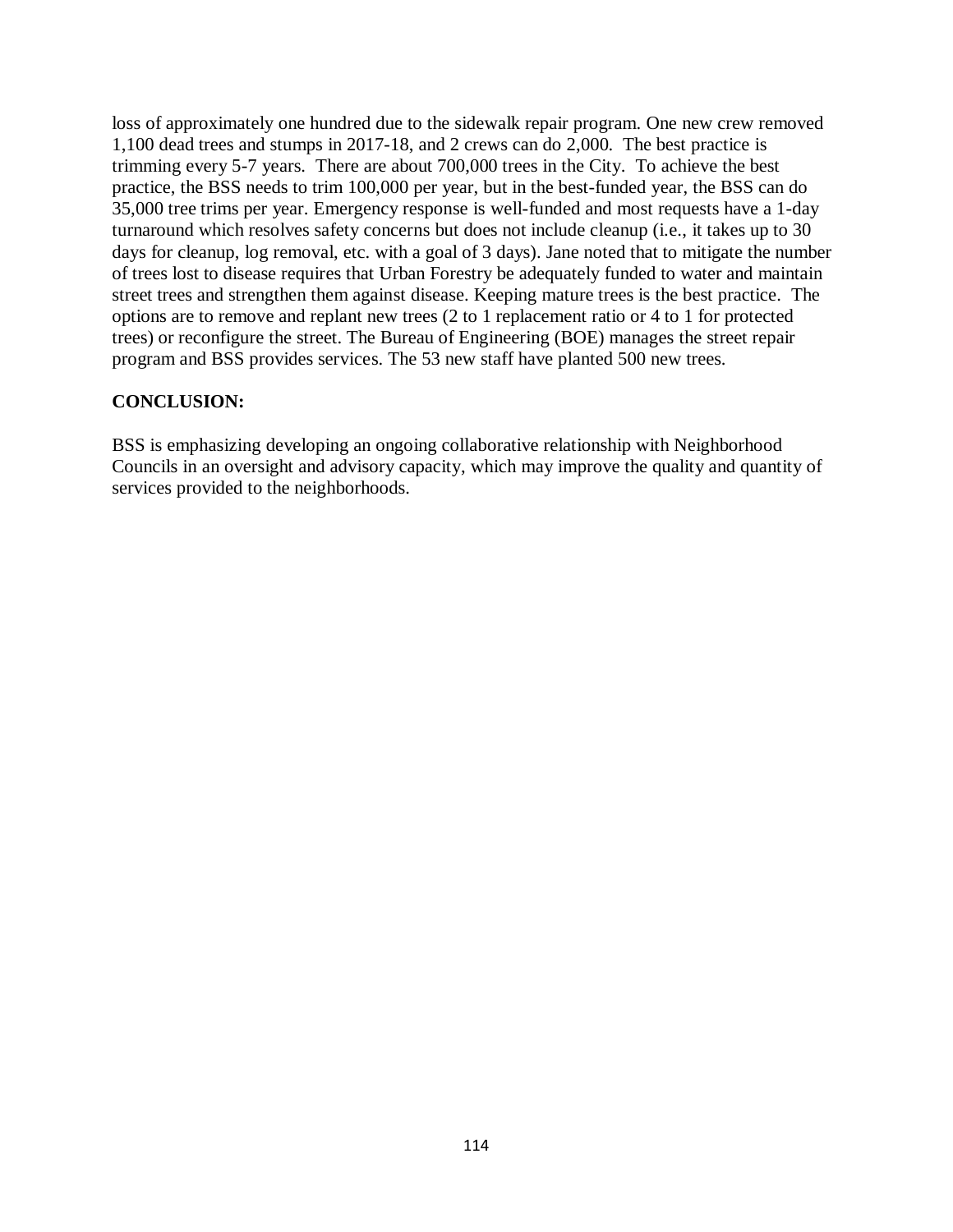loss of approximately one hundred due to the sidewalk repair program. One new crew removed 1,100 dead trees and stumps in 2017-18, and 2 crews can do 2,000. The best practice is trimming every 5-7 years. There are about 700,000 trees in the City. To achieve the best practice, the BSS needs to trim 100,000 per year, but in the best-funded year, the BSS can do 35,000 tree trims per year. Emergency response is well-funded and most requests have a 1-day turnaround which resolves safety concerns but does not include cleanup (i.e., it takes up to 30 days for cleanup, log removal, etc. with a goal of 3 days). Jane noted that to mitigate the number of trees lost to disease requires that Urban Forestry be adequately funded to water and maintain street trees and strengthen them against disease. Keeping mature trees is the best practice. The options are to remove and replant new trees (2 to 1 replacement ratio or 4 to 1 for protected trees) or reconfigure the street. The Bureau of Engineering (BOE) manages the street repair program and BSS provides services. The 53 new staff have planted 500 new trees.

**CONCLUSION:**

BSS is emphasizing developing an ongoing collaborative relationship with Neighborhood Councils in an oversight and advisory capacity, which may improve the quality and quantity of services provided to the neighborhoods.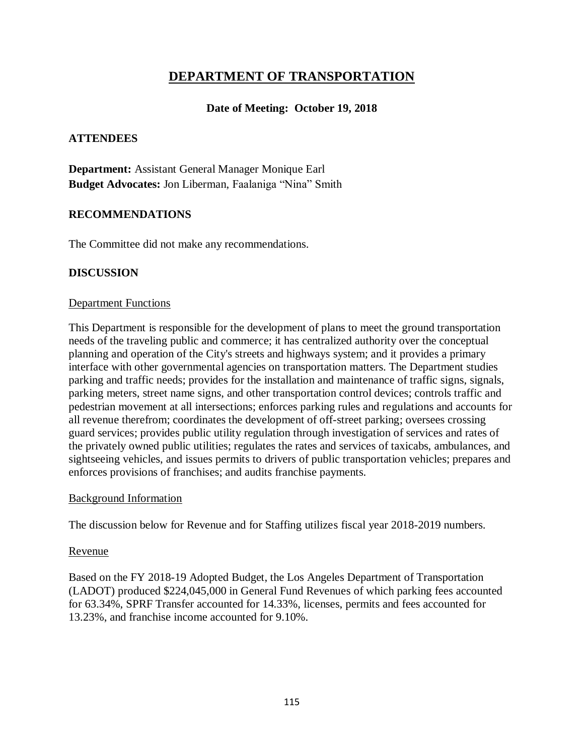# DEPARTMENT OF TRANSPORTATION

**Date of Meeting: October 19, 2018**

## ATTENDEES

**Department:** Assistant General Manager Monique Earl
**Budget Advocates:** Jon Liberman, Faalaniga "Nina" Smith

## RECOMMENDATIONS

The Committee did not make any recommendations.

## DISCUSSION

### Department Functions

This Department is responsible for the development of plans to meet the ground transportation needs of the traveling public and commerce; it has centralized authority over the conceptual planning and operation of the City's streets and highways system; and it provides a primary interface with other governmental agencies on transportation matters. The Department studies parking and traffic needs; provides for the installation and maintenance of traffic signs, signals, parking meters, street name signs, and other transportation control devices; controls traffic and pedestrian movement at all intersections; enforces parking rules and regulations and accounts for all revenue therefrom; coordinates the development of off-street parking; oversees crossing guard services; provides public utility regulation through investigation of services and rates of the privately owned public utilities; regulates the rates and services of taxicabs, ambulances, and sightseeing vehicles, and issues permits to drivers of public transportation vehicles; prepares and enforces provisions of franchises; and audits franchise payments.

### Background Information

The discussion below for Revenue and for Staffing utilizes fiscal year 2018-2019 numbers.

### Revenue

Based on the FY 2018-19 Adopted Budget, the Los Angeles Department of Transportation (LADOT) produced $224,045,000 in General Fund Revenues of which parking fees accounted for 63.34%, SPRF Transfer accounted for 14.33%, licenses, permits and fees accounted for 13.23%, and franchise income accounted for 9.10%.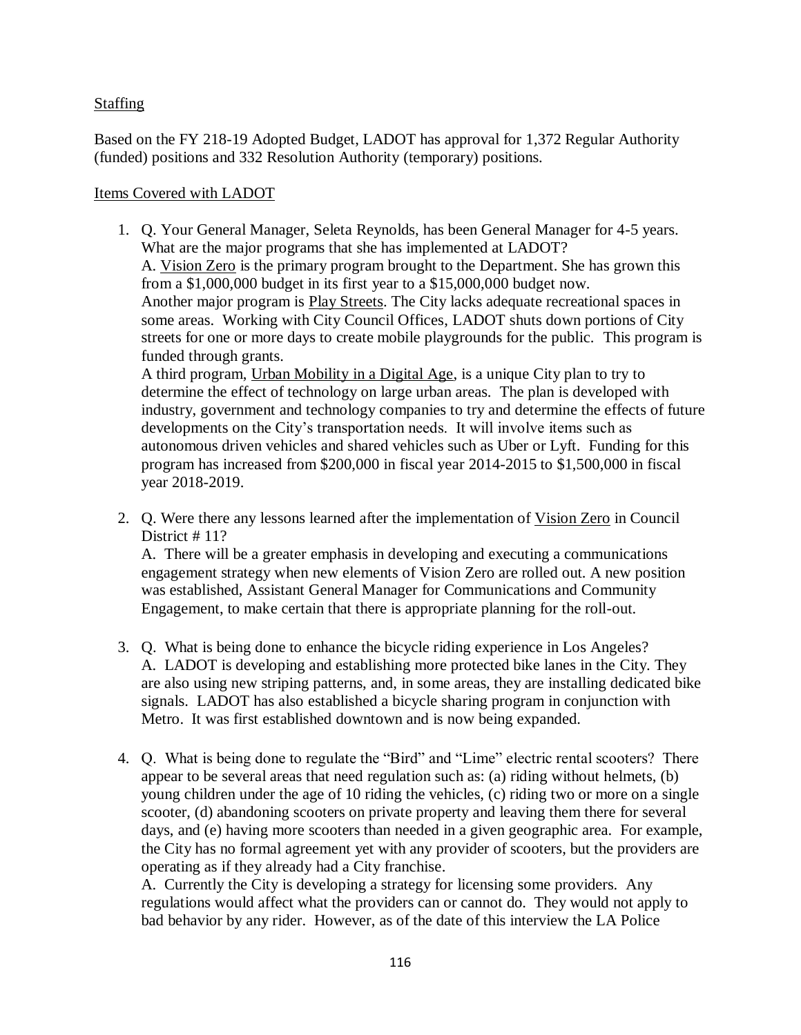Staffing

Based on the FY 218-19 Adopted Budget, LADOT has approval for 1,372 Regular Authority (funded) positions and 332 Resolution Authority (temporary) positions.

Items Covered with LADOT

1. Q. Your General Manager, Seleta Reynolds, has been General Manager for 4-5 years. What are the major programs that she has implemented at LADOT?
   A. Vision Zero is the primary program brought to the Department. She has grown this from a $1,000,000 budget in its first year to a $15,000,000 budget now.
   Another major program is Play Streets. The City lacks adequate recreational spaces in some areas. Working with City Council Offices, LADOT shuts down portions of City streets for one or more days to create mobile playgrounds for the public. This program is funded through grants.
   A third program, Urban Mobility in a Digital Age, is a unique City plan to try to determine the effect of technology on large urban areas. The plan is developed with industry, government and technology companies to try and determine the effects of future developments on the City's transportation needs. It will involve items such as autonomous driven vehicles and shared vehicles such as Uber or Lyft. Funding for this program has increased from $200,000 in fiscal year 2014-2015 to $1,500,000 in fiscal year 2018-2019.

2. Q. Were there any lessons learned after the implementation of Vision Zero in Council District # 11?
   A. There will be a greater emphasis in developing and executing a communications engagement strategy when new elements of Vision Zero are rolled out. A new position was established, Assistant General Manager for Communications and Community Engagement, to make certain that there is appropriate planning for the roll-out.

3. Q. What is being done to enhance the bicycle riding experience in Los Angeles?
   A. LADOT is developing and establishing more protected bike lanes in the City. They are also using new striping patterns, and, in some areas, they are installing dedicated bike signals. LADOT has also established a bicycle sharing program in conjunction with Metro. It was first established downtown and is now being expanded.

4. Q. What is being done to regulate the "Bird" and "Lime" electric rental scooters? There appear to be several areas that need regulation such as: (a) riding without helmets, (b) young children under the age of 10 riding the vehicles, (c) riding two or more on a single scooter, (d) abandoning scooters on private property and leaving them there for several days, and (e) having more scooters than needed in a given geographic area. For example, the City has no formal agreement yet with any provider of scooters, but the providers are operating as if they already had a City franchise.
   A. Currently the City is developing a strategy for licensing some providers. Any regulations would affect what the providers can or cannot do. They would not apply to bad behavior by any rider. However, as of the date of this interview the LA Police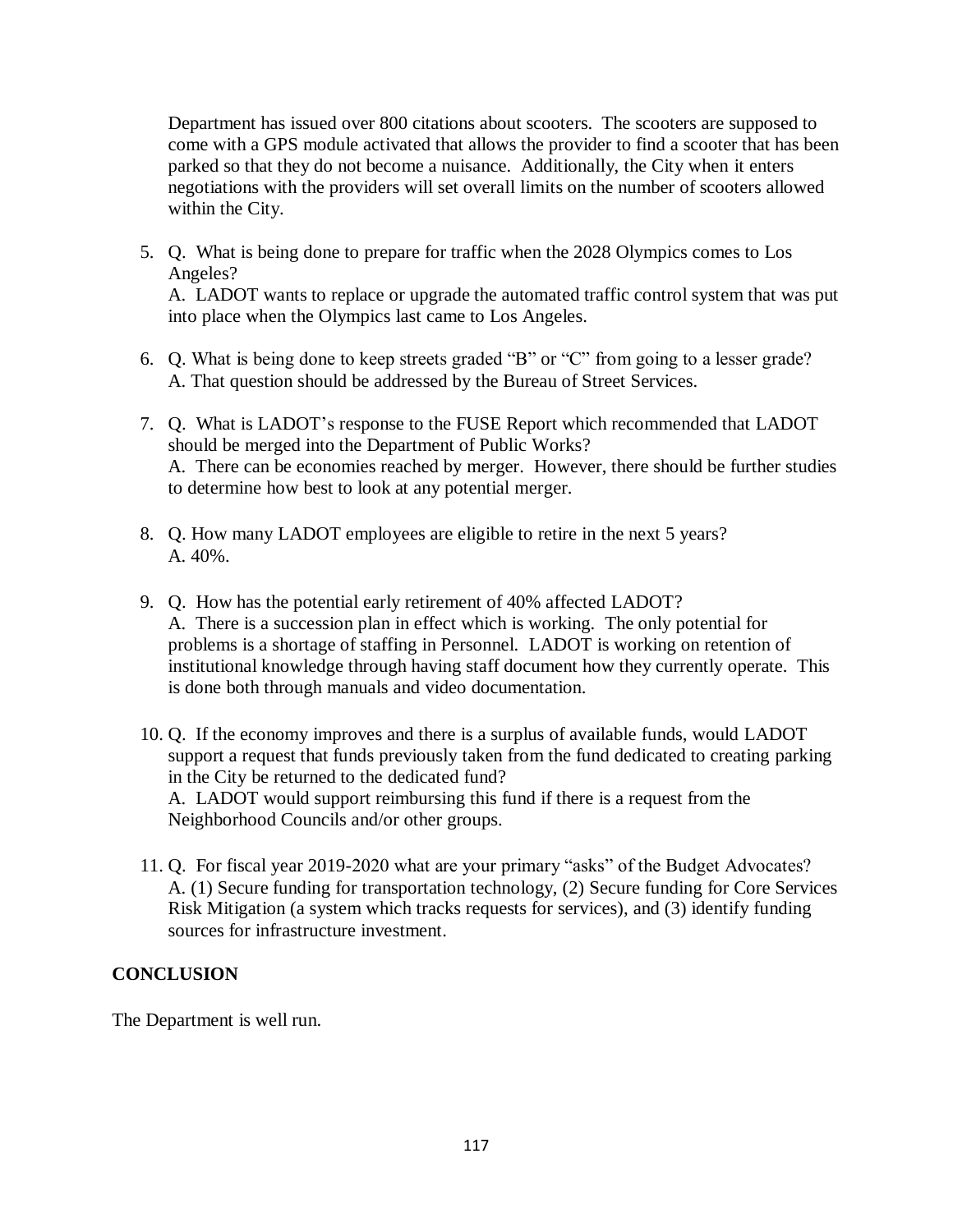Department has issued over 800 citations about scooters. The scooters are supposed to come with a GPS module activated that allows the provider to find a scooter that has been parked so that they do not become a nuisance. Additionally, the City when it enters negotiations with the providers will set overall limits on the number of scooters allowed within the City.

5. Q. What is being done to prepare for traffic when the 2028 Olympics comes to Los Angeles?
   A. LADOT wants to replace or upgrade the automated traffic control system that was put into place when the Olympics last came to Los Angeles.

6. Q. What is being done to keep streets graded "B" or "C" from going to a lesser grade?
   A. That question should be addressed by the Bureau of Street Services.

7. Q. What is LADOT's response to the FUSE Report which recommended that LADOT should be merged into the Department of Public Works?
   A. There can be economies reached by merger. However, there should be further studies to determine how best to look at any potential merger.

8. Q. How many LADOT employees are eligible to retire in the next 5 years?
   A. 40%.

9. Q. How has the potential early retirement of 40% affected LADOT?
   A. There is a succession plan in effect which is working. The only potential for problems is a shortage of staffing in Personnel. LADOT is working on retention of institutional knowledge through having staff document how they currently operate. This is done both through manuals and video documentation.

10. Q. If the economy improves and there is a surplus of available funds, would LADOT support a request that funds previously taken from the fund dedicated to creating parking in the City be returned to the dedicated fund?
    A. LADOT would support reimbursing this fund if there is a request from the Neighborhood Councils and/or other groups.

11. Q. For fiscal year 2019-2020 what are your primary "asks" of the Budget Advocates?
    A. (1) Secure funding for transportation technology, (2) Secure funding for Core Services Risk Mitigation (a system which tracks requests for services), and (3) identify funding sources for infrastructure investment.

**CONCLUSION**

The Department is well run.